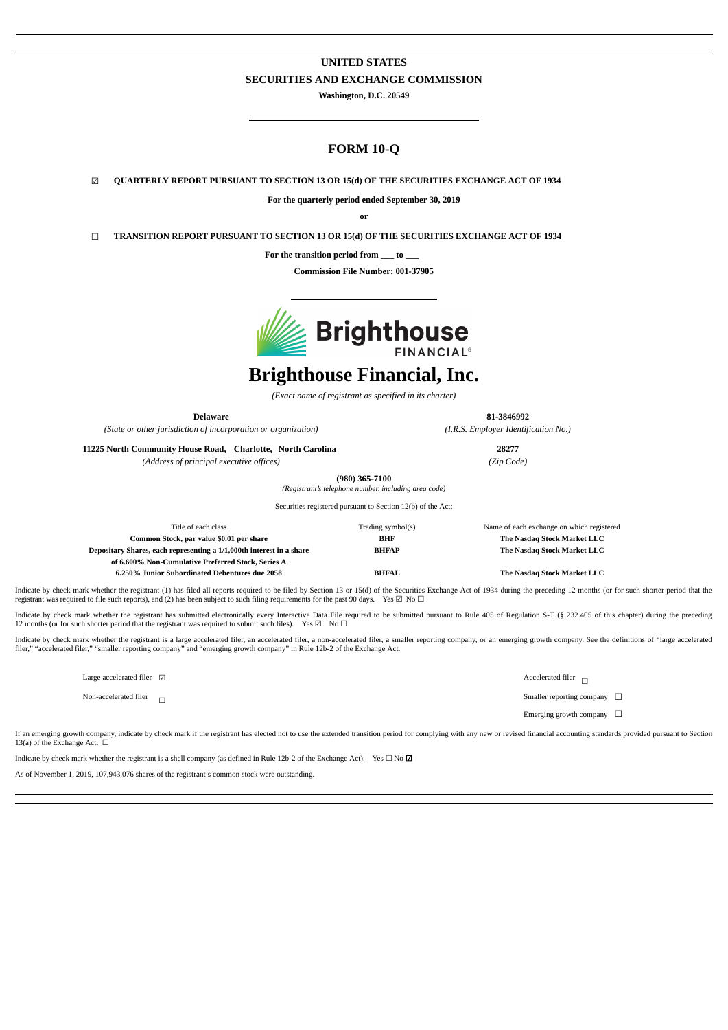# UNITED STATES
## SECURITIES AND EXCHANGE COMMISSION
**Washington, D.C. 20549**

# FORM 10-Q

☑ **QUARTERLY REPORT PURSUANT TO SECTION 13 OR 15(d) OF THE SECURITIES EXCHANGE ACT OF 1934**

**For the quarterly period ended September 30, 2019**

**or**

☐ **TRANSITION REPORT PURSUANT TO SECTION 13 OR 15(d) OF THE SECURITIES EXCHANGE ACT OF 1934**

**For the transition period from \_\_\_ to \_\_\_**

**Commission File Number: 001-37905**

Brighthouse FINANCIAL®

# Brighthouse Financial, Inc.

*(Exact name of registrant as specified in its charter)*

| **Delaware** | **81-3846992** |
|---|---|
| *(State or other jurisdiction of incorporation or organization)* | *(I.R.S. Employer Identification No.)* |
| **11225 North Community House Road, Charlotte, North Carolina** | **28277** |
| *(Address of principal executive offices)* | *(Zip Code)* |

**(980) 365-7100**
*(Registrant's telephone number, including area code)*

Securities registered pursuant to Section 12(b) of the Act:

| Title of each class | Trading symbol(s) | Name of each exchange on which registered |
|---|---|---|
| **Common Stock, par value $0.01 per share** | **BHF** | **The Nasdaq Stock Market LLC** |
| **Depositary Shares, each representing a 1/1,000th interest in a share of 6.600% Non-Cumulative Preferred Stock, Series A** | **BHFAP** | **The Nasdaq Stock Market LLC** |
| **6.250% Junior Subordinated Debentures due 2058** | **BHFAL** | **The Nasdaq Stock Market LLC** |

Indicate by check mark whether the registrant (1) has filed all reports required to be filed by Section 13 or 15(d) of the Securities Exchange Act of 1934 during the preceding 12 months (or for such shorter period that the registrant was required to file such reports), and (2) has been subject to such filing requirements for the past 90 days. Yes ☑ No ☐

Indicate by check mark whether the registrant has submitted electronically every Interactive Data File required to be submitted pursuant to Rule 405 of Regulation S-T (§ 232.405 of this chapter) during the preceding 12 months (or for such shorter period that the registrant was required to submit such files). Yes ☑ No ☐

Indicate by check mark whether the registrant is a large accelerated filer, an accelerated filer, a non-accelerated filer, a smaller reporting company, or an emerging growth company. See the definitions of "large accelerated filer," "accelerated filer," "smaller reporting company" and "emerging growth company" in Rule 12b-2 of the Exchange Act.

| | |
|---|---|
| Large accelerated filer ☑ | Accelerated filer ☐ |
| Non-accelerated filer ☐ | Smaller reporting company ☐ |
| | Emerging growth company ☐ |

If an emerging growth company, indicate by check mark if the registrant has elected not to use the extended transition period for complying with any new or revised financial accounting standards provided pursuant to Section 13(a) of the Exchange Act. ☐

Indicate by check mark whether the registrant is a shell company (as defined in Rule 12b-2 of the Exchange Act). Yes ☐ No ☑

As of November 1, 2019, 107,943,076 shares of the registrant's common stock were outstanding.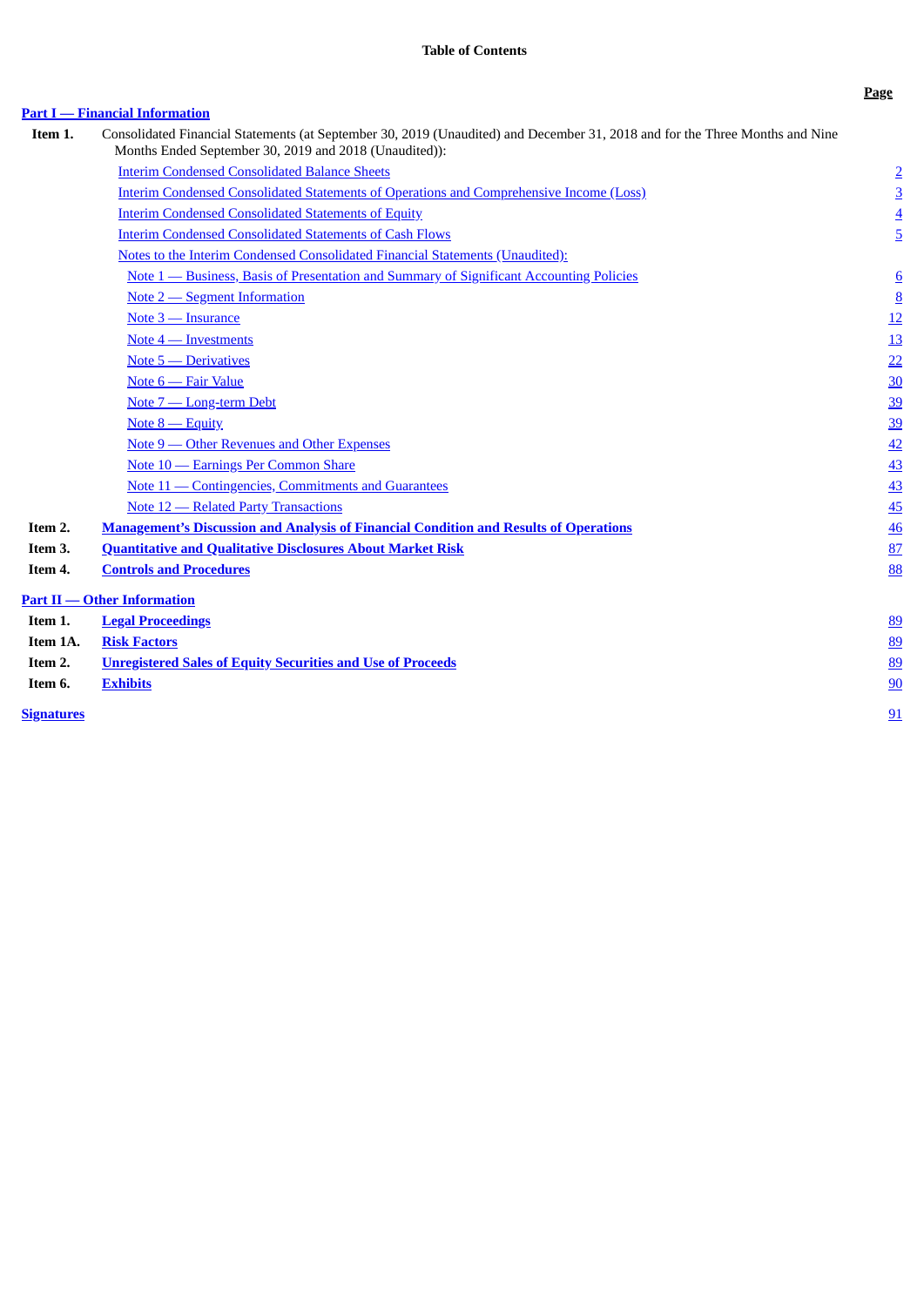**Table of Contents**

| | | Page |
|---|---|---|
| **Part I — Financial Information** | | |
| **Item 1.** | Consolidated Financial Statements (at September 30, 2019 (Unaudited) and December 31, 2018 and for the Three Months and Nine Months Ended September 30, 2019 and 2018 (Unaudited)): | |
| | Interim Condensed Consolidated Balance Sheets | 2 |
| | Interim Condensed Consolidated Statements of Operations and Comprehensive Income (Loss) | 3 |
| | Interim Condensed Consolidated Statements of Equity | 4 |
| | Interim Condensed Consolidated Statements of Cash Flows | 5 |
| | Notes to the Interim Condensed Consolidated Financial Statements (Unaudited): | |
| | Note 1 — Business, Basis of Presentation and Summary of Significant Accounting Policies | 6 |
| | Note 2 — Segment Information | 8 |
| | Note 3 — Insurance | 12 |
| | Note 4 — Investments | 13 |
| | Note 5 — Derivatives | 22 |
| | Note 6 — Fair Value | 30 |
| | Note 7 — Long-term Debt | 39 |
| | Note 8 — Equity | 39 |
| | Note 9 — Other Revenues and Other Expenses | 42 |
| | Note 10 — Earnings Per Common Share | 43 |
| | Note 11 — Contingencies, Commitments and Guarantees | 43 |
| | Note 12 — Related Party Transactions | 45 |
| **Item 2.** | **Management's Discussion and Analysis of Financial Condition and Results of Operations** | 46 |
| **Item 3.** | **Quantitative and Qualitative Disclosures About Market Risk** | 87 |
| **Item 4.** | **Controls and Procedures** | 88 |
| **Part II — Other Information** | | |
| **Item 1.** | **Legal Proceedings** | 89 |
| **Item 1A.** | **Risk Factors** | 89 |
| **Item 2.** | **Unregistered Sales of Equity Securities and Use of Proceeds** | 89 |
| **Item 6.** | **Exhibits** | 90 |
| **Signatures** | | 91 |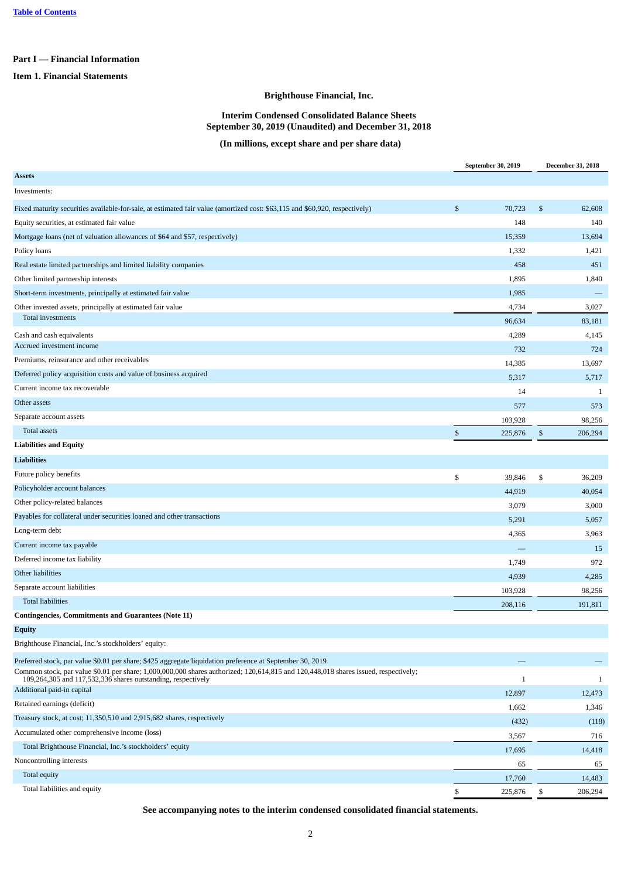**Table of Contents**

## Part I — Financial Information

### Item 1. Financial Statements

### Brighthouse Financial, Inc.

### Interim Condensed Consolidated Balance Sheets
### September 30, 2019 (Unaudited) and December 31, 2018

### (In millions, except share and per share data)

| | September 30, 2019 | December 31, 2018 |
|---|---|---|
| **Assets** | | |
| Investments: | | |
| Fixed maturity securities available-for-sale, at estimated fair value (amortized cost: $63,115 and $60,920, respectively) | $ 70,723 | $ 62,608 |
| Equity securities, at estimated fair value | 148 | 140 |
| Mortgage loans (net of valuation allowances of $64 and $57, respectively) | 15,359 | 13,694 |
| Policy loans | 1,332 | 1,421 |
| Real estate limited partnerships and limited liability companies | 458 | 451 |
| Other limited partnership interests | 1,895 | 1,840 |
| Short-term investments, principally at estimated fair value | 1,985 | — |
| Other invested assets, principally at estimated fair value | 4,734 | 3,027 |
| Total investments | 96,634 | 83,181 |
| Cash and cash equivalents | 4,289 | 4,145 |
| Accrued investment income | 732 | 724 |
| Premiums, reinsurance and other receivables | 14,385 | 13,697 |
| Deferred policy acquisition costs and value of business acquired | 5,317 | 5,717 |
| Current income tax recoverable | 14 | 1 |
| Other assets | 577 | 573 |
| Separate account assets | 103,928 | 98,256 |
| Total assets | $ 225,876 | $ 206,294 |
| **Liabilities and Equity** | | |
| **Liabilities** | | |
| Future policy benefits | $ 39,846 | $ 36,209 |
| Policyholder account balances | 44,919 | 40,054 |
| Other policy-related balances | 3,079 | 3,000 |
| Payables for collateral under securities loaned and other transactions | 5,291 | 5,057 |
| Long-term debt | 4,365 | 3,963 |
| Current income tax payable | — | 15 |
| Deferred income tax liability | 1,749 | 972 |
| Other liabilities | 4,939 | 4,285 |
| Separate account liabilities | 103,928 | 98,256 |
| Total liabilities | 208,116 | 191,811 |
| **Contingencies, Commitments and Guarantees (Note 11)** | | |
| **Equity** | | |
| Brighthouse Financial, Inc.'s stockholders' equity: | | |
| Preferred stock, par value $0.01 per share; $425 aggregate liquidation preference at September 30, 2019 | — | — |
| Common stock, par value $0.01 per share; 1,000,000,000 shares authorized; 120,614,815 and 120,448,018 shares issued, respectively; 109,264,305 and 117,532,336 shares outstanding, respectively | 1 | 1 |
| Additional paid-in capital | 12,897 | 12,473 |
| Retained earnings (deficit) | 1,662 | 1,346 |
| Treasury stock, at cost; 11,350,510 and 2,915,682 shares, respectively | (432) | (118) |
| Accumulated other comprehensive income (loss) | 3,567 | 716 |
| Total Brighthouse Financial, Inc.'s stockholders' equity | 17,695 | 14,418 |
| Noncontrolling interests | 65 | 65 |
| Total equity | 17,760 | 14,483 |
| Total liabilities and equity | $ 225,876 | $ 206,294 |

**See accompanying notes to the interim condensed consolidated financial statements.**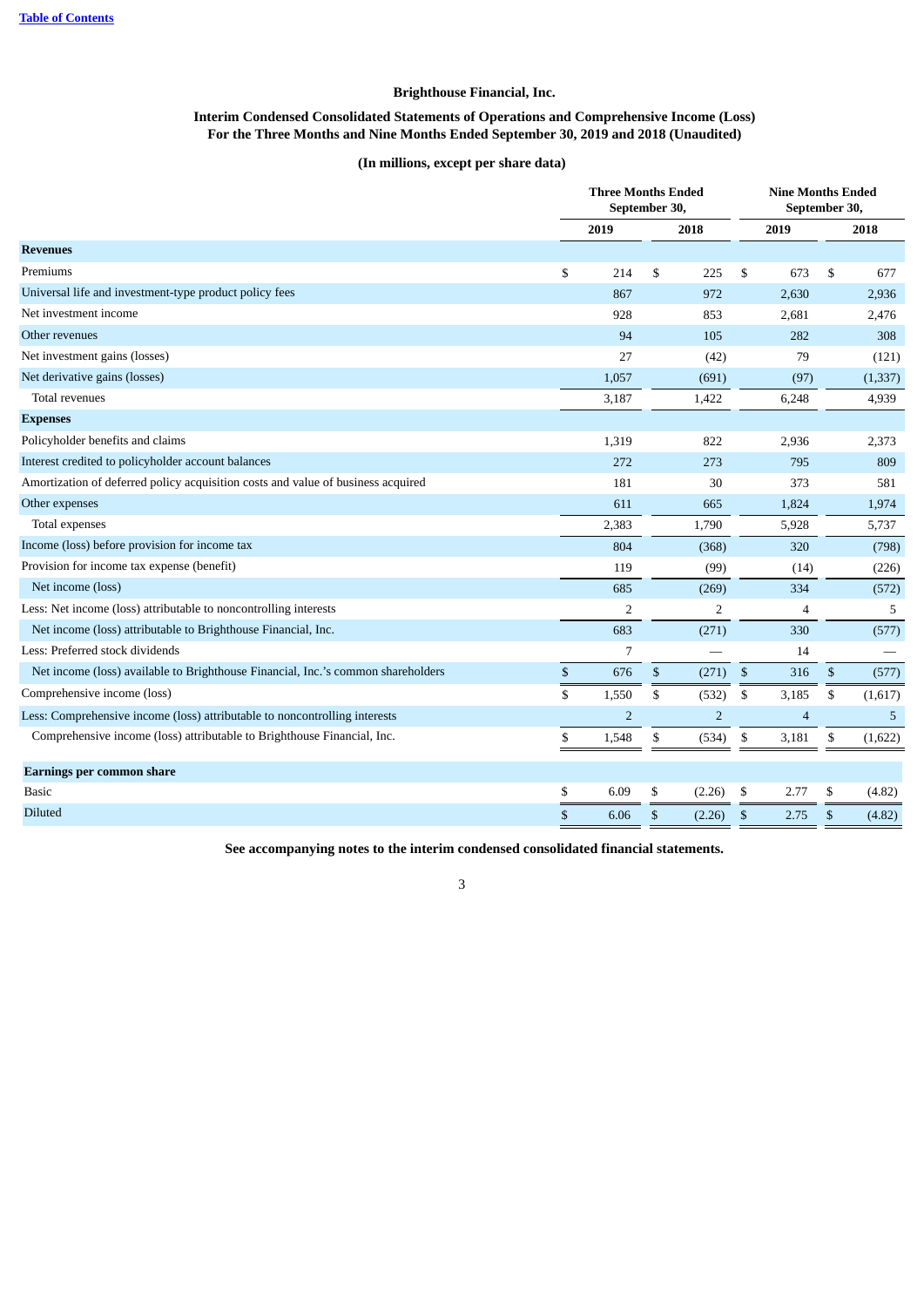**Brighthouse Financial, Inc.**

**Interim Condensed Consolidated Statements of Operations and Comprehensive Income (Loss)**
**For the Three Months and Nine Months Ended September 30, 2019 and 2018 (Unaudited)**

**(In millions, except per share data)**

| | Three Months Ended September 30, | | Nine Months Ended September 30, | |
|---|---|---|---|---|
| | 2019 | 2018 | 2019 | 2018 |
| **Revenues** | | | | |
| Premiums | $ 214 | $ 225 | $ 673 | $ 677 |
| Universal life and investment-type product policy fees | 867 | 972 | 2,630 | 2,936 |
| Net investment income | 928 | 853 | 2,681 | 2,476 |
| Other revenues | 94 | 105 | 282 | 308 |
| Net investment gains (losses) | 27 | (42) | 79 | (121) |
| Net derivative gains (losses) | 1,057 | (691) | (97) | (1,337) |
| Total revenues | 3,187 | 1,422 | 6,248 | 4,939 |
| **Expenses** | | | | |
| Policyholder benefits and claims | 1,319 | 822 | 2,936 | 2,373 |
| Interest credited to policyholder account balances | 272 | 273 | 795 | 809 |
| Amortization of deferred policy acquisition costs and value of business acquired | 181 | 30 | 373 | 581 |
| Other expenses | 611 | 665 | 1,824 | 1,974 |
| Total expenses | 2,383 | 1,790 | 5,928 | 5,737 |
| Income (loss) before provision for income tax | 804 | (368) | 320 | (798) |
| Provision for income tax expense (benefit) | 119 | (99) | (14) | (226) |
| Net income (loss) | 685 | (269) | 334 | (572) |
| Less: Net income (loss) attributable to noncontrolling interests | 2 | 2 | 4 | 5 |
| Net income (loss) attributable to Brighthouse Financial, Inc. | 683 | (271) | 330 | (577) |
| Less: Preferred stock dividends | 7 | — | 14 | — |
| Net income (loss) available to Brighthouse Financial, Inc.'s common shareholders | $ 676 | $ (271) | $ 316 | $ (577) |
| Comprehensive income (loss) | $ 1,550 | $ (532) | $ 3,185 | $ (1,617) |
| Less: Comprehensive income (loss) attributable to noncontrolling interests | 2 | 2 | 4 | 5 |
| Comprehensive income (loss) attributable to Brighthouse Financial, Inc. | $ 1,548 | $ (534) | $ 3,181 | $ (1,622) |
| **Earnings per common share** | | | | |
| Basic | $ 6.09 | $ (2.26) | $ 2.77 | $ (4.82) |
| Diluted | $ 6.06 | $ (2.26) | $ 2.75 | $ (4.82) |

**See accompanying notes to the interim condensed consolidated financial statements.**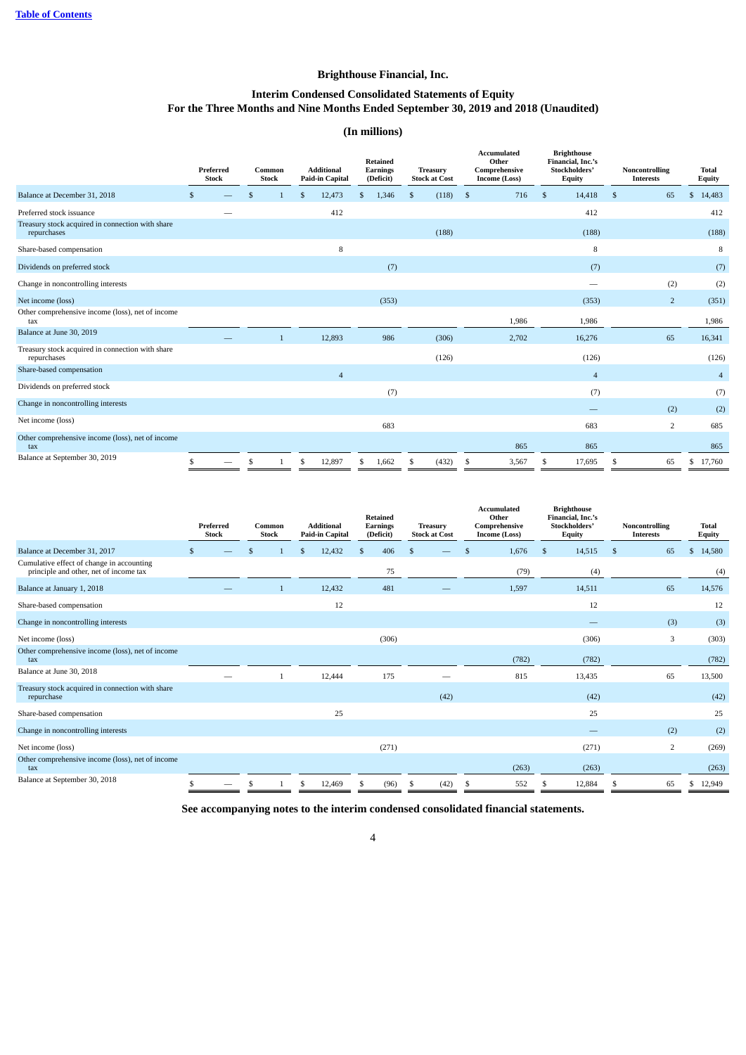[Table of Contents](#)

# Brighthouse Financial, Inc.

## Interim Condensed Consolidated Statements of Equity
## For the Three Months and Nine Months Ended September 30, 2019 and 2018 (Unaudited)

### (In millions)

| | Preferred Stock | Common Stock | Additional Paid-in Capital | Retained Earnings (Deficit) | Treasury Stock at Cost | Accumulated Other Comprehensive Income (Loss) | Brighthouse Financial, Inc.'s Stockholders' Equity | Noncontrolling Interests | Total Equity |
|---|---|---|---|---|---|---|---|---|---|
| Balance at December 31, 2018 | $ — | $ 1 | $ 12,473 | $ 1,346 | $ (118) | $ 716 | $ 14,418 | $ 65 | $ 14,483 |
| Preferred stock issuance | — | | 412 | | | | 412 | | 412 |
| Treasury stock acquired in connection with share repurchases | | | | | (188) | | (188) | | (188) |
| Share-based compensation | | | 8 | | | | 8 | | 8 |
| Dividends on preferred stock | | | | (7) | | | (7) | | (7) |
| Change in noncontrolling interests | | | | | | | — | (2) | (2) |
| Net income (loss) | | | | (353) | | | (353) | 2 | (351) |
| Other comprehensive income (loss), net of income tax | | | | | | 1,986 | 1,986 | | 1,986 |
| Balance at June 30, 2019 | — | 1 | 12,893 | 986 | (306) | 2,702 | 16,276 | 65 | 16,341 |
| Treasury stock acquired in connection with share repurchases | | | | | (126) | | (126) | | (126) |
| Share-based compensation | | | 4 | | | | 4 | | 4 |
| Dividends on preferred stock | | | | (7) | | | (7) | | (7) |
| Change in noncontrolling interests | | | | | | | — | (2) | (2) |
| Net income (loss) | | | | 683 | | | 683 | 2 | 685 |
| Other comprehensive income (loss), net of income tax | | | | | | 865 | 865 | | 865 |
| Balance at September 30, 2019 | $ — | $ 1 | $ 12,897 | $ 1,662 | $ (432) | $ 3,567 | $ 17,695 | $ 65 | $ 17,760 |

| | Preferred Stock | Common Stock | Additional Paid-in Capital | Retained Earnings (Deficit) | Treasury Stock at Cost | Accumulated Other Comprehensive Income (Loss) | Brighthouse Financial, Inc.'s Stockholders' Equity | Noncontrolling Interests | Total Equity |
|---|---|---|---|---|---|---|---|---|---|
| Balance at December 31, 2017 | $ — | $ 1 | $ 12,432 | $ 406 | $ — | $ 1,676 | $ 14,515 | $ 65 | $ 14,580 |
| Cumulative effect of change in accounting principle and other, net of income tax | | | | 75 | | (79) | (4) | | (4) |
| Balance at January 1, 2018 | — | 1 | 12,432 | 481 | — | 1,597 | 14,511 | 65 | 14,576 |
| Share-based compensation | | | 12 | | | | 12 | | 12 |
| Change in noncontrolling interests | | | | | | | — | (3) | (3) |
| Net income (loss) | | | | (306) | | | (306) | 3 | (303) |
| Other comprehensive income (loss), net of income tax | | | | | | (782) | (782) | | (782) |
| Balance at June 30, 2018 | — | 1 | 12,444 | 175 | — | 815 | 13,435 | 65 | 13,500 |
| Treasury stock acquired in connection with share repurchase | | | | | (42) | | (42) | | (42) |
| Share-based compensation | | | 25 | | | | 25 | | 25 |
| Change in noncontrolling interests | | | | | | | — | (2) | (2) |
| Net income (loss) | | | | (271) | | | (271) | 2 | (269) |
| Other comprehensive income (loss), net of income tax | | | | | | (263) | (263) | | (263) |
| Balance at September 30, 2018 | $ — | $ 1 | $ 12,469 | $ (96) | $ (42) | $ 552 | $ 12,884 | $ 65 | $ 12,949 |

**See accompanying notes to the interim condensed consolidated financial statements.**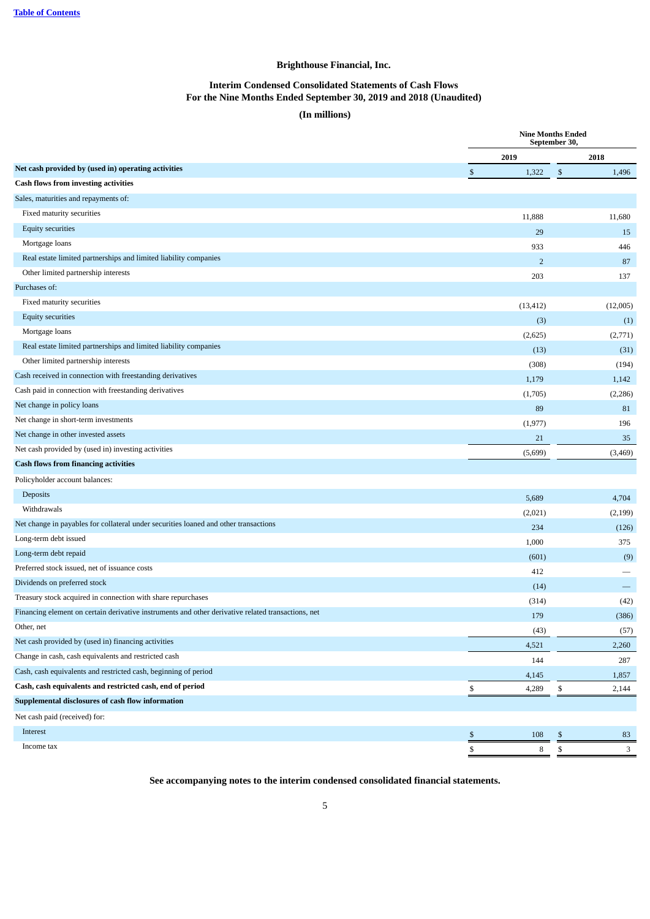# Brighthouse Financial, Inc.

## Interim Condensed Consolidated Statements of Cash Flows
## For the Nine Months Ended September 30, 2019 and 2018 (Unaudited)

### (In millions)

| | Nine Months Ended September 30, | |
|---|---|---|
| | 2019 | 2018 |
| **Net cash provided by (used in) operating activities** | $ 1,322 | $ 1,496 |
| **Cash flows from investing activities** | | |
| Sales, maturities and repayments of: | | |
| Fixed maturity securities | 11,888 | 11,680 |
| Equity securities | 29 | 15 |
| Mortgage loans | 933 | 446 |
| Real estate limited partnerships and limited liability companies | 2 | 87 |
| Other limited partnership interests | 203 | 137 |
| Purchases of: | | |
| Fixed maturity securities | (13,412) | (12,005) |
| Equity securities | (3) | (1) |
| Mortgage loans | (2,625) | (2,771) |
| Real estate limited partnerships and limited liability companies | (13) | (31) |
| Other limited partnership interests | (308) | (194) |
| Cash received in connection with freestanding derivatives | 1,179 | 1,142 |
| Cash paid in connection with freestanding derivatives | (1,705) | (2,286) |
| Net change in policy loans | 89 | 81 |
| Net change in short-term investments | (1,977) | 196 |
| Net change in other invested assets | 21 | 35 |
| Net cash provided by (used in) investing activities | (5,699) | (3,469) |
| **Cash flows from financing activities** | | |
| Policyholder account balances: | | |
| Deposits | 5,689 | 4,704 |
| Withdrawals | (2,021) | (2,199) |
| Net change in payables for collateral under securities loaned and other transactions | 234 | (126) |
| Long-term debt issued | 1,000 | 375 |
| Long-term debt repaid | (601) | (9) |
| Preferred stock issued, net of issuance costs | 412 | — |
| Dividends on preferred stock | (14) | — |
| Treasury stock acquired in connection with share repurchases | (314) | (42) |
| Financing element on certain derivative instruments and other derivative related transactions, net | 179 | (386) |
| Other, net | (43) | (57) |
| Net cash provided by (used in) financing activities | 4,521 | 2,260 |
| Change in cash, cash equivalents and restricted cash | 144 | 287 |
| Cash, cash equivalents and restricted cash, beginning of period | 4,145 | 1,857 |
| **Cash, cash equivalents and restricted cash, end of period** | $ 4,289 | $ 2,144 |
| **Supplemental disclosures of cash flow information** | | |
| Net cash paid (received) for: | | |
| Interest | $ 108 | $ 83 |
| Income tax | $ 8 | $ 3 |

**See accompanying notes to the interim condensed consolidated financial statements.**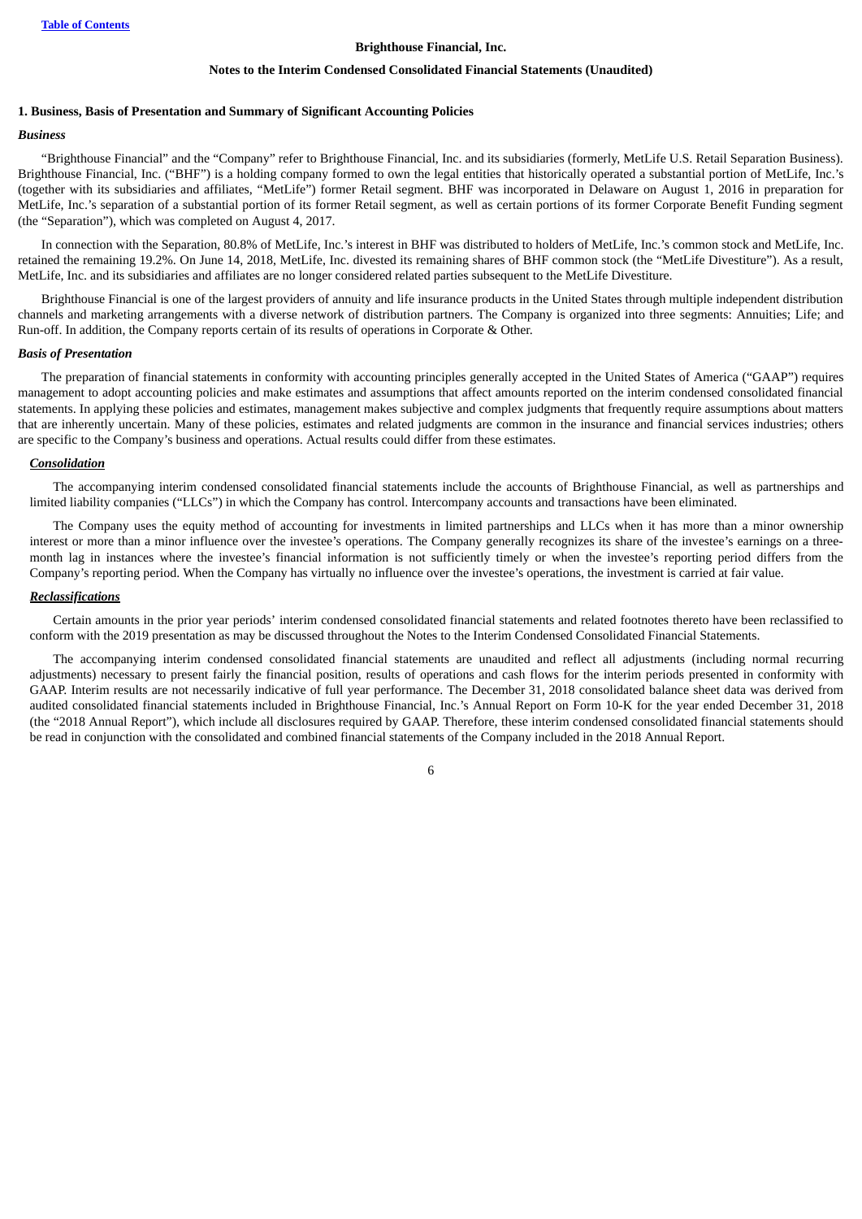**Brighthouse Financial, Inc.**

**Notes to the Interim Condensed Consolidated Financial Statements (Unaudited)**

## 1. Business, Basis of Presentation and Summary of Significant Accounting Policies

### *Business*

"Brighthouse Financial" and the "Company" refer to Brighthouse Financial, Inc. and its subsidiaries (formerly, MetLife U.S. Retail Separation Business). Brighthouse Financial, Inc. ("BHF") is a holding company formed to own the legal entities that historically operated a substantial portion of MetLife, Inc.'s (together with its subsidiaries and affiliates, "MetLife") former Retail segment. BHF was incorporated in Delaware on August 1, 2016 in preparation for MetLife, Inc.'s separation of a substantial portion of its former Retail segment, as well as certain portions of its former Corporate Benefit Funding segment (the "Separation"), which was completed on August 4, 2017.

In connection with the Separation, 80.8% of MetLife, Inc.'s interest in BHF was distributed to holders of MetLife, Inc.'s common stock and MetLife, Inc. retained the remaining 19.2%. On June 14, 2018, MetLife, Inc. divested its remaining shares of BHF common stock (the "MetLife Divestiture"). As a result, MetLife, Inc. and its subsidiaries and affiliates are no longer considered related parties subsequent to the MetLife Divestiture.

Brighthouse Financial is one of the largest providers of annuity and life insurance products in the United States through multiple independent distribution channels and marketing arrangements with a diverse network of distribution partners. The Company is organized into three segments: Annuities; Life; and Run-off. In addition, the Company reports certain of its results of operations in Corporate & Other.

### *Basis of Presentation*

The preparation of financial statements in conformity with accounting principles generally accepted in the United States of America ("GAAP") requires management to adopt accounting policies and make estimates and assumptions that affect amounts reported on the interim condensed consolidated financial statements. In applying these policies and estimates, management makes subjective and complex judgments that frequently require assumptions about matters that are inherently uncertain. Many of these policies, estimates and related judgments are common in the insurance and financial services industries; others are specific to the Company's business and operations. Actual results could differ from these estimates.

#### ***Consolidation***

The accompanying interim condensed consolidated financial statements include the accounts of Brighthouse Financial, as well as partnerships and limited liability companies ("LLCs") in which the Company has control. Intercompany accounts and transactions have been eliminated.

The Company uses the equity method of accounting for investments in limited partnerships and LLCs when it has more than a minor ownership interest or more than a minor influence over the investee's operations. The Company generally recognizes its share of the investee's earnings on a three-month lag in instances where the investee's financial information is not sufficiently timely or when the investee's reporting period differs from the Company's reporting period. When the Company has virtually no influence over the investee's operations, the investment is carried at fair value.

#### ***Reclassifications***

Certain amounts in the prior year periods' interim condensed consolidated financial statements and related footnotes thereto have been reclassified to conform with the 2019 presentation as may be discussed throughout the Notes to the Interim Condensed Consolidated Financial Statements.

The accompanying interim condensed consolidated financial statements are unaudited and reflect all adjustments (including normal recurring adjustments) necessary to present fairly the financial position, results of operations and cash flows for the interim periods presented in conformity with GAAP. Interim results are not necessarily indicative of full year performance. The December 31, 2018 consolidated balance sheet data was derived from audited consolidated financial statements included in Brighthouse Financial, Inc.'s Annual Report on Form 10-K for the year ended December 31, 2018 (the "2018 Annual Report"), which include all disclosures required by GAAP. Therefore, these interim condensed consolidated financial statements should be read in conjunction with the consolidated and combined financial statements of the Company included in the 2018 Annual Report.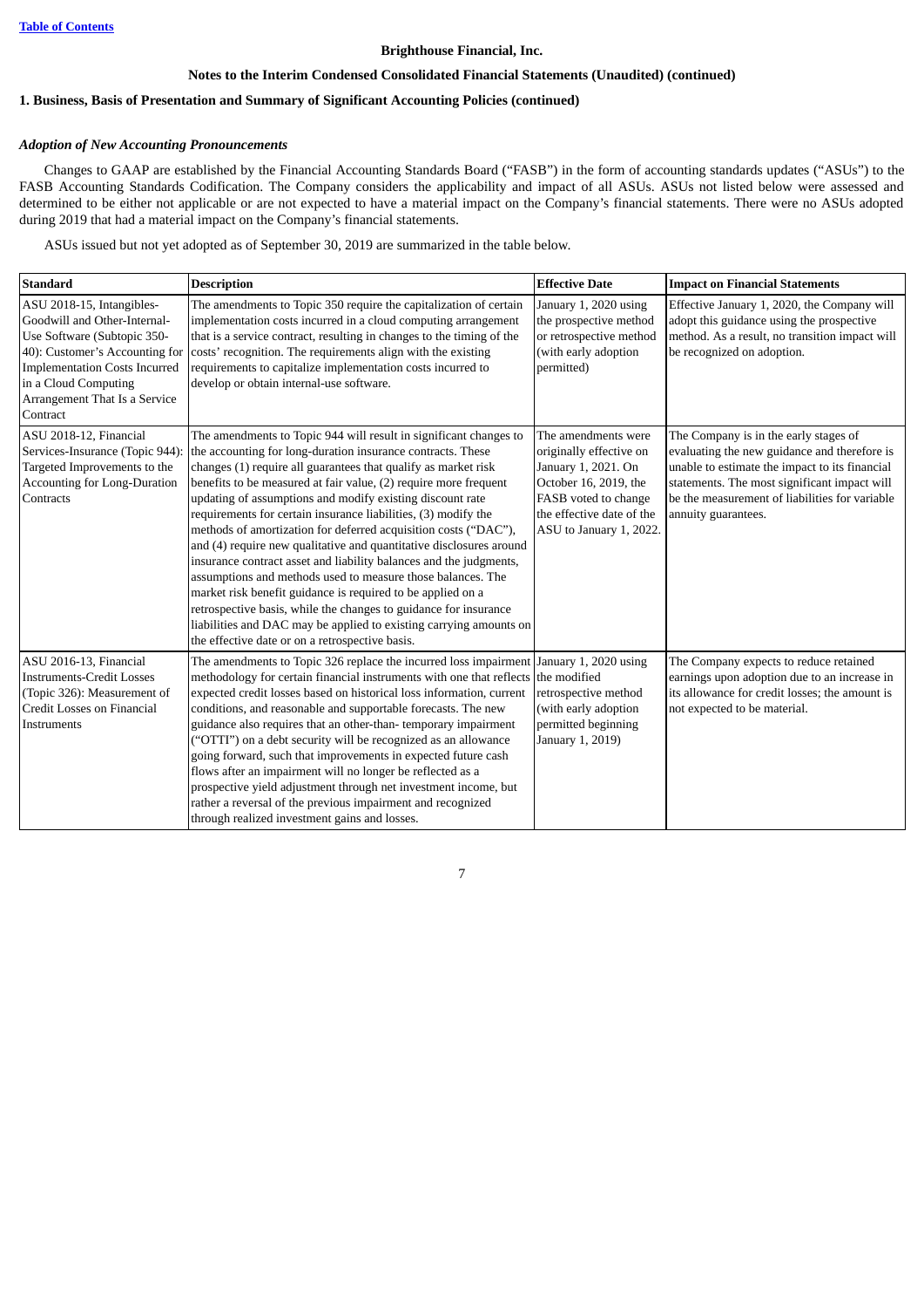**Brighthouse Financial, Inc.**

**Notes to the Interim Condensed Consolidated Financial Statements (Unaudited) (continued)**

**1. Business, Basis of Presentation and Summary of Significant Accounting Policies (continued)**

***Adoption of New Accounting Pronouncements***

Changes to GAAP are established by the Financial Accounting Standards Board ("FASB") in the form of accounting standards updates ("ASUs") to the FASB Accounting Standards Codification. The Company considers the applicability and impact of all ASUs. ASUs not listed below were assessed and determined to be either not applicable or are not expected to have a material impact on the Company's financial statements. There were no ASUs adopted during 2019 that had a material impact on the Company's financial statements.

ASUs issued but not yet adopted as of September 30, 2019 are summarized in the table below.

| Standard | Description | Effective Date | Impact on Financial Statements |
|---|---|---|---|
| ASU 2018-15, Intangibles-Goodwill and Other-Internal-Use Software (Subtopic 350-40): Customer's Accounting for Implementation Costs Incurred in a Cloud Computing Arrangement That Is a Service Contract | The amendments to Topic 350 require the capitalization of certain implementation costs incurred in a cloud computing arrangement that is a service contract, resulting in changes to the timing of the costs' recognition. The requirements align with the existing requirements to capitalize implementation costs incurred to develop or obtain internal-use software. | January 1, 2020 using the prospective method or retrospective method (with early adoption permitted) | Effective January 1, 2020, the Company will adopt this guidance using the prospective method. As a result, no transition impact will be recognized on adoption. |
| ASU 2018-12, Financial Services-Insurance (Topic 944): Targeted Improvements to the Accounting for Long-Duration Contracts | The amendments to Topic 944 will result in significant changes to the accounting for long-duration insurance contracts. These changes (1) require all guarantees that qualify as market risk benefits to be measured at fair value, (2) require more frequent updating of assumptions and modify existing discount rate requirements for certain insurance liabilities, (3) modify the methods of amortization for deferred acquisition costs ("DAC"), and (4) require new qualitative and quantitative disclosures around insurance contract asset and liability balances and the judgments, assumptions and methods used to measure those balances. The market risk benefit guidance is required to be applied on a retrospective basis, while the changes to guidance for insurance liabilities and DAC may be applied to existing carrying amounts on the effective date or on a retrospective basis. | The amendments were originally effective on January 1, 2021. On October 16, 2019, the FASB voted to change the effective date of the ASU to January 1, 2022. | The Company is in the early stages of evaluating the new guidance and therefore is unable to estimate the impact to its financial statements. The most significant impact will be the measurement of liabilities for variable annuity guarantees. |
| ASU 2016-13, Financial Instruments-Credit Losses (Topic 326): Measurement of Credit Losses on Financial Instruments | The amendments to Topic 326 replace the incurred loss impairment methodology for certain financial instruments with one that reflects expected credit losses based on historical loss information, current conditions, and reasonable and supportable forecasts. The new guidance also requires that an other-than- temporary impairment ("OTTI") on a debt security will be recognized as an allowance going forward, such that improvements in expected future cash flows after an impairment will no longer be reflected as a prospective yield adjustment through net investment income, but rather a reversal of the previous impairment and recognized through realized investment gains and losses. | January 1, 2020 using the modified retrospective method (with early adoption permitted beginning January 1, 2019) | The Company expects to reduce retained earnings upon adoption due to an increase in its allowance for credit losses; the amount is not expected to be material. |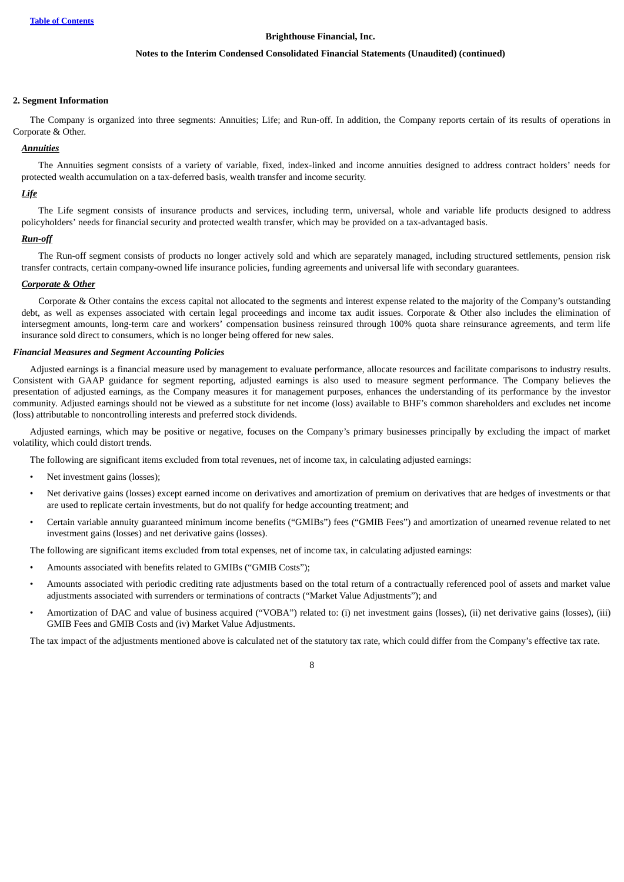## 2. Segment Information

The Company is organized into three segments: Annuities; Life; and Run-off. In addition, the Company reports certain of its results of operations in Corporate & Other.

### ***Annuities***

The Annuities segment consists of a variety of variable, fixed, index-linked and income annuities designed to address contract holders' needs for protected wealth accumulation on a tax-deferred basis, wealth transfer and income security.

### ***Life***

The Life segment consists of insurance products and services, including term, universal, whole and variable life products designed to address policyholders' needs for financial security and protected wealth transfer, which may be provided on a tax-advantaged basis.

### ***Run-off***

The Run-off segment consists of products no longer actively sold and which are separately managed, including structured settlements, pension risk transfer contracts, certain company-owned life insurance policies, funding agreements and universal life with secondary guarantees.

### ***Corporate & Other***

Corporate & Other contains the excess capital not allocated to the segments and interest expense related to the majority of the Company's outstanding debt, as well as expenses associated with certain legal proceedings and income tax audit issues. Corporate & Other also includes the elimination of intersegment amounts, long-term care and workers' compensation business reinsured through 100% quota share reinsurance agreements, and term life insurance sold direct to consumers, which is no longer being offered for new sales.

### ***Financial Measures and Segment Accounting Policies***

Adjusted earnings is a financial measure used by management to evaluate performance, allocate resources and facilitate comparisons to industry results. Consistent with GAAP guidance for segment reporting, adjusted earnings is also used to measure segment performance. The Company believes the presentation of adjusted earnings, as the Company measures it for management purposes, enhances the understanding of its performance by the investor community. Adjusted earnings should not be viewed as a substitute for net income (loss) available to BHF's common shareholders and excludes net income (loss) attributable to noncontrolling interests and preferred stock dividends.

Adjusted earnings, which may be positive or negative, focuses on the Company's primary businesses principally by excluding the impact of market volatility, which could distort trends.

The following are significant items excluded from total revenues, net of income tax, in calculating adjusted earnings:

- Net investment gains (losses);
- Net derivative gains (losses) except earned income on derivatives and amortization of premium on derivatives that are hedges of investments or that are used to replicate certain investments, but do not qualify for hedge accounting treatment; and
- Certain variable annuity guaranteed minimum income benefits ("GMIBs") fees ("GMIB Fees") and amortization of unearned revenue related to net investment gains (losses) and net derivative gains (losses).

The following are significant items excluded from total expenses, net of income tax, in calculating adjusted earnings:

- Amounts associated with benefits related to GMIBs ("GMIB Costs");
- Amounts associated with periodic crediting rate adjustments based on the total return of a contractually referenced pool of assets and market value adjustments associated with surrenders or terminations of contracts ("Market Value Adjustments"); and
- Amortization of DAC and value of business acquired ("VOBA") related to: (i) net investment gains (losses), (ii) net derivative gains (losses), (iii) GMIB Fees and GMIB Costs and (iv) Market Value Adjustments.

The tax impact of the adjustments mentioned above is calculated net of the statutory tax rate, which could differ from the Company's effective tax rate.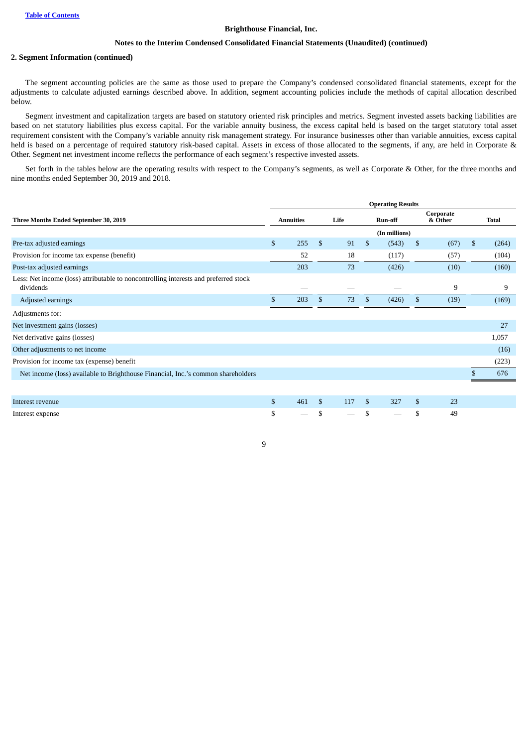**Brighthouse Financial, Inc.**

**Notes to the Interim Condensed Consolidated Financial Statements (Unaudited) (continued)**

**2. Segment Information (continued)**

The segment accounting policies are the same as those used to prepare the Company's condensed consolidated financial statements, except for the adjustments to calculate adjusted earnings described above. In addition, segment accounting policies include the methods of capital allocation described below.

Segment investment and capitalization targets are based on statutory oriented risk principles and metrics. Segment invested assets backing liabilities are based on net statutory liabilities plus excess capital. For the variable annuity business, the excess capital held is based on the target statutory total asset requirement consistent with the Company's variable annuity risk management strategy. For insurance businesses other than variable annuities, excess capital held is based on a percentage of required statutory risk-based capital. Assets in excess of those allocated to the segments, if any, are held in Corporate & Other. Segment net investment income reflects the performance of each segment's respective invested assets.

Set forth in the tables below are the operating results with respect to the Company's segments, as well as Corporate & Other, for the three months and nine months ended September 30, 2019 and 2018.

| | Operating Results | | | | |
|---|---|---|---|---|---|
| **Three Months Ended September 30, 2019** | **Annuities** | **Life** | **Run-off** | **Corporate & Other** | **Total** |
| | | | (In millions) | | |
| Pre-tax adjusted earnings | $ 255 | $ 91 | $ (543) | $ (67) | $ (264) |
| Provision for income tax expense (benefit) | 52 | 18 | (117) | (57) | (104) |
| Post-tax adjusted earnings | 203 | 73 | (426) | (10) | (160) |
| Less: Net income (loss) attributable to noncontrolling interests and preferred stock dividends | — | — | — | 9 | 9 |
| Adjusted earnings | $ 203 | $ 73 | $ (426) | $ (19) | (169) |
| Adjustments for: | | | | | |
| Net investment gains (losses) | | | | | 27 |
| Net derivative gains (losses) | | | | | 1,057 |
| Other adjustments to net income | | | | | (16) |
| Provision for income tax (expense) benefit | | | | | (223) |
| Net income (loss) available to Brighthouse Financial, Inc.'s common shareholders | | | | | $ 676 |
| | | | | | |
| Interest revenue | $ 461 | $ 117 | $ 327 | $ 23 | |
| Interest expense | $ — | $ — | $ — | $ 49 | |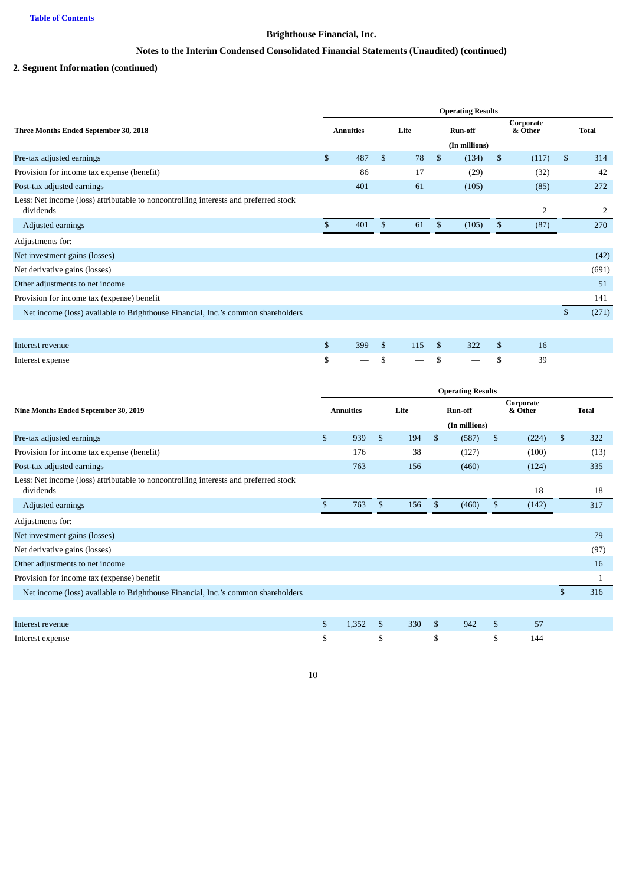Brighthouse Financial, Inc.

Notes to the Interim Condensed Consolidated Financial Statements (Unaudited) (continued)

## 2. Segment Information (continued)

| Three Months Ended September 30, 2018 | Operating Results | | | | |
|---|---|---|---|---|---|
| | Annuities | Life | Run-off | Corporate & Other | Total |
| | (In millions) | | | | |
| Pre-tax adjusted earnings | $ 487 | $ 78 | $ (134) | $ (117) | $ 314 |
| Provision for income tax expense (benefit) | 86 | 17 | (29) | (32) | 42 |
| Post-tax adjusted earnings | 401 | 61 | (105) | (85) | 272 |
| Less: Net income (loss) attributable to noncontrolling interests and preferred stock dividends | — | — | — | 2 | 2 |
| Adjusted earnings | $ 401 | $ 61 | $ (105) | $ (87) | 270 |
| Adjustments for: | | | | | |
| Net investment gains (losses) | | | | | (42) |
| Net derivative gains (losses) | | | | | (691) |
| Other adjustments to net income | | | | | 51 |
| Provision for income tax (expense) benefit | | | | | 141 |
| Net income (loss) available to Brighthouse Financial, Inc.'s common shareholders | | | | | $ (271) |
| | | | | | |
| Interest revenue | $ 399 | $ 115 | $ 322 | $ 16 | |
| Interest expense | $ — | $ — | $ — | $ 39 | |

| Nine Months Ended September 30, 2019 | Operating Results | | | | |
|---|---|---|---|---|---|
| | Annuities | Life | Run-off | Corporate & Other | Total |
| | (In millions) | | | | |
| Pre-tax adjusted earnings | $ 939 | $ 194 | $ (587) | $ (224) | $ 322 |
| Provision for income tax expense (benefit) | 176 | 38 | (127) | (100) | (13) |
| Post-tax adjusted earnings | 763 | 156 | (460) | (124) | 335 |
| Less: Net income (loss) attributable to noncontrolling interests and preferred stock dividends | — | — | — | 18 | 18 |
| Adjusted earnings | $ 763 | $ 156 | $ (460) | $ (142) | 317 |
| Adjustments for: | | | | | |
| Net investment gains (losses) | | | | | 79 |
| Net derivative gains (losses) | | | | | (97) |
| Other adjustments to net income | | | | | 16 |
| Provision for income tax (expense) benefit | | | | | 1 |
| Net income (loss) available to Brighthouse Financial, Inc.'s common shareholders | | | | | $ 316 |
| | | | | | |
| Interest revenue | $ 1,352 | $ 330 | $ 942 | $ 57 | |
| Interest expense | $ — | $ — | $ — | $ 144 | |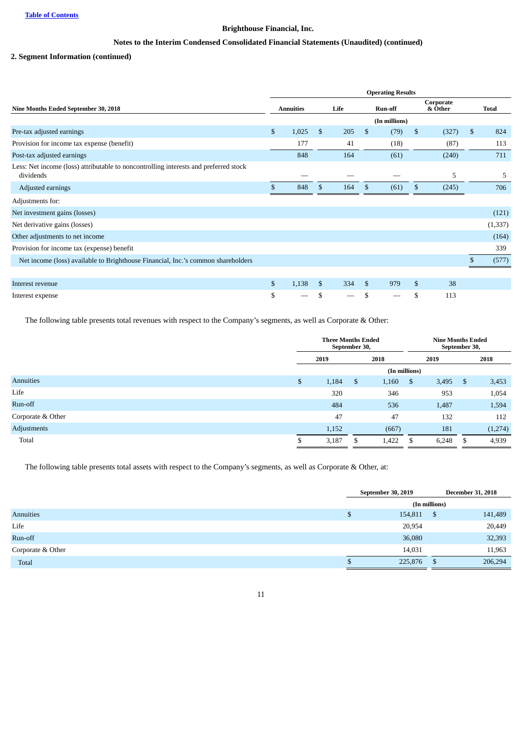**Brighthouse Financial, Inc.**

**Notes to the Interim Condensed Consolidated Financial Statements (Unaudited) (continued)**

**2. Segment Information (continued)**

| Nine Months Ended September 30, 2018 | Operating Results | | | | |
|---|---|---|---|---|---|
| | Annuities | Life | Run-off | Corporate & Other | Total |
| | (In millions) | | | | |
| Pre-tax adjusted earnings | $ 1,025 | $ 205 | $ (79) | $ (327) | $ 824 |
| Provision for income tax expense (benefit) | 177 | 41 | (18) | (87) | 113 |
| Post-tax adjusted earnings | 848 | 164 | (61) | (240) | 711 |
| Less: Net income (loss) attributable to noncontrolling interests and preferred stock dividends | — | — | — | 5 | 5 |
| Adjusted earnings | $ 848 | $ 164 | $ (61) | $ (245) | 706 |
| Adjustments for: | | | | | |
| Net investment gains (losses) | | | | | (121) |
| Net derivative gains (losses) | | | | | (1,337) |
| Other adjustments to net income | | | | | (164) |
| Provision for income tax (expense) benefit | | | | | 339 |
| Net income (loss) available to Brighthouse Financial, Inc.'s common shareholders | | | | | $ (577) |
| | | | | | |
| Interest revenue | $ 1,138 | $ 334 | $ 979 | $ 38 | |
| Interest expense | $ — | $ — | $ — | $ 113 | |

The following table presents total revenues with respect to the Company's segments, as well as Corporate & Other:

| | Three Months Ended September 30, | | Nine Months Ended September 30, | |
|---|---|---|---|---|
| | 2019 | 2018 | 2019 | 2018 |
| | (In millions) | | | |
| Annuities | $ 1,184 | $ 1,160 | $ 3,495 | $ 3,453 |
| Life | 320 | 346 | 953 | 1,054 |
| Run-off | 484 | 536 | 1,487 | 1,594 |
| Corporate & Other | 47 | 47 | 132 | 112 |
| Adjustments | 1,152 | (667) | 181 | (1,274) |
| Total | $ 3,187 | $ 1,422 | $ 6,248 | $ 4,939 |

The following table presents total assets with respect to the Company's segments, as well as Corporate & Other, at:

| | September 30, 2019 | December 31, 2018 |
|---|---|---|
| | (In millions) | |
| Annuities | $ 154,811 | $ 141,489 |
| Life | 20,954 | 20,449 |
| Run-off | 36,080 | 32,393 |
| Corporate & Other | 14,031 | 11,963 |
| Total | $ 225,876 | $ 206,294 |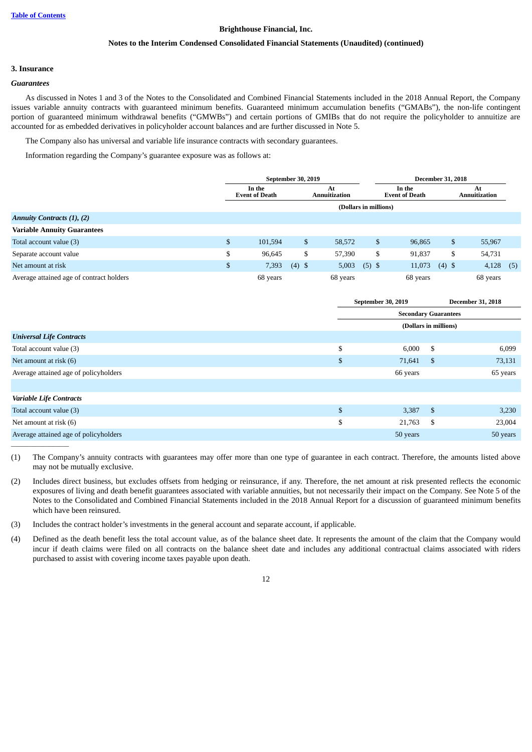Brighthouse Financial, Inc.

Notes to the Interim Condensed Consolidated Financial Statements (Unaudited) (continued)

## 3. Insurance

### *Guarantees*

As discussed in Notes 1 and 3 of the Notes to the Consolidated and Combined Financial Statements included in the 2018 Annual Report, the Company issues variable annuity contracts with guaranteed minimum benefits. Guaranteed minimum accumulation benefits ("GMABs"), the non-life contingent portion of guaranteed minimum withdrawal benefits ("GMWBs") and certain portions of GMIBs that do not require the policyholder to annuitize are accounted for as embedded derivatives in policyholder account balances and are further discussed in Note 5.

The Company also has universal and variable life insurance contracts with secondary guarantees.

Information regarding the Company's guarantee exposure was as follows at:

| | September 30, 2019 | | December 31, 2018 | |
|---|---|---|---|---|
| | In the Event of Death | At Annuitization | In the Event of Death | At Annuitization |
| | (Dollars in millions) | | | |
| ***Annuity Contracts (1), (2)*** | | | | |
| **Variable Annuity Guarantees** | | | | |
| Total account value (3) | $ 101,594 | $ 58,572 | $ 96,865 | $ 55,967 |
| Separate account value | $ 96,645 | $ 57,390 | $ 91,837 | $ 54,731 |
| Net amount at risk | $ 7,393 (4) | $ 5,003 (5) | $ 11,073 (4) | $ 4,128 (5) |
| Average attained age of contract holders | 68 years | 68 years | 68 years | 68 years |

| | September 30, 2019 | December 31, 2018 |
|---|---|---|
| | Secondary Guarantees | |
| | (Dollars in millions) | |
| ***Universal Life Contracts*** | | |
| Total account value (3) | $ 6,000 | $ 6,099 |
| Net amount at risk (6) | $ 71,641 | $ 73,131 |
| Average attained age of policyholders | 66 years | 65 years |
| | | |
| ***Variable Life Contracts*** | | |
| Total account value (3) | $ 3,387 | $ 3,230 |
| Net amount at risk (6) | $ 21,763 | $ 23,004 |
| Average attained age of policyholders | 50 years | 50 years |

---

(1) The Company's annuity contracts with guarantees may offer more than one type of guarantee in each contract. Therefore, the amounts listed above may not be mutually exclusive.

(2) Includes direct business, but excludes offsets from hedging or reinsurance, if any. Therefore, the net amount at risk presented reflects the economic exposures of living and death benefit guarantees associated with variable annuities, but not necessarily their impact on the Company. See Note 5 of the Notes to the Consolidated and Combined Financial Statements included in the 2018 Annual Report for a discussion of guaranteed minimum benefits which have been reinsured.

(3) Includes the contract holder's investments in the general account and separate account, if applicable.

(4) Defined as the death benefit less the total account value, as of the balance sheet date. It represents the amount of the claim that the Company would incur if death claims were filed on all contracts on the balance sheet date and includes any additional contractual claims associated with riders purchased to assist with covering income taxes payable upon death.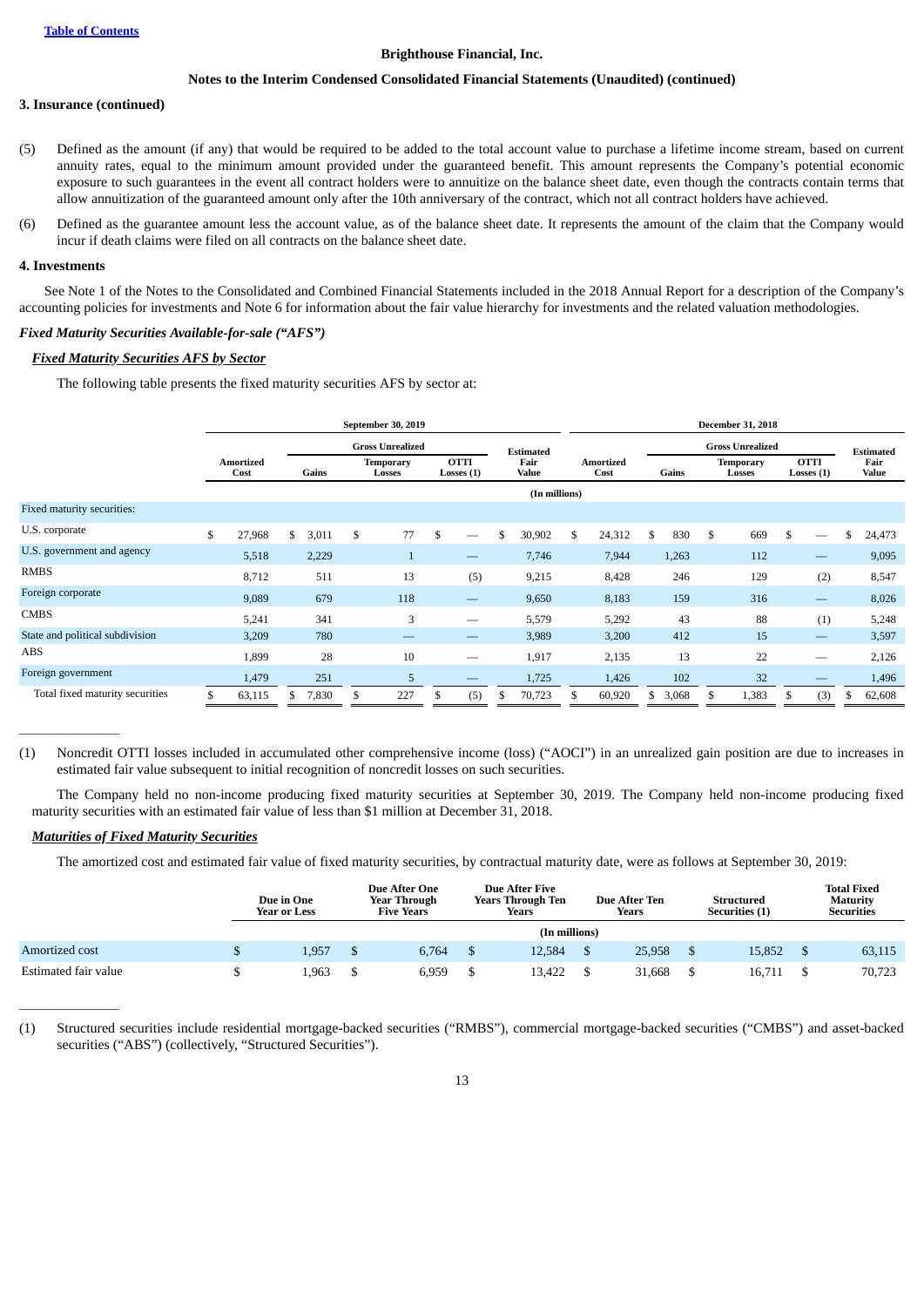Brighthouse Financial, Inc.

Notes to the Interim Condensed Consolidated Financial Statements (Unaudited) (continued)

**3. Insurance (continued)**

(5) Defined as the amount (if any) that would be required to be added to the total account value to purchase a lifetime income stream, based on current annuity rates, equal to the minimum amount provided under the guaranteed benefit. This amount represents the Company's potential economic exposure to such guarantees in the event all contract holders were to annuitize on the balance sheet date, even though the contracts contain terms that allow annuitization of the guaranteed amount only after the 10th anniversary of the contract, which not all contract holders have achieved.

(6) Defined as the guarantee amount less the account value, as of the balance sheet date. It represents the amount of the claim that the Company would incur if death claims were filed on all contracts on the balance sheet date.

**4. Investments**

See Note 1 of the Notes to the Consolidated and Combined Financial Statements included in the 2018 Annual Report for a description of the Company's accounting policies for investments and Note 6 for information about the fair value hierarchy for investments and the related valuation methodologies.

***Fixed Maturity Securities Available-for-sale ("AFS")***

***Fixed Maturity Securities AFS by Sector***

The following table presents the fixed maturity securities AFS by sector at:

| | September 30, 2019 | | | | | December 31, 2018 | | | | |
|---|---|---|---|---|---|---|---|---|---|---|
| | | Gross Unrealized | | | | | Gross Unrealized | | | |
| | Amortized Cost | Gains | Temporary Losses | OTTI Losses (1) | Estimated Fair Value | Amortized Cost | Gains | Temporary Losses | OTTI Losses (1) | Estimated Fair Value |
| | (In millions) | | | | | | | | | |
| Fixed maturity securities: | | | | | | | | | | |
| U.S. corporate | $ 27,968 | $ 3,011 | $ 77 | $ — | $ 30,902 | $ 24,312 | $ 830 | $ 669 | $ — | $ 24,473 |
| U.S. government and agency | 5,518 | 2,229 | 1 | — | 7,746 | 7,944 | 1,263 | 112 | — | 9,095 |
| RMBS | 8,712 | 511 | 13 | (5) | 9,215 | 8,428 | 246 | 129 | (2) | 8,547 |
| Foreign corporate | 9,089 | 679 | 118 | — | 9,650 | 8,183 | 159 | 316 | — | 8,026 |
| CMBS | 5,241 | 341 | 3 | — | 5,579 | 5,292 | 43 | 88 | (1) | 5,248 |
| State and political subdivision | 3,209 | 780 | — | — | 3,989 | 3,200 | 412 | 15 | — | 3,597 |
| ABS | 1,899 | 28 | 10 | — | 1,917 | 2,135 | 13 | 22 | — | 2,126 |
| Foreign government | 1,479 | 251 | 5 | — | 1,725 | 1,426 | 102 | 32 | — | 1,496 |
| Total fixed maturity securities | $ 63,115 | $ 7,830 | $ 227 | $ (5) | $ 70,723 | $ 60,920 | $ 3,068 | $ 1,383 | $ (3) | $ 62,608 |

(1) Noncredit OTTI losses included in accumulated other comprehensive income (loss) ("AOCI") in an unrealized gain position are due to increases in estimated fair value subsequent to initial recognition of noncredit losses on such securities.

The Company held no non-income producing fixed maturity securities at September 30, 2019. The Company held non-income producing fixed maturity securities with an estimated fair value of less than $1 million at December 31, 2018.

***Maturities of Fixed Maturity Securities***

The amortized cost and estimated fair value of fixed maturity securities, by contractual maturity date, were as follows at September 30, 2019:

| | Due in One Year or Less | Due After One Year Through Five Years | Due After Five Years Through Ten Years | Due After Ten Years | Structured Securities (1) | Total Fixed Maturity Securities |
|---|---|---|---|---|---|---|
| | (In millions) | | | | | |
| Amortized cost | $ 1,957 | $ 6,764 | $ 12,584 | $ 25,958 | $ 15,852 | $ 63,115 |
| Estimated fair value | $ 1,963 | $ 6,959 | $ 13,422 | $ 31,668 | $ 16,711 | $ 70,723 |

(1) Structured securities include residential mortgage-backed securities ("RMBS"), commercial mortgage-backed securities ("CMBS") and asset-backed securities ("ABS") (collectively, "Structured Securities").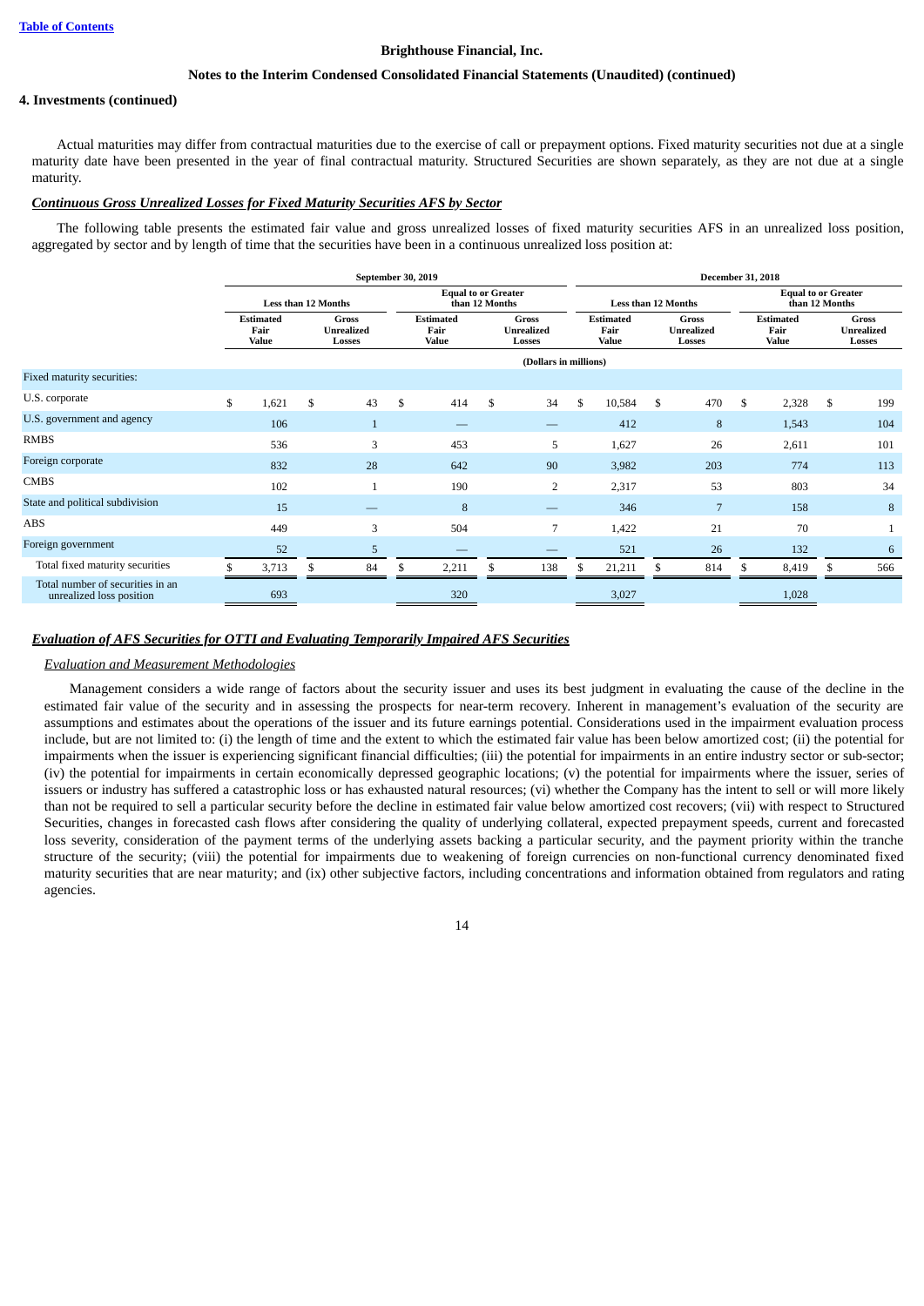Brighthouse Financial, Inc.

Notes to the Interim Condensed Consolidated Financial Statements (Unaudited) (continued)

**4. Investments (continued)**

Actual maturities may differ from contractual maturities due to the exercise of call or prepayment options. Fixed maturity securities not due at a single maturity date have been presented in the year of final contractual maturity. Structured Securities are shown separately, as they are not due at a single maturity.

***Continuous Gross Unrealized Losses for Fixed Maturity Securities AFS by Sector***

The following table presents the estimated fair value and gross unrealized losses of fixed maturity securities AFS in an unrealized loss position, aggregated by sector and by length of time that the securities have been in a continuous unrealized loss position at:

| | September 30, 2019 | | | | December 31, 2018 | | | |
|---|---|---|---|---|---|---|---|---|
| | Less than 12 Months | | Equal to or Greater than 12 Months | | Less than 12 Months | | Equal to or Greater than 12 Months | |
| | Estimated Fair Value | Gross Unrealized Losses | Estimated Fair Value | Gross Unrealized Losses | Estimated Fair Value | Gross Unrealized Losses | Estimated Fair Value | Gross Unrealized Losses |
| | (Dollars in millions) | | | | | | | |
| Fixed maturity securities: | | | | | | | | |
| U.S. corporate | $ 1,621 | $ 43 | $ 414 | $ 34 | $ 10,584 | $ 470 | $ 2,328 | $ 199 |
| U.S. government and agency | 106 | 1 | — | — | 412 | 8 | 1,543 | 104 |
| RMBS | 536 | 3 | 453 | 5 | 1,627 | 26 | 2,611 | 101 |
| Foreign corporate | 832 | 28 | 642 | 90 | 3,982 | 203 | 774 | 113 |
| CMBS | 102 | 1 | 190 | 2 | 2,317 | 53 | 803 | 34 |
| State and political subdivision | 15 | — | 8 | — | 346 | 7 | 158 | 8 |
| ABS | 449 | 3 | 504 | 7 | 1,422 | 21 | 70 | 1 |
| Foreign government | 52 | 5 | — | — | 521 | 26 | 132 | 6 |
| Total fixed maturity securities | $ 3,713 | $ 84 | $ 2,211 | $ 138 | $ 21,211 | $ 814 | $ 8,419 | $ 566 |
| Total number of securities in an unrealized loss position | 693 | | 320 | | 3,027 | | 1,028 | |

***Evaluation of AFS Securities for OTTI and Evaluating Temporarily Impaired AFS Securities***

*Evaluation and Measurement Methodologies*

Management considers a wide range of factors about the security issuer and uses its best judgment in evaluating the cause of the decline in the estimated fair value of the security and in assessing the prospects for near-term recovery. Inherent in management's evaluation of the security are assumptions and estimates about the operations of the issuer and its future earnings potential. Considerations used in the impairment evaluation process include, but are not limited to: (i) the length of time and the extent to which the estimated fair value has been below amortized cost; (ii) the potential for impairments when the issuer is experiencing significant financial difficulties; (iii) the potential for impairments in an entire industry sector or sub-sector; (iv) the potential for impairments in certain economically depressed geographic locations; (v) the potential for impairments where the issuer, series of issuers or industry has suffered a catastrophic loss or has exhausted natural resources; (vi) whether the Company has the intent to sell or will more likely than not be required to sell a particular security before the decline in estimated fair value below amortized cost recovers; (vii) with respect to Structured Securities, changes in forecasted cash flows after considering the quality of underlying collateral, expected prepayment speeds, current and forecasted loss severity, consideration of the payment terms of the underlying assets backing a particular security, and the payment priority within the tranche structure of the security; (viii) the potential for impairments due to weakening of foreign currencies on non-functional currency denominated fixed maturity securities that are near maturity; and (ix) other subjective factors, including concentrations and information obtained from regulators and rating agencies.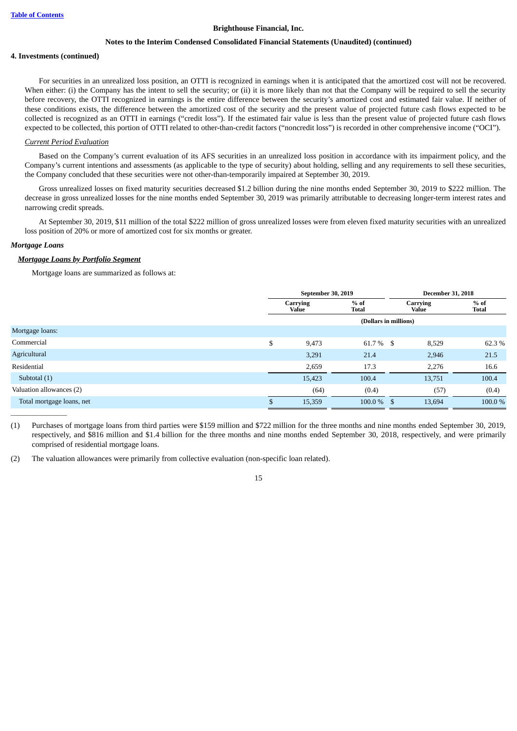**4. Investments (continued)**

For securities in an unrealized loss position, an OTTI is recognized in earnings when it is anticipated that the amortized cost will not be recovered. When either: (i) the Company has the intent to sell the security; or (ii) it is more likely than not that the Company will be required to sell the security before recovery, the OTTI recognized in earnings is the entire difference between the security's amortized cost and estimated fair value. If neither of these conditions exists, the difference between the amortized cost of the security and the present value of projected future cash flows expected to be collected is recognized as an OTTI in earnings ("credit loss"). If the estimated fair value is less than the present value of projected future cash flows expected to be collected, this portion of OTTI related to other-than-credit factors ("noncredit loss") is recorded in other comprehensive income ("OCI").

*Current Period Evaluation*

Based on the Company's current evaluation of its AFS securities in an unrealized loss position in accordance with its impairment policy, and the Company's current intentions and assessments (as applicable to the type of security) about holding, selling and any requirements to sell these securities, the Company concluded that these securities were not other-than-temporarily impaired at September 30, 2019.

Gross unrealized losses on fixed maturity securities decreased $1.2 billion during the nine months ended September 30, 2019 to $222 million. The decrease in gross unrealized losses for the nine months ended September 30, 2019 was primarily attributable to decreasing longer-term interest rates and narrowing credit spreads.

At September 30, 2019, $11 million of the total $222 million of gross unrealized losses were from eleven fixed maturity securities with an unrealized loss position of 20% or more of amortized cost for six months or greater.

***Mortgage Loans***

***Mortgage Loans by Portfolio Segment***

Mortgage loans are summarized as follows at:

| | September 30, 2019 | | December 31, 2018 | |
|---|---|---|---|---|
| | Carrying Value | % of Total | Carrying Value | % of Total |
| | (Dollars in millions) | | | |
| Mortgage loans: | | | | |
| Commercial | $ 9,473 | 61.7 % | $ 8,529 | 62.3 % |
| Agricultural | 3,291 | 21.4 | 2,946 | 21.5 |
| Residential | 2,659 | 17.3 | 2,276 | 16.6 |
| Subtotal (1) | 15,423 | 100.4 | 13,751 | 100.4 |
| Valuation allowances (2) | (64) | (0.4) | (57) | (0.4) |
| Total mortgage loans, net | $ 15,359 | 100.0 % | $ 13,694 | 100.0 % |

(1) Purchases of mortgage loans from third parties were $159 million and $722 million for the three months and nine months ended September 30, 2019, respectively, and $816 million and $1.4 billion for the three months and nine months ended September 30, 2018, respectively, and were primarily comprised of residential mortgage loans.

(2) The valuation allowances were primarily from collective evaluation (non-specific loan related).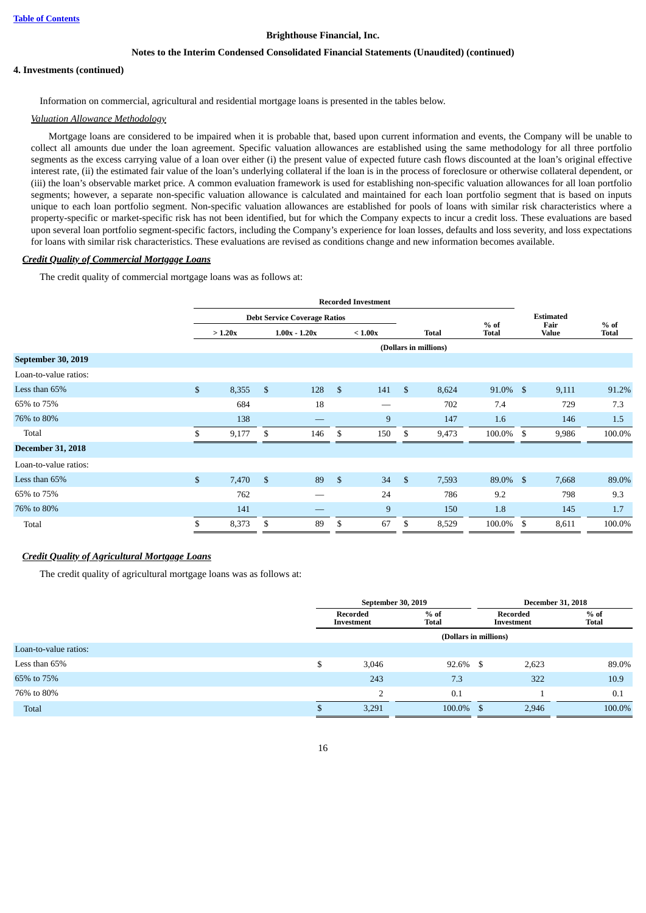**Brighthouse Financial, Inc.**

**Notes to the Interim Condensed Consolidated Financial Statements (Unaudited) (continued)**

**4. Investments (continued)**

Information on commercial, agricultural and residential mortgage loans is presented in the tables below.

*Valuation Allowance Methodology*

Mortgage loans are considered to be impaired when it is probable that, based upon current information and events, the Company will be unable to collect all amounts due under the loan agreement. Specific valuation allowances are established using the same methodology for all three portfolio segments as the excess carrying value of a loan over either (i) the present value of expected future cash flows discounted at the loan's original effective interest rate, (ii) the estimated fair value of the loan's underlying collateral if the loan is in the process of foreclosure or otherwise collateral dependent, or (iii) the loan's observable market price. A common evaluation framework is used for establishing non-specific valuation allowances for all loan portfolio segments; however, a separate non-specific valuation allowance is calculated and maintained for each loan portfolio segment that is based on inputs unique to each loan portfolio segment. Non-specific valuation allowances are established for pools of loans with similar risk characteristics where a property-specific or market-specific risk has not been identified, but for which the Company expects to incur a credit loss. These evaluations are based upon several loan portfolio segment-specific factors, including the Company's experience for loan losses, defaults and loss severity, and loss expectations for loans with similar risk characteristics. These evaluations are revised as conditions change and new information becomes available.

***Credit Quality of Commercial Mortgage Loans***

The credit quality of commercial mortgage loans was as follows at:

| | Recorded Investment | | | | | | |
|---|---|---|---|---|---|---|---|
| | Debt Service Coverage Ratios | | | | | | |
| | > 1.20x | 1.00x - 1.20x | < 1.00x | Total | % of Total | Estimated Fair Value | % of Total |
| | (Dollars in millions) | | | | | | |
| **September 30, 2019** | | | | | | | |
| Loan-to-value ratios: | | | | | | | |
| Less than 65% | $ 8,355 | $ 128 | $ 141 | $ 8,624 | 91.0% | $ 9,111 | 91.2% |
| 65% to 75% | 684 | 18 | — | 702 | 7.4 | 729 | 7.3 |
| 76% to 80% | 138 | — | 9 | 147 | 1.6 | 146 | 1.5 |
| Total | $ 9,177 | $ 146 | $ 150 | $ 9,473 | 100.0% | $ 9,986 | 100.0% |
| **December 31, 2018** | | | | | | | |
| Loan-to-value ratios: | | | | | | | |
| Less than 65% | $ 7,470 | $ 89 | $ 34 | $ 7,593 | 89.0% | $ 7,668 | 89.0% |
| 65% to 75% | 762 | — | 24 | 786 | 9.2 | 798 | 9.3 |
| 76% to 80% | 141 | — | 9 | 150 | 1.8 | 145 | 1.7 |
| Total | $ 8,373 | $ 89 | $ 67 | $ 8,529 | 100.0% | $ 8,611 | 100.0% |

***Credit Quality of Agricultural Mortgage Loans***

The credit quality of agricultural mortgage loans was as follows at:

| | September 30, 2019 | | December 31, 2018 | |
|---|---|---|---|---|
| | Recorded Investment | % of Total | Recorded Investment | % of Total |
| | (Dollars in millions) | | | |
| Loan-to-value ratios: | | | | |
| Less than 65% | $ 3,046 | 92.6% | $ 2,623 | 89.0% |
| 65% to 75% | 243 | 7.3 | 322 | 10.9 |
| 76% to 80% | 2 | 0.1 | 1 | 0.1 |
| Total | $ 3,291 | 100.0% | $ 2,946 | 100.0% |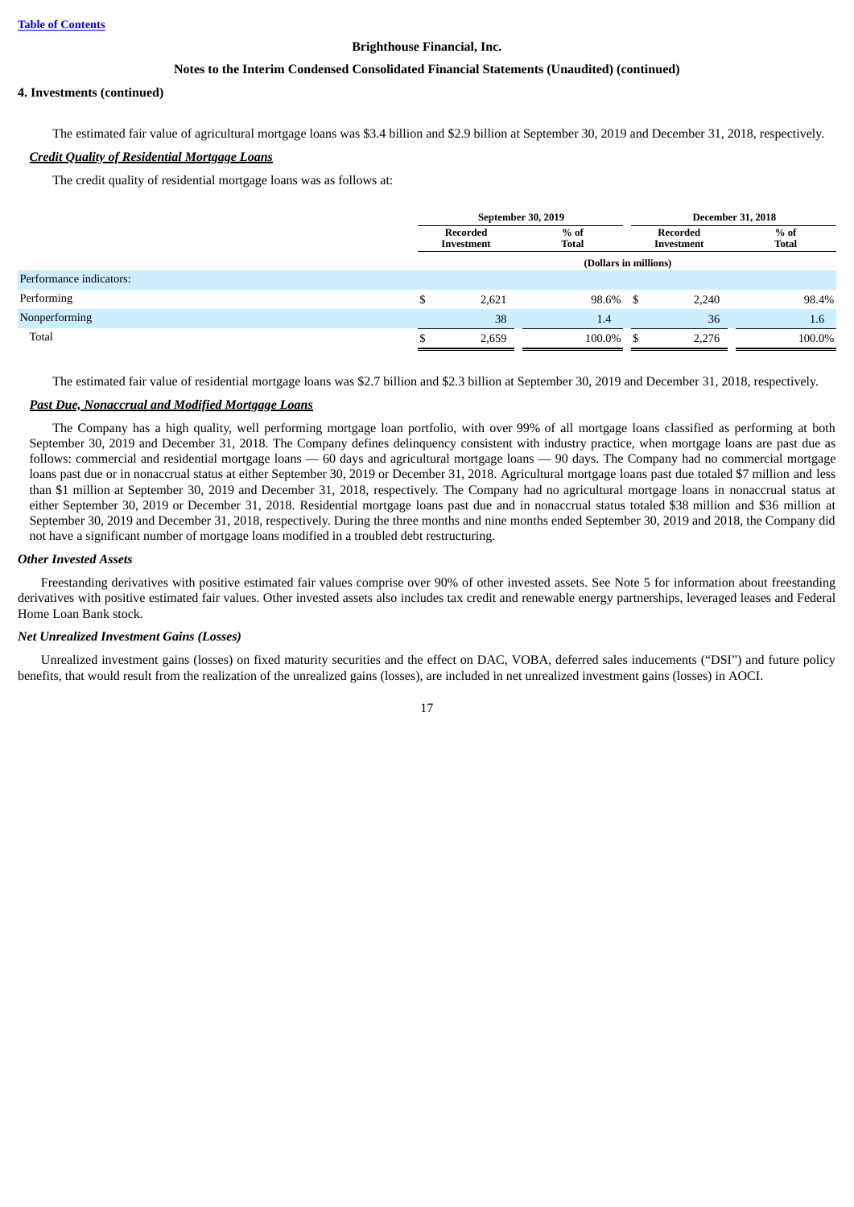**Brighthouse Financial, Inc.**

**Notes to the Interim Condensed Consolidated Financial Statements (Unaudited) (continued)**

**4. Investments (continued)**

The estimated fair value of agricultural mortgage loans was $3.4 billion and $2.9 billion at September 30, 2019 and December 31, 2018, respectively.

***Credit Quality of Residential Mortgage Loans***

The credit quality of residential mortgage loans was as follows at:

| | September 30, 2019 | | December 31, 2018 | |
|---|---|---|---|---|
| | Recorded Investment | % of Total | Recorded Investment | % of Total |
| | (Dollars in millions) | | | |
| Performance indicators: | | | | |
| Performing | $ 2,621 | 98.6% | $ 2,240 | 98.4% |
| Nonperforming | 38 | 1.4 | 36 | 1.6 |
| Total | $ 2,659 | 100.0% | $ 2,276 | 100.0% |

The estimated fair value of residential mortgage loans was $2.7 billion and $2.3 billion at September 30, 2019 and December 31, 2018, respectively.

***Past Due, Nonaccrual and Modified Mortgage Loans***

The Company has a high quality, well performing mortgage loan portfolio, with over 99% of all mortgage loans classified as performing at both September 30, 2019 and December 31, 2018. The Company defines delinquency consistent with industry practice, when mortgage loans are past due as follows: commercial and residential mortgage loans — 60 days and agricultural mortgage loans — 90 days. The Company had no commercial mortgage loans past due or in nonaccrual status at either September 30, 2019 or December 31, 2018. Agricultural mortgage loans past due totaled $7 million and less than $1 million at September 30, 2019 and December 31, 2018, respectively. The Company had no agricultural mortgage loans in nonaccrual status at either September 30, 2019 or December 31, 2018. Residential mortgage loans past due and in nonaccrual status totaled $38 million and $36 million at September 30, 2019 and December 31, 2018, respectively. During the three months and nine months ended September 30, 2019 and 2018, the Company did not have a significant number of mortgage loans modified in a troubled debt restructuring.

***Other Invested Assets***

Freestanding derivatives with positive estimated fair values comprise over 90% of other invested assets. See Note 5 for information about freestanding derivatives with positive estimated fair values. Other invested assets also includes tax credit and renewable energy partnerships, leveraged leases and Federal Home Loan Bank stock.

***Net Unrealized Investment Gains (Losses)***

Unrealized investment gains (losses) on fixed maturity securities and the effect on DAC, VOBA, deferred sales inducements ("DSI") and future policy benefits, that would result from the realization of the unrealized gains (losses), are included in net unrealized investment gains (losses) in AOCI.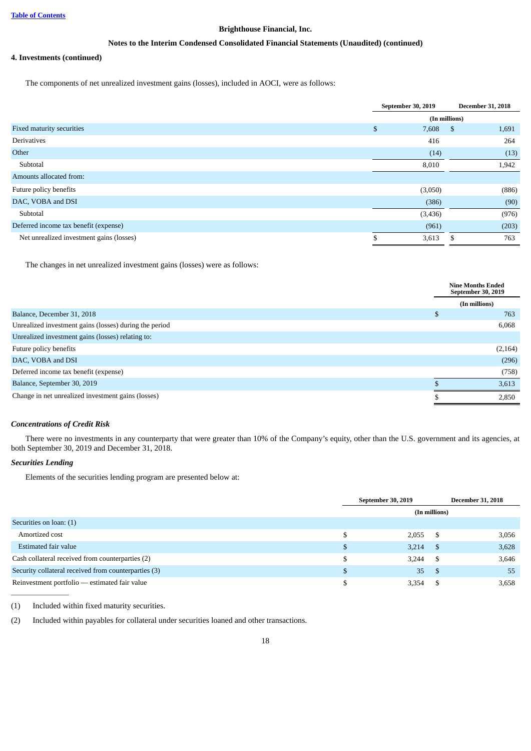Brighthouse Financial, Inc.

Notes to the Interim Condensed Consolidated Financial Statements (Unaudited) (continued)

## 4. Investments (continued)

The components of net unrealized investment gains (losses), included in AOCI, were as follows:

| | September 30, 2019 | December 31, 2018 |
|---|---|---|
| | (In millions) | |
| Fixed maturity securities | $ 7,608 | $ 1,691 |
| Derivatives | 416 | 264 |
| Other | (14) | (13) |
| Subtotal | 8,010 | 1,942 |
| Amounts allocated from: | | |
| Future policy benefits | (3,050) | (886) |
| DAC, VOBA and DSI | (386) | (90) |
| Subtotal | (3,436) | (976) |
| Deferred income tax benefit (expense) | (961) | (203) |
| Net unrealized investment gains (losses) | $ 3,613 | $ 763 |

The changes in net unrealized investment gains (losses) were as follows:

| | Nine Months Ended September 30, 2019 |
|---|---|
| | (In millions) |
| Balance, December 31, 2018 | $ 763 |
| Unrealized investment gains (losses) during the period | 6,068 |
| Unrealized investment gains (losses) relating to: | |
| Future policy benefits | (2,164) |
| DAC, VOBA and DSI | (296) |
| Deferred income tax benefit (expense) | (758) |
| Balance, September 30, 2019 | $ 3,613 |
| Change in net unrealized investment gains (losses) | $ 2,850 |

### *Concentrations of Credit Risk*

There were no investments in any counterparty that were greater than 10% of the Company's equity, other than the U.S. government and its agencies, at both September 30, 2019 and December 31, 2018.

### *Securities Lending*

Elements of the securities lending program are presented below at:

| | September 30, 2019 | December 31, 2018 |
|---|---|---|
| | (In millions) | |
| Securities on loan: (1) | | |
| Amortized cost | $ 2,055 | $ 3,056 |
| Estimated fair value | $ 3,214 | $ 3,628 |
| Cash collateral received from counterparties (2) | $ 3,244 | $ 3,646 |
| Security collateral received from counterparties (3) | $ 35 | $ 55 |
| Reinvestment portfolio — estimated fair value | $ 3,354 | $ 3,658 |

(1) Included within fixed maturity securities.

(2) Included within payables for collateral under securities loaned and other transactions.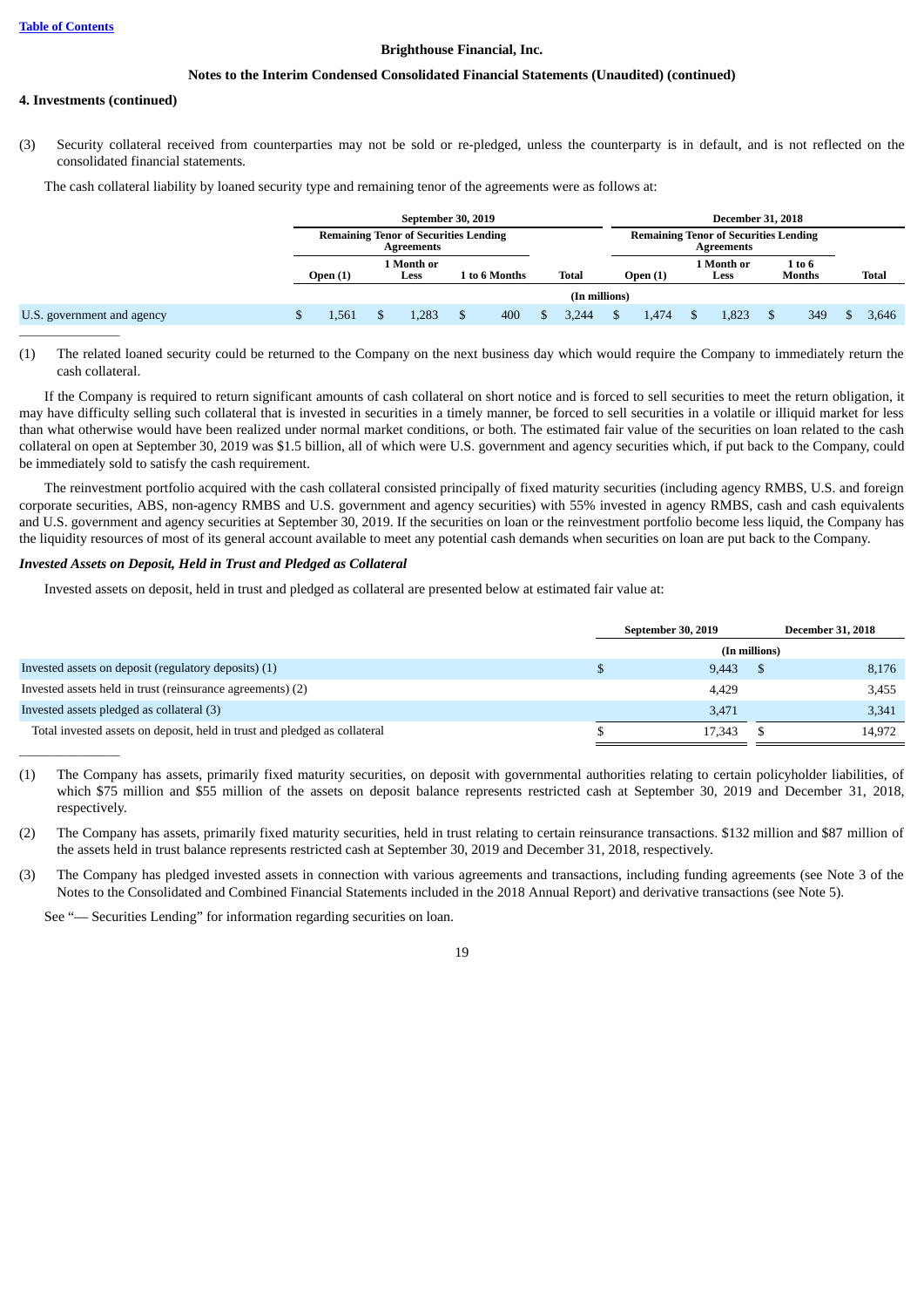Brighthouse Financial, Inc.

Notes to the Interim Condensed Consolidated Financial Statements (Unaudited) (continued)

4. Investments (continued)

(3) Security collateral received from counterparties may not be sold or re-pledged, unless the counterparty is in default, and is not reflected on the consolidated financial statements.

The cash collateral liability by loaned security type and remaining tenor of the agreements were as follows at:

| | September 30, 2019 | | | | December 31, 2018 | | | |
|---|---|---|---|---|---|---|---|---|
| | Remaining Tenor of Securities Lending Agreements | | | | Remaining Tenor of Securities Lending Agreements | | | |
| | Open (1) | 1 Month or Less | 1 to 6 Months | Total | Open (1) | 1 Month or Less | 1 to 6 Months | Total |
| | (In millions) | | | | | | | |
| U.S. government and agency | $ 1,561 | $ 1,283 | $ 400 | $ 3,244 | $ 1,474 | $ 1,823 | $ 349 | $ 3,646 |

(1) The related loaned security could be returned to the Company on the next business day which would require the Company to immediately return the cash collateral.

If the Company is required to return significant amounts of cash collateral on short notice and is forced to sell securities to meet the return obligation, it may have difficulty selling such collateral that is invested in securities in a timely manner, be forced to sell securities in a volatile or illiquid market for less than what otherwise would have been realized under normal market conditions, or both. The estimated fair value of the securities on loan related to the cash collateral on open at September 30, 2019 was $1.5 billion, all of which were U.S. government and agency securities which, if put back to the Company, could be immediately sold to satisfy the cash requirement.

The reinvestment portfolio acquired with the cash collateral consisted principally of fixed maturity securities (including agency RMBS, U.S. and foreign corporate securities, ABS, non-agency RMBS and U.S. government and agency securities) with 55% invested in agency RMBS, cash and cash equivalents and U.S. government and agency securities at September 30, 2019. If the securities on loan or the reinvestment portfolio become less liquid, the Company has the liquidity resources of most of its general account available to meet any potential cash demands when securities on loan are put back to the Company.

### *Invested Assets on Deposit, Held in Trust and Pledged as Collateral*

Invested assets on deposit, held in trust and pledged as collateral are presented below at estimated fair value at:

| | September 30, 2019 | December 31, 2018 |
|---|---|---|
| | (In millions) | |
| Invested assets on deposit (regulatory deposits) (1) | $ 9,443 | $ 8,176 |
| Invested assets held in trust (reinsurance agreements) (2) | 4,429 | 3,455 |
| Invested assets pledged as collateral (3) | 3,471 | 3,341 |
| Total invested assets on deposit, held in trust and pledged as collateral | $ 17,343 | $ 14,972 |

(1) The Company has assets, primarily fixed maturity securities, on deposit with governmental authorities relating to certain policyholder liabilities, of which $75 million and $55 million of the assets on deposit balance represents restricted cash at September 30, 2019 and December 31, 2018, respectively.

(2) The Company has assets, primarily fixed maturity securities, held in trust relating to certain reinsurance transactions. $132 million and $87 million of the assets held in trust balance represents restricted cash at September 30, 2019 and December 31, 2018, respectively.

(3) The Company has pledged invested assets in connection with various agreements and transactions, including funding agreements (see Note 3 of the Notes to the Consolidated and Combined Financial Statements included in the 2018 Annual Report) and derivative transactions (see Note 5).

See "— Securities Lending" for information regarding securities on loan.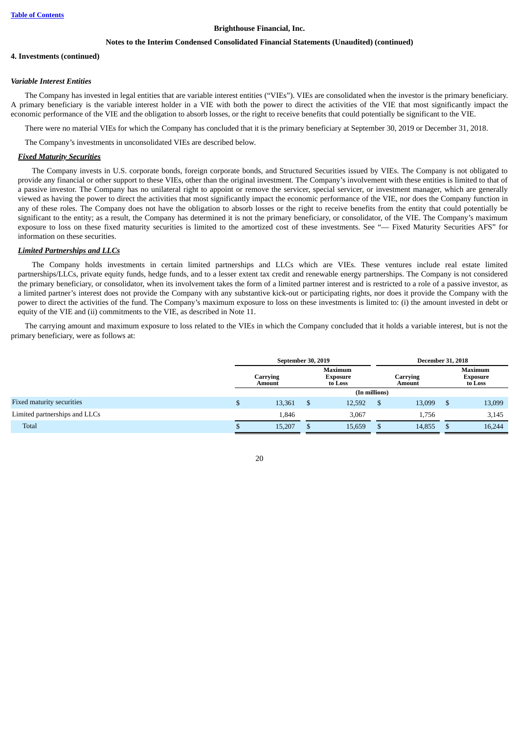**Brighthouse Financial, Inc.**

**Notes to the Interim Condensed Consolidated Financial Statements (Unaudited) (continued)**

**4. Investments (continued)**

***Variable Interest Entities***

The Company has invested in legal entities that are variable interest entities ("VIEs"). VIEs are consolidated when the investor is the primary beneficiary. A primary beneficiary is the variable interest holder in a VIE with both the power to direct the activities of the VIE that most significantly impact the economic performance of the VIE and the obligation to absorb losses, or the right to receive benefits that could potentially be significant to the VIE.

There were no material VIEs for which the Company has concluded that it is the primary beneficiary at September 30, 2019 or December 31, 2018.

The Company's investments in unconsolidated VIEs are described below.

***Fixed Maturity Securities***

The Company invests in U.S. corporate bonds, foreign corporate bonds, and Structured Securities issued by VIEs. The Company is not obligated to provide any financial or other support to these VIEs, other than the original investment. The Company's involvement with these entities is limited to that of a passive investor. The Company has no unilateral right to appoint or remove the servicer, special servicer, or investment manager, which are generally viewed as having the power to direct the activities that most significantly impact the economic performance of the VIE, nor does the Company function in any of these roles. The Company does not have the obligation to absorb losses or the right to receive benefits from the entity that could potentially be significant to the entity; as a result, the Company has determined it is not the primary beneficiary, or consolidator, of the VIE. The Company's maximum exposure to loss on these fixed maturity securities is limited to the amortized cost of these investments. See "— Fixed Maturity Securities AFS" for information on these securities.

***Limited Partnerships and LLCs***

The Company holds investments in certain limited partnerships and LLCs which are VIEs. These ventures include real estate limited partnerships/LLCs, private equity funds, hedge funds, and to a lesser extent tax credit and renewable energy partnerships. The Company is not considered the primary beneficiary, or consolidator, when its involvement takes the form of a limited partner interest and is restricted to a role of a passive investor, as a limited partner's interest does not provide the Company with any substantive kick-out or participating rights, nor does it provide the Company with the power to direct the activities of the fund. The Company's maximum exposure to loss on these investments is limited to: (i) the amount invested in debt or equity of the VIE and (ii) commitments to the VIE, as described in Note 11.

The carrying amount and maximum exposure to loss related to the VIEs in which the Company concluded that it holds a variable interest, but is not the primary beneficiary, were as follows at:

| | September 30, 2019 | | December 31, 2018 | |
|---|---|---|---|---|
| | Carrying Amount | Maximum Exposure to Loss | Carrying Amount | Maximum Exposure to Loss |
| | (In millions) | | | |
| Fixed maturity securities | $ 13,361 | $ 12,592 | $ 13,099 | $ 13,099 |
| Limited partnerships and LLCs | 1,846 | 3,067 | 1,756 | 3,145 |
| Total | $ 15,207 | $ 15,659 | $ 14,855 | $ 16,244 |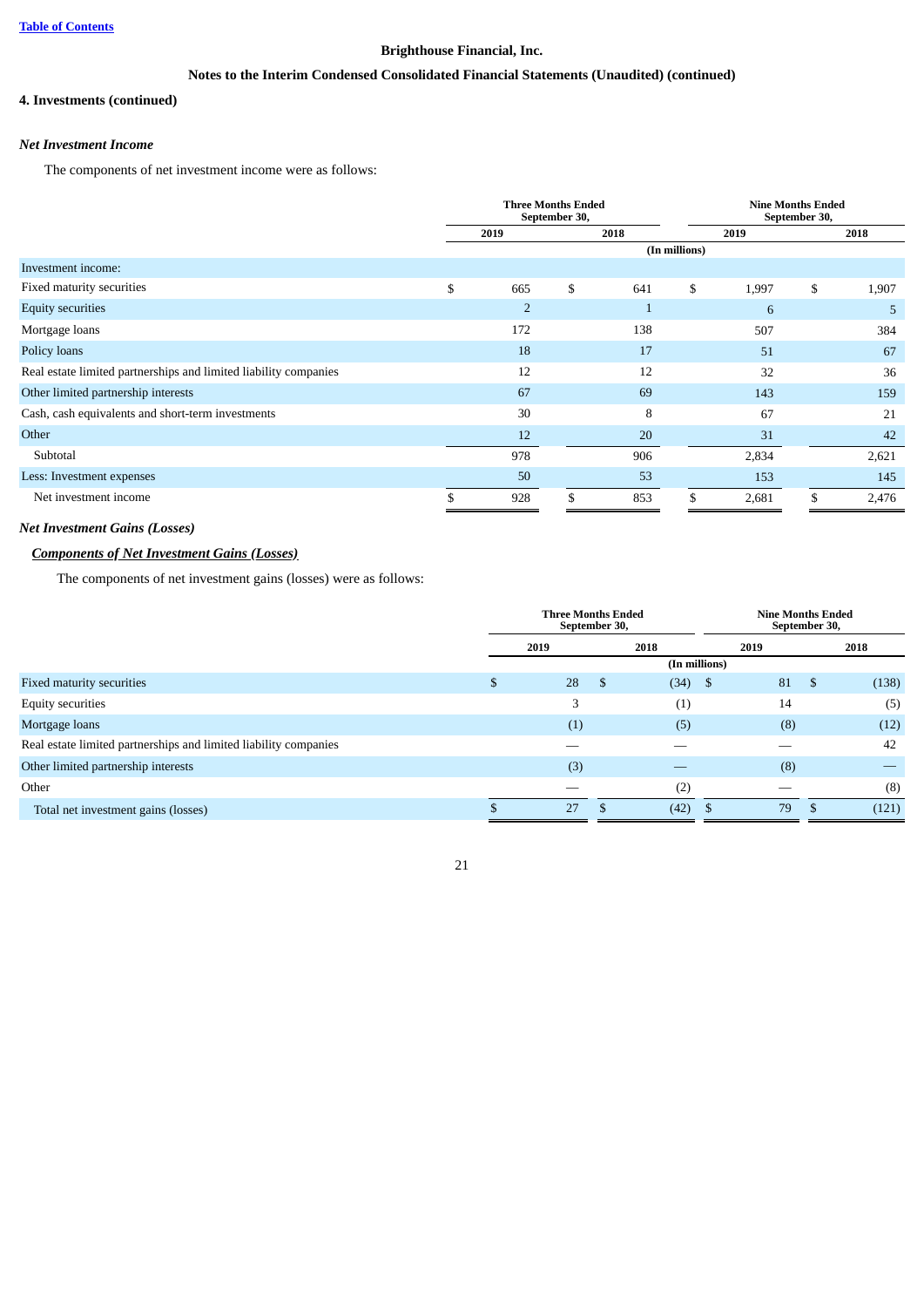**Brighthouse Financial, Inc.**

**Notes to the Interim Condensed Consolidated Financial Statements (Unaudited) (continued)**

**4. Investments (continued)**

***Net Investment Income***

The components of net investment income were as follows:

| | Three Months Ended September 30, | | Nine Months Ended September 30, | |
|---|---|---|---|---|
| | 2019 | 2018 | 2019 | 2018 |
| | (In millions) | | | |
| Investment income: | | | | |
| Fixed maturity securities | $ 665 | $ 641 | $ 1,997 | $ 1,907 |
| Equity securities | 2 | 1 | 6 | 5 |
| Mortgage loans | 172 | 138 | 507 | 384 |
| Policy loans | 18 | 17 | 51 | 67 |
| Real estate limited partnerships and limited liability companies | 12 | 12 | 32 | 36 |
| Other limited partnership interests | 67 | 69 | 143 | 159 |
| Cash, cash equivalents and short-term investments | 30 | 8 | 67 | 21 |
| Other | 12 | 20 | 31 | 42 |
| Subtotal | 978 | 906 | 2,834 | 2,621 |
| Less: Investment expenses | 50 | 53 | 153 | 145 |
| Net investment income | $ 928 | $ 853 | $ 2,681 | $ 2,476 |

***Net Investment Gains (Losses)***

***Components of Net Investment Gains (Losses)***

The components of net investment gains (losses) were as follows:

| | Three Months Ended September 30, | | Nine Months Ended September 30, | |
|---|---|---|---|---|
| | 2019 | 2018 | 2019 | 2018 |
| | (In millions) | | | |
| Fixed maturity securities | $ 28 | $ (34) | $ 81 | $ (138) |
| Equity securities | 3 | (1) | 14 | (5) |
| Mortgage loans | (1) | (5) | (8) | (12) |
| Real estate limited partnerships and limited liability companies | — | — | — | 42 |
| Other limited partnership interests | (3) | — | (8) | — |
| Other | — | (2) | — | (8) |
| Total net investment gains (losses) | $ 27 | $ (42) | $ 79 | $ (121) |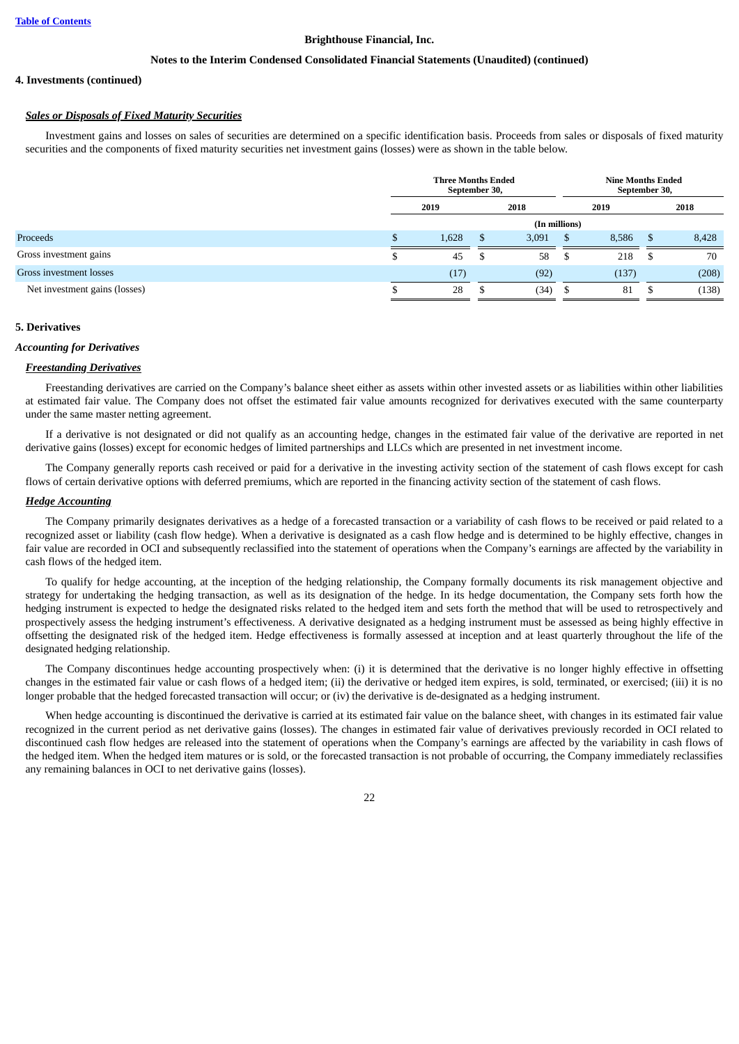### 4. Investments (continued)

***Sales or Disposals of Fixed Maturity Securities***

Investment gains and losses on sales of securities are determined on a specific identification basis. Proceeds from sales or disposals of fixed maturity securities and the components of fixed maturity securities net investment gains (losses) were as shown in the table below.

| | Three Months Ended September 30, | | Nine Months Ended September 30, | |
|---|---|---|---|---|
| | 2019 | 2018 | 2019 | 2018 |
| | (In millions) | | | |
| Proceeds | $ 1,628 | $ 3,091 | $ 8,586 | $ 8,428 |
| Gross investment gains | $ 45 | $ 58 | $ 218 | $ 70 |
| Gross investment losses | (17) | (92) | (137) | (208) |
| Net investment gains (losses) | $ 28 | $ (34) | $ 81 | $ (138) |

### 5. Derivatives

***Accounting for Derivatives***

***Freestanding Derivatives***

Freestanding derivatives are carried on the Company's balance sheet either as assets within other invested assets or as liabilities within other liabilities at estimated fair value. The Company does not offset the estimated fair value amounts recognized for derivatives executed with the same counterparty under the same master netting agreement.

If a derivative is not designated or did not qualify as an accounting hedge, changes in the estimated fair value of the derivative are reported in net derivative gains (losses) except for economic hedges of limited partnerships and LLCs which are presented in net investment income.

The Company generally reports cash received or paid for a derivative in the investing activity section of the statement of cash flows except for cash flows of certain derivative options with deferred premiums, which are reported in the financing activity section of the statement of cash flows.

***Hedge Accounting***

The Company primarily designates derivatives as a hedge of a forecasted transaction or a variability of cash flows to be received or paid related to a recognized asset or liability (cash flow hedge). When a derivative is designated as a cash flow hedge and is determined to be highly effective, changes in fair value are recorded in OCI and subsequently reclassified into the statement of operations when the Company's earnings are affected by the variability in cash flows of the hedged item.

To qualify for hedge accounting, at the inception of the hedging relationship, the Company formally documents its risk management objective and strategy for undertaking the hedging transaction, as well as its designation of the hedge. In its hedge documentation, the Company sets forth how the hedging instrument is expected to hedge the designated risks related to the hedged item and sets forth the method that will be used to retrospectively and prospectively assess the hedging instrument's effectiveness. A derivative designated as a hedging instrument must be assessed as being highly effective in offsetting the designated risk of the hedged item. Hedge effectiveness is formally assessed at inception and at least quarterly throughout the life of the designated hedging relationship.

The Company discontinues hedge accounting prospectively when: (i) it is determined that the derivative is no longer highly effective in offsetting changes in the estimated fair value or cash flows of a hedged item; (ii) the derivative or hedged item expires, is sold, terminated, or exercised; (iii) it is no longer probable that the hedged forecasted transaction will occur; or (iv) the derivative is de-designated as a hedging instrument.

When hedge accounting is discontinued the derivative is carried at its estimated fair value on the balance sheet, with changes in its estimated fair value recognized in the current period as net derivative gains (losses). The changes in estimated fair value of derivatives previously recorded in OCI related to discontinued cash flow hedges are released into the statement of operations when the Company's earnings are affected by the variability in cash flows of the hedged item. When the hedged item matures or is sold, or the forecasted transaction is not probable of occurring, the Company immediately reclassifies any remaining balances in OCI to net derivative gains (losses).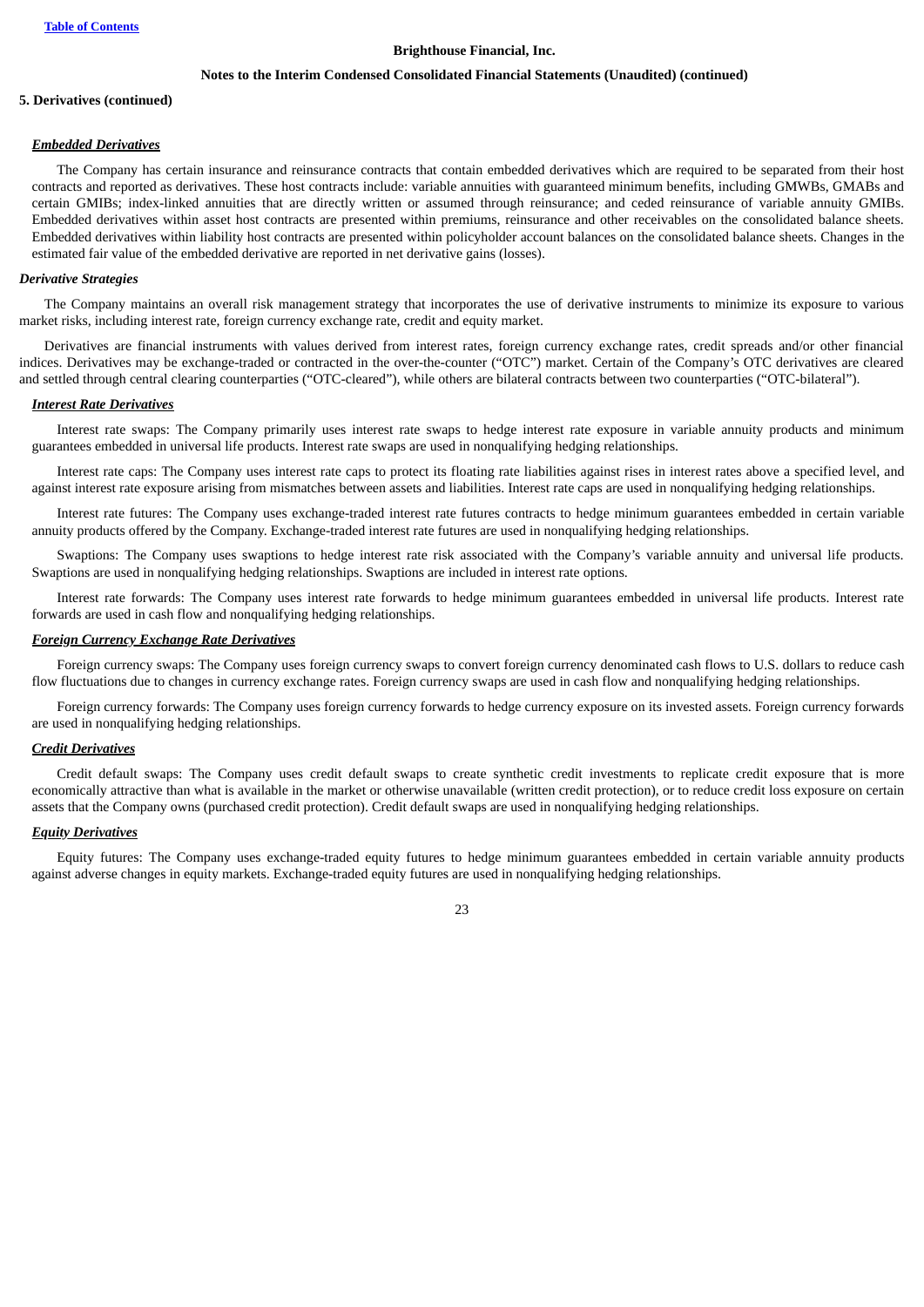**5. Derivatives (continued)**

***Embedded Derivatives***

The Company has certain insurance and reinsurance contracts that contain embedded derivatives which are required to be separated from their host contracts and reported as derivatives. These host contracts include: variable annuities with guaranteed minimum benefits, including GMWBs, GMABs and certain GMIBs; index-linked annuities that are directly written or assumed through reinsurance; and ceded reinsurance of variable annuity GMIBs. Embedded derivatives within asset host contracts are presented within premiums, reinsurance and other receivables on the consolidated balance sheets. Embedded derivatives within liability host contracts are presented within policyholder account balances on the consolidated balance sheets. Changes in the estimated fair value of the embedded derivative are reported in net derivative gains (losses).

***Derivative Strategies***

The Company maintains an overall risk management strategy that incorporates the use of derivative instruments to minimize its exposure to various market risks, including interest rate, foreign currency exchange rate, credit and equity market.

Derivatives are financial instruments with values derived from interest rates, foreign currency exchange rates, credit spreads and/or other financial indices. Derivatives may be exchange-traded or contracted in the over-the-counter ("OTC") market. Certain of the Company's OTC derivatives are cleared and settled through central clearing counterparties ("OTC-cleared"), while others are bilateral contracts between two counterparties ("OTC-bilateral").

***Interest Rate Derivatives***

Interest rate swaps: The Company primarily uses interest rate swaps to hedge interest rate exposure in variable annuity products and minimum guarantees embedded in universal life products. Interest rate swaps are used in nonqualifying hedging relationships.

Interest rate caps: The Company uses interest rate caps to protect its floating rate liabilities against rises in interest rates above a specified level, and against interest rate exposure arising from mismatches between assets and liabilities. Interest rate caps are used in nonqualifying hedging relationships.

Interest rate futures: The Company uses exchange-traded interest rate futures contracts to hedge minimum guarantees embedded in certain variable annuity products offered by the Company. Exchange-traded interest rate futures are used in nonqualifying hedging relationships.

Swaptions: The Company uses swaptions to hedge interest rate risk associated with the Company's variable annuity and universal life products. Swaptions are used in nonqualifying hedging relationships. Swaptions are included in interest rate options.

Interest rate forwards: The Company uses interest rate forwards to hedge minimum guarantees embedded in universal life products. Interest rate forwards are used in cash flow and nonqualifying hedging relationships.

***Foreign Currency Exchange Rate Derivatives***

Foreign currency swaps: The Company uses foreign currency swaps to convert foreign currency denominated cash flows to U.S. dollars to reduce cash flow fluctuations due to changes in currency exchange rates. Foreign currency swaps are used in cash flow and nonqualifying hedging relationships.

Foreign currency forwards: The Company uses foreign currency forwards to hedge currency exposure on its invested assets. Foreign currency forwards are used in nonqualifying hedging relationships.

***Credit Derivatives***

Credit default swaps: The Company uses credit default swaps to create synthetic credit investments to replicate credit exposure that is more economically attractive than what is available in the market or otherwise unavailable (written credit protection), or to reduce credit loss exposure on certain assets that the Company owns (purchased credit protection). Credit default swaps are used in nonqualifying hedging relationships.

***Equity Derivatives***

Equity futures: The Company uses exchange-traded equity futures to hedge minimum guarantees embedded in certain variable annuity products against adverse changes in equity markets. Exchange-traded equity futures are used in nonqualifying hedging relationships.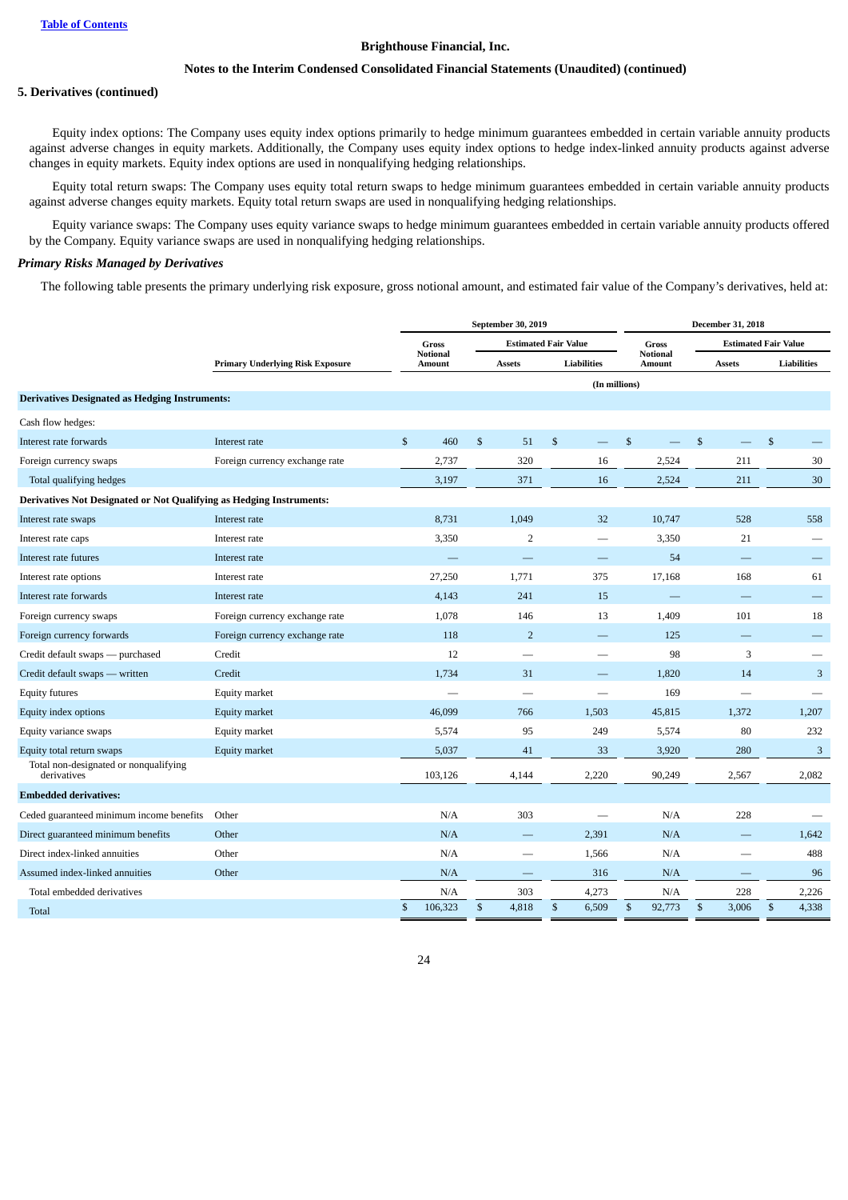## 5. Derivatives (continued)

Equity index options: The Company uses equity index options primarily to hedge minimum guarantees embedded in certain variable annuity products against adverse changes in equity markets. Additionally, the Company uses equity index options to hedge index-linked annuity products against adverse changes in equity markets. Equity index options are used in nonqualifying hedging relationships.

Equity total return swaps: The Company uses equity total return swaps to hedge minimum guarantees embedded in certain variable annuity products against adverse changes equity markets. Equity total return swaps are used in nonqualifying hedging relationships.

Equity variance swaps: The Company uses equity variance swaps to hedge minimum guarantees embedded in certain variable annuity products offered by the Company. Equity variance swaps are used in nonqualifying hedging relationships.

### *Primary Risks Managed by Derivatives*

The following table presents the primary underlying risk exposure, gross notional amount, and estimated fair value of the Company's derivatives, held at:

| | | September 30, 2019 | | | December 31, 2018 | | |
|---|---|---|---|---|---|---|---|
| | | Gross Notional Amount | Estimated Fair Value | | Gross Notional Amount | Estimated Fair Value | |
| | Primary Underlying Risk Exposure | | Assets | Liabilities | | Assets | Liabilities |
| | | (In millions) | | | | | |
| **Derivatives Designated as Hedging Instruments:** | | | | | | | |
| Cash flow hedges: | | | | | | | |
| Interest rate forwards | Interest rate | $ 460 | $ 51 | $ — | $ — | $ — | $ — |
| Foreign currency swaps | Foreign currency exchange rate | 2,737 | 320 | 16 | 2,524 | 211 | 30 |
| Total qualifying hedges | | 3,197 | 371 | 16 | 2,524 | 211 | 30 |
| **Derivatives Not Designated or Not Qualifying as Hedging Instruments:** | | | | | | | |
| Interest rate swaps | Interest rate | 8,731 | 1,049 | 32 | 10,747 | 528 | 558 |
| Interest rate caps | Interest rate | 3,350 | 2 | — | 3,350 | 21 | — |
| Interest rate futures | Interest rate | — | — | — | 54 | — | — |
| Interest rate options | Interest rate | 27,250 | 1,771 | 375 | 17,168 | 168 | 61 |
| Interest rate forwards | Interest rate | 4,143 | 241 | 15 | — | — | — |
| Foreign currency swaps | Foreign currency exchange rate | 1,078 | 146 | 13 | 1,409 | 101 | 18 |
| Foreign currency forwards | Foreign currency exchange rate | 118 | 2 | — | 125 | — | — |
| Credit default swaps — purchased | Credit | 12 | — | — | 98 | 3 | — |
| Credit default swaps — written | Credit | 1,734 | 31 | — | 1,820 | 14 | 3 |
| Equity futures | Equity market | — | — | — | 169 | — | — |
| Equity index options | Equity market | 46,099 | 766 | 1,503 | 45,815 | 1,372 | 1,207 |
| Equity variance swaps | Equity market | 5,574 | 95 | 249 | 5,574 | 80 | 232 |
| Equity total return swaps | Equity market | 5,037 | 41 | 33 | 3,920 | 280 | 3 |
| Total non-designated or nonqualifying derivatives | | 103,126 | 4,144 | 2,220 | 90,249 | 2,567 | 2,082 |
| **Embedded derivatives:** | | | | | | | |
| Ceded guaranteed minimum income benefits | Other | N/A | 303 | — | N/A | 228 | — |
| Direct guaranteed minimum benefits | Other | N/A | — | 2,391 | N/A | — | 1,642 |
| Direct index-linked annuities | Other | N/A | — | 1,566 | N/A | — | 488 |
| Assumed index-linked annuities | Other | N/A | — | 316 | N/A | — | 96 |
| Total embedded derivatives | | N/A | 303 | 4,273 | N/A | 228 | 2,226 |
| Total | | $ 106,323 | $ 4,818 | $ 6,509 | $ 92,773 | $ 3,006 | $ 4,338 |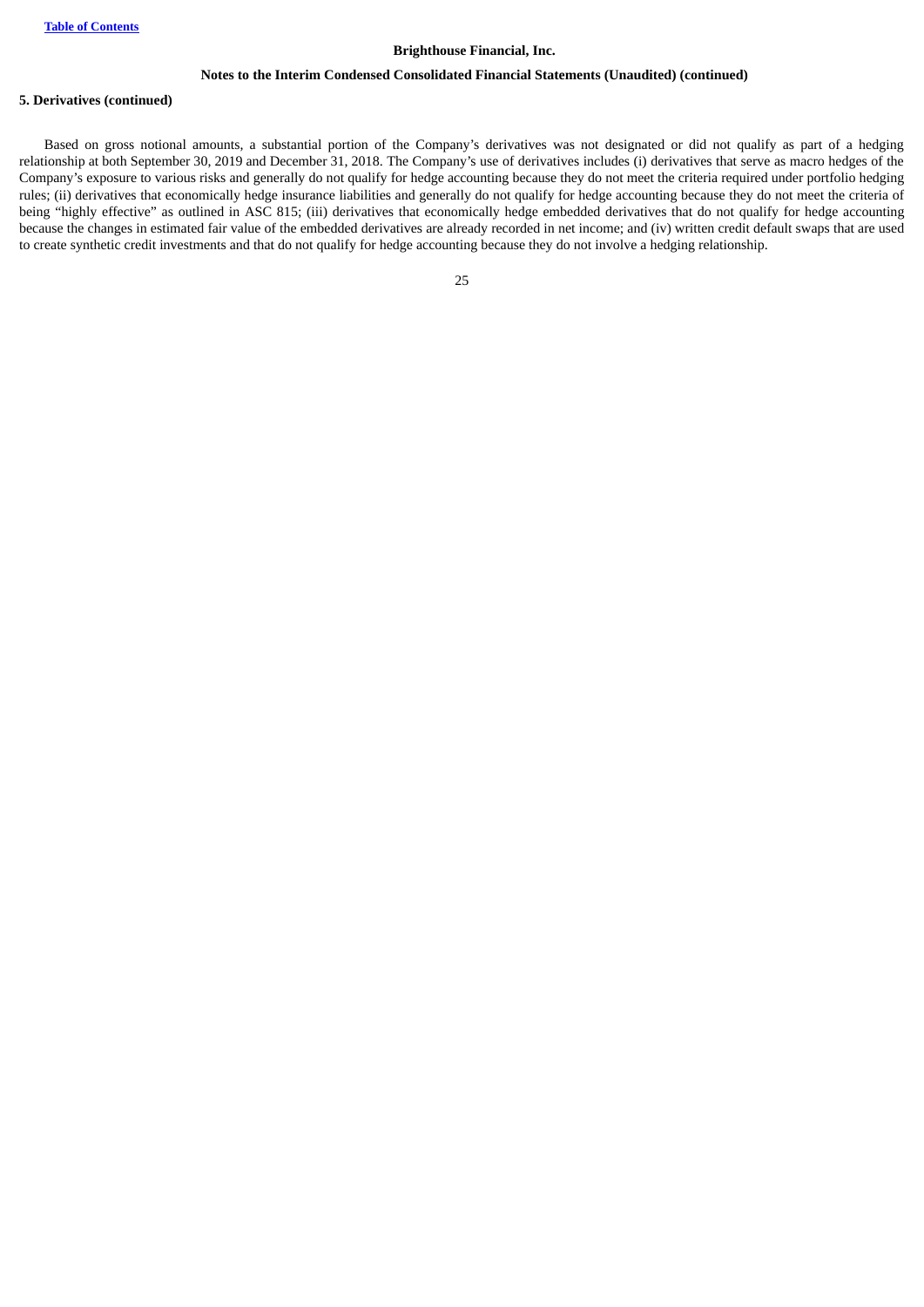**5. Derivatives (continued)**

Based on gross notional amounts, a substantial portion of the Company's derivatives was not designated or did not qualify as part of a hedging relationship at both September 30, 2019 and December 31, 2018. The Company's use of derivatives includes (i) derivatives that serve as macro hedges of the Company's exposure to various risks and generally do not qualify for hedge accounting because they do not meet the criteria required under portfolio hedging rules; (ii) derivatives that economically hedge insurance liabilities and generally do not qualify for hedge accounting because they do not meet the criteria of being "highly effective" as outlined in ASC 815; (iii) derivatives that economically hedge embedded derivatives that do not qualify for hedge accounting because the changes in estimated fair value of the embedded derivatives are already recorded in net income; and (iv) written credit default swaps that are used to create synthetic credit investments and that do not qualify for hedge accounting because they do not involve a hedging relationship.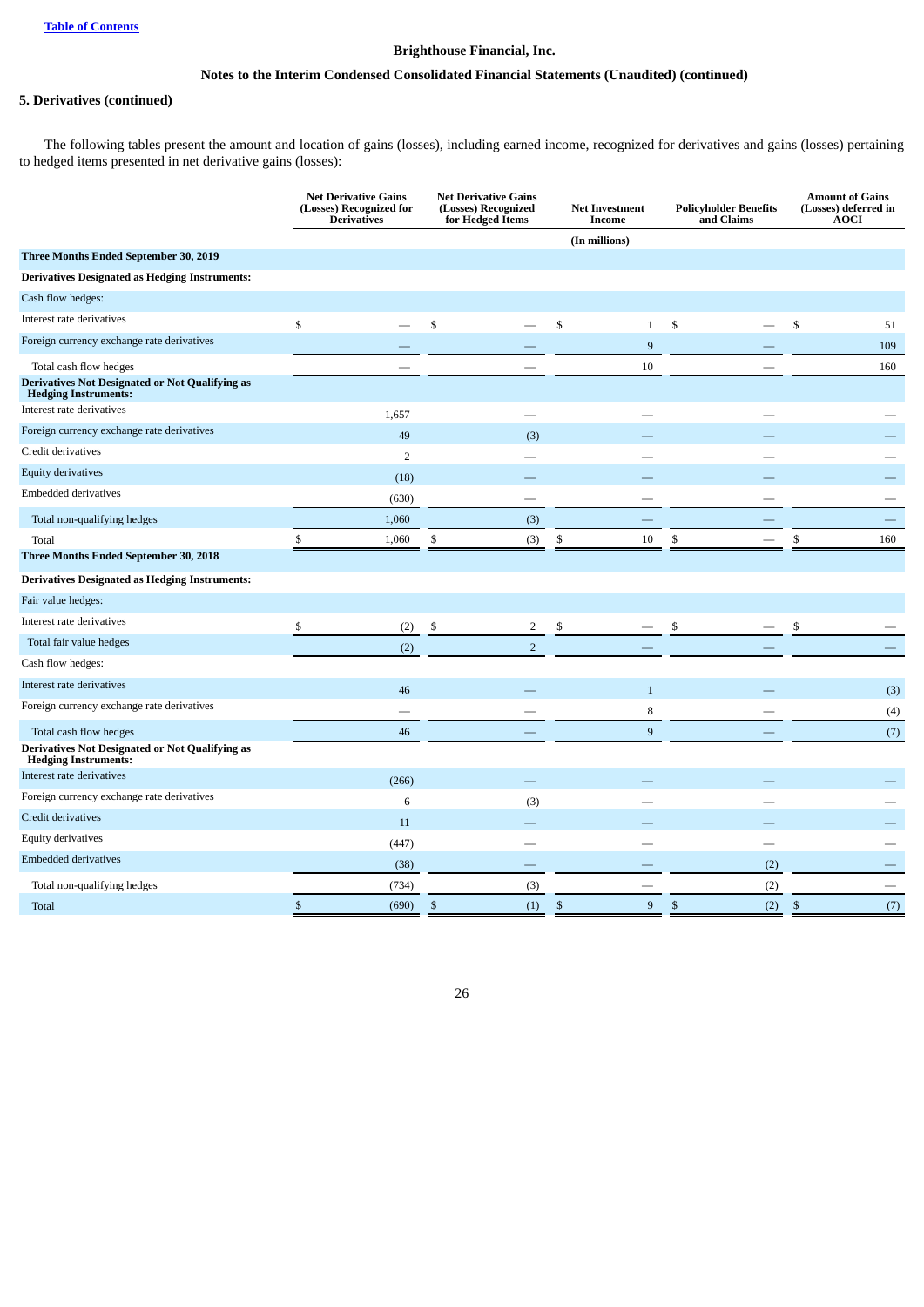**Brighthouse Financial, Inc.**

**Notes to the Interim Condensed Consolidated Financial Statements (Unaudited) (continued)**

**5. Derivatives (continued)**

The following tables present the amount and location of gains (losses), including earned income, recognized for derivatives and gains (losses) pertaining to hedged items presented in net derivative gains (losses):

| | Net Derivative Gains (Losses) Recognized for Derivatives | Net Derivative Gains (Losses) Recognized for Hedged Items | Net Investment Income | Policyholder Benefits and Claims | Amount of Gains (Losses) deferred in AOCI |
|---|---|---|---|---|---|
| | | | (In millions) | | |
| **Three Months Ended September 30, 2019** | | | | | |
| **Derivatives Designated as Hedging Instruments:** | | | | | |
| Cash flow hedges: | | | | | |
| Interest rate derivatives | $ — | $ — | $ 1 | $ — | $ 51 |
| Foreign currency exchange rate derivatives | — | — | 9 | — | 109 |
| Total cash flow hedges | — | — | 10 | — | 160 |
| **Derivatives Not Designated or Not Qualifying as Hedging Instruments:** | | | | | |
| Interest rate derivatives | 1,657 | — | — | — | — |
| Foreign currency exchange rate derivatives | 49 | (3) | — | — | — |
| Credit derivatives | 2 | — | — | — | — |
| Equity derivatives | (18) | — | — | — | — |
| Embedded derivatives | (630) | — | — | — | — |
| Total non-qualifying hedges | 1,060 | (3) | — | — | — |
| Total | $ 1,060 | $ (3) | $ 10 | $ — | $ 160 |
| **Three Months Ended September 30, 2018** | | | | | |
| **Derivatives Designated as Hedging Instruments:** | | | | | |
| Fair value hedges: | | | | | |
| Interest rate derivatives | $ (2) | $ 2 | $ — | $ — | $ — |
| Total fair value hedges | (2) | 2 | — | — | — |
| Cash flow hedges: | | | | | |
| Interest rate derivatives | 46 | — | 1 | — | (3) |
| Foreign currency exchange rate derivatives | — | — | 8 | — | (4) |
| Total cash flow hedges | 46 | — | 9 | — | (7) |
| **Derivatives Not Designated or Not Qualifying as Hedging Instruments:** | | | | | |
| Interest rate derivatives | (266) | — | — | — | — |
| Foreign currency exchange rate derivatives | 6 | (3) | — | — | — |
| Credit derivatives | 11 | — | — | — | — |
| Equity derivatives | (447) | — | — | — | — |
| Embedded derivatives | (38) | — | — | (2) | — |
| Total non-qualifying hedges | (734) | (3) | — | (2) | — |
| Total | $ (690) | $ (1) | $ 9 | $ (2) | $ (7) |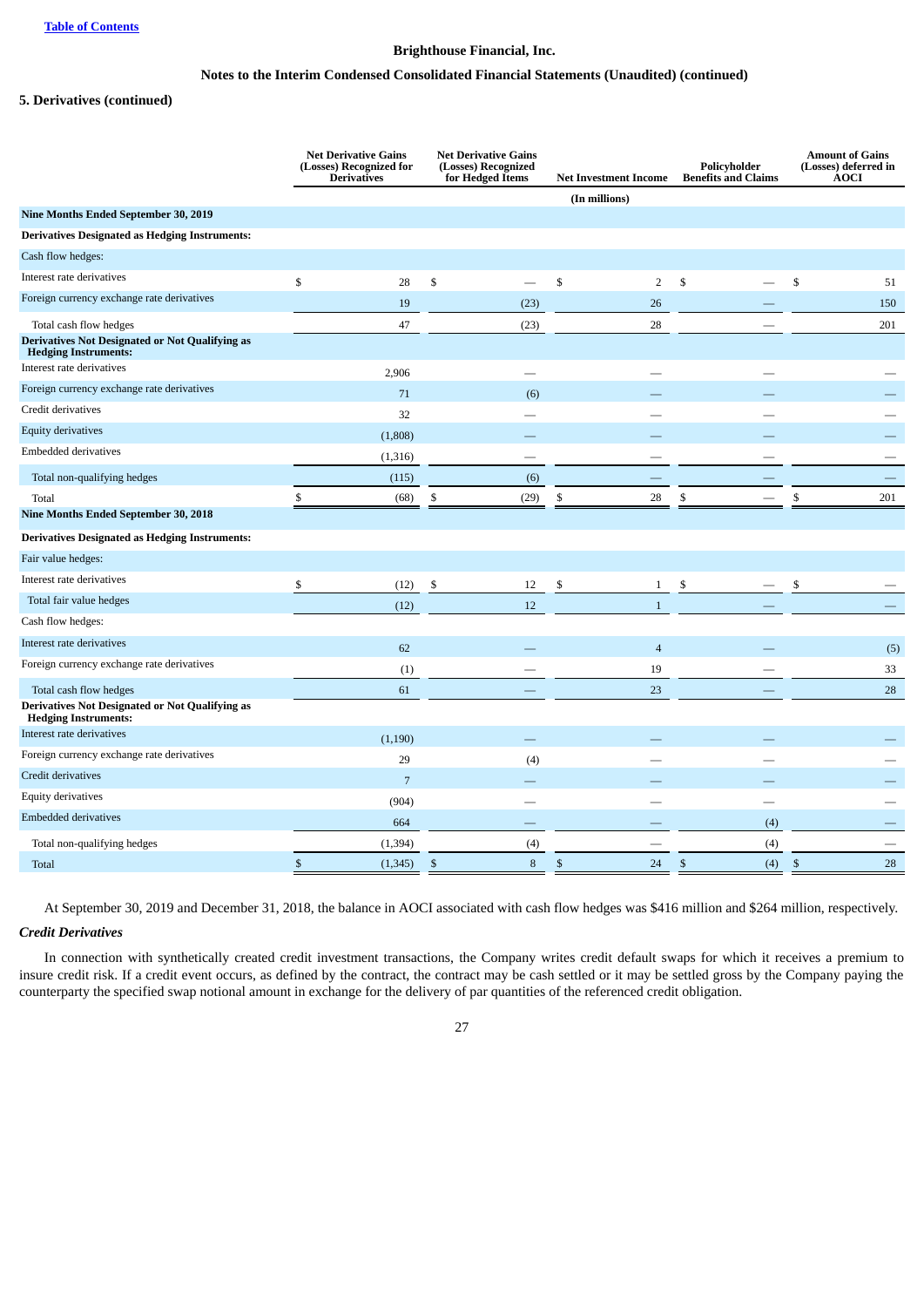**Brighthouse Financial, Inc.**

**Notes to the Interim Condensed Consolidated Financial Statements (Unaudited) (continued)**

**5. Derivatives (continued)**

| | Net Derivative Gains (Losses) Recognized for Derivatives | Net Derivative Gains (Losses) Recognized for Hedged Items | Net Investment Income | Policyholder Benefits and Claims | Amount of Gains (Losses) deferred in AOCI |
|---|---|---|---|---|---|
| | | | (In millions) | | |
| **Nine Months Ended September 30, 2019** | | | | | |
| **Derivatives Designated as Hedging Instruments:** | | | | | |
| Cash flow hedges: | | | | | |
| Interest rate derivatives | $ 28 | $ — | $ 2 | $ — | $ 51 |
| Foreign currency exchange rate derivatives | 19 | (23) | 26 | — | 150 |
| Total cash flow hedges | 47 | (23) | 28 | — | 201 |
| **Derivatives Not Designated or Not Qualifying as Hedging Instruments:** | | | | | |
| Interest rate derivatives | 2,906 | — | — | — | — |
| Foreign currency exchange rate derivatives | 71 | (6) | — | — | — |
| Credit derivatives | 32 | — | — | — | — |
| Equity derivatives | (1,808) | — | — | — | — |
| Embedded derivatives | (1,316) | — | — | — | — |
| Total non-qualifying hedges | (115) | (6) | — | — | — |
| Total | $ (68) | $ (29) | $ 28 | $ — | $ 201 |
| **Nine Months Ended September 30, 2018** | | | | | |
| **Derivatives Designated as Hedging Instruments:** | | | | | |
| Fair value hedges: | | | | | |
| Interest rate derivatives | $ (12) | $ 12 | $ 1 | $ — | $ — |
| Total fair value hedges | (12) | 12 | 1 | — | — |
| Cash flow hedges: | | | | | |
| Interest rate derivatives | 62 | — | 4 | — | (5) |
| Foreign currency exchange rate derivatives | (1) | — | 19 | — | 33 |
| Total cash flow hedges | 61 | — | 23 | — | 28 |
| **Derivatives Not Designated or Not Qualifying as Hedging Instruments:** | | | | | |
| Interest rate derivatives | (1,190) | — | — | — | — |
| Foreign currency exchange rate derivatives | 29 | (4) | — | — | — |
| Credit derivatives | 7 | — | — | — | — |
| Equity derivatives | (904) | — | — | — | — |
| Embedded derivatives | 664 | — | — | (4) | — |
| Total non-qualifying hedges | (1,394) | (4) | — | (4) | — |
| Total | $ (1,345) | $ 8 | $ 24 | $ (4) | $ 28 |

At September 30, 2019 and December 31, 2018, the balance in AOCI associated with cash flow hedges was $416 million and $264 million, respectively.

*Credit Derivatives*

In connection with synthetically created credit investment transactions, the Company writes credit default swaps for which it receives a premium to insure credit risk. If a credit event occurs, as defined by the contract, the contract may be cash settled or it may be settled gross by the Company paying the counterparty the specified swap notional amount in exchange for the delivery of par quantities of the referenced credit obligation.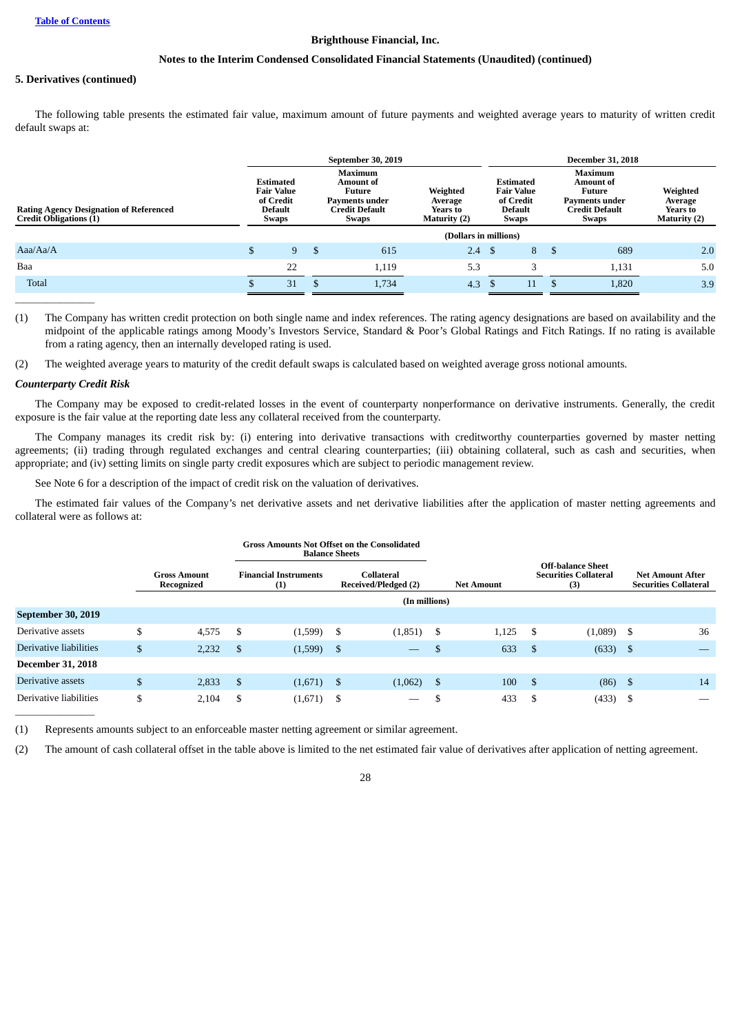**Brighthouse Financial, Inc.**

**Notes to the Interim Condensed Consolidated Financial Statements (Unaudited) (continued)**

**5. Derivatives (continued)**

The following table presents the estimated fair value, maximum amount of future payments and weighted average years to maturity of written credit default swaps at:

| Rating Agency Designation of Referenced Credit Obligations (1) | September 30, 2019 | | | December 31, 2018 | | |
|---|---|---|---|---|---|---|
| | Estimated Fair Value of Credit Default Swaps | Maximum Amount of Future Payments under Credit Default Swaps | Weighted Average Years to Maturity (2) | Estimated Fair Value of Credit Default Swaps | Maximum Amount of Future Payments under Credit Default Swaps | Weighted Average Years to Maturity (2) |
| | (Dollars in millions) | | | | | |
| Aaa/Aa/A | $ 9 | $ 615 | 2.4 | $ 8 | $ 689 | 2.0 |
| Baa | 22 | 1,119 | 5.3 | 3 | 1,131 | 5.0 |
| Total | $ 31 | $ 1,734 | 4.3 | $ 11 | $ 1,820 | 3.9 |

(1) The Company has written credit protection on both single name and index references. The rating agency designations are based on availability and the midpoint of the applicable ratings among Moody's Investors Service, Standard & Poor's Global Ratings and Fitch Ratings. If no rating is available from a rating agency, then an internally developed rating is used.

(2) The weighted average years to maturity of the credit default swaps is calculated based on weighted average gross notional amounts.

***Counterparty Credit Risk***

The Company may be exposed to credit-related losses in the event of counterparty nonperformance on derivative instruments. Generally, the credit exposure is the fair value at the reporting date less any collateral received from the counterparty.

The Company manages its credit risk by: (i) entering into derivative transactions with creditworthy counterparties governed by master netting agreements; (ii) trading through regulated exchanges and central clearing counterparties; (iii) obtaining collateral, such as cash and securities, when appropriate; and (iv) setting limits on single party credit exposures which are subject to periodic management review.

See Note 6 for a description of the impact of credit risk on the valuation of derivatives.

The estimated fair values of the Company's net derivative assets and net derivative liabilities after the application of master netting agreements and collateral were as follows at:

| | Gross Amount Recognized | Gross Amounts Not Offset on the Consolidated Balance Sheets | | Net Amount | Off-balance Sheet Securities Collateral (3) | Net Amount After Securities Collateral |
|---|---|---|---|---|---|---|
| | | Financial Instruments (1) | Collateral Received/Pledged (2) | | | |
| | (In millions) | | | | | |
| **September 30, 2019** | | | | | | |
| Derivative assets | $ 4,575 | $ (1,599) | $ (1,851) | $ 1,125 | $ (1,089) | $ 36 |
| Derivative liabilities | $ 2,232 | $ (1,599) | $ — | $ 633 | $ (633) | $ — |
| **December 31, 2018** | | | | | | |
| Derivative assets | $ 2,833 | $ (1,671) | $ (1,062) | $ 100 | $ (86) | $ 14 |
| Derivative liabilities | $ 2,104 | $ (1,671) | $ — | $ 433 | $ (433) | $ — |

(1) Represents amounts subject to an enforceable master netting agreement or similar agreement.

(2) The amount of cash collateral offset in the table above is limited to the net estimated fair value of derivatives after application of netting agreement.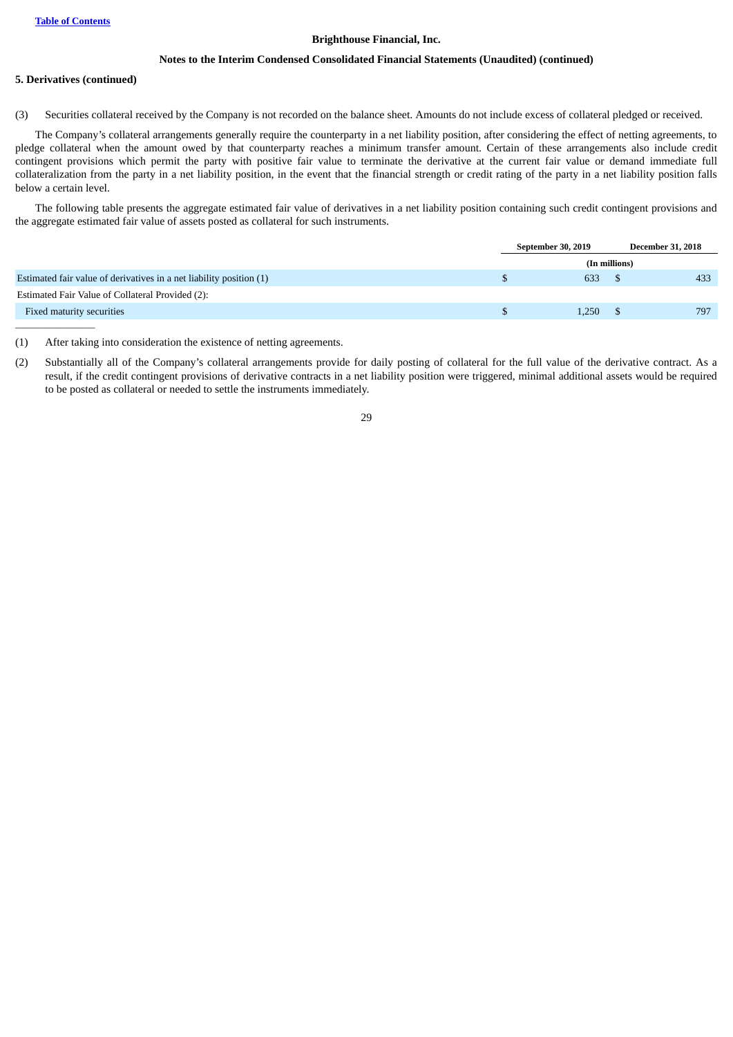**5. Derivatives (continued)**

(3) Securities collateral received by the Company is not recorded on the balance sheet. Amounts do not include excess of collateral pledged or received.

The Company's collateral arrangements generally require the counterparty in a net liability position, after considering the effect of netting agreements, to pledge collateral when the amount owed by that counterparty reaches a minimum transfer amount. Certain of these arrangements also include credit contingent provisions which permit the party with positive fair value to terminate the derivative at the current fair value or demand immediate full collateralization from the party in a net liability position, in the event that the financial strength or credit rating of the party in a net liability position falls below a certain level.

The following table presents the aggregate estimated fair value of derivatives in a net liability position containing such credit contingent provisions and the aggregate estimated fair value of assets posted as collateral for such instruments.

| | September 30, 2019 | December 31, 2018 |
|---|---|---|
| | (In millions) | |
| Estimated fair value of derivatives in a net liability position (1) | $ 633 | $ 433 |
| Estimated Fair Value of Collateral Provided (2): | | |
| Fixed maturity securities | $ 1,250 | $ 797 |

(1) After taking into consideration the existence of netting agreements.

(2) Substantially all of the Company's collateral arrangements provide for daily posting of collateral for the full value of the derivative contract. As a result, if the credit contingent provisions of derivative contracts in a net liability position were triggered, minimal additional assets would be required to be posted as collateral or needed to settle the instruments immediately.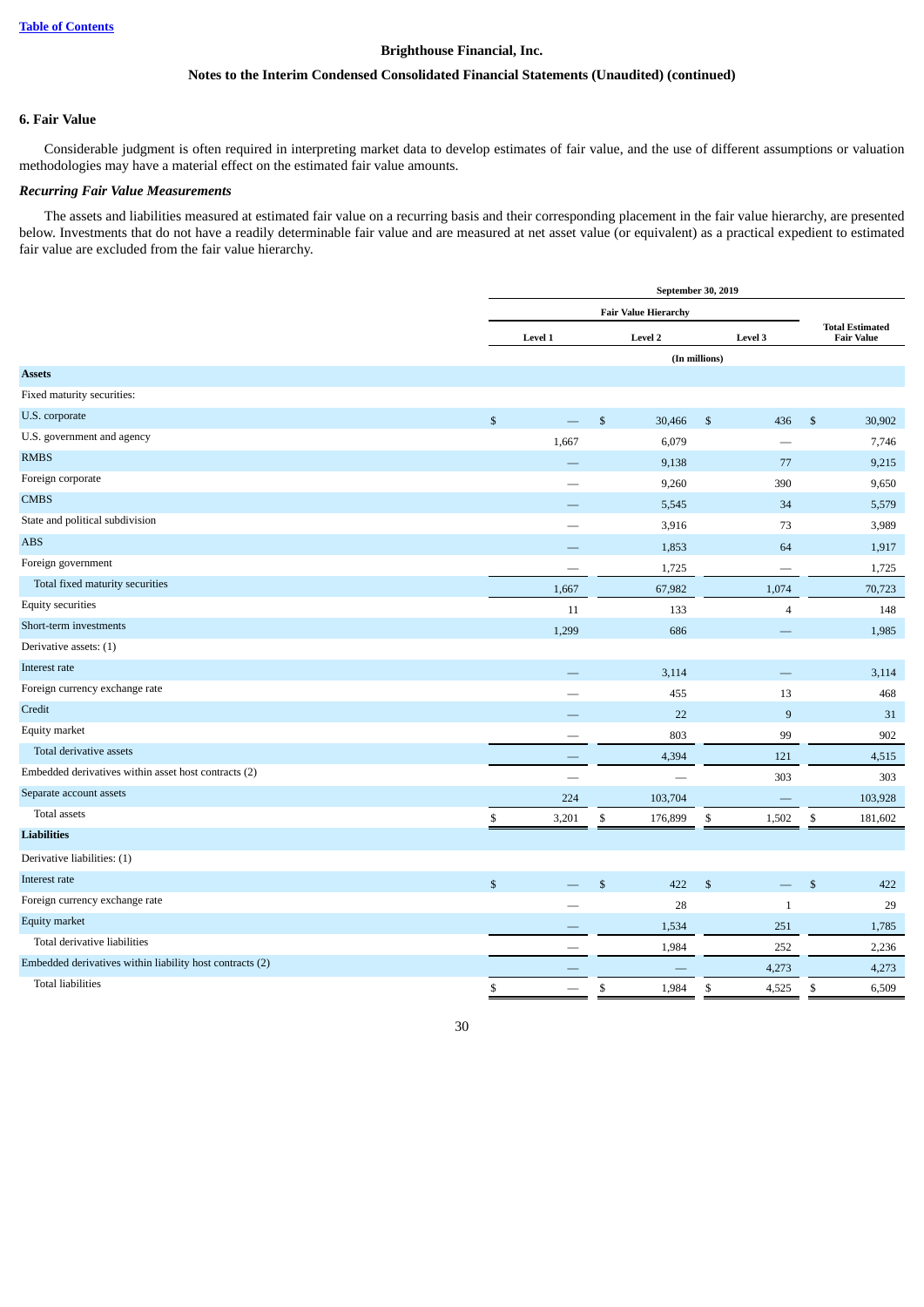Brighthouse Financial, Inc.

Notes to the Interim Condensed Consolidated Financial Statements (Unaudited) (continued)

## 6. Fair Value

Considerable judgment is often required in interpreting market data to develop estimates of fair value, and the use of different assumptions or valuation methodologies may have a material effect on the estimated fair value amounts.

### *Recurring Fair Value Measurements*

The assets and liabilities measured at estimated fair value on a recurring basis and their corresponding placement in the fair value hierarchy, are presented below. Investments that do not have a readily determinable fair value and are measured at net asset value (or equivalent) as a practical expedient to estimated fair value are excluded from the fair value hierarchy.

| | September 30, 2019 | | | |
|---|---|---|---|---|
| | Fair Value Hierarchy | | | Total Estimated Fair Value |
| | Level 1 | Level 2 | Level 3 | |
| | (In millions) | | | |
| **Assets** | | | | |
| Fixed maturity securities: | | | | |
| U.S. corporate | $ — | $ 30,466 | $ 436 | $ 30,902 |
| U.S. government and agency | 1,667 | 6,079 | — | 7,746 |
| RMBS | — | 9,138 | 77 | 9,215 |
| Foreign corporate | — | 9,260 | 390 | 9,650 |
| CMBS | — | 5,545 | 34 | 5,579 |
| State and political subdivision | — | 3,916 | 73 | 3,989 |
| ABS | — | 1,853 | 64 | 1,917 |
| Foreign government | — | 1,725 | — | 1,725 |
| Total fixed maturity securities | 1,667 | 67,982 | 1,074 | 70,723 |
| Equity securities | 11 | 133 | 4 | 148 |
| Short-term investments | 1,299 | 686 | — | 1,985 |
| Derivative assets: (1) | | | | |
| Interest rate | — | 3,114 | — | 3,114 |
| Foreign currency exchange rate | — | 455 | 13 | 468 |
| Credit | — | 22 | 9 | 31 |
| Equity market | — | 803 | 99 | 902 |
| Total derivative assets | — | 4,394 | 121 | 4,515 |
| Embedded derivatives within asset host contracts (2) | — | — | 303 | 303 |
| Separate account assets | 224 | 103,704 | — | 103,928 |
| Total assets | $ 3,201 | $ 176,899 | $ 1,502 | $ 181,602 |
| **Liabilities** | | | | |
| Derivative liabilities: (1) | | | | |
| Interest rate | $ — | $ 422 | $ — | $ 422 |
| Foreign currency exchange rate | — | 28 | 1 | 29 |
| Equity market | — | 1,534 | 251 | 1,785 |
| Total derivative liabilities | — | 1,984 | 252 | 2,236 |
| Embedded derivatives within liability host contracts (2) | — | — | 4,273 | 4,273 |
| Total liabilities | $ — | $ 1,984 | $ 4,525 | $ 6,509 |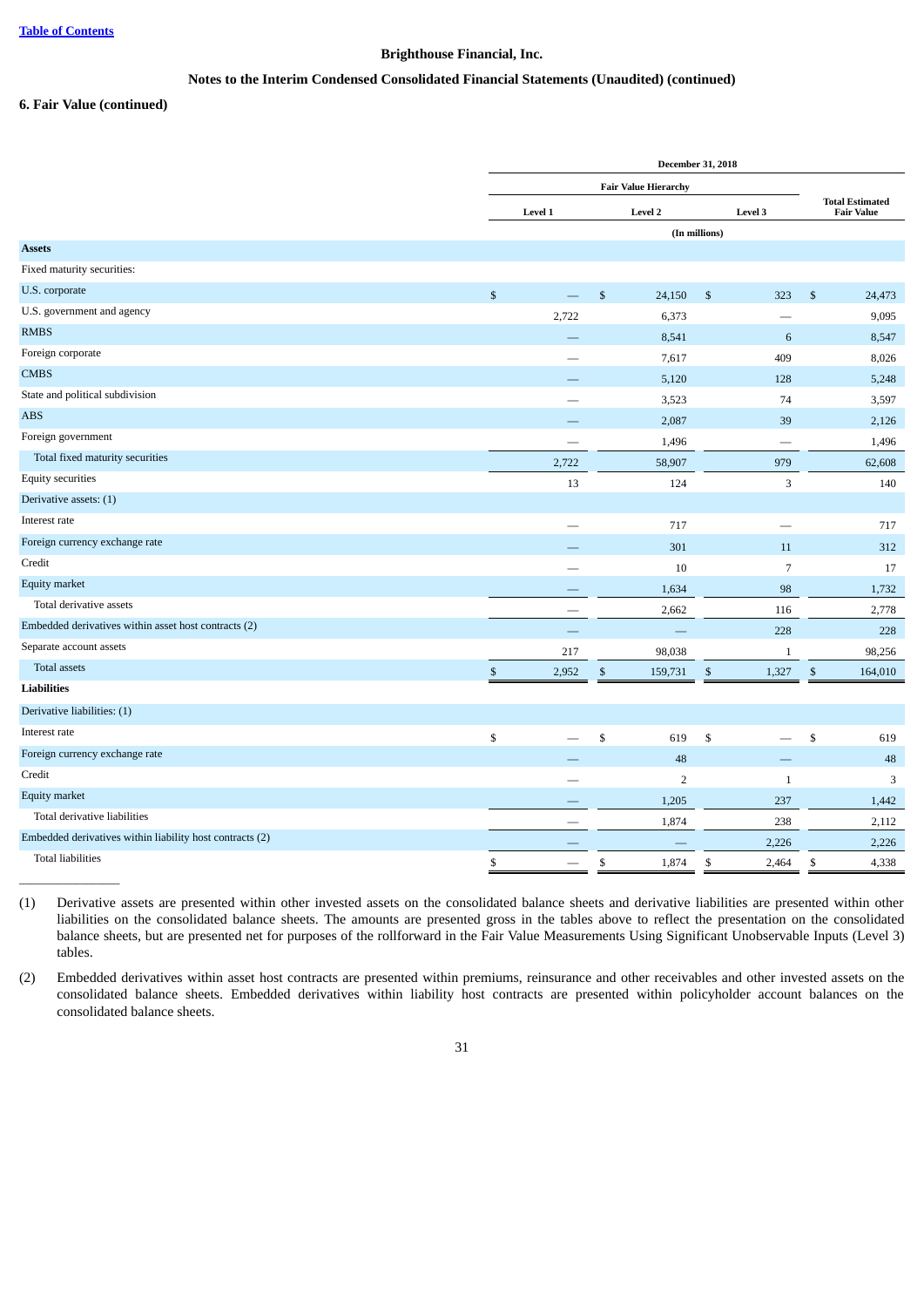Brighthouse Financial, Inc.

Notes to the Interim Condensed Consolidated Financial Statements (Unaudited) (continued)

### 6. Fair Value (continued)

| | December 31, 2018 | | | |
|---|---|---|---|---|
| | Fair Value Hierarchy | | | |
| | Level 1 | Level 2 | Level 3 | Total Estimated Fair Value |
| | (In millions) | | | |
| **Assets** | | | | |
| Fixed maturity securities: | | | | |
| U.S. corporate | $ — | $ 24,150 | $ 323 | $ 24,473 |
| U.S. government and agency | 2,722 | 6,373 | — | 9,095 |
| RMBS | — | 8,541 | 6 | 8,547 |
| Foreign corporate | — | 7,617 | 409 | 8,026 |
| CMBS | — | 5,120 | 128 | 5,248 |
| State and political subdivision | — | 3,523 | 74 | 3,597 |
| ABS | — | 2,087 | 39 | 2,126 |
| Foreign government | — | 1,496 | — | 1,496 |
| Total fixed maturity securities | 2,722 | 58,907 | 979 | 62,608 |
| Equity securities | 13 | 124 | 3 | 140 |
| Derivative assets: (1) | | | | |
| Interest rate | — | 717 | — | 717 |
| Foreign currency exchange rate | — | 301 | 11 | 312 |
| Credit | — | 10 | 7 | 17 |
| Equity market | — | 1,634 | 98 | 1,732 |
| Total derivative assets | — | 2,662 | 116 | 2,778 |
| Embedded derivatives within asset host contracts (2) | — | — | 228 | 228 |
| Separate account assets | 217 | 98,038 | 1 | 98,256 |
| Total assets | $ 2,952 | $ 159,731 | $ 1,327 | $ 164,010 |
| **Liabilities** | | | | |
| Derivative liabilities: (1) | | | | |
| Interest rate | $ — | $ 619 | $ — | $ 619 |
| Foreign currency exchange rate | — | 48 | — | 48 |
| Credit | — | 2 | 1 | 3 |
| Equity market | — | 1,205 | 237 | 1,442 |
| Total derivative liabilities | — | 1,874 | 238 | 2,112 |
| Embedded derivatives within liability host contracts (2) | — | — | 2,226 | 2,226 |
| Total liabilities | $ — | $ 1,874 | $ 2,464 | $ 4,338 |

(1) Derivative assets are presented within other invested assets on the consolidated balance sheets and derivative liabilities are presented within other liabilities on the consolidated balance sheets. The amounts are presented gross in the tables above to reflect the presentation on the consolidated balance sheets, but are presented net for purposes of the rollforward in the Fair Value Measurements Using Significant Unobservable Inputs (Level 3) tables.

(2) Embedded derivatives within asset host contracts are presented within premiums, reinsurance and other receivables and other invested assets on the consolidated balance sheets. Embedded derivatives within liability host contracts are presented within policyholder account balances on the consolidated balance sheets.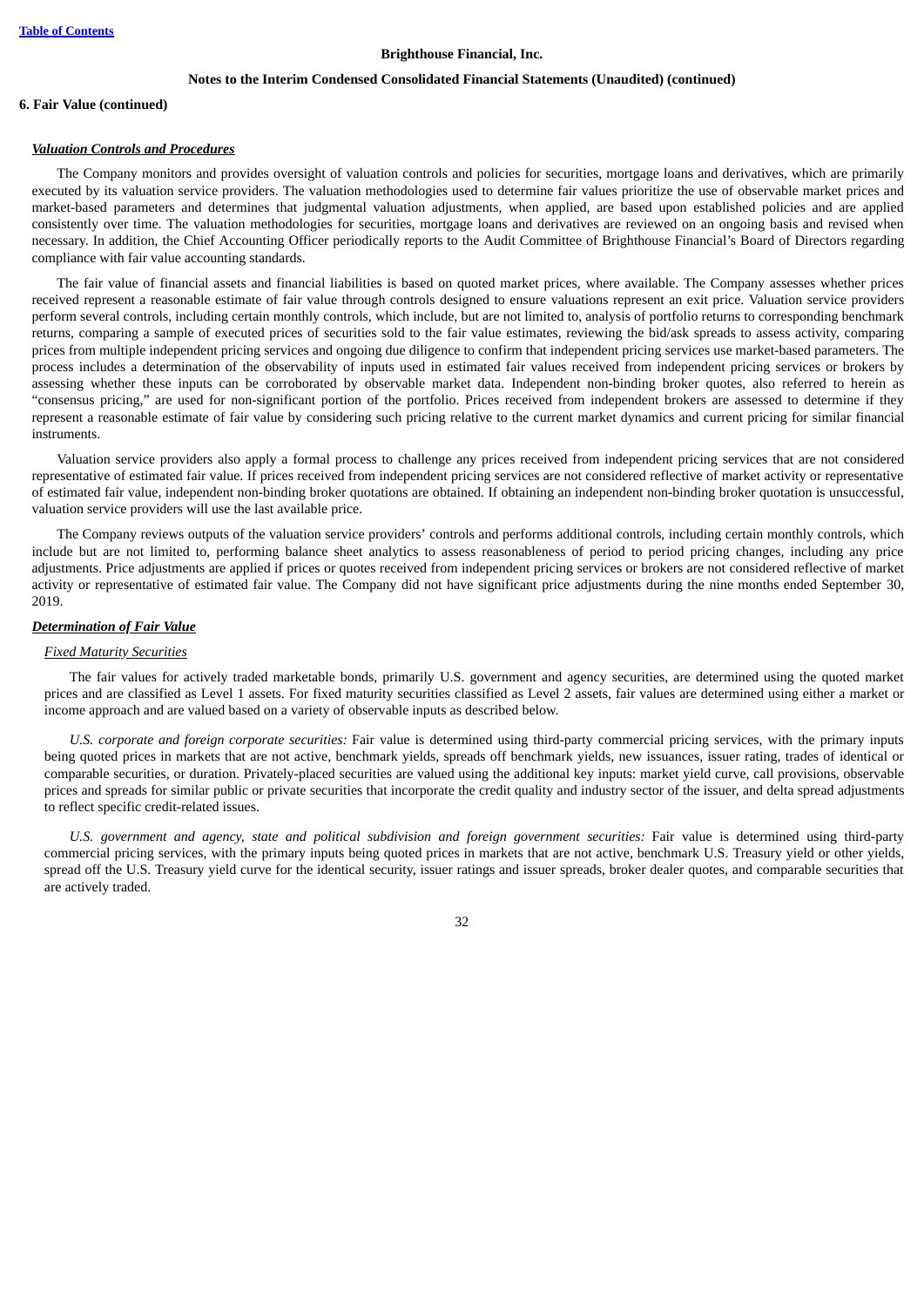**6. Fair Value (continued)**

***Valuation Controls and Procedures***

The Company monitors and provides oversight of valuation controls and policies for securities, mortgage loans and derivatives, which are primarily executed by its valuation service providers. The valuation methodologies used to determine fair values prioritize the use of observable market prices and market-based parameters and determines that judgmental valuation adjustments, when applied, are based upon established policies and are applied consistently over time. The valuation methodologies for securities, mortgage loans and derivatives are reviewed on an ongoing basis and revised when necessary. In addition, the Chief Accounting Officer periodically reports to the Audit Committee of Brighthouse Financial's Board of Directors regarding compliance with fair value accounting standards.

The fair value of financial assets and financial liabilities is based on quoted market prices, where available. The Company assesses whether prices received represent a reasonable estimate of fair value through controls designed to ensure valuations represent an exit price. Valuation service providers perform several controls, including certain monthly controls, which include, but are not limited to, analysis of portfolio returns to corresponding benchmark returns, comparing a sample of executed prices of securities sold to the fair value estimates, reviewing the bid/ask spreads to assess activity, comparing prices from multiple independent pricing services and ongoing due diligence to confirm that independent pricing services use market-based parameters. The process includes a determination of the observability of inputs used in estimated fair values received from independent pricing services or brokers by assessing whether these inputs can be corroborated by observable market data. Independent non-binding broker quotes, also referred to herein as "consensus pricing," are used for non-significant portion of the portfolio. Prices received from independent brokers are assessed to determine if they represent a reasonable estimate of fair value by considering such pricing relative to the current market dynamics and current pricing for similar financial instruments.

Valuation service providers also apply a formal process to challenge any prices received from independent pricing services that are not considered representative of estimated fair value. If prices received from independent pricing services are not considered reflective of market activity or representative of estimated fair value, independent non-binding broker quotations are obtained. If obtaining an independent non-binding broker quotation is unsuccessful, valuation service providers will use the last available price.

The Company reviews outputs of the valuation service providers' controls and performs additional controls, including certain monthly controls, which include but are not limited to, performing balance sheet analytics to assess reasonableness of period to period pricing changes, including any price adjustments. Price adjustments are applied if prices or quotes received from independent pricing services or brokers are not considered reflective of market activity or representative of estimated fair value. The Company did not have significant price adjustments during the nine months ended September 30, 2019.

***Determination of Fair Value***

*Fixed Maturity Securities*

The fair values for actively traded marketable bonds, primarily U.S. government and agency securities, are determined using the quoted market prices and are classified as Level 1 assets. For fixed maturity securities classified as Level 2 assets, fair values are determined using either a market or income approach and are valued based on a variety of observable inputs as described below.

*U.S. corporate and foreign corporate securities:* Fair value is determined using third-party commercial pricing services, with the primary inputs being quoted prices in markets that are not active, benchmark yields, spreads off benchmark yields, new issuances, issuer rating, trades of identical or comparable securities, or duration. Privately-placed securities are valued using the additional key inputs: market yield curve, call provisions, observable prices and spreads for similar public or private securities that incorporate the credit quality and industry sector of the issuer, and delta spread adjustments to reflect specific credit-related issues.

*U.S. government and agency, state and political subdivision and foreign government securities:* Fair value is determined using third-party commercial pricing services, with the primary inputs being quoted prices in markets that are not active, benchmark U.S. Treasury yield or other yields, spread off the U.S. Treasury yield curve for the identical security, issuer ratings and issuer spreads, broker dealer quotes, and comparable securities that are actively traded.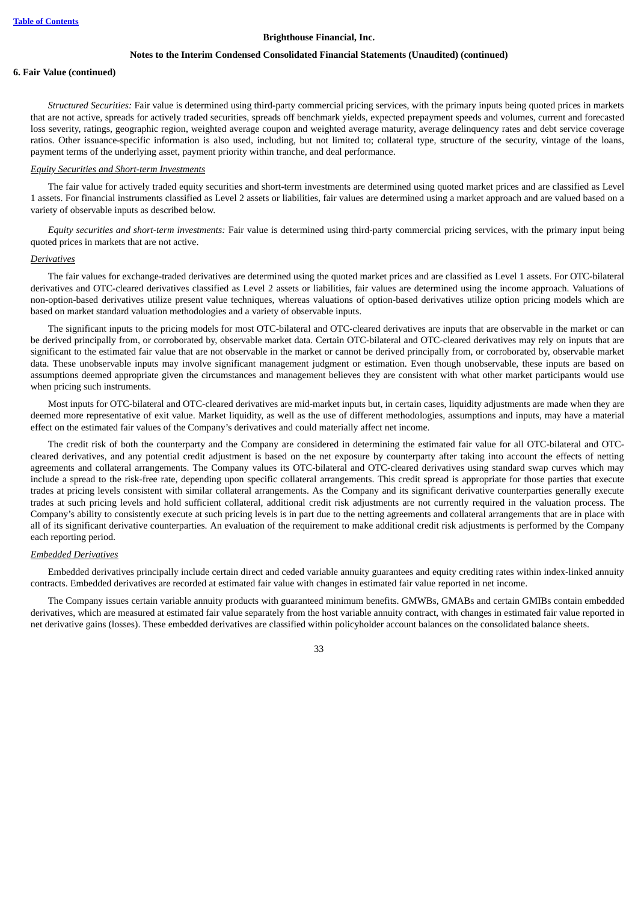### 6. Fair Value (continued)

*Structured Securities:* Fair value is determined using third-party commercial pricing services, with the primary inputs being quoted prices in markets that are not active, spreads for actively traded securities, spreads off benchmark yields, expected prepayment speeds and volumes, current and forecasted loss severity, ratings, geographic region, weighted average coupon and weighted average maturity, average delinquency rates and debt service coverage ratios. Other issuance-specific information is also used, including, but not limited to; collateral type, structure of the security, vintage of the loans, payment terms of the underlying asset, payment priority within tranche, and deal performance.

#### Equity Securities and Short-term Investments

The fair value for actively traded equity securities and short-term investments are determined using quoted market prices and are classified as Level 1 assets. For financial instruments classified as Level 2 assets or liabilities, fair values are determined using a market approach and are valued based on a variety of observable inputs as described below.

*Equity securities and short-term investments:* Fair value is determined using third-party commercial pricing services, with the primary input being quoted prices in markets that are not active.

#### Derivatives

The fair values for exchange-traded derivatives are determined using the quoted market prices and are classified as Level 1 assets. For OTC-bilateral derivatives and OTC-cleared derivatives classified as Level 2 assets or liabilities, fair values are determined using the income approach. Valuations of non-option-based derivatives utilize present value techniques, whereas valuations of option-based derivatives utilize option pricing models which are based on market standard valuation methodologies and a variety of observable inputs.

The significant inputs to the pricing models for most OTC-bilateral and OTC-cleared derivatives are inputs that are observable in the market or can be derived principally from, or corroborated by, observable market data. Certain OTC-bilateral and OTC-cleared derivatives may rely on inputs that are significant to the estimated fair value that are not observable in the market or cannot be derived principally from, or corroborated by, observable market data. These unobservable inputs may involve significant management judgment or estimation. Even though unobservable, these inputs are based on assumptions deemed appropriate given the circumstances and management believes they are consistent with what other market participants would use when pricing such instruments.

Most inputs for OTC-bilateral and OTC-cleared derivatives are mid-market inputs but, in certain cases, liquidity adjustments are made when they are deemed more representative of exit value. Market liquidity, as well as the use of different methodologies, assumptions and inputs, may have a material effect on the estimated fair values of the Company's derivatives and could materially affect net income.

The credit risk of both the counterparty and the Company are considered in determining the estimated fair value for all OTC-bilateral and OTC-cleared derivatives, and any potential credit adjustment is based on the net exposure by counterparty after taking into account the effects of netting agreements and collateral arrangements. The Company values its OTC-bilateral and OTC-cleared derivatives using standard swap curves which may include a spread to the risk-free rate, depending upon specific collateral arrangements. This credit spread is appropriate for those parties that execute trades at pricing levels consistent with similar collateral arrangements. As the Company and its significant derivative counterparties generally execute trades at such pricing levels and hold sufficient collateral, additional credit risk adjustments are not currently required in the valuation process. The Company's ability to consistently execute at such pricing levels is in part due to the netting agreements and collateral arrangements that are in place with all of its significant derivative counterparties. An evaluation of the requirement to make additional credit risk adjustments is performed by the Company each reporting period.

#### Embedded Derivatives

Embedded derivatives principally include certain direct and ceded variable annuity guarantees and equity crediting rates within index-linked annuity contracts. Embedded derivatives are recorded at estimated fair value with changes in estimated fair value reported in net income.

The Company issues certain variable annuity products with guaranteed minimum benefits. GMWBs, GMABs and certain GMIBs contain embedded derivatives, which are measured at estimated fair value separately from the host variable annuity contract, with changes in estimated fair value reported in net derivative gains (losses). These embedded derivatives are classified within policyholder account balances on the consolidated balance sheets.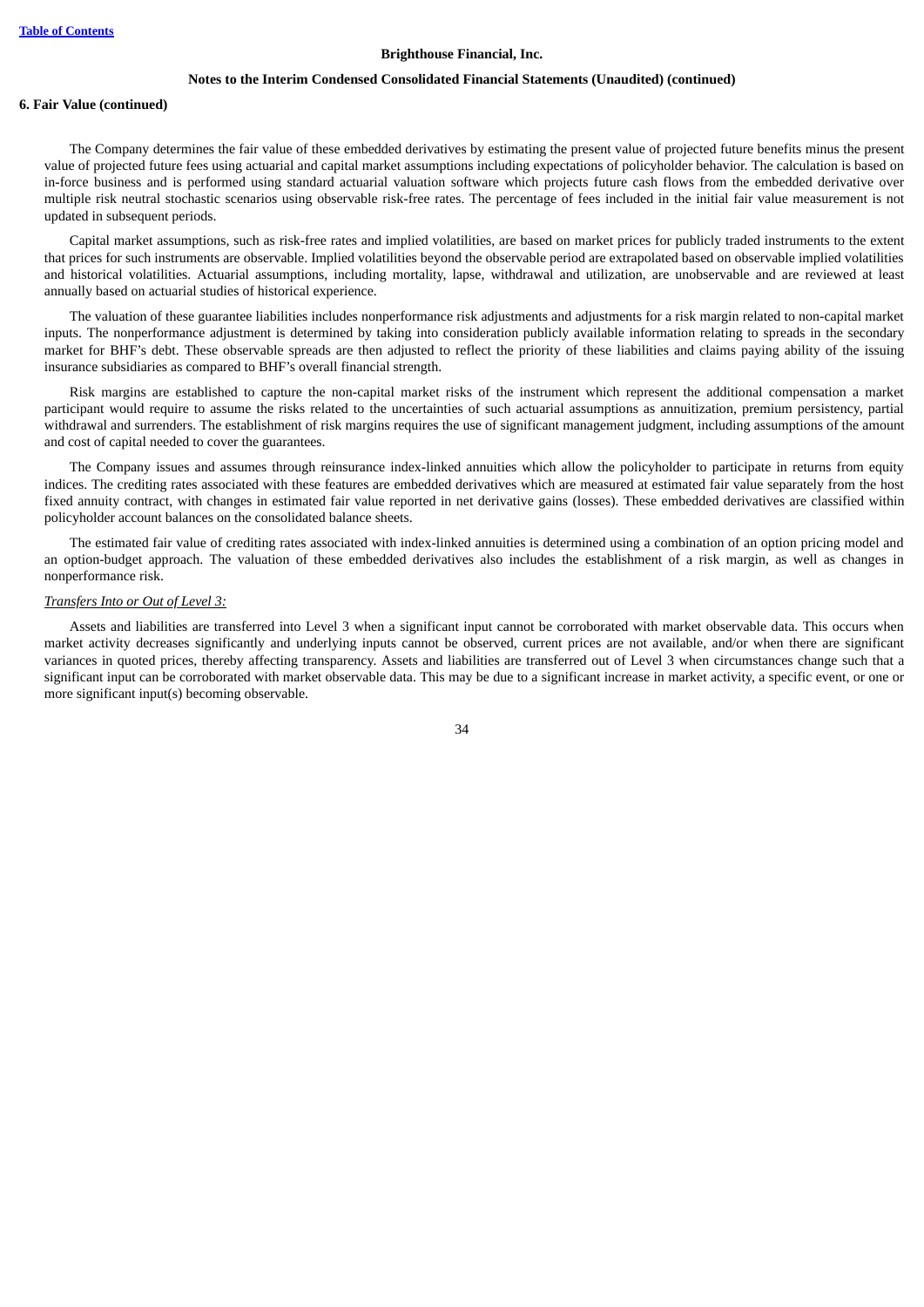The Company determines the fair value of these embedded derivatives by estimating the present value of projected future benefits minus the present value of projected future fees using actuarial and capital market assumptions including expectations of policyholder behavior. The calculation is based on in-force business and is performed using standard actuarial valuation software which projects future cash flows from the embedded derivative over multiple risk neutral stochastic scenarios using observable risk-free rates. The percentage of fees included in the initial fair value measurement is not updated in subsequent periods.

Capital market assumptions, such as risk-free rates and implied volatilities, are based on market prices for publicly traded instruments to the extent that prices for such instruments are observable. Implied volatilities beyond the observable period are extrapolated based on observable implied volatilities and historical volatilities. Actuarial assumptions, including mortality, lapse, withdrawal and utilization, are unobservable and are reviewed at least annually based on actuarial studies of historical experience.

The valuation of these guarantee liabilities includes nonperformance risk adjustments and adjustments for a risk margin related to non-capital market inputs. The nonperformance adjustment is determined by taking into consideration publicly available information relating to spreads in the secondary market for BHF's debt. These observable spreads are then adjusted to reflect the priority of these liabilities and claims paying ability of the issuing insurance subsidiaries as compared to BHF's overall financial strength.

Risk margins are established to capture the non-capital market risks of the instrument which represent the additional compensation a market participant would require to assume the risks related to the uncertainties of such actuarial assumptions as annuitization, premium persistency, partial withdrawal and surrenders. The establishment of risk margins requires the use of significant management judgment, including assumptions of the amount and cost of capital needed to cover the guarantees.

The Company issues and assumes through reinsurance index-linked annuities which allow the policyholder to participate in returns from equity indices. The crediting rates associated with these features are embedded derivatives which are measured at estimated fair value separately from the host fixed annuity contract, with changes in estimated fair value reported in net derivative gains (losses). These embedded derivatives are classified within policyholder account balances on the consolidated balance sheets.

The estimated fair value of crediting rates associated with index-linked annuities is determined using a combination of an option pricing model and an option-budget approach. The valuation of these embedded derivatives also includes the establishment of a risk margin, as well as changes in nonperformance risk.

*Transfers Into or Out of Level 3:*

Assets and liabilities are transferred into Level 3 when a significant input cannot be corroborated with market observable data. This occurs when market activity decreases significantly and underlying inputs cannot be observed, current prices are not available, and/or when there are significant variances in quoted prices, thereby affecting transparency. Assets and liabilities are transferred out of Level 3 when circumstances change such that a significant input can be corroborated with market observable data. This may be due to a significant increase in market activity, a specific event, or one or more significant input(s) becoming observable.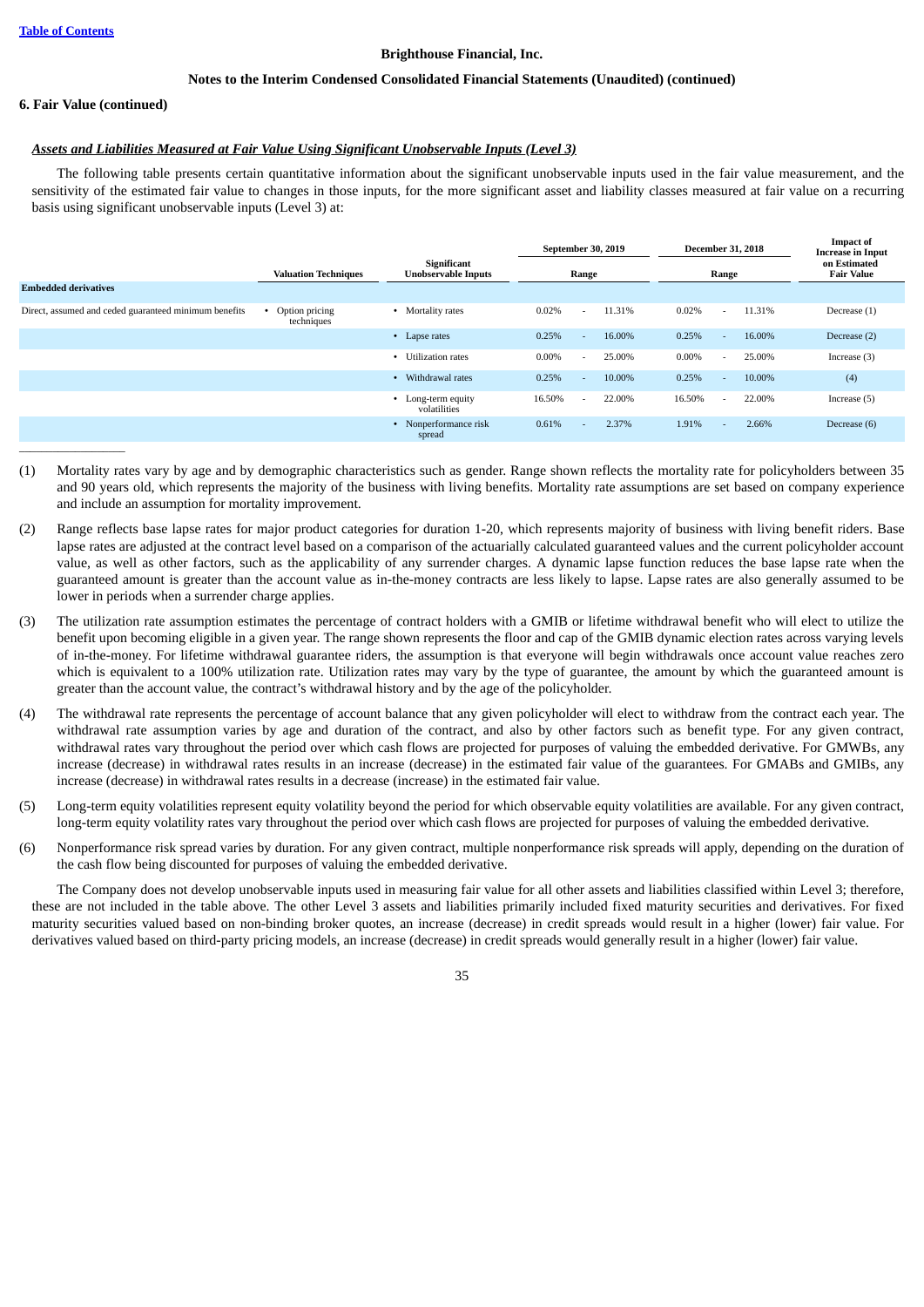Brighthouse Financial, Inc.

Notes to the Interim Condensed Consolidated Financial Statements (Unaudited) (continued)

**6. Fair Value (continued)**

***Assets and Liabilities Measured at Fair Value Using Significant Unobservable Inputs (Level 3)***

The following table presents certain quantitative information about the significant unobservable inputs used in the fair value measurement, and the sensitivity of the estimated fair value to changes in those inputs, for the more significant asset and liability classes measured at fair value on a recurring basis using significant unobservable inputs (Level 3) at:

| | Valuation Techniques | Significant Unobservable Inputs | September 30, 2019 | | | December 31, 2018 | | | Impact of Increase in Input on Estimated Fair Value |
|---|---|---|---|---|---|---|---|---|---|
| | | | Range | | | Range | | | |
| **Embedded derivatives** | | | | | | | | | |
| Direct, assumed and ceded guaranteed minimum benefits | • Option pricing techniques | • Mortality rates | 0.02% | - | 11.31% | 0.02% | - | 11.31% | Decrease (1) |
| | | • Lapse rates | 0.25% | - | 16.00% | 0.25% | - | 16.00% | Decrease (2) |
| | | • Utilization rates | 0.00% | - | 25.00% | 0.00% | - | 25.00% | Increase (3) |
| | | • Withdrawal rates | 0.25% | - | 10.00% | 0.25% | - | 10.00% | (4) |
| | | • Long-term equity volatilities | 16.50% | - | 22.00% | 16.50% | - | 22.00% | Increase (5) |
| | | • Nonperformance risk spread | 0.61% | - | 2.37% | 1.91% | - | 2.66% | Decrease (6) |

(1) Mortality rates vary by age and by demographic characteristics such as gender. Range shown reflects the mortality rate for policyholders between 35 and 90 years old, which represents the majority of the business with living benefits. Mortality rate assumptions are set based on company experience and include an assumption for mortality improvement.

(2) Range reflects base lapse rates for major product categories for duration 1-20, which represents majority of business with living benefit riders. Base lapse rates are adjusted at the contract level based on a comparison of the actuarially calculated guaranteed values and the current policyholder account value, as well as other factors, such as the applicability of any surrender charges. A dynamic lapse function reduces the base lapse rate when the guaranteed amount is greater than the account value as in-the-money contracts are less likely to lapse. Lapse rates are also generally assumed to be lower in periods when a surrender charge applies.

(3) The utilization rate assumption estimates the percentage of contract holders with a GMIB or lifetime withdrawal benefit who will elect to utilize the benefit upon becoming eligible in a given year. The range shown represents the floor and cap of the GMIB dynamic election rates across varying levels of in-the-money. For lifetime withdrawal guarantee riders, the assumption is that everyone will begin withdrawals once account value reaches zero which is equivalent to a 100% utilization rate. Utilization rates may vary by the type of guarantee, the amount by which the guaranteed amount is greater than the account value, the contract's withdrawal history and by the age of the policyholder.

(4) The withdrawal rate represents the percentage of account balance that any given policyholder will elect to withdraw from the contract each year. The withdrawal rate assumption varies by age and duration of the contract, and also by other factors such as benefit type. For any given contract, withdrawal rates vary throughout the period over which cash flows are projected for purposes of valuing the embedded derivative. For GMWBs, any increase (decrease) in withdrawal rates results in an increase (decrease) in the estimated fair value of the guarantees. For GMABs and GMIBs, any increase (decrease) in withdrawal rates results in a decrease (increase) in the estimated fair value.

(5) Long-term equity volatilities represent equity volatility beyond the period for which observable equity volatilities are available. For any given contract, long-term equity volatility rates vary throughout the period over which cash flows are projected for purposes of valuing the embedded derivative.

(6) Nonperformance risk spread varies by duration. For any given contract, multiple nonperformance risk spreads will apply, depending on the duration of the cash flow being discounted for purposes of valuing the embedded derivative.

The Company does not develop unobservable inputs used in measuring fair value for all other assets and liabilities classified within Level 3; therefore, these are not included in the table above. The other Level 3 assets and liabilities primarily included fixed maturity securities and derivatives. For fixed maturity securities valued based on non-binding broker quotes, an increase (decrease) in credit spreads would result in a higher (lower) fair value. For derivatives valued based on third-party pricing models, an increase (decrease) in credit spreads would generally result in a higher (lower) fair value.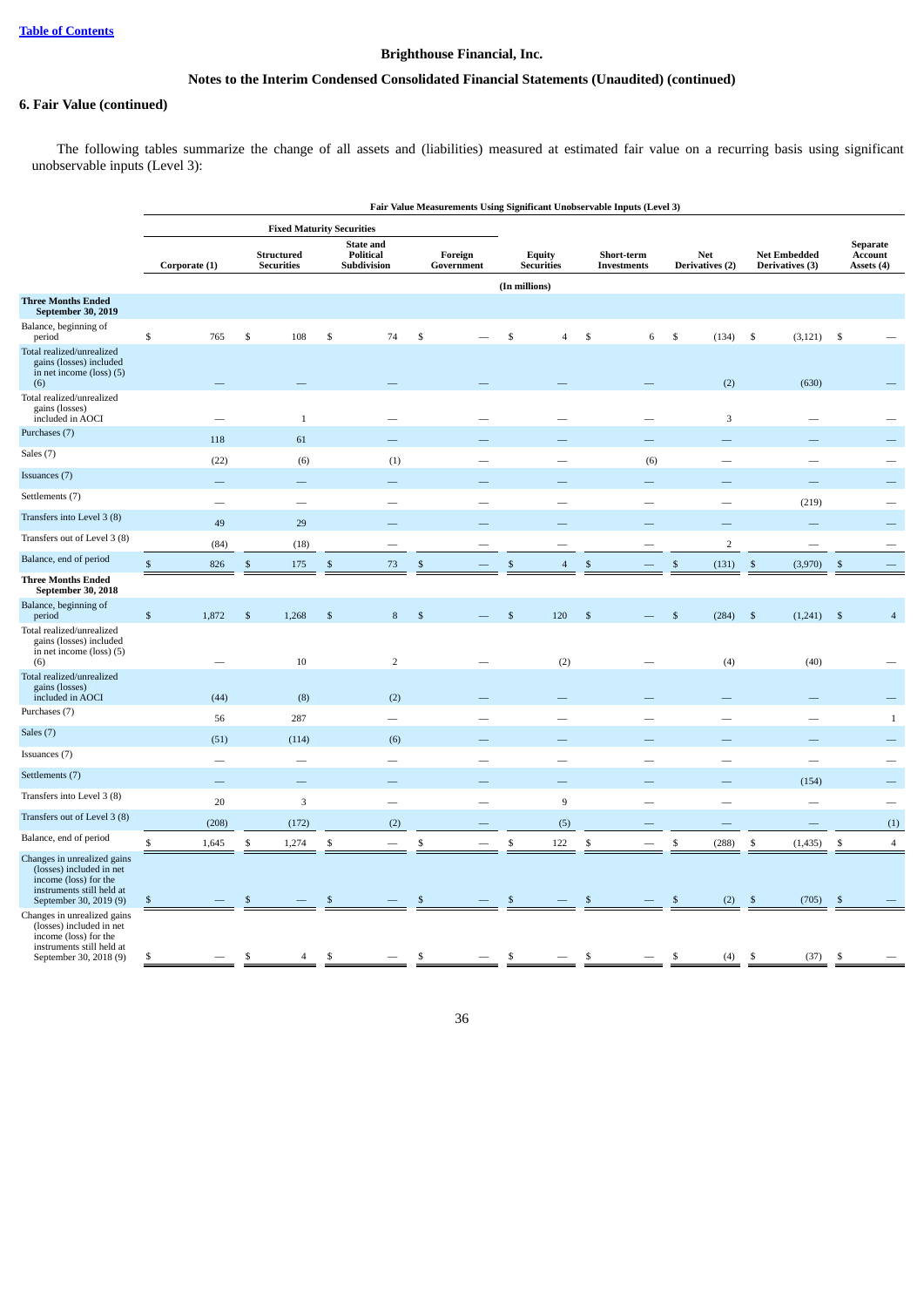[Table of Contents](#)

## Brighthouse Financial, Inc.

### Notes to the Interim Condensed Consolidated Financial Statements (Unaudited) (continued)

### 6. Fair Value (continued)

The following tables summarize the change of all assets and (liabilities) measured at estimated fair value on a recurring basis using significant unobservable inputs (Level 3):

| | Fair Value Measurements Using Significant Unobservable Inputs (Level 3) | | | | | | | | |
|---|---|---|---|---|---|---|---|---|---|
| | Fixed Maturity Securities | | | | | | | | |
| | Corporate (1) | Structured Securities | State and Political Subdivision | Foreign Government | Equity Securities | Short-term Investments | Net Derivatives (2) | Net Embedded Derivatives (3) | Separate Account Assets (4) |
| | (In millions) | | | | | | | | |
| **Three Months Ended September 30, 2019** | | | | | | | | | |
| Balance, beginning of period | $ 765 | $ 108 | $ 74 | $ — | $ 4 | $ 6 | $ (134) | $ (3,121) | $ — |
| Total realized/unrealized gains (losses) included in net income (loss) (5) (6) | — | — | — | — | — | — | (2) | (630) | — |
| Total realized/unrealized gains (losses) included in AOCI | — | 1 | — | — | — | — | 3 | — | — |
| Purchases (7) | 118 | 61 | — | — | — | — | — | — | — |
| Sales (7) | (22) | (6) | (1) | — | — | (6) | — | — | — |
| Issuances (7) | — | — | — | — | — | — | — | — | — |
| Settlements (7) | — | — | — | — | — | — | — | (219) | — |
| Transfers into Level 3 (8) | 49 | 29 | — | — | — | — | — | — | — |
| Transfers out of Level 3 (8) | (84) | (18) | — | — | — | — | 2 | — | — |
| Balance, end of period | $ 826 | $ 175 | $ 73 | $ — | $ 4 | $ — | $ (131) | $ (3,970) | $ — |
| **Three Months Ended September 30, 2018** | | | | | | | | | |
| Balance, beginning of period | $ 1,872 | $ 1,268 | $ 8 | $ — | $ 120 | $ — | $ (284) | $ (1,241) | $ 4 |
| Total realized/unrealized gains (losses) included in net income (loss) (5) (6) | — | 10 | 2 | — | (2) | — | (4) | (40) | — |
| Total realized/unrealized gains (losses) included in AOCI | (44) | (8) | (2) | — | — | — | — | — | — |
| Purchases (7) | 56 | 287 | — | — | — | — | — | — | 1 |
| Sales (7) | (51) | (114) | (6) | — | — | — | — | — | — |
| Issuances (7) | — | — | — | — | — | — | — | — | — |
| Settlements (7) | — | — | — | — | — | — | — | (154) | — |
| Transfers into Level 3 (8) | 20 | 3 | — | — | 9 | — | — | — | — |
| Transfers out of Level 3 (8) | (208) | (172) | (2) | — | (5) | — | — | — | (1) |
| Balance, end of period | $ 1,645 | $ 1,274 | $ — | $ — | $ 122 | $ — | $ (288) | $ (1,435) | $ 4 |
| Changes in unrealized gains (losses) included in net income (loss) for the instruments still held at September 30, 2019 (9) | $ — | $ — | $ — | $ — | $ — | $ — | $ (2) | $ (705) | $ — |
| Changes in unrealized gains (losses) included in net income (loss) for the instruments still held at September 30, 2018 (9) | $ — | $ 4 | $ — | $ — | $ — | $ — | $ (4) | $ (37) | $ — |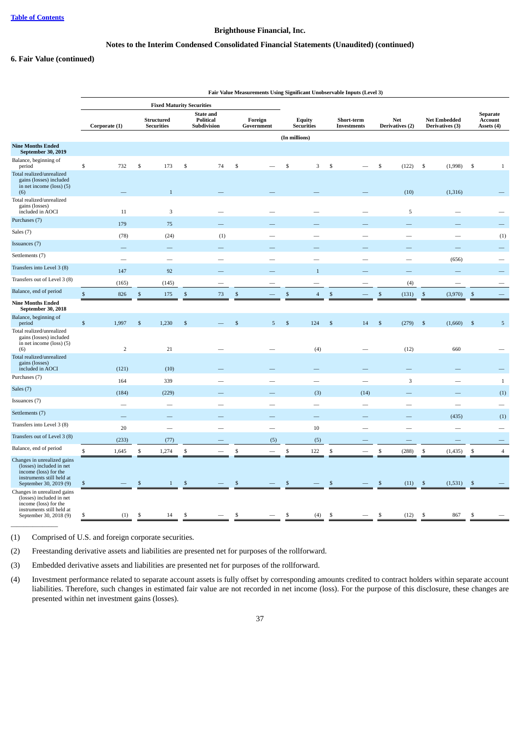Brighthouse Financial, Inc.

**Notes to the Interim Condensed Consolidated Financial Statements (Unaudited) (continued)**

**6. Fair Value (continued)**

| | Fair Value Measurements Using Significant Unobservable Inputs (Level 3) | | | | | | | | |
|---|---|---|---|---|---|---|---|---|---|
| | Fixed Maturity Securities | | | | | | | | |
| | Corporate (1) | Structured Securities | State and Political Subdivision | Foreign Government | Equity Securities | Short-term Investments | Net Derivatives (2) | Net Embedded Derivatives (3) | Separate Account Assets (4) |
| | (In millions) | | | | | | | | |
| **Nine Months Ended September 30, 2019** | | | | | | | | | |
| Balance, beginning of period | $ 732 | $ 173 | $ 74 | $ — | $ 3 | $ — | $ (122) | $ (1,998) | $ 1 |
| Total realized/unrealized gains (losses) included in net income (loss) (5) (6) | — | 1 | — | — | — | — | (10) | (1,316) | — |
| Total realized/unrealized gains (losses) included in AOCI | 11 | 3 | — | — | — | — | 5 | — | — |
| Purchases (7) | 179 | 75 | — | — | — | — | — | — | — |
| Sales (7) | (78) | (24) | (1) | — | — | — | — | — | (1) |
| Issuances (7) | — | — | — | — | — | — | — | — | — |
| Settlements (7) | — | — | — | — | — | — | — | (656) | — |
| Transfers into Level 3 (8) | 147 | 92 | — | — | 1 | — | — | — | — |
| Transfers out of Level 3 (8) | (165) | (145) | — | — | — | — | (4) | — | — |
| Balance, end of period | $ 826 | $ 175 | $ 73 | $ — | $ 4 | $ — | $ (131) | $ (3,970) | $ — |
| **Nine Months Ended September 30, 2018** | | | | | | | | | |
| Balance, beginning of period | $ 1,997 | $ 1,230 | $ — | $ 5 | $ 124 | $ 14 | $ (279) | $ (1,660) | $ 5 |
| Total realized/unrealized gains (losses) included in net income (loss) (5) (6) | 2 | 21 | — | — | (4) | — | (12) | 660 | — |
| Total realized/unrealized gains (losses) included in AOCI | (121) | (10) | — | — | — | — | — | — | — |
| Purchases (7) | 164 | 339 | — | — | — | — | 3 | — | 1 |
| Sales (7) | (184) | (229) | — | — | (3) | (14) | — | — | (1) |
| Issuances (7) | — | — | — | — | — | — | — | — | — |
| Settlements (7) | — | — | — | — | — | — | — | (435) | (1) |
| Transfers into Level 3 (8) | 20 | — | — | — | 10 | — | — | — | — |
| Transfers out of Level 3 (8) | (233) | (77) | — | (5) | (5) | — | — | — | — |
| Balance, end of period | $ 1,645 | $ 1,274 | $ — | $ — | $ 122 | $ — | $ (288) | $ (1,435) | $ 4 |
| Changes in unrealized gains (losses) included in net income (loss) for the instruments still held at September 30, 2019 (9) | $ — | $ 1 | $ — | $ — | $ — | $ — | $ (11) | $ (1,531) | $ — |
| Changes in unrealized gains (losses) included in net income (loss) for the instruments still held at September 30, 2018 (9) | $ (1) | $ 14 | $ — | $ — | $ (4) | $ — | $ (12) | $ 867 | $ — |

(1) Comprised of U.S. and foreign corporate securities.

(2) Freestanding derivative assets and liabilities are presented net for purposes of the rollforward.

(3) Embedded derivative assets and liabilities are presented net for purposes of the rollforward.

(4) Investment performance related to separate account assets is fully offset by corresponding amounts credited to contract holders within separate account liabilities. Therefore, such changes in estimated fair value are not recorded in net income (loss). For the purpose of this disclosure, these changes are presented within net investment gains (losses).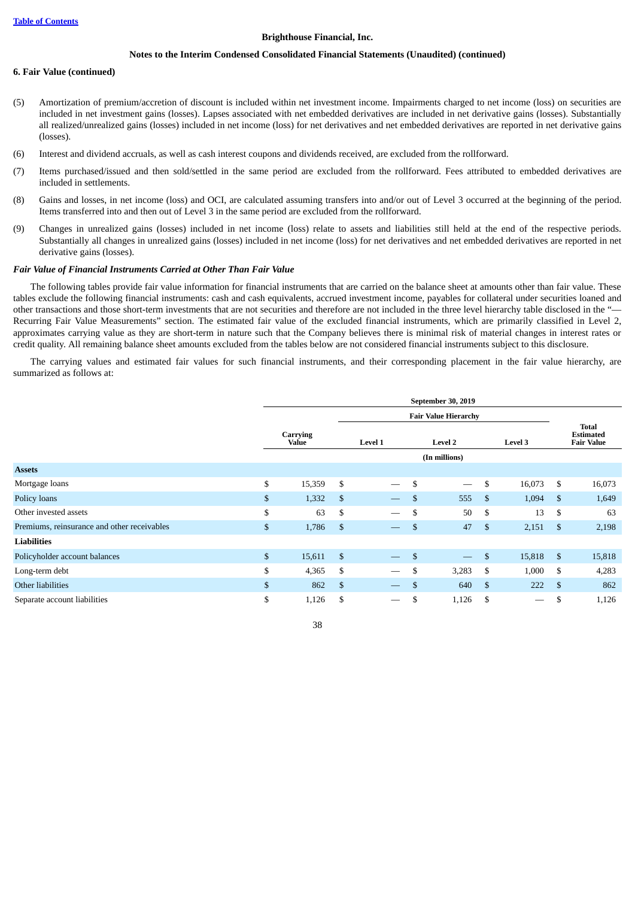Brighthouse Financial, Inc.

Notes to the Interim Condensed Consolidated Financial Statements (Unaudited) (continued)

**6. Fair Value (continued)**

(5) Amortization of premium/accretion of discount is included within net investment income. Impairments charged to net income (loss) on securities are included in net investment gains (losses). Lapses associated with net embedded derivatives are included in net derivative gains (losses). Substantially all realized/unrealized gains (losses) included in net income (loss) for net derivatives and net embedded derivatives are reported in net derivative gains (losses).

(6) Interest and dividend accruals, as well as cash interest coupons and dividends received, are excluded from the rollforward.

(7) Items purchased/issued and then sold/settled in the same period are excluded from the rollforward. Fees attributed to embedded derivatives are included in settlements.

(8) Gains and losses, in net income (loss) and OCI, are calculated assuming transfers into and/or out of Level 3 occurred at the beginning of the period. Items transferred into and then out of Level 3 in the same period are excluded from the rollforward.

(9) Changes in unrealized gains (losses) included in net income (loss) relate to assets and liabilities still held at the end of the respective periods. Substantially all changes in unrealized gains (losses) included in net income (loss) for net derivatives and net embedded derivatives are reported in net derivative gains (losses).

***Fair Value of Financial Instruments Carried at Other Than Fair Value***

The following tables provide fair value information for financial instruments that are carried on the balance sheet at amounts other than fair value. These tables exclude the following financial instruments: cash and cash equivalents, accrued investment income, payables for collateral under securities loaned and other transactions and those short-term investments that are not securities and therefore are not included in the three level hierarchy table disclosed in the "— Recurring Fair Value Measurements" section. The estimated fair value of the excluded financial instruments, which are primarily classified in Level 2, approximates carrying value as they are short-term in nature such that the Company believes there is minimal risk of material changes in interest rates or credit quality. All remaining balance sheet amounts excluded from the tables below are not considered financial instruments subject to this disclosure.

The carrying values and estimated fair values for such financial instruments, and their corresponding placement in the fair value hierarchy, are summarized as follows at:

| | September 30, 2019 | | | | |
|---|---|---|---|---|---|
| | | Fair Value Hierarchy | | | |
| | Carrying Value | Level 1 | Level 2 | Level 3 | Total Estimated Fair Value |
| | (In millions) | | | | |
| **Assets** | | | | | |
| Mortgage loans | $ 15,359 | $ — | $ — | $ 16,073 | $ 16,073 |
| Policy loans | $ 1,332 | $ — | $ 555 | $ 1,094 | $ 1,649 |
| Other invested assets | $ 63 | $ — | $ 50 | $ 13 | $ 63 |
| Premiums, reinsurance and other receivables | $ 1,786 | $ — | $ 47 | $ 2,151 | $ 2,198 |
| **Liabilities** | | | | | |
| Policyholder account balances | $ 15,611 | $ — | $ — | $ 15,818 | $ 15,818 |
| Long-term debt | $ 4,365 | $ — | $ 3,283 | $ 1,000 | $ 4,283 |
| Other liabilities | $ 862 | $ — | $ 640 | $ 222 | $ 862 |
| Separate account liabilities | $ 1,126 | $ — | $ 1,126 | $ — | $ 1,126 |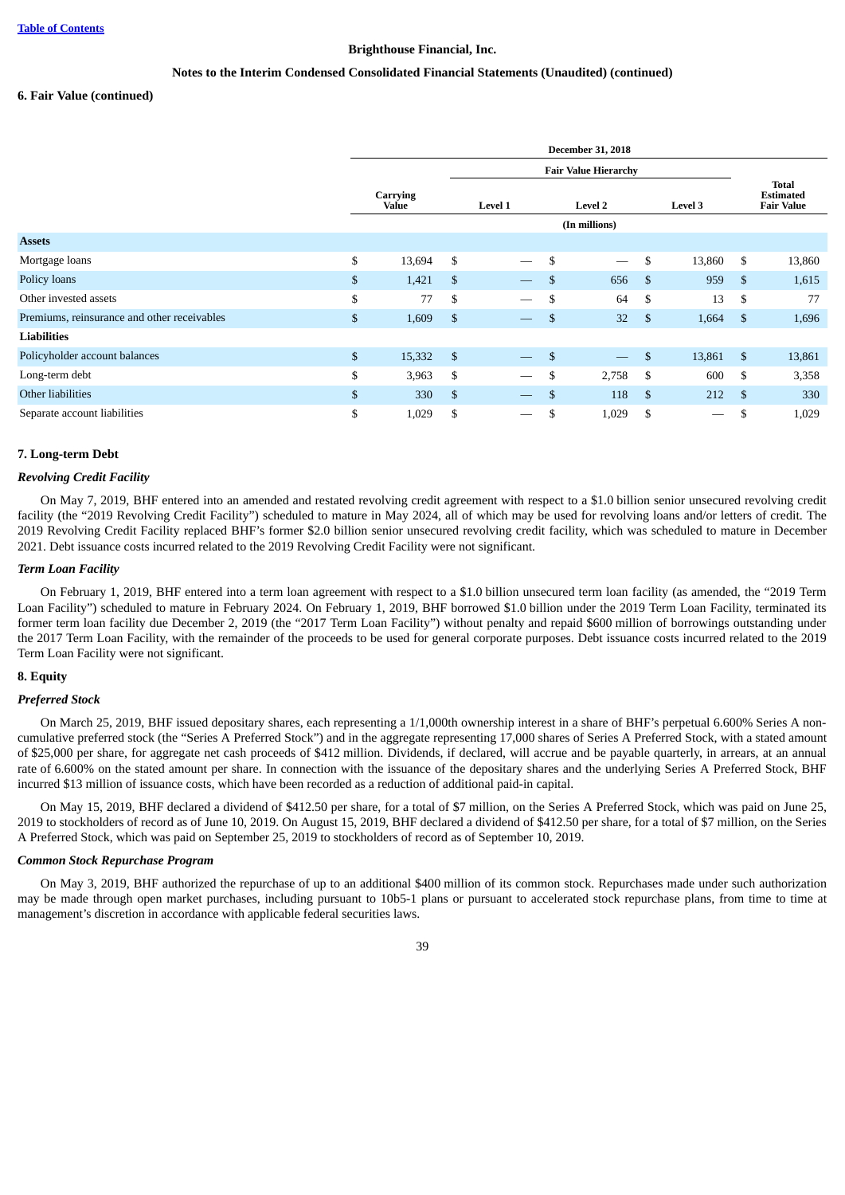**Brighthouse Financial, Inc.**

**Notes to the Interim Condensed Consolidated Financial Statements (Unaudited) (continued)**

**6. Fair Value (continued)**

| | December 31, 2018 | | | | |
|---|---|---|---|---|---|
| | | Fair Value Hierarchy | | | |
| | Carrying Value | Level 1 | Level 2 | Level 3 | Total Estimated Fair Value |
| | (In millions) | | | | |
| **Assets** | | | | | |
| Mortgage loans | $ 13,694 | $ — | $ — | $ 13,860 | $ 13,860 |
| Policy loans | $ 1,421 | $ — | $ 656 | $ 959 | $ 1,615 |
| Other invested assets | $ 77 | $ — | $ 64 | $ 13 | $ 77 |
| Premiums, reinsurance and other receivables | $ 1,609 | $ — | $ 32 | $ 1,664 | $ 1,696 |
| **Liabilities** | | | | | |
| Policyholder account balances | $ 15,332 | $ — | $ — | $ 13,861 | $ 13,861 |
| Long-term debt | $ 3,963 | $ — | $ 2,758 | $ 600 | $ 3,358 |
| Other liabilities | $ 330 | $ — | $ 118 | $ 212 | $ 330 |
| Separate account liabilities | $ 1,029 | $ — | $ 1,029 | $ — | $ 1,029 |

**7. Long-term Debt**

***Revolving Credit Facility***

On May 7, 2019, BHF entered into an amended and restated revolving credit agreement with respect to a $1.0 billion senior unsecured revolving credit facility (the "2019 Revolving Credit Facility") scheduled to mature in May 2024, all of which may be used for revolving loans and/or letters of credit. The 2019 Revolving Credit Facility replaced BHF's former $2.0 billion senior unsecured revolving credit facility, which was scheduled to mature in December 2021. Debt issuance costs incurred related to the 2019 Revolving Credit Facility were not significant.

***Term Loan Facility***

On February 1, 2019, BHF entered into a term loan agreement with respect to a $1.0 billion unsecured term loan facility (as amended, the "2019 Term Loan Facility") scheduled to mature in February 2024. On February 1, 2019, BHF borrowed $1.0 billion under the 2019 Term Loan Facility, terminated its former term loan facility due December 2, 2019 (the "2017 Term Loan Facility") without penalty and repaid $600 million of borrowings outstanding under the 2017 Term Loan Facility, with the remainder of the proceeds to be used for general corporate purposes. Debt issuance costs incurred related to the 2019 Term Loan Facility were not significant.

**8. Equity**

***Preferred Stock***

On March 25, 2019, BHF issued depositary shares, each representing a 1/1,000th ownership interest in a share of BHF's perpetual 6.600% Series A non-cumulative preferred stock (the "Series A Preferred Stock") and in the aggregate representing 17,000 shares of Series A Preferred Stock, with a stated amount of $25,000 per share, for aggregate net cash proceeds of $412 million. Dividends, if declared, will accrue and be payable quarterly, in arrears, at an annual rate of 6.600% on the stated amount per share. In connection with the issuance of the depositary shares and the underlying Series A Preferred Stock, BHF incurred $13 million of issuance costs, which have been recorded as a reduction of additional paid-in capital.

On May 15, 2019, BHF declared a dividend of $412.50 per share, for a total of $7 million, on the Series A Preferred Stock, which was paid on June 25, 2019 to stockholders of record as of June 10, 2019. On August 15, 2019, BHF declared a dividend of $412.50 per share, for a total of $7 million, on the Series A Preferred Stock, which was paid on September 25, 2019 to stockholders of record as of September 10, 2019.

***Common Stock Repurchase Program***

On May 3, 2019, BHF authorized the repurchase of up to an additional $400 million of its common stock. Repurchases made under such authorization may be made through open market purchases, including pursuant to 10b5-1 plans or pursuant to accelerated stock repurchase plans, from time to time at management's discretion in accordance with applicable federal securities laws.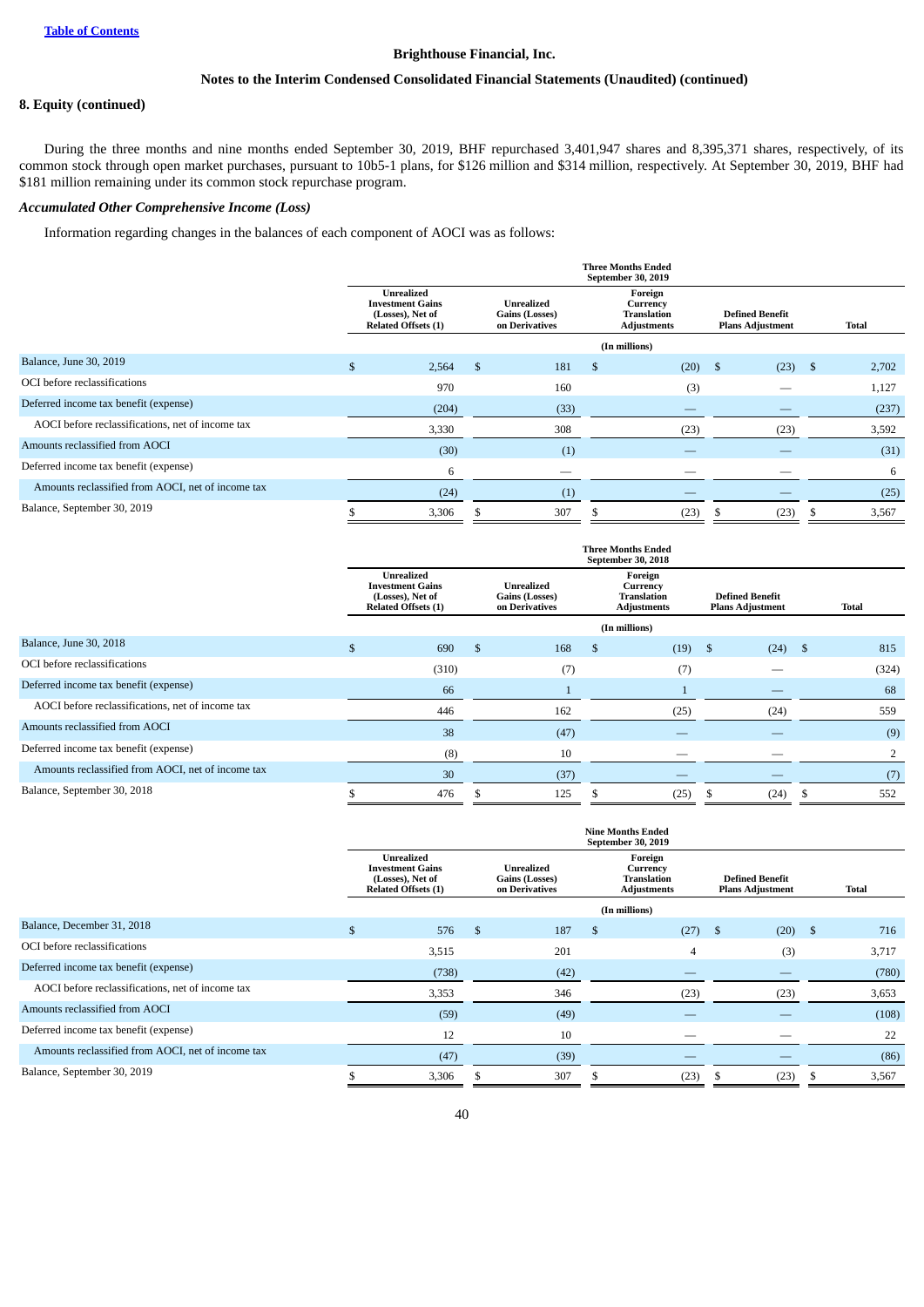Brighthouse Financial, Inc.

Notes to the Interim Condensed Consolidated Financial Statements (Unaudited) (continued)

### 8. Equity (continued)

During the three months and nine months ended September 30, 2019, BHF repurchased 3,401,947 shares and 8,395,371 shares, respectively, of its common stock through open market purchases, pursuant to 10b5-1 plans, for $126 million and $314 million, respectively. At September 30, 2019, BHF had $181 million remaining under its common stock repurchase program.

#### *Accumulated Other Comprehensive Income (Loss)*

Information regarding changes in the balances of each component of AOCI was as follows:

| | Three Months Ended September 30, 2019 | | | | |
|---|---|---|---|---|---|
| | Unrealized Investment Gains (Losses), Net of Related Offsets (1) | Unrealized Gains (Losses) on Derivatives | Foreign Currency Translation Adjustments | Defined Benefit Plans Adjustment | Total |
| | (In millions) | | | | |
| Balance, June 30, 2019 | $ 2,564 | $ 181 | $ (20) | $ (23) | $ 2,702 |
| OCI before reclassifications | 970 | 160 | (3) | — | 1,127 |
| Deferred income tax benefit (expense) | (204) | (33) | — | — | (237) |
| AOCI before reclassifications, net of income tax | 3,330 | 308 | (23) | (23) | 3,592 |
| Amounts reclassified from AOCI | (30) | (1) | — | — | (31) |
| Deferred income tax benefit (expense) | 6 | — | — | — | 6 |
| Amounts reclassified from AOCI, net of income tax | (24) | (1) | — | — | (25) |
| Balance, September 30, 2019 | $ 3,306 | $ 307 | $ (23) | $ (23) | $ 3,567 |

| | Three Months Ended September 30, 2018 | | | | |
|---|---|---|---|---|---|
| | Unrealized Investment Gains (Losses), Net of Related Offsets (1) | Unrealized Gains (Losses) on Derivatives | Foreign Currency Translation Adjustments | Defined Benefit Plans Adjustment | Total |
| | (In millions) | | | | |
| Balance, June 30, 2018 | $ 690 | $ 168 | $ (19) | $ (24) | $ 815 |
| OCI before reclassifications | (310) | (7) | (7) | — | (324) |
| Deferred income tax benefit (expense) | 66 | 1 | 1 | — | 68 |
| AOCI before reclassifications, net of income tax | 446 | 162 | (25) | (24) | 559 |
| Amounts reclassified from AOCI | 38 | (47) | — | — | (9) |
| Deferred income tax benefit (expense) | (8) | 10 | — | — | 2 |
| Amounts reclassified from AOCI, net of income tax | 30 | (37) | — | — | (7) |
| Balance, September 30, 2018 | $ 476 | $ 125 | $ (25) | $ (24) | $ 552 |

| | Nine Months Ended September 30, 2019 | | | | |
|---|---|---|---|---|---|
| | Unrealized Investment Gains (Losses), Net of Related Offsets (1) | Unrealized Gains (Losses) on Derivatives | Foreign Currency Translation Adjustments | Defined Benefit Plans Adjustment | Total |
| | (In millions) | | | | |
| Balance, December 31, 2018 | $ 576 | $ 187 | $ (27) | $ (20) | $ 716 |
| OCI before reclassifications | 3,515 | 201 | 4 | (3) | 3,717 |
| Deferred income tax benefit (expense) | (738) | (42) | — | — | (780) |
| AOCI before reclassifications, net of income tax | 3,353 | 346 | (23) | (23) | 3,653 |
| Amounts reclassified from AOCI | (59) | (49) | — | — | (108) |
| Deferred income tax benefit (expense) | 12 | 10 | — | — | 22 |
| Amounts reclassified from AOCI, net of income tax | (47) | (39) | — | — | (86) |
| Balance, September 30, 2019 | $ 3,306 | $ 307 | $ (23) | $ (23) | $ 3,567 |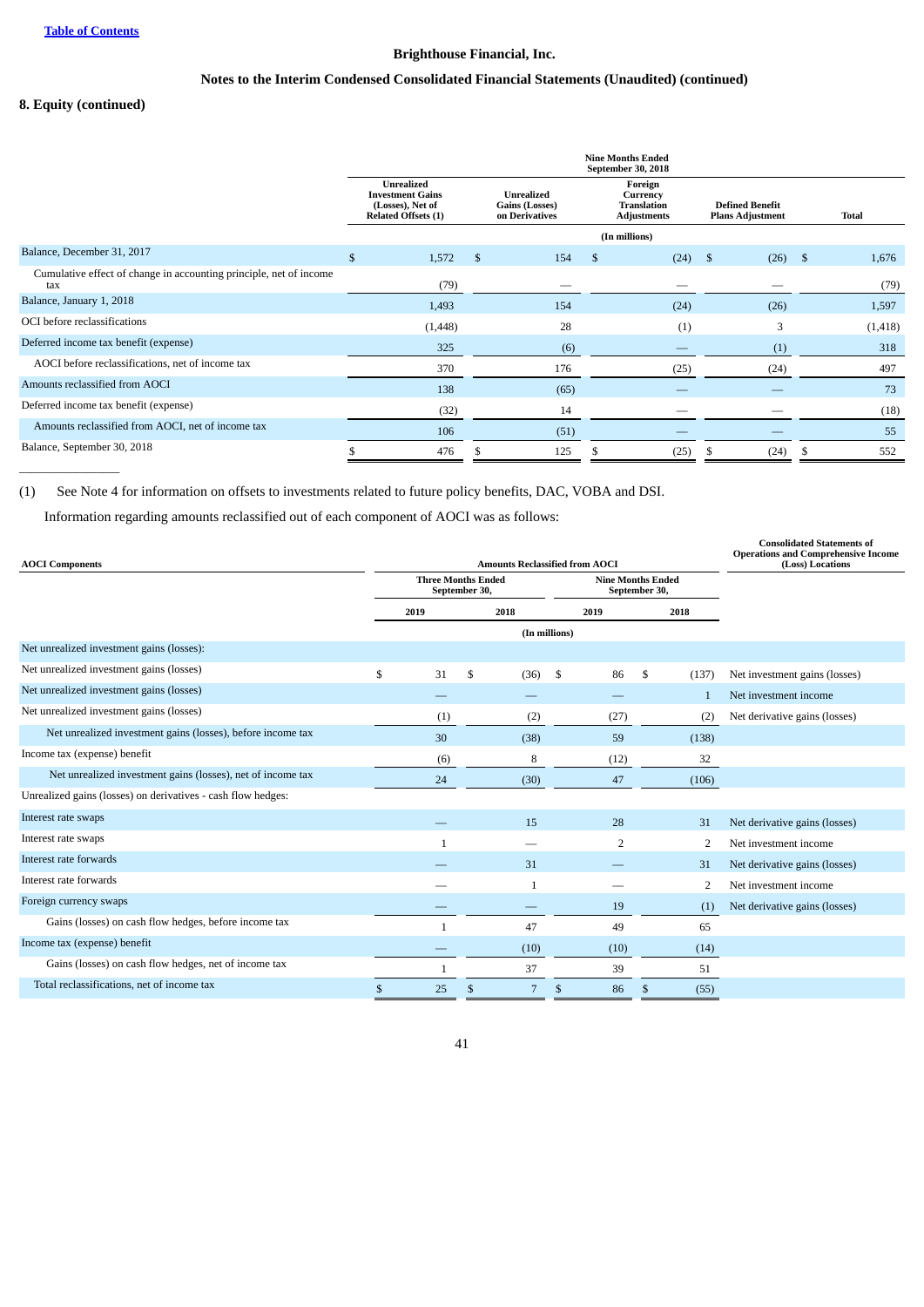Brighthouse Financial, Inc.

Notes to the Interim Condensed Consolidated Financial Statements (Unaudited) (continued)

## 8. Equity (continued)

| | Nine Months Ended September 30, 2018 | | | | |
|---|---|---|---|---|---|
| | Unrealized Investment Gains (Losses), Net of Related Offsets (1) | Unrealized Gains (Losses) on Derivatives | Foreign Currency Translation Adjustments | Defined Benefit Plans Adjustment | Total |
| | (In millions) | | | | |
| Balance, December 31, 2017 | $ 1,572 | $ 154 | $ (24) | $ (26) | $ 1,676 |
| Cumulative effect of change in accounting principle, net of income tax | (79) | — | — | — | (79) |
| Balance, January 1, 2018 | 1,493 | 154 | (24) | (26) | 1,597 |
| OCI before reclassifications | (1,448) | 28 | (1) | 3 | (1,418) |
| Deferred income tax benefit (expense) | 325 | (6) | — | (1) | 318 |
| AOCI before reclassifications, net of income tax | 370 | 176 | (25) | (24) | 497 |
| Amounts reclassified from AOCI | 138 | (65) | — | — | 73 |
| Deferred income tax benefit (expense) | (32) | 14 | — | — | (18) |
| Amounts reclassified from AOCI, net of income tax | 106 | (51) | — | — | 55 |
| Balance, September 30, 2018 | $ 476 | $ 125 | $ (25) | $ (24) | $ 552 |

(1) See Note 4 for information on offsets to investments related to future policy benefits, DAC, VOBA and DSI.

Information regarding amounts reclassified out of each component of AOCI was as follows:

| AOCI Components | Amounts Reclassified from AOCI | | | | Consolidated Statements of Operations and Comprehensive Income (Loss) Locations |
|---|---|---|---|---|---|
| | Three Months Ended September 30, | | Nine Months Ended September 30, | | |
| | 2019 | 2018 | 2019 | 2018 | |
| | (In millions) | | | | |
| Net unrealized investment gains (losses): | | | | | |
| Net unrealized investment gains (losses) | $ 31 | $ (36) | $ 86 | $ (137) | Net investment gains (losses) |
| Net unrealized investment gains (losses) | — | — | — | 1 | Net investment income |
| Net unrealized investment gains (losses) | (1) | (2) | (27) | (2) | Net derivative gains (losses) |
| Net unrealized investment gains (losses), before income tax | 30 | (38) | 59 | (138) | |
| Income tax (expense) benefit | (6) | 8 | (12) | 32 | |
| Net unrealized investment gains (losses), net of income tax | 24 | (30) | 47 | (106) | |
| Unrealized gains (losses) on derivatives - cash flow hedges: | | | | | |
| Interest rate swaps | — | 15 | 28 | 31 | Net derivative gains (losses) |
| Interest rate swaps | 1 | — | 2 | 2 | Net investment income |
| Interest rate forwards | — | 31 | — | 31 | Net derivative gains (losses) |
| Interest rate forwards | — | 1 | — | 2 | Net investment income |
| Foreign currency swaps | — | — | 19 | (1) | Net derivative gains (losses) |
| Gains (losses) on cash flow hedges, before income tax | 1 | 47 | 49 | 65 | |
| Income tax (expense) benefit | — | (10) | (10) | (14) | |
| Gains (losses) on cash flow hedges, net of income tax | 1 | 37 | 39 | 51 | |
| Total reclassifications, net of income tax | $ 25 | $ 7 | $ 86 | $ (55) | |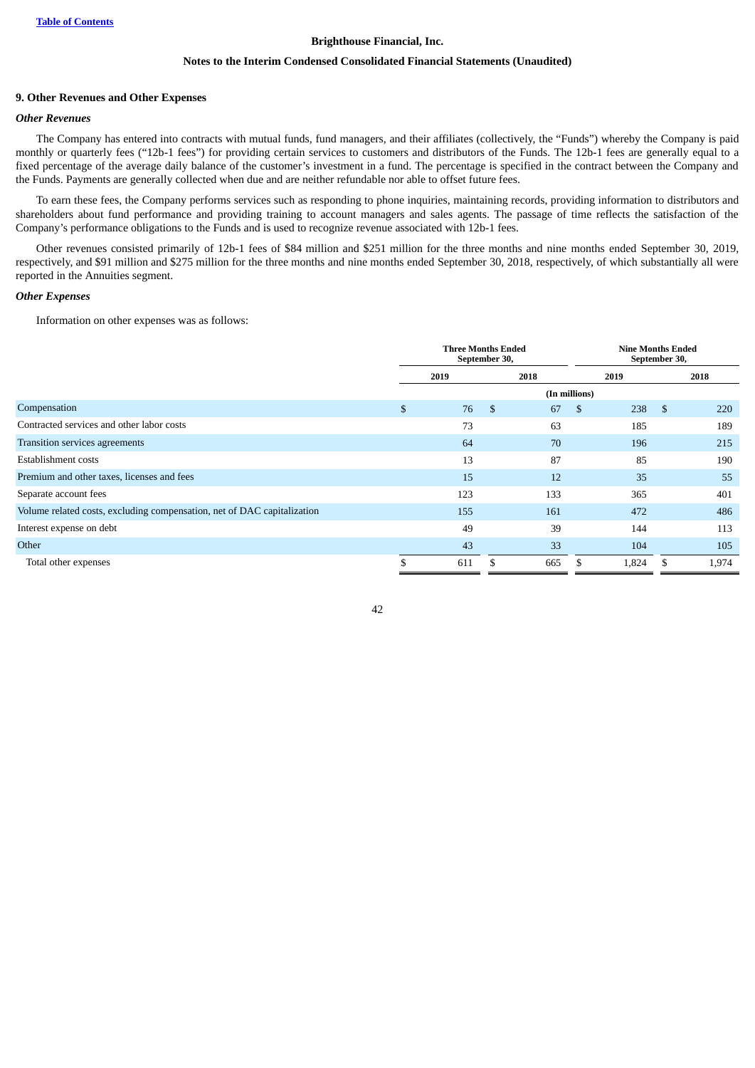**Brighthouse Financial, Inc.**

**Notes to the Interim Condensed Consolidated Financial Statements (Unaudited)**

## 9. Other Revenues and Other Expenses

### *Other Revenues*

The Company has entered into contracts with mutual funds, fund managers, and their affiliates (collectively, the "Funds") whereby the Company is paid monthly or quarterly fees ("12b-1 fees") for providing certain services to customers and distributors of the Funds. The 12b-1 fees are generally equal to a fixed percentage of the average daily balance of the customer's investment in a fund. The percentage is specified in the contract between the Company and the Funds. Payments are generally collected when due and are neither refundable nor able to offset future fees.

To earn these fees, the Company performs services such as responding to phone inquiries, maintaining records, providing information to distributors and shareholders about fund performance and providing training to account managers and sales agents. The passage of time reflects the satisfaction of the Company's performance obligations to the Funds and is used to recognize revenue associated with 12b-1 fees.

Other revenues consisted primarily of 12b-1 fees of $84 million and $251 million for the three months and nine months ended September 30, 2019, respectively, and $91 million and $275 million for the three months and nine months ended September 30, 2018, respectively, of which substantially all were reported in the Annuities segment.

### *Other Expenses*

Information on other expenses was as follows:

| | Three Months Ended September 30, | | Nine Months Ended September 30, | |
|---|---|---|---|---|
| | 2019 | 2018 | 2019 | 2018 |
| | (In millions) | | | |
| Compensation | $ 76 | $ 67 | $ 238 | $ 220 |
| Contracted services and other labor costs | 73 | 63 | 185 | 189 |
| Transition services agreements | 64 | 70 | 196 | 215 |
| Establishment costs | 13 | 87 | 85 | 190 |
| Premium and other taxes, licenses and fees | 15 | 12 | 35 | 55 |
| Separate account fees | 123 | 133 | 365 | 401 |
| Volume related costs, excluding compensation, net of DAC capitalization | 155 | 161 | 472 | 486 |
| Interest expense on debt | 49 | 39 | 144 | 113 |
| Other | 43 | 33 | 104 | 105 |
| Total other expenses | $ 611 | $ 665 | $ 1,824 | $ 1,974 |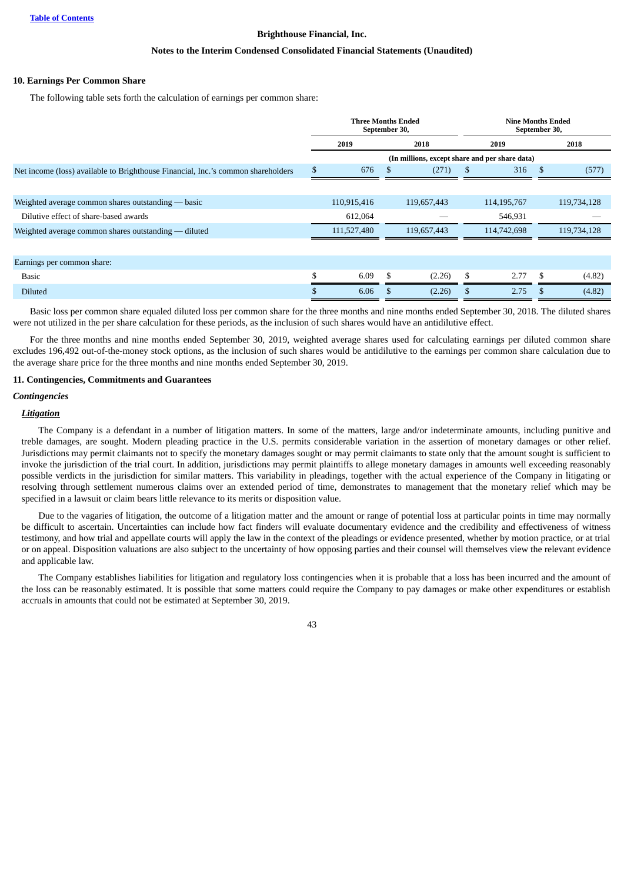**Brighthouse Financial, Inc.**

**Notes to the Interim Condensed Consolidated Financial Statements (Unaudited)**

## 10. Earnings Per Common Share

The following table sets forth the calculation of earnings per common share:

| | Three Months Ended September 30, | | Nine Months Ended September 30, | |
|---|---|---|---|---|
| | 2019 | 2018 | 2019 | 2018 |
| | (In millions, except share and per share data) | | | |
| Net income (loss) available to Brighthouse Financial, Inc.'s common shareholders | $ 676 | $ (271) | $ 316 | $ (577) |
| Weighted average common shares outstanding — basic | 110,915,416 | 119,657,443 | 114,195,767 | 119,734,128 |
| Dilutive effect of share-based awards | 612,064 | — | 546,931 | — |
| Weighted average common shares outstanding — diluted | 111,527,480 | 119,657,443 | 114,742,698 | 119,734,128 |
| Earnings per common share: | | | | |
| Basic | $ 6.09 | $ (2.26) | $ 2.77 | $ (4.82) |
| Diluted | $ 6.06 | $ (2.26) | $ 2.75 | $ (4.82) |

Basic loss per common share equaled diluted loss per common share for the three months and nine months ended September 30, 2018. The diluted shares were not utilized in the per share calculation for these periods, as the inclusion of such shares would have an antidilutive effect.

For the three months and nine months ended September 30, 2019, weighted average shares used for calculating earnings per diluted common share excludes 196,492 out-of-the-money stock options, as the inclusion of such shares would be antidilutive to the earnings per common share calculation due to the average share price for the three months and nine months ended September 30, 2019.

## 11. Contingencies, Commitments and Guarantees

### *Contingencies*

***Litigation***

The Company is a defendant in a number of litigation matters. In some of the matters, large and/or indeterminate amounts, including punitive and treble damages, are sought. Modern pleading practice in the U.S. permits considerable variation in the assertion of monetary damages or other relief. Jurisdictions may permit claimants not to specify the monetary damages sought or may permit claimants to state only that the amount sought is sufficient to invoke the jurisdiction of the trial court. In addition, jurisdictions may permit plaintiffs to allege monetary damages in amounts well exceeding reasonably possible verdicts in the jurisdiction for similar matters. This variability in pleadings, together with the actual experience of the Company in litigating or resolving through settlement numerous claims over an extended period of time, demonstrates to management that the monetary relief which may be specified in a lawsuit or claim bears little relevance to its merits or disposition value.

Due to the vagaries of litigation, the outcome of a litigation matter and the amount or range of potential loss at particular points in time may normally be difficult to ascertain. Uncertainties can include how fact finders will evaluate documentary evidence and the credibility and effectiveness of witness testimony, and how trial and appellate courts will apply the law in the context of the pleadings or evidence presented, whether by motion practice, or at trial or on appeal. Disposition valuations are also subject to the uncertainty of how opposing parties and their counsel will themselves view the relevant evidence and applicable law.

The Company establishes liabilities for litigation and regulatory loss contingencies when it is probable that a loss has been incurred and the amount of the loss can be reasonably estimated. It is possible that some matters could require the Company to pay damages or make other expenditures or establish accruals in amounts that could not be estimated at September 30, 2019.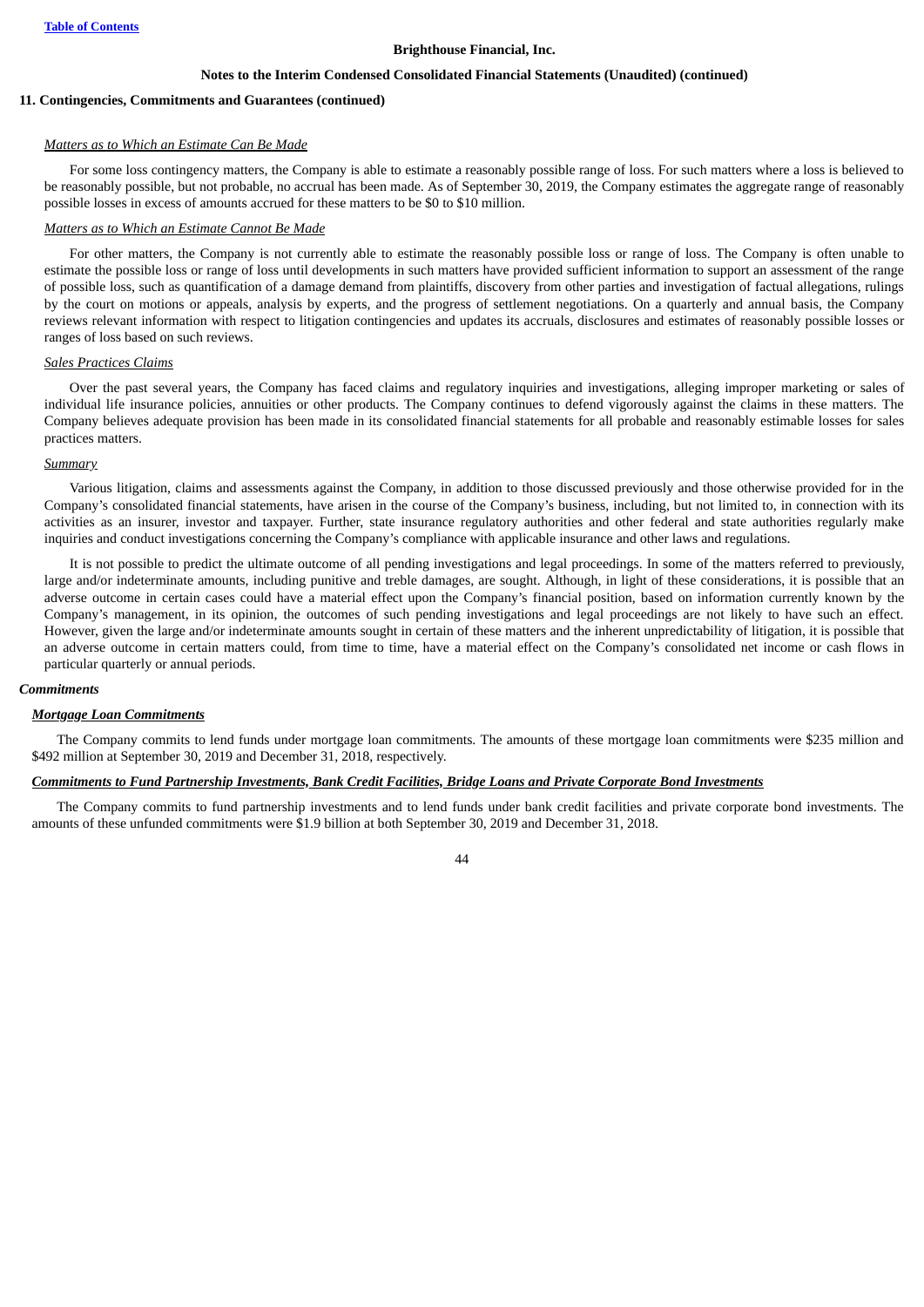**11. Contingencies, Commitments and Guarantees (continued)**

*Matters as to Which an Estimate Can Be Made*

For some loss contingency matters, the Company is able to estimate a reasonably possible range of loss. For such matters where a loss is believed to be reasonably possible, but not probable, no accrual has been made. As of September 30, 2019, the Company estimates the aggregate range of reasonably possible losses in excess of amounts accrued for these matters to be $0 to $10 million.

*Matters as to Which an Estimate Cannot Be Made*

For other matters, the Company is not currently able to estimate the reasonably possible loss or range of loss. The Company is often unable to estimate the possible loss or range of loss until developments in such matters have provided sufficient information to support an assessment of the range of possible loss, such as quantification of a damage demand from plaintiffs, discovery from other parties and investigation of factual allegations, rulings by the court on motions or appeals, analysis by experts, and the progress of settlement negotiations. On a quarterly and annual basis, the Company reviews relevant information with respect to litigation contingencies and updates its accruals, disclosures and estimates of reasonably possible losses or ranges of loss based on such reviews.

*Sales Practices Claims*

Over the past several years, the Company has faced claims and regulatory inquiries and investigations, alleging improper marketing or sales of individual life insurance policies, annuities or other products. The Company continues to defend vigorously against the claims in these matters. The Company believes adequate provision has been made in its consolidated financial statements for all probable and reasonably estimable losses for sales practices matters.

*Summary*

Various litigation, claims and assessments against the Company, in addition to those discussed previously and those otherwise provided for in the Company's consolidated financial statements, have arisen in the course of the Company's business, including, but not limited to, in connection with its activities as an insurer, investor and taxpayer. Further, state insurance regulatory authorities and other federal and state authorities regularly make inquiries and conduct investigations concerning the Company's compliance with applicable insurance and other laws and regulations.

It is not possible to predict the ultimate outcome of all pending investigations and legal proceedings. In some of the matters referred to previously, large and/or indeterminate amounts, including punitive and treble damages, are sought. Although, in light of these considerations, it is possible that an adverse outcome in certain cases could have a material effect upon the Company's financial position, based on information currently known by the Company's management, in its opinion, the outcomes of such pending investigations and legal proceedings are not likely to have such an effect. However, given the large and/or indeterminate amounts sought in certain of these matters and the inherent unpredictability of litigation, it is possible that an adverse outcome in certain matters could, from time to time, have a material effect on the Company's consolidated net income or cash flows in particular quarterly or annual periods.

***Commitments***

***Mortgage Loan Commitments***

The Company commits to lend funds under mortgage loan commitments. The amounts of these mortgage loan commitments were $235 million and $492 million at September 30, 2019 and December 31, 2018, respectively.

***Commitments to Fund Partnership Investments, Bank Credit Facilities, Bridge Loans and Private Corporate Bond Investments***

The Company commits to fund partnership investments and to lend funds under bank credit facilities and private corporate bond investments. The amounts of these unfunded commitments were $1.9 billion at both September 30, 2019 and December 31, 2018.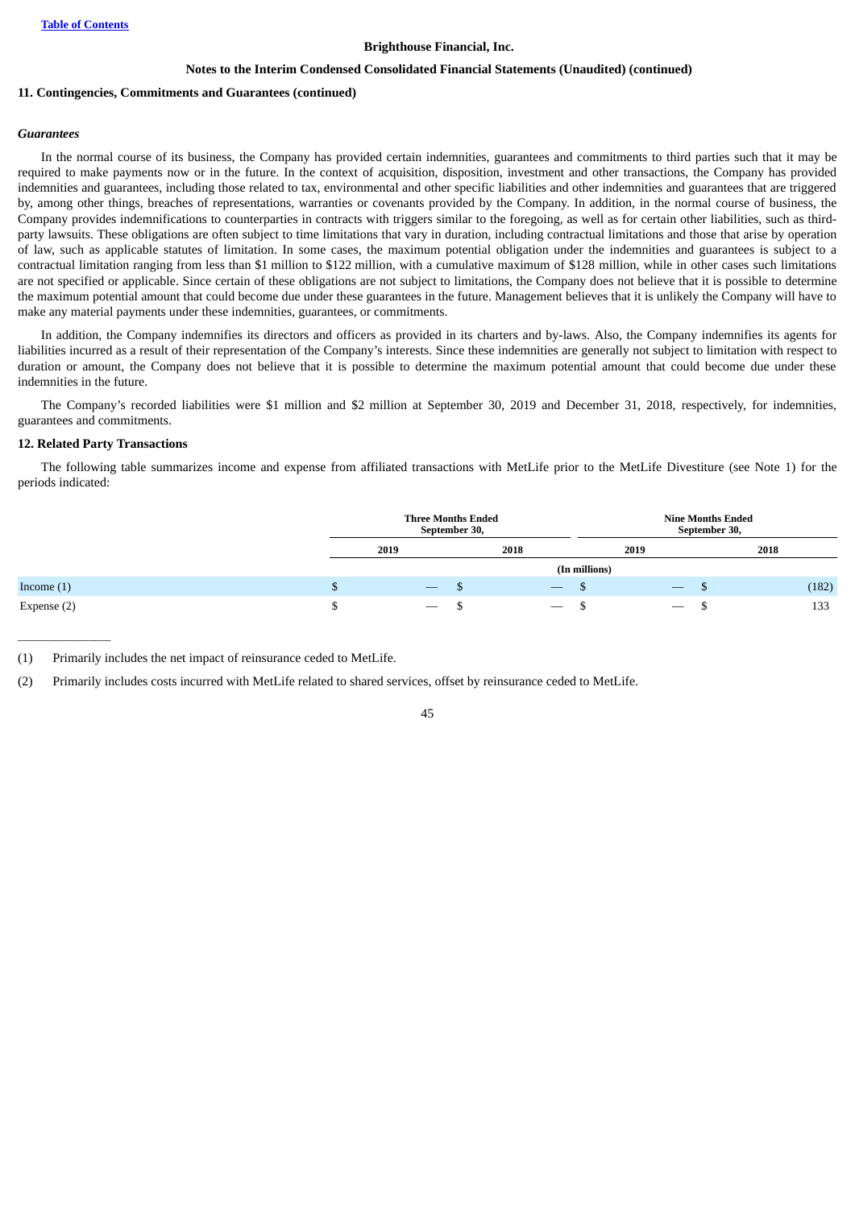**Brighthouse Financial, Inc.**

**Notes to the Interim Condensed Consolidated Financial Statements (Unaudited) (continued)**

**11. Contingencies, Commitments and Guarantees (continued)**

***Guarantees***

In the normal course of its business, the Company has provided certain indemnities, guarantees and commitments to third parties such that it may be required to make payments now or in the future. In the context of acquisition, disposition, investment and other transactions, the Company has provided indemnities and guarantees, including those related to tax, environmental and other specific liabilities and other indemnities and guarantees that are triggered by, among other things, breaches of representations, warranties or covenants provided by the Company. In addition, in the normal course of business, the Company provides indemnifications to counterparties in contracts with triggers similar to the foregoing, as well as for certain other liabilities, such as third-party lawsuits. These obligations are often subject to time limitations that vary in duration, including contractual limitations and those that arise by operation of law, such as applicable statutes of limitation. In some cases, the maximum potential obligation under the indemnities and guarantees is subject to a contractual limitation ranging from less than $1 million to $122 million, with a cumulative maximum of $128 million, while in other cases such limitations are not specified or applicable. Since certain of these obligations are not subject to limitations, the Company does not believe that it is possible to determine the maximum potential amount that could become due under these guarantees in the future. Management believes that it is unlikely the Company will have to make any material payments under these indemnities, guarantees, or commitments.

In addition, the Company indemnifies its directors and officers as provided in its charters and by-laws. Also, the Company indemnifies its agents for liabilities incurred as a result of their representation of the Company's interests. Since these indemnities are generally not subject to limitation with respect to duration or amount, the Company does not believe that it is possible to determine the maximum potential amount that could become due under these indemnities in the future.

The Company's recorded liabilities were $1 million and $2 million at September 30, 2019 and December 31, 2018, respectively, for indemnities, guarantees and commitments.

**12. Related Party Transactions**

The following table summarizes income and expense from affiliated transactions with MetLife prior to the MetLife Divestiture (see Note 1) for the periods indicated:

| | Three Months Ended September 30, | | Nine Months Ended September 30, | |
|---|---|---|---|---|
| | 2019 | 2018 | 2019 | 2018 |
| | (In millions) | | | |
| Income (1) | $ — | $ — | $ — | $ (182) |
| Expense (2) | $ — | $ — | $ — | $ 133 |

(1) Primarily includes the net impact of reinsurance ceded to MetLife.

(2) Primarily includes costs incurred with MetLife related to shared services, offset by reinsurance ceded to MetLife.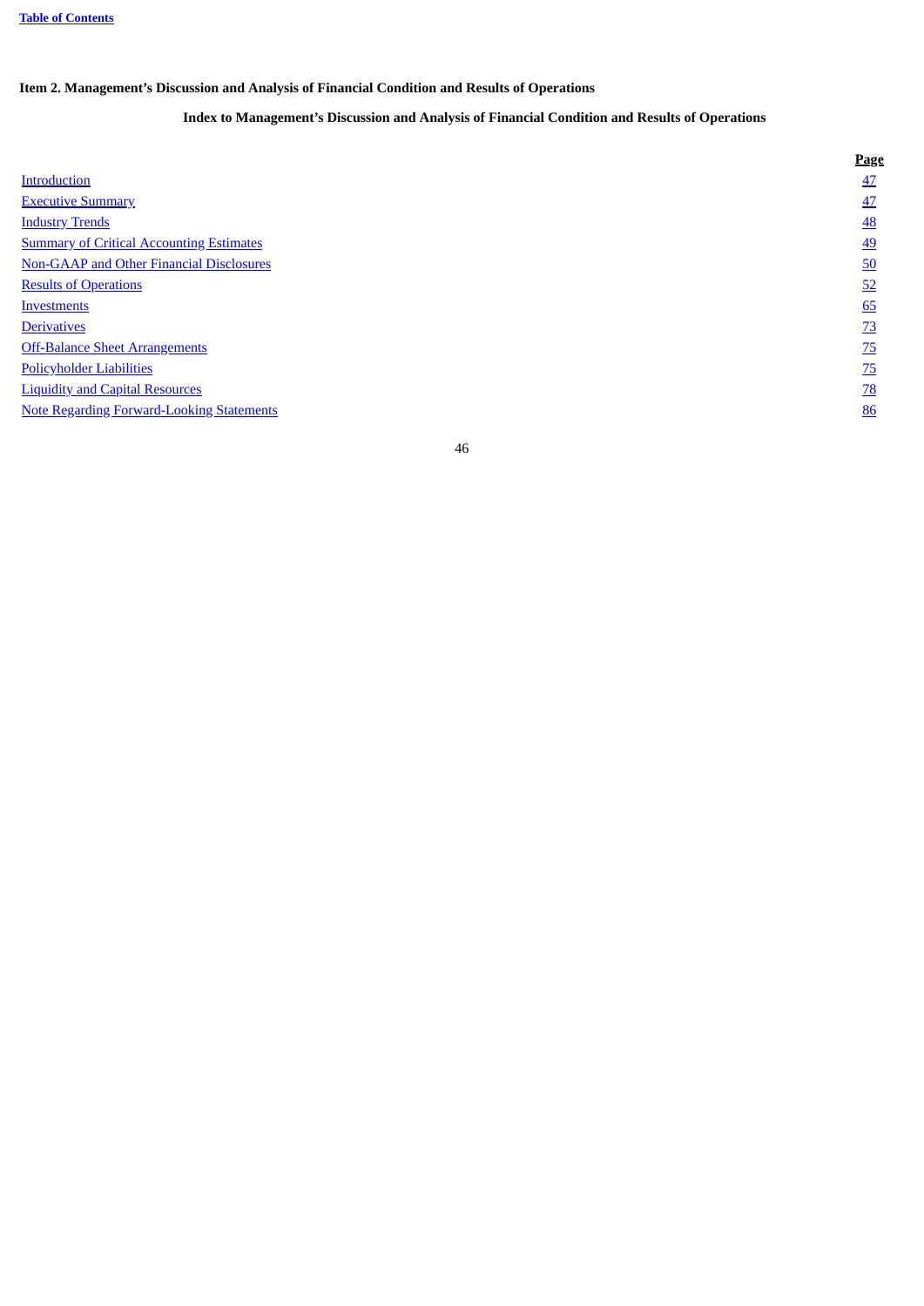## Item 2. Management's Discussion and Analysis of Financial Condition and Results of Operations

### Index to Management's Discussion and Analysis of Financial Condition and Results of Operations

| | Page |
|---|---|
| Introduction | 47 |
| Executive Summary | 47 |
| Industry Trends | 48 |
| Summary of Critical Accounting Estimates | 49 |
| Non-GAAP and Other Financial Disclosures | 50 |
| Results of Operations | 52 |
| Investments | 65 |
| Derivatives | 73 |
| Off-Balance Sheet Arrangements | 75 |
| Policyholder Liabilities | 75 |
| Liquidity and Capital Resources | 78 |
| Note Regarding Forward-Looking Statements | 86 |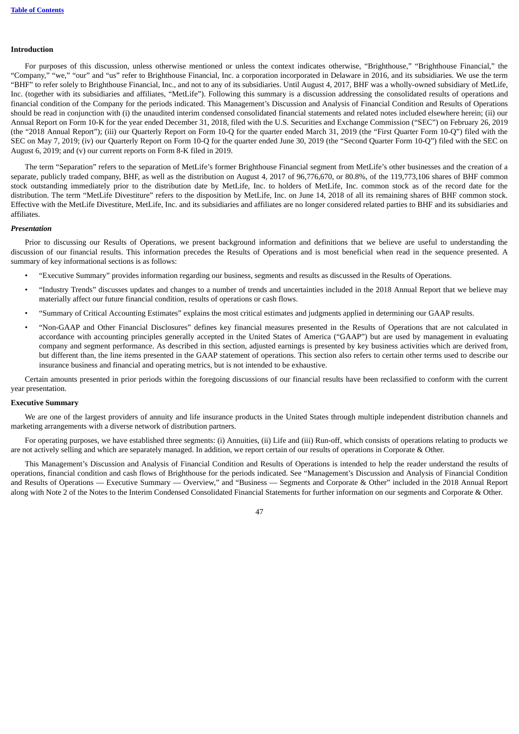**Introduction**

For purposes of this discussion, unless otherwise mentioned or unless the context indicates otherwise, "Brighthouse," "Brighthouse Financial," the "Company," "we," "our" and "us" refer to Brighthouse Financial, Inc. a corporation incorporated in Delaware in 2016, and its subsidiaries. We use the term "BHF" to refer solely to Brighthouse Financial, Inc., and not to any of its subsidiaries. Until August 4, 2017, BHF was a wholly-owned subsidiary of MetLife, Inc. (together with its subsidiaries and affiliates, "MetLife"). Following this summary is a discussion addressing the consolidated results of operations and financial condition of the Company for the periods indicated. This Management's Discussion and Analysis of Financial Condition and Results of Operations should be read in conjunction with (i) the unaudited interim condensed consolidated financial statements and related notes included elsewhere herein; (ii) our Annual Report on Form 10-K for the year ended December 31, 2018, filed with the U.S. Securities and Exchange Commission ("SEC") on February 26, 2019 (the "2018 Annual Report"); (iii) our Quarterly Report on Form 10-Q for the quarter ended March 31, 2019 (the "First Quarter Form 10-Q") filed with the SEC on May 7, 2019; (iv) our Quarterly Report on Form 10-Q for the quarter ended June 30, 2019 (the "Second Quarter Form 10-Q") filed with the SEC on August 6, 2019; and (v) our current reports on Form 8-K filed in 2019.

The term "Separation" refers to the separation of MetLife's former Brighthouse Financial segment from MetLife's other businesses and the creation of a separate, publicly traded company, BHF, as well as the distribution on August 4, 2017 of 96,776,670, or 80.8%, of the 119,773,106 shares of BHF common stock outstanding immediately prior to the distribution date by MetLife, Inc. to holders of MetLife, Inc. common stock as of the record date for the distribution. The term "MetLife Divestiture" refers to the disposition by MetLife, Inc. on June 14, 2018 of all its remaining shares of BHF common stock. Effective with the MetLife Divestiture, MetLife, Inc. and its subsidiaries and affiliates are no longer considered related parties to BHF and its subsidiaries and affiliates.

***Presentation***

Prior to discussing our Results of Operations, we present background information and definitions that we believe are useful to understanding the discussion of our financial results. This information precedes the Results of Operations and is most beneficial when read in the sequence presented. A summary of key informational sections is as follows:

- "Executive Summary" provides information regarding our business, segments and results as discussed in the Results of Operations.
- "Industry Trends" discusses updates and changes to a number of trends and uncertainties included in the 2018 Annual Report that we believe may materially affect our future financial condition, results of operations or cash flows.
- "Summary of Critical Accounting Estimates" explains the most critical estimates and judgments applied in determining our GAAP results.
- "Non-GAAP and Other Financial Disclosures" defines key financial measures presented in the Results of Operations that are not calculated in accordance with accounting principles generally accepted in the United States of America ("GAAP") but are used by management in evaluating company and segment performance. As described in this section, adjusted earnings is presented by key business activities which are derived from, but different than, the line items presented in the GAAP statement of operations. This section also refers to certain other terms used to describe our insurance business and financial and operating metrics, but is not intended to be exhaustive.

Certain amounts presented in prior periods within the foregoing discussions of our financial results have been reclassified to conform with the current year presentation.

**Executive Summary**

We are one of the largest providers of annuity and life insurance products in the United States through multiple independent distribution channels and marketing arrangements with a diverse network of distribution partners.

For operating purposes, we have established three segments: (i) Annuities, (ii) Life and (iii) Run-off, which consists of operations relating to products we are not actively selling and which are separately managed. In addition, we report certain of our results of operations in Corporate & Other.

This Management's Discussion and Analysis of Financial Condition and Results of Operations is intended to help the reader understand the results of operations, financial condition and cash flows of Brighthouse for the periods indicated. See "Management's Discussion and Analysis of Financial Condition and Results of Operations — Executive Summary — Overview," and "Business — Segments and Corporate & Other" included in the 2018 Annual Report along with Note 2 of the Notes to the Interim Condensed Consolidated Financial Statements for further information on our segments and Corporate & Other.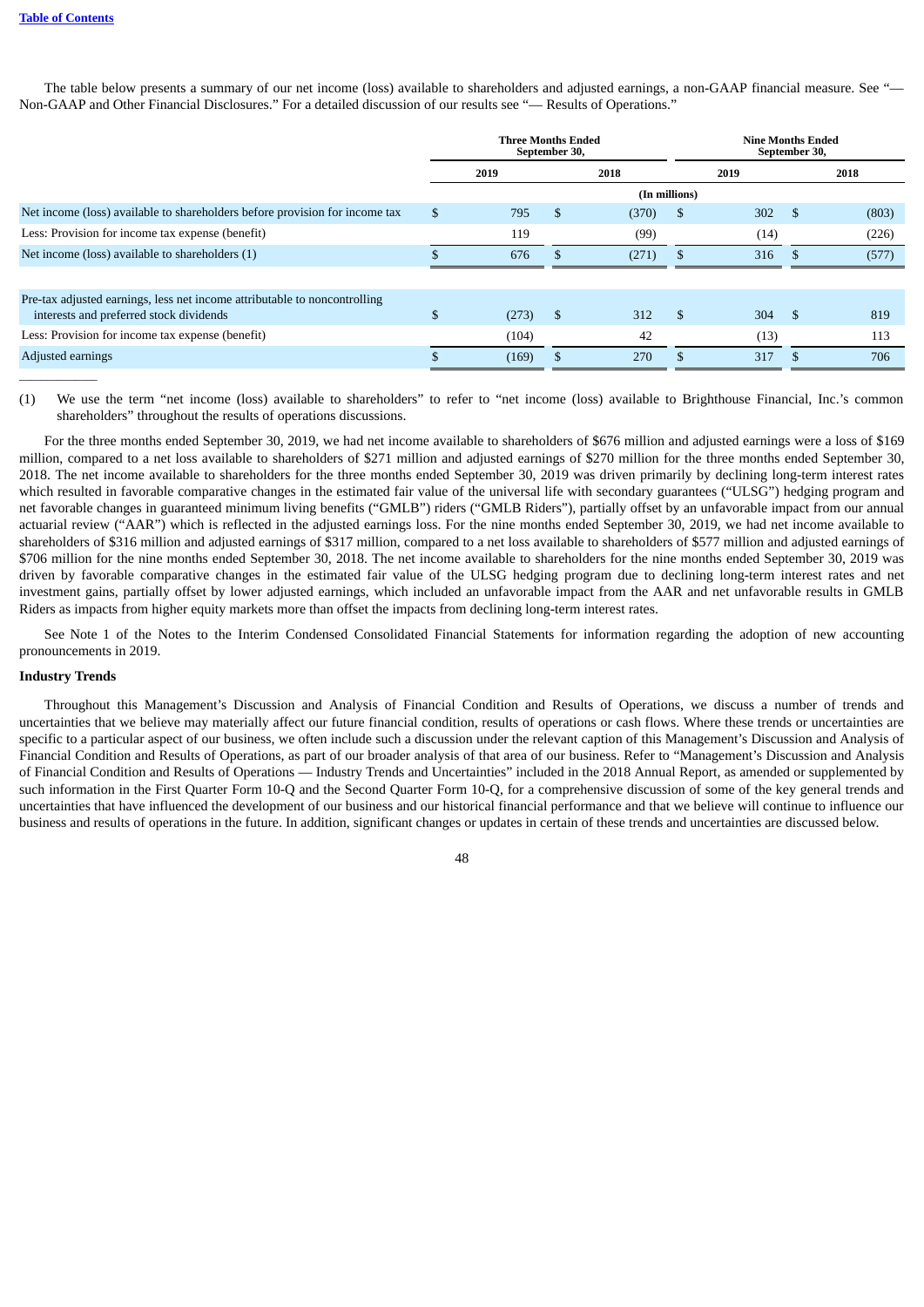The table below presents a summary of our net income (loss) available to shareholders and adjusted earnings, a non-GAAP financial measure. See "— Non-GAAP and Other Financial Disclosures." For a detailed discussion of our results see "— Results of Operations."

| | Three Months Ended September 30, | | Nine Months Ended September 30, | |
|---|---|---|---|---|
| | 2019 | 2018 | 2019 | 2018 |
| | (In millions) | | | |
| Net income (loss) available to shareholders before provision for income tax | $ 795 | $ (370) | $ 302 | $ (803) |
| Less: Provision for income tax expense (benefit) | 119 | (99) | (14) | (226) |
| Net income (loss) available to shareholders (1) | $ 676 | $ (271) | $ 316 | $ (577) |
| | | | | |
| Pre-tax adjusted earnings, less net income attributable to noncontrolling interests and preferred stock dividends | $ (273) | $ 312 | $ 304 | $ 819 |
| Less: Provision for income tax expense (benefit) | (104) | 42 | (13) | 113 |
| Adjusted earnings | $ (169) | $ 270 | $ 317 | $ 706 |

(1) We use the term "net income (loss) available to shareholders" to refer to "net income (loss) available to Brighthouse Financial, Inc.'s common shareholders" throughout the results of operations discussions.

For the three months ended September 30, 2019, we had net income available to shareholders of $676 million and adjusted earnings were a loss of $169 million, compared to a net loss available to shareholders of $271 million and adjusted earnings of $270 million for the three months ended September 30, 2018. The net income available to shareholders for the three months ended September 30, 2019 was driven primarily by declining long-term interest rates which resulted in favorable comparative changes in the estimated fair value of the universal life with secondary guarantees ("ULSG") hedging program and net favorable changes in guaranteed minimum living benefits ("GMLB") riders ("GMLB Riders"), partially offset by an unfavorable impact from our annual actuarial review ("AAR") which is reflected in the adjusted earnings loss. For the nine months ended September 30, 2019, we had net income available to shareholders of $316 million and adjusted earnings of $317 million, compared to a net loss available to shareholders of $577 million and adjusted earnings of $706 million for the nine months ended September 30, 2018. The net income available to shareholders for the nine months ended September 30, 2019 was driven by favorable comparative changes in the estimated fair value of the ULSG hedging program due to declining long-term interest rates and net investment gains, partially offset by lower adjusted earnings, which included an unfavorable impact from the AAR and net unfavorable results in GMLB Riders as impacts from higher equity markets more than offset the impacts from declining long-term interest rates.

See Note 1 of the Notes to the Interim Condensed Consolidated Financial Statements for information regarding the adoption of new accounting pronouncements in 2019.

### Industry Trends

Throughout this Management's Discussion and Analysis of Financial Condition and Results of Operations, we discuss a number of trends and uncertainties that we believe may materially affect our future financial condition, results of operations or cash flows. Where these trends or uncertainties are specific to a particular aspect of our business, we often include such a discussion under the relevant caption of this Management's Discussion and Analysis of Financial Condition and Results of Operations, as part of our broader analysis of that area of our business. Refer to "Management's Discussion and Analysis of Financial Condition and Results of Operations — Industry Trends and Uncertainties" included in the 2018 Annual Report, as amended or supplemented by such information in the First Quarter Form 10-Q and the Second Quarter Form 10-Q, for a comprehensive discussion of some of the key general trends and uncertainties that have influenced the development of our business and our historical financial performance and that we believe will continue to influence our business and results of operations in the future. In addition, significant changes or updates in certain of these trends and uncertainties are discussed below.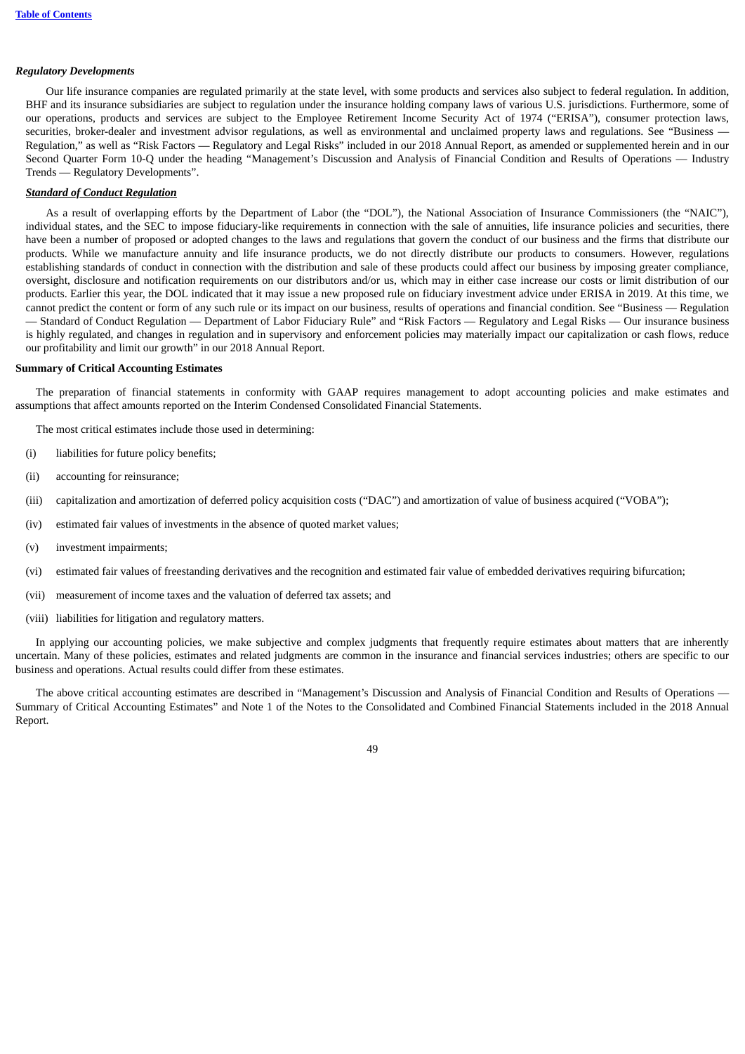*Regulatory Developments*

Our life insurance companies are regulated primarily at the state level, with some products and services also subject to federal regulation. In addition, BHF and its insurance subsidiaries are subject to regulation under the insurance holding company laws of various U.S. jurisdictions. Furthermore, some of our operations, products and services are subject to the Employee Retirement Income Security Act of 1974 ("ERISA"), consumer protection laws, securities, broker-dealer and investment advisor regulations, as well as environmental and unclaimed property laws and regulations. See "Business — Regulation," as well as "Risk Factors — Regulatory and Legal Risks" included in our 2018 Annual Report, as amended or supplemented herein and in our Second Quarter Form 10-Q under the heading "Management's Discussion and Analysis of Financial Condition and Results of Operations — Industry Trends — Regulatory Developments".

***Standard of Conduct Regulation***

As a result of overlapping efforts by the Department of Labor (the "DOL"), the National Association of Insurance Commissioners (the "NAIC"), individual states, and the SEC to impose fiduciary-like requirements in connection with the sale of annuities, life insurance policies and securities, there have been a number of proposed or adopted changes to the laws and regulations that govern the conduct of our business and the firms that distribute our products. While we manufacture annuity and life insurance products, we do not directly distribute our products to consumers. However, regulations establishing standards of conduct in connection with the distribution and sale of these products could affect our business by imposing greater compliance, oversight, disclosure and notification requirements on our distributors and/or us, which may in either case increase our costs or limit distribution of our products. Earlier this year, the DOL indicated that it may issue a new proposed rule on fiduciary investment advice under ERISA in 2019. At this time, we cannot predict the content or form of any such rule or its impact on our business, results of operations and financial condition. See "Business — Regulation — Standard of Conduct Regulation — Department of Labor Fiduciary Rule" and "Risk Factors — Regulatory and Legal Risks — Our insurance business is highly regulated, and changes in regulation and in supervisory and enforcement policies may materially impact our capitalization or cash flows, reduce our profitability and limit our growth" in our 2018 Annual Report.

**Summary of Critical Accounting Estimates**

The preparation of financial statements in conformity with GAAP requires management to adopt accounting policies and make estimates and assumptions that affect amounts reported on the Interim Condensed Consolidated Financial Statements.

The most critical estimates include those used in determining:

(i) liabilities for future policy benefits;

(ii) accounting for reinsurance;

(iii) capitalization and amortization of deferred policy acquisition costs ("DAC") and amortization of value of business acquired ("VOBA");

(iv) estimated fair values of investments in the absence of quoted market values;

(v) investment impairments;

(vi) estimated fair values of freestanding derivatives and the recognition and estimated fair value of embedded derivatives requiring bifurcation;

(vii) measurement of income taxes and the valuation of deferred tax assets; and

(viii) liabilities for litigation and regulatory matters.

In applying our accounting policies, we make subjective and complex judgments that frequently require estimates about matters that are inherently uncertain. Many of these policies, estimates and related judgments are common in the insurance and financial services industries; others are specific to our business and operations. Actual results could differ from these estimates.

The above critical accounting estimates are described in "Management's Discussion and Analysis of Financial Condition and Results of Operations — Summary of Critical Accounting Estimates" and Note 1 of the Notes to the Consolidated and Combined Financial Statements included in the 2018 Annual Report.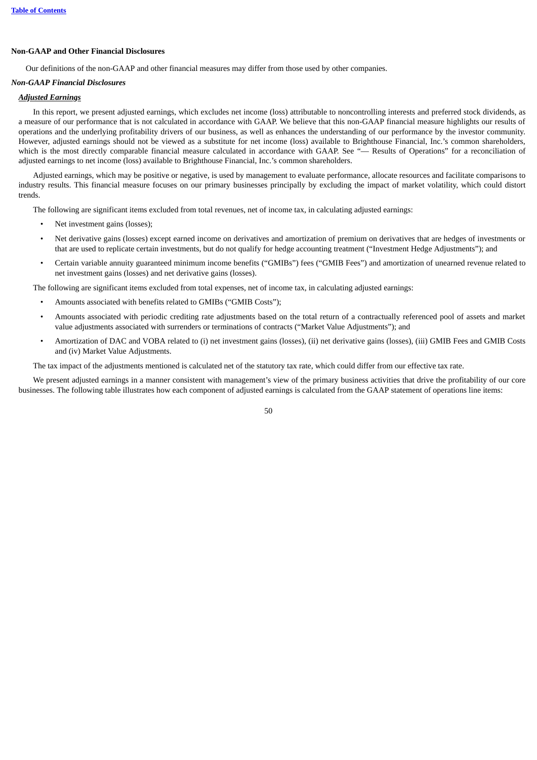### Non-GAAP and Other Financial Disclosures

Our definitions of the non-GAAP and other financial measures may differ from those used by other companies.

#### *Non-GAAP Financial Disclosures*

***Adjusted Earnings***

In this report, we present adjusted earnings, which excludes net income (loss) attributable to noncontrolling interests and preferred stock dividends, as a measure of our performance that is not calculated in accordance with GAAP. We believe that this non-GAAP financial measure highlights our results of operations and the underlying profitability drivers of our business, as well as enhances the understanding of our performance by the investor community. However, adjusted earnings should not be viewed as a substitute for net income (loss) available to Brighthouse Financial, Inc.'s common shareholders, which is the most directly comparable financial measure calculated in accordance with GAAP. See "— Results of Operations" for a reconciliation of adjusted earnings to net income (loss) available to Brighthouse Financial, Inc.'s common shareholders.

Adjusted earnings, which may be positive or negative, is used by management to evaluate performance, allocate resources and facilitate comparisons to industry results. This financial measure focuses on our primary businesses principally by excluding the impact of market volatility, which could distort trends.

The following are significant items excluded from total revenues, net of income tax, in calculating adjusted earnings:

- Net investment gains (losses);
- Net derivative gains (losses) except earned income on derivatives and amortization of premium on derivatives that are hedges of investments or that are used to replicate certain investments, but do not qualify for hedge accounting treatment ("Investment Hedge Adjustments"); and
- Certain variable annuity guaranteed minimum income benefits ("GMIBs") fees ("GMIB Fees") and amortization of unearned revenue related to net investment gains (losses) and net derivative gains (losses).

The following are significant items excluded from total expenses, net of income tax, in calculating adjusted earnings:

- Amounts associated with benefits related to GMIBs ("GMIB Costs");
- Amounts associated with periodic crediting rate adjustments based on the total return of a contractually referenced pool of assets and market value adjustments associated with surrenders or terminations of contracts ("Market Value Adjustments"); and
- Amortization of DAC and VOBA related to (i) net investment gains (losses), (ii) net derivative gains (losses), (iii) GMIB Fees and GMIB Costs and (iv) Market Value Adjustments.

The tax impact of the adjustments mentioned is calculated net of the statutory tax rate, which could differ from our effective tax rate.

We present adjusted earnings in a manner consistent with management's view of the primary business activities that drive the profitability of our core businesses. The following table illustrates how each component of adjusted earnings is calculated from the GAAP statement of operations line items: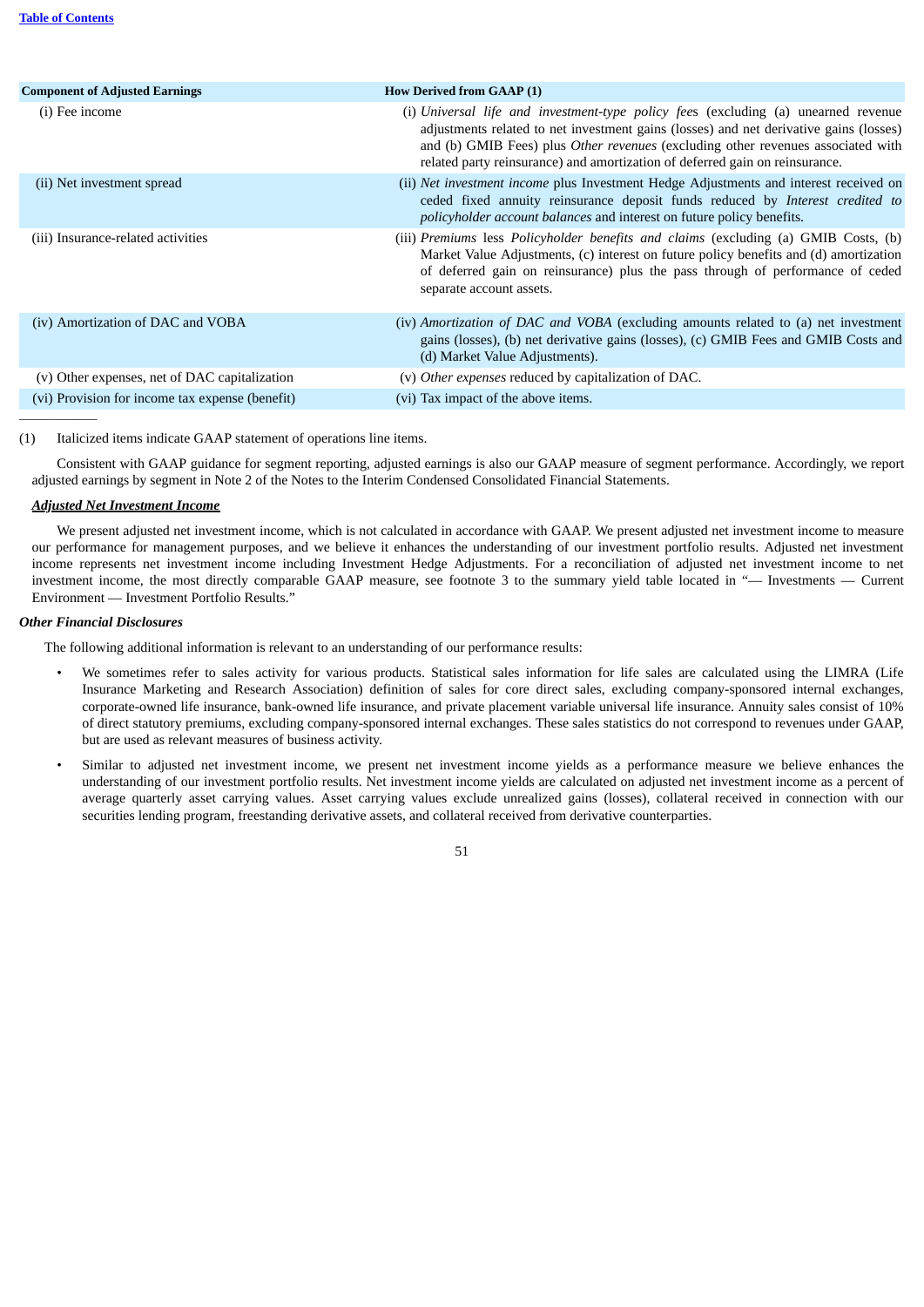| Component of Adjusted Earnings | How Derived from GAAP (1) |
| --- | --- |
| (i) Fee income | (i) *Universal life and investment-type policy fees* (excluding (a) unearned revenue adjustments related to net investment gains (losses) and net derivative gains (losses) and (b) GMIB Fees) plus *Other revenues* (excluding other revenues associated with related party reinsurance) and amortization of deferred gain on reinsurance. |
| (ii) Net investment spread | (ii) *Net investment income* plus Investment Hedge Adjustments and interest received on ceded fixed annuity reinsurance deposit funds reduced by *Interest credited to policyholder account balances* and interest on future policy benefits. |
| (iii) Insurance-related activities | (iii) *Premiums* less *Policyholder benefits and claims* (excluding (a) GMIB Costs, (b) Market Value Adjustments, (c) interest on future policy benefits and (d) amortization of deferred gain on reinsurance) plus the pass through of performance of ceded separate account assets. |
| (iv) Amortization of DAC and VOBA | (iv) *Amortization of DAC and VOBA* (excluding amounts related to (a) net investment gains (losses), (b) net derivative gains (losses), (c) GMIB Fees and GMIB Costs and (d) Market Value Adjustments). |
| (v) Other expenses, net of DAC capitalization | (v) *Other expenses* reduced by capitalization of DAC. |
| (vi) Provision for income tax expense (benefit) | (vi) Tax impact of the above items. |

(1) Italicized items indicate GAAP statement of operations line items.

Consistent with GAAP guidance for segment reporting, adjusted earnings is also our GAAP measure of segment performance. Accordingly, we report adjusted earnings by segment in Note 2 of the Notes to the Interim Condensed Consolidated Financial Statements.

### ***Adjusted Net Investment Income***

We present adjusted net investment income, which is not calculated in accordance with GAAP. We present adjusted net investment income to measure our performance for management purposes, and we believe it enhances the understanding of our investment portfolio results. Adjusted net investment income represents net investment income including Investment Hedge Adjustments. For a reconciliation of adjusted net investment income to net investment income, the most directly comparable GAAP measure, see footnote 3 to the summary yield table located in "— Investments — Current Environment — Investment Portfolio Results."

### *Other Financial Disclosures*

The following additional information is relevant to an understanding of our performance results:

- We sometimes refer to sales activity for various products. Statistical sales information for life sales are calculated using the LIMRA (Life Insurance Marketing and Research Association) definition of sales for core direct sales, excluding company-sponsored internal exchanges, corporate-owned life insurance, bank-owned life insurance, and private placement variable universal life insurance. Annuity sales consist of 10% of direct statutory premiums, excluding company-sponsored internal exchanges. These sales statistics do not correspond to revenues under GAAP, but are used as relevant measures of business activity.
- Similar to adjusted net investment income, we present net investment income yields as a performance measure we believe enhances the understanding of our investment portfolio results. Net investment income yields are calculated on adjusted net investment income as a percent of average quarterly asset carrying values. Asset carrying values exclude unrealized gains (losses), collateral received in connection with our securities lending program, freestanding derivative assets, and collateral received from derivative counterparties.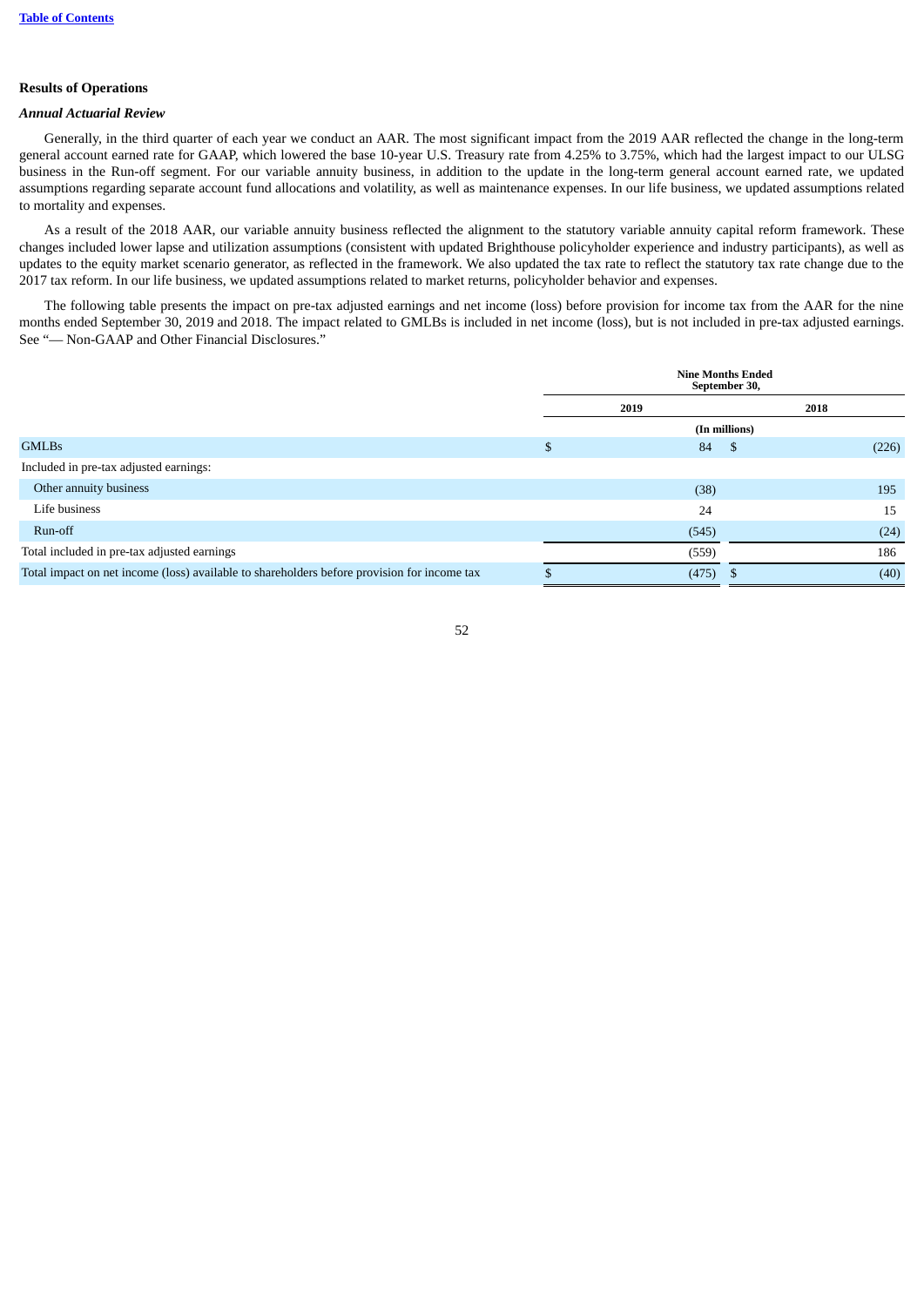## Results of Operations

### *Annual Actuarial Review*

Generally, in the third quarter of each year we conduct an AAR. The most significant impact from the 2019 AAR reflected the change in the long-term general account earned rate for GAAP, which lowered the base 10-year U.S. Treasury rate from 4.25% to 3.75%, which had the largest impact to our ULSG business in the Run-off segment. For our variable annuity business, in addition to the update in the long-term general account earned rate, we updated assumptions regarding separate account fund allocations and volatility, as well as maintenance expenses. In our life business, we updated assumptions related to mortality and expenses.

As a result of the 2018 AAR, our variable annuity business reflected the alignment to the statutory variable annuity capital reform framework. These changes included lower lapse and utilization assumptions (consistent with updated Brighthouse policyholder experience and industry participants), as well as updates to the equity market scenario generator, as reflected in the framework. We also updated the tax rate to reflect the statutory tax rate change due to the 2017 tax reform. In our life business, we updated assumptions related to market returns, policyholder behavior and expenses.

The following table presents the impact on pre-tax adjusted earnings and net income (loss) before provision for income tax from the AAR for the nine months ended September 30, 2019 and 2018. The impact related to GMLBs is included in net income (loss), but is not included in pre-tax adjusted earnings. See "— Non-GAAP and Other Financial Disclosures."

| | Nine Months Ended September 30, | |
|---|---|---|
| | 2019 | 2018 |
| | (In millions) | |
| GMLBs | $ 84 | $ (226) |
| Included in pre-tax adjusted earnings: | | |
| Other annuity business | (38) | 195 |
| Life business | 24 | 15 |
| Run-off | (545) | (24) |
| Total included in pre-tax adjusted earnings | (559) | 186 |
| Total impact on net income (loss) available to shareholders before provision for income tax | $ (475) | $ (40) |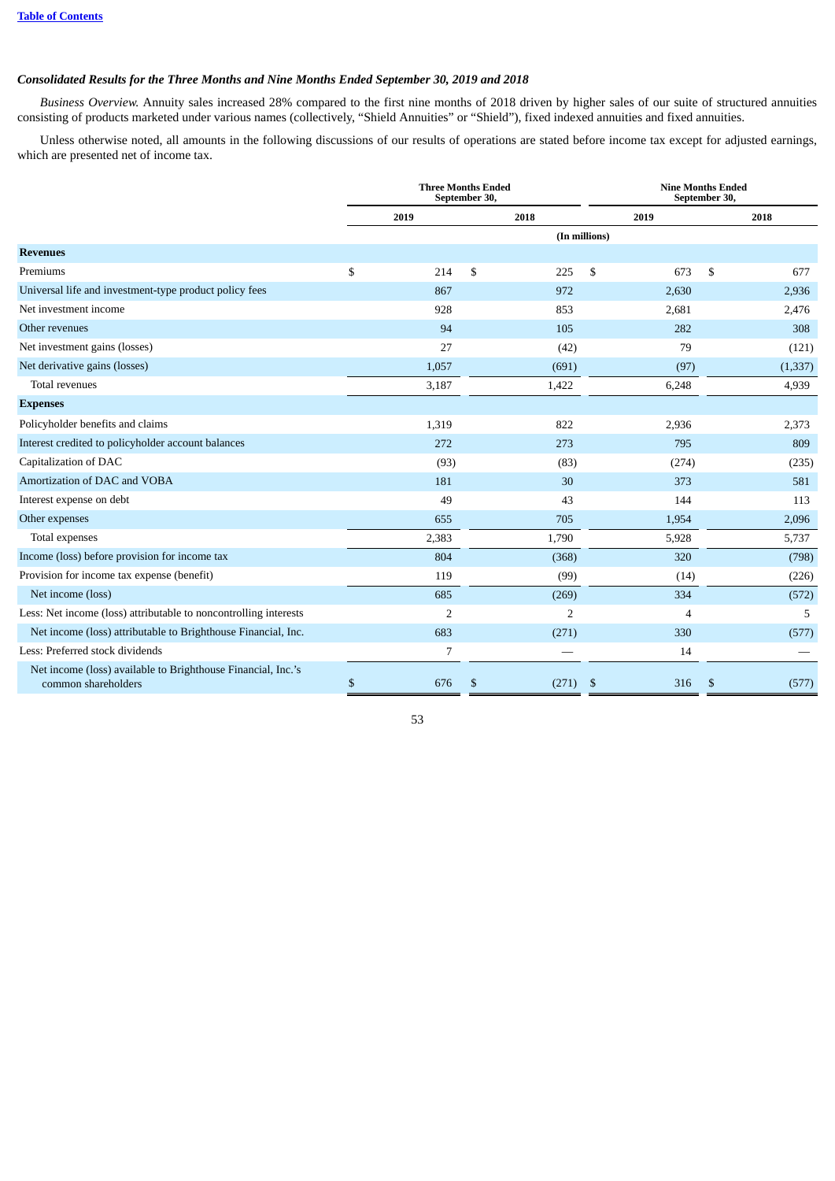***Consolidated Results for the Three Months and Nine Months Ended September 30, 2019 and 2018***

*Business Overview.* Annuity sales increased 28% compared to the first nine months of 2018 driven by higher sales of our suite of structured annuities consisting of products marketed under various names (collectively, "Shield Annuities" or "Shield"), fixed indexed annuities and fixed annuities.

Unless otherwise noted, all amounts in the following discussions of our results of operations are stated before income tax except for adjusted earnings, which are presented net of income tax.

| | Three Months Ended September 30, | | Nine Months Ended September 30, | |
|---|---|---|---|---|
| | 2019 | 2018 | 2019 | 2018 |
| | (In millions) | | | |
| **Revenues** | | | | |
| Premiums | $ 214 | $ 225 | $ 673 | $ 677 |
| Universal life and investment-type product policy fees | 867 | 972 | 2,630 | 2,936 |
| Net investment income | 928 | 853 | 2,681 | 2,476 |
| Other revenues | 94 | 105 | 282 | 308 |
| Net investment gains (losses) | 27 | (42) | 79 | (121) |
| Net derivative gains (losses) | 1,057 | (691) | (97) | (1,337) |
| Total revenues | 3,187 | 1,422 | 6,248 | 4,939 |
| **Expenses** | | | | |
| Policyholder benefits and claims | 1,319 | 822 | 2,936 | 2,373 |
| Interest credited to policyholder account balances | 272 | 273 | 795 | 809 |
| Capitalization of DAC | (93) | (83) | (274) | (235) |
| Amortization of DAC and VOBA | 181 | 30 | 373 | 581 |
| Interest expense on debt | 49 | 43 | 144 | 113 |
| Other expenses | 655 | 705 | 1,954 | 2,096 |
| Total expenses | 2,383 | 1,790 | 5,928 | 5,737 |
| Income (loss) before provision for income tax | 804 | (368) | 320 | (798) |
| Provision for income tax expense (benefit) | 119 | (99) | (14) | (226) |
| Net income (loss) | 685 | (269) | 334 | (572) |
| Less: Net income (loss) attributable to noncontrolling interests | 2 | 2 | 4 | 5 |
| Net income (loss) attributable to Brighthouse Financial, Inc. | 683 | (271) | 330 | (577) |
| Less: Preferred stock dividends | 7 | — | 14 | — |
| Net income (loss) available to Brighthouse Financial, Inc.'s common shareholders | $ 676 | $ (271) | $ 316 | $ (577) |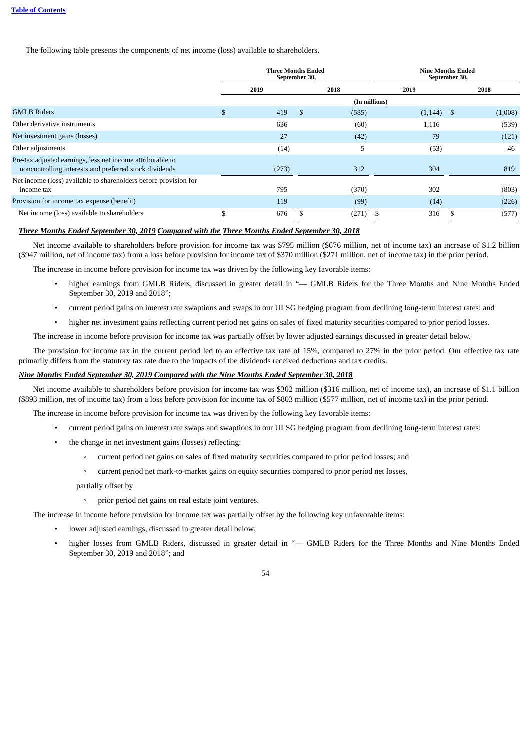The following table presents the components of net income (loss) available to shareholders.

| | Three Months Ended September 30, | | Nine Months Ended September 30, | |
|---|---|---|---|---|
| | 2019 | 2018 | 2019 | 2018 |
| | (In millions) | | | |
| GMLB Riders | $ 419 | $ (585) | (1,144) | $ (1,008) |
| Other derivative instruments | 636 | (60) | 1,116 | (539) |
| Net investment gains (losses) | 27 | (42) | 79 | (121) |
| Other adjustments | (14) | 5 | (53) | 46 |
| Pre-tax adjusted earnings, less net income attributable to noncontrolling interests and preferred stock dividends | (273) | 312 | 304 | 819 |
| Net income (loss) available to shareholders before provision for income tax | 795 | (370) | 302 | (803) |
| Provision for income tax expense (benefit) | 119 | (99) | (14) | (226) |
| Net income (loss) available to shareholders | $ 676 | $ (271) | $ 316 | $ (577) |

***Three Months Ended September 30, 2019 Compared with the Three Months Ended September 30, 2018***

Net income available to shareholders before provision for income tax was $795 million ($676 million, net of income tax) an increase of $1.2 billion ($947 million, net of income tax) from a loss before provision for income tax of $370 million ($271 million, net of income tax) in the prior period.

The increase in income before provision for income tax was driven by the following key favorable items:

- higher earnings from GMLB Riders, discussed in greater detail in "— GMLB Riders for the Three Months and Nine Months Ended September 30, 2019 and 2018";
- current period gains on interest rate swaptions and swaps in our ULSG hedging program from declining long-term interest rates; and
- higher net investment gains reflecting current period net gains on sales of fixed maturity securities compared to prior period losses.

The increase in income before provision for income tax was partially offset by lower adjusted earnings discussed in greater detail below.

The provision for income tax in the current period led to an effective tax rate of 15%, compared to 27% in the prior period. Our effective tax rate primarily differs from the statutory tax rate due to the impacts of the dividends received deductions and tax credits.

***Nine Months Ended September 30, 2019 Compared with the Nine Months Ended September 30, 2018***

Net income available to shareholders before provision for income tax was $302 million ($316 million, net of income tax), an increase of $1.1 billion ($893 million, net of income tax) from a loss before provision for income tax of $803 million ($577 million, net of income tax) in the prior period.

The increase in income before provision for income tax was driven by the following key favorable items:

- current period gains on interest rate swaps and swaptions in our ULSG hedging program from declining long-term interest rates;
- the change in net investment gains (losses) reflecting:
  - current period net gains on sales of fixed maturity securities compared to prior period losses; and
  - current period net mark-to-market gains on equity securities compared to prior period net losses,

  partially offset by

  - prior period net gains on real estate joint ventures.

The increase in income before provision for income tax was partially offset by the following key unfavorable items:

- lower adjusted earnings, discussed in greater detail below;
- higher losses from GMLB Riders, discussed in greater detail in "— GMLB Riders for the Three Months and Nine Months Ended September 30, 2019 and 2018"; and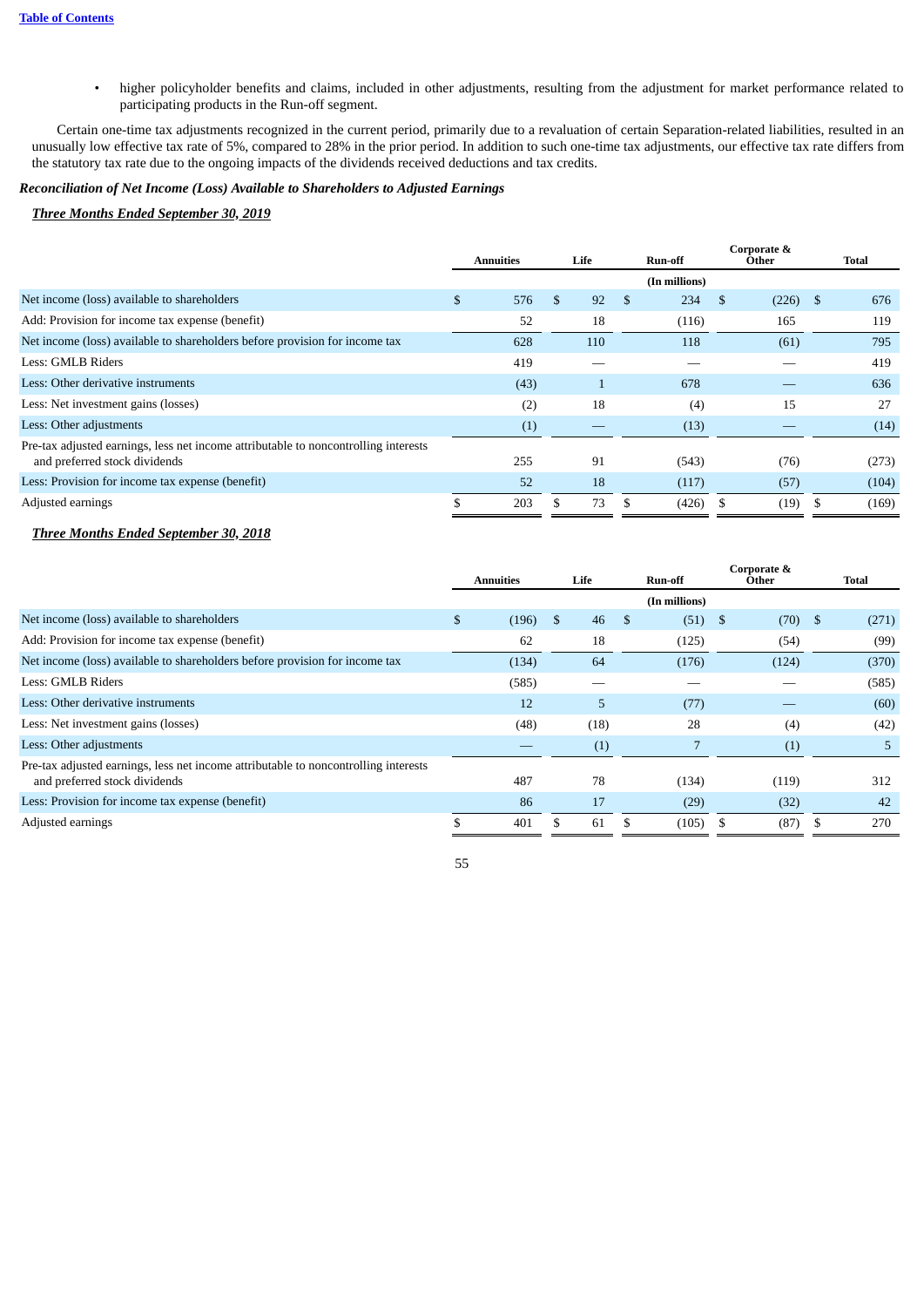- higher policyholder benefits and claims, included in other adjustments, resulting from the adjustment for market performance related to participating products in the Run-off segment.

Certain one-time tax adjustments recognized in the current period, primarily due to a revaluation of certain Separation-related liabilities, resulted in an unusually low effective tax rate of 5%, compared to 28% in the prior period. In addition to such one-time tax adjustments, our effective tax rate differs from the statutory tax rate due to the ongoing impacts of the dividends received deductions and tax credits.

***Reconciliation of Net Income (Loss) Available to Shareholders to Adjusted Earnings***

***Three Months Ended September 30, 2019***

| | Annuities | Life | Run-off | Corporate & Other | Total |
|---|---|---|---|---|---|
| | | | (In millions) | | |
| Net income (loss) available to shareholders | $ 576 | $ 92 | $ 234 | $ (226) | $ 676 |
| Add: Provision for income tax expense (benefit) | 52 | 18 | (116) | 165 | 119 |
| Net income (loss) available to shareholders before provision for income tax | 628 | 110 | 118 | (61) | 795 |
| Less: GMLB Riders | 419 | — | — | — | 419 |
| Less: Other derivative instruments | (43) | 1 | 678 | — | 636 |
| Less: Net investment gains (losses) | (2) | 18 | (4) | 15 | 27 |
| Less: Other adjustments | (1) | — | (13) | — | (14) |
| Pre-tax adjusted earnings, less net income attributable to noncontrolling interests and preferred stock dividends | 255 | 91 | (543) | (76) | (273) |
| Less: Provision for income tax expense (benefit) | 52 | 18 | (117) | (57) | (104) |
| Adjusted earnings | $ 203 | $ 73 | $ (426) | $ (19) | $ (169) |

***Three Months Ended September 30, 2018***

| | Annuities | Life | Run-off | Corporate & Other | Total |
|---|---|---|---|---|---|
| | | | (In millions) | | |
| Net income (loss) available to shareholders | $ (196) | $ 46 | $ (51) | $ (70) | $ (271) |
| Add: Provision for income tax expense (benefit) | 62 | 18 | (125) | (54) | (99) |
| Net income (loss) available to shareholders before provision for income tax | (134) | 64 | (176) | (124) | (370) |
| Less: GMLB Riders | (585) | — | — | — | (585) |
| Less: Other derivative instruments | 12 | 5 | (77) | — | (60) |
| Less: Net investment gains (losses) | (48) | (18) | 28 | (4) | (42) |
| Less: Other adjustments | — | (1) | 7 | (1) | 5 |
| Pre-tax adjusted earnings, less net income attributable to noncontrolling interests and preferred stock dividends | 487 | 78 | (134) | (119) | 312 |
| Less: Provision for income tax expense (benefit) | 86 | 17 | (29) | (32) | 42 |
| Adjusted earnings | $ 401 | $ 61 | $ (105) | $ (87) | $ 270 |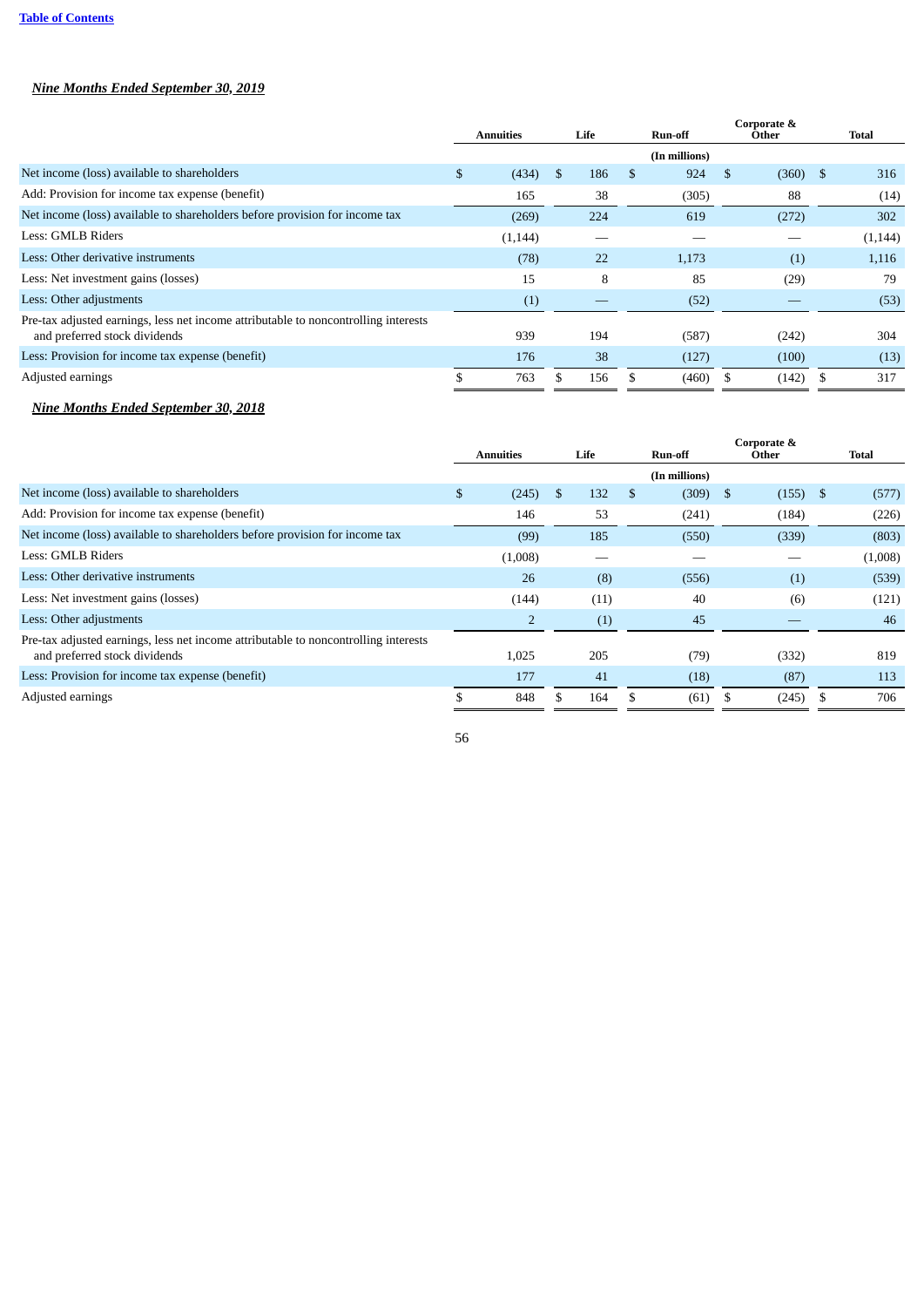***Nine Months Ended September 30, 2019***

| | Annuities | Life | Run-off | Corporate & Other | Total |
|---|---|---|---|---|---|
| | | | (In millions) | | |
| Net income (loss) available to shareholders | $ (434) | $ 186 | $ 924 | $ (360) | $ 316 |
| Add: Provision for income tax expense (benefit) | 165 | 38 | (305) | 88 | (14) |
| Net income (loss) available to shareholders before provision for income tax | (269) | 224 | 619 | (272) | 302 |
| Less: GMLB Riders | (1,144) | — | — | — | (1,144) |
| Less: Other derivative instruments | (78) | 22 | 1,173 | (1) | 1,116 |
| Less: Net investment gains (losses) | 15 | 8 | 85 | (29) | 79 |
| Less: Other adjustments | (1) | — | (52) | — | (53) |
| Pre-tax adjusted earnings, less net income attributable to noncontrolling interests and preferred stock dividends | 939 | 194 | (587) | (242) | 304 |
| Less: Provision for income tax expense (benefit) | 176 | 38 | (127) | (100) | (13) |
| Adjusted earnings | $ 763 | $ 156 | $ (460) | $ (142) | $ 317 |

***Nine Months Ended September 30, 2018***

| | Annuities | Life | Run-off | Corporate & Other | Total |
|---|---|---|---|---|---|
| | | | (In millions) | | |
| Net income (loss) available to shareholders | $ (245) | $ 132 | $ (309) | $ (155) | $ (577) |
| Add: Provision for income tax expense (benefit) | 146 | 53 | (241) | (184) | (226) |
| Net income (loss) available to shareholders before provision for income tax | (99) | 185 | (550) | (339) | (803) |
| Less: GMLB Riders | (1,008) | — | — | — | (1,008) |
| Less: Other derivative instruments | 26 | (8) | (556) | (1) | (539) |
| Less: Net investment gains (losses) | (144) | (11) | 40 | (6) | (121) |
| Less: Other adjustments | 2 | (1) | 45 | — | 46 |
| Pre-tax adjusted earnings, less net income attributable to noncontrolling interests and preferred stock dividends | 1,025 | 205 | (79) | (332) | 819 |
| Less: Provision for income tax expense (benefit) | 177 | 41 | (18) | (87) | 113 |
| Adjusted earnings | $ 848 | $ 164 | $ (61) | $ (245) | $ 706 |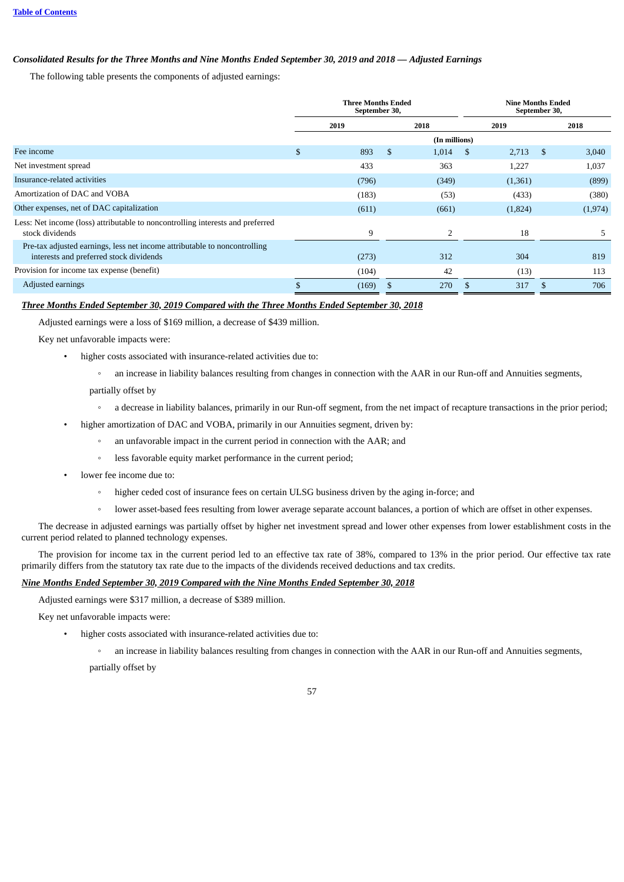### *Consolidated Results for the Three Months and Nine Months Ended September 30, 2019 and 2018 — Adjusted Earnings*

The following table presents the components of adjusted earnings:

| | Three Months Ended September 30, | | Nine Months Ended September 30, | |
|---|---|---|---|---|
| | 2019 | 2018 | 2019 | 2018 |
| | (In millions) | | | |
| Fee income | $ 893 | $ 1,014 | $ 2,713 | $ 3,040 |
| Net investment spread | 433 | 363 | 1,227 | 1,037 |
| Insurance-related activities | (796) | (349) | (1,361) | (899) |
| Amortization of DAC and VOBA | (183) | (53) | (433) | (380) |
| Other expenses, net of DAC capitalization | (611) | (661) | (1,824) | (1,974) |
| Less: Net income (loss) attributable to noncontrolling interests and preferred stock dividends | 9 | 2 | 18 | 5 |
| Pre-tax adjusted earnings, less net income attributable to noncontrolling interests and preferred stock dividends | (273) | 312 | 304 | 819 |
| Provision for income tax expense (benefit) | (104) | 42 | (13) | 113 |
| Adjusted earnings | $ (169) | $ 270 | $ 317 | $ 706 |

***Three Months Ended September 30, 2019 Compared with the Three Months Ended September 30, 2018***

Adjusted earnings were a loss of $169 million, a decrease of $439 million.

Key net unfavorable impacts were:

- higher costs associated with insurance-related activities due to:
  - an increase in liability balances resulting from changes in connection with the AAR in our Run-off and Annuities segments,

  partially offset by

  - a decrease in liability balances, primarily in our Run-off segment, from the net impact of recapture transactions in the prior period;
- higher amortization of DAC and VOBA, primarily in our Annuities segment, driven by:
  - an unfavorable impact in the current period in connection with the AAR; and
  - less favorable equity market performance in the current period;
- lower fee income due to:
  - higher ceded cost of insurance fees on certain ULSG business driven by the aging in-force; and
  - lower asset-based fees resulting from lower average separate account balances, a portion of which are offset in other expenses.

The decrease in adjusted earnings was partially offset by higher net investment spread and lower other expenses from lower establishment costs in the current period related to planned technology expenses.

The provision for income tax in the current period led to an effective tax rate of 38%, compared to 13% in the prior period. Our effective tax rate primarily differs from the statutory tax rate due to the impacts of the dividends received deductions and tax credits.

***Nine Months Ended September 30, 2019 Compared with the Nine Months Ended September 30, 2018***

Adjusted earnings were $317 million, a decrease of $389 million.

Key net unfavorable impacts were:

- higher costs associated with insurance-related activities due to:
  - an increase in liability balances resulting from changes in connection with the AAR in our Run-off and Annuities segments,

  partially offset by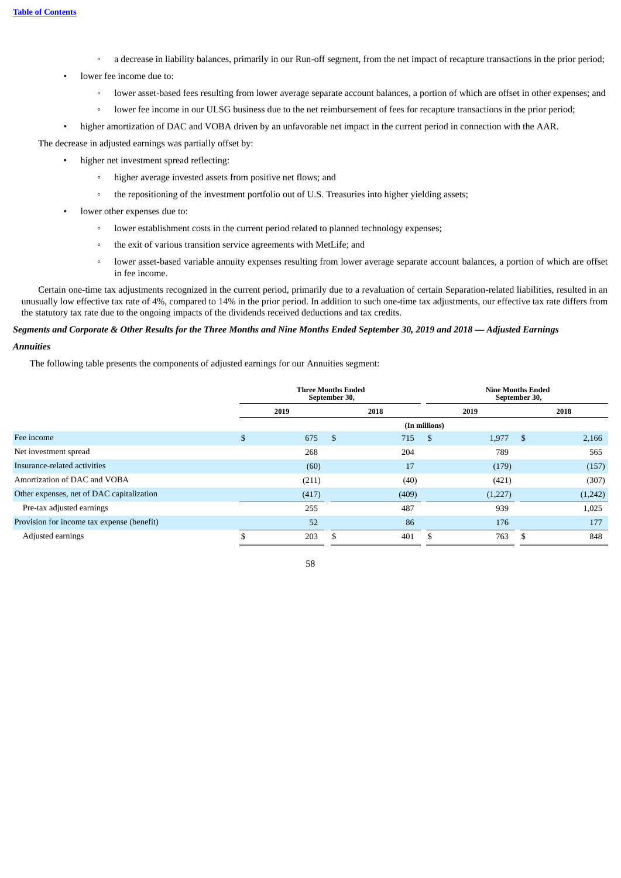- a decrease in liability balances, primarily in our Run-off segment, from the net impact of recapture transactions in the prior period;
- lower fee income due to:
  - lower asset-based fees resulting from lower average separate account balances, a portion of which are offset in other expenses; and
  - lower fee income in our ULSG business due to the net reimbursement of fees for recapture transactions in the prior period;
- higher amortization of DAC and VOBA driven by an unfavorable net impact in the current period in connection with the AAR.

The decrease in adjusted earnings was partially offset by:

- higher net investment spread reflecting:
  - higher average invested assets from positive net flows; and
  - the repositioning of the investment portfolio out of U.S. Treasuries into higher yielding assets;
- lower other expenses due to:
  - lower establishment costs in the current period related to planned technology expenses;
  - the exit of various transition service agreements with MetLife; and
  - lower asset-based variable annuity expenses resulting from lower average separate account balances, a portion of which are offset in fee income.

Certain one-time tax adjustments recognized in the current period, primarily due to a revaluation of certain Separation-related liabilities, resulted in an unusually low effective tax rate of 4%, compared to 14% in the prior period. In addition to such one-time tax adjustments, our effective tax rate differs from the statutory tax rate due to the ongoing impacts of the dividends received deductions and tax credits.

***Segments and Corporate & Other Results for the Three Months and Nine Months Ended September 30, 2019 and 2018 — Adjusted Earnings***

***Annuities***

The following table presents the components of adjusted earnings for our Annuities segment:

| | Three Months Ended September 30, | | Nine Months Ended September 30, | |
|---|---|---|---|---|
| | 2019 | 2018 | 2019 | 2018 |
| | (In millions) | | | |
| Fee income | $ 675 | $ 715 | $ 1,977 | $ 2,166 |
| Net investment spread | 268 | 204 | 789 | 565 |
| Insurance-related activities | (60) | 17 | (179) | (157) |
| Amortization of DAC and VOBA | (211) | (40) | (421) | (307) |
| Other expenses, net of DAC capitalization | (417) | (409) | (1,227) | (1,242) |
| Pre-tax adjusted earnings | 255 | 487 | 939 | 1,025 |
| Provision for income tax expense (benefit) | 52 | 86 | 176 | 177 |
| Adjusted earnings | $ 203 | $ 401 | $ 763 | $ 848 |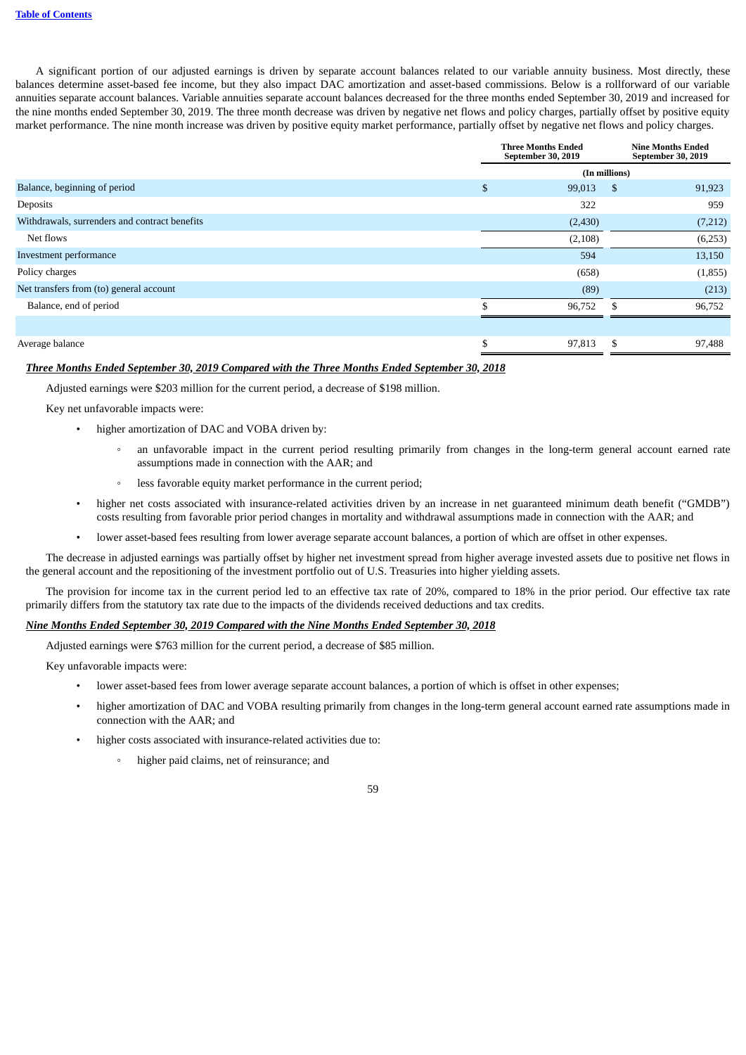A significant portion of our adjusted earnings is driven by separate account balances related to our variable annuity business. Most directly, these balances determine asset-based fee income, but they also impact DAC amortization and asset-based commissions. Below is a rollforward of our variable annuities separate account balances. Variable annuities separate account balances decreased for the three months ended September 30, 2019 and increased for the nine months ended September 30, 2019. The three month decrease was driven by negative net flows and policy charges, partially offset by positive equity market performance. The nine month increase was driven by positive equity market performance, partially offset by negative net flows and policy charges.

| | Three Months Ended September 30, 2019 | Nine Months Ended September 30, 2019 |
|---|---|---|
| | (In millions) | |
| Balance, beginning of period | $ 99,013 | $ 91,923 |
| Deposits | 322 | 959 |
| Withdrawals, surrenders and contract benefits | (2,430) | (7,212) |
| Net flows | (2,108) | (6,253) |
| Investment performance | 594 | 13,150 |
| Policy charges | (658) | (1,855) |
| Net transfers from (to) general account | (89) | (213) |
| Balance, end of period | $ 96,752 | $ 96,752 |
| Average balance | $ 97,813 | $ 97,488 |

***Three Months Ended September 30, 2019 Compared with the Three Months Ended September 30, 2018***

Adjusted earnings were $203 million for the current period, a decrease of $198 million.

Key net unfavorable impacts were:

- higher amortization of DAC and VOBA driven by:
  - an unfavorable impact in the current period resulting primarily from changes in the long-term general account earned rate assumptions made in connection with the AAR; and
  - less favorable equity market performance in the current period;
- higher net costs associated with insurance-related activities driven by an increase in net guaranteed minimum death benefit ("GMDB") costs resulting from favorable prior period changes in mortality and withdrawal assumptions made in connection with the AAR; and
- lower asset-based fees resulting from lower average separate account balances, a portion of which are offset in other expenses.

The decrease in adjusted earnings was partially offset by higher net investment spread from higher average invested assets due to positive net flows in the general account and the repositioning of the investment portfolio out of U.S. Treasuries into higher yielding assets.

The provision for income tax in the current period led to an effective tax rate of 20%, compared to 18% in the prior period. Our effective tax rate primarily differs from the statutory tax rate due to the impacts of the dividends received deductions and tax credits.

***Nine Months Ended September 30, 2019 Compared with the Nine Months Ended September 30, 2018***

Adjusted earnings were $763 million for the current period, a decrease of $85 million.

Key unfavorable impacts were:

- lower asset-based fees from lower average separate account balances, a portion of which is offset in other expenses;
- higher amortization of DAC and VOBA resulting primarily from changes in the long-term general account earned rate assumptions made in connection with the AAR; and
- higher costs associated with insurance-related activities due to:
  - higher paid claims, net of reinsurance; and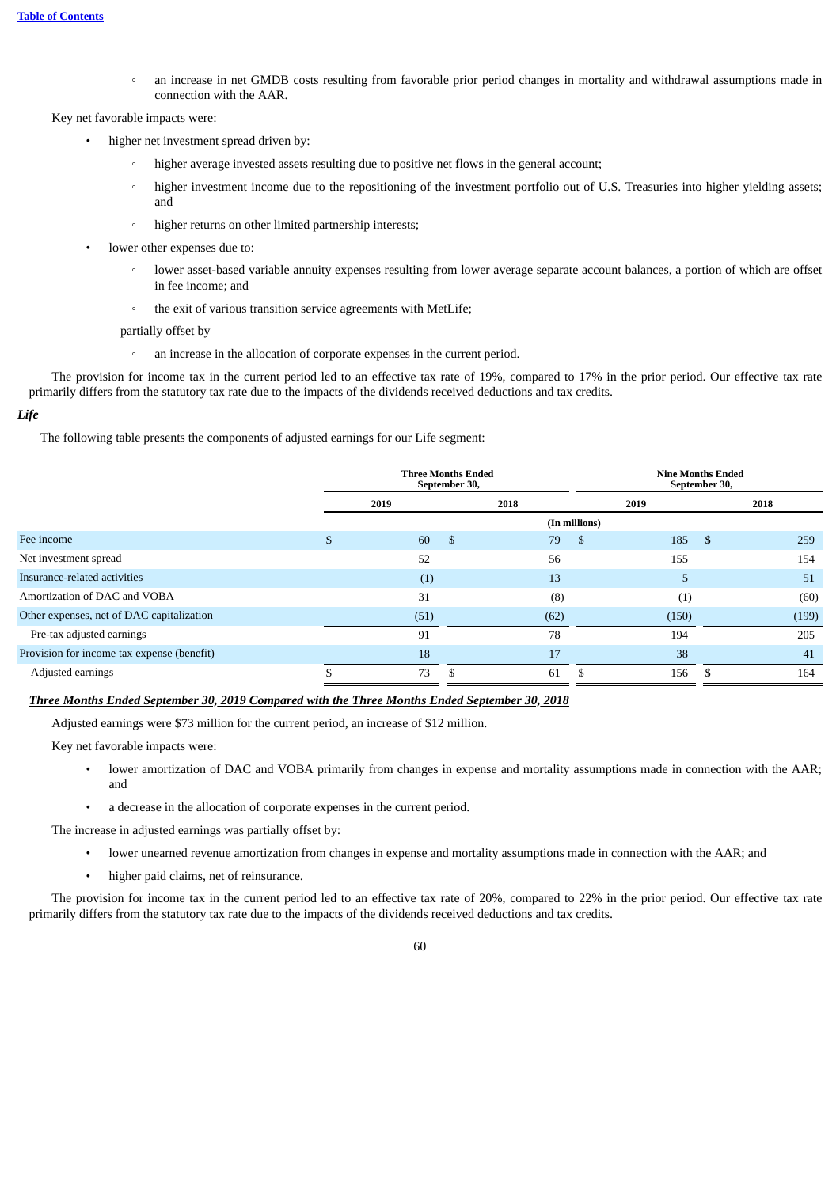- an increase in net GMDB costs resulting from favorable prior period changes in mortality and withdrawal assumptions made in connection with the AAR.

Key net favorable impacts were:

- higher net investment spread driven by:
  - higher average invested assets resulting due to positive net flows in the general account;
  - higher investment income due to the repositioning of the investment portfolio out of U.S. Treasuries into higher yielding assets; and
  - higher returns on other limited partnership interests;
- lower other expenses due to:
  - lower asset-based variable annuity expenses resulting from lower average separate account balances, a portion of which are offset in fee income; and
  - the exit of various transition service agreements with MetLife;

  partially offset by

  - an increase in the allocation of corporate expenses in the current period.

The provision for income tax in the current period led to an effective tax rate of 19%, compared to 17% in the prior period. Our effective tax rate primarily differs from the statutory tax rate due to the impacts of the dividends received deductions and tax credits.

***Life***

The following table presents the components of adjusted earnings for our Life segment:

| | Three Months Ended September 30, | | Nine Months Ended September 30, | |
|---|---|---|---|---|
| | 2019 | 2018 | 2019 | 2018 |
| | (In millions) | | | |
| Fee income | $ 60 | $ 79 | $ 185 | $ 259 |
| Net investment spread | 52 | 56 | 155 | 154 |
| Insurance-related activities | (1) | 13 | 5 | 51 |
| Amortization of DAC and VOBA | 31 | (8) | (1) | (60) |
| Other expenses, net of DAC capitalization | (51) | (62) | (150) | (199) |
| Pre-tax adjusted earnings | 91 | 78 | 194 | 205 |
| Provision for income tax expense (benefit) | 18 | 17 | 38 | 41 |
| Adjusted earnings | $ 73 | $ 61 | $ 156 | $ 164 |

***<u>Three Months Ended September 30, 2019 Compared with the Three Months Ended September 30, 2018</u>***

Adjusted earnings were $73 million for the current period, an increase of $12 million.

Key net favorable impacts were:

- lower amortization of DAC and VOBA primarily from changes in expense and mortality assumptions made in connection with the AAR; and
- a decrease in the allocation of corporate expenses in the current period.

The increase in adjusted earnings was partially offset by:

- lower unearned revenue amortization from changes in expense and mortality assumptions made in connection with the AAR; and
- higher paid claims, net of reinsurance.

The provision for income tax in the current period led to an effective tax rate of 20%, compared to 22% in the prior period. Our effective tax rate primarily differs from the statutory tax rate due to the impacts of the dividends received deductions and tax credits.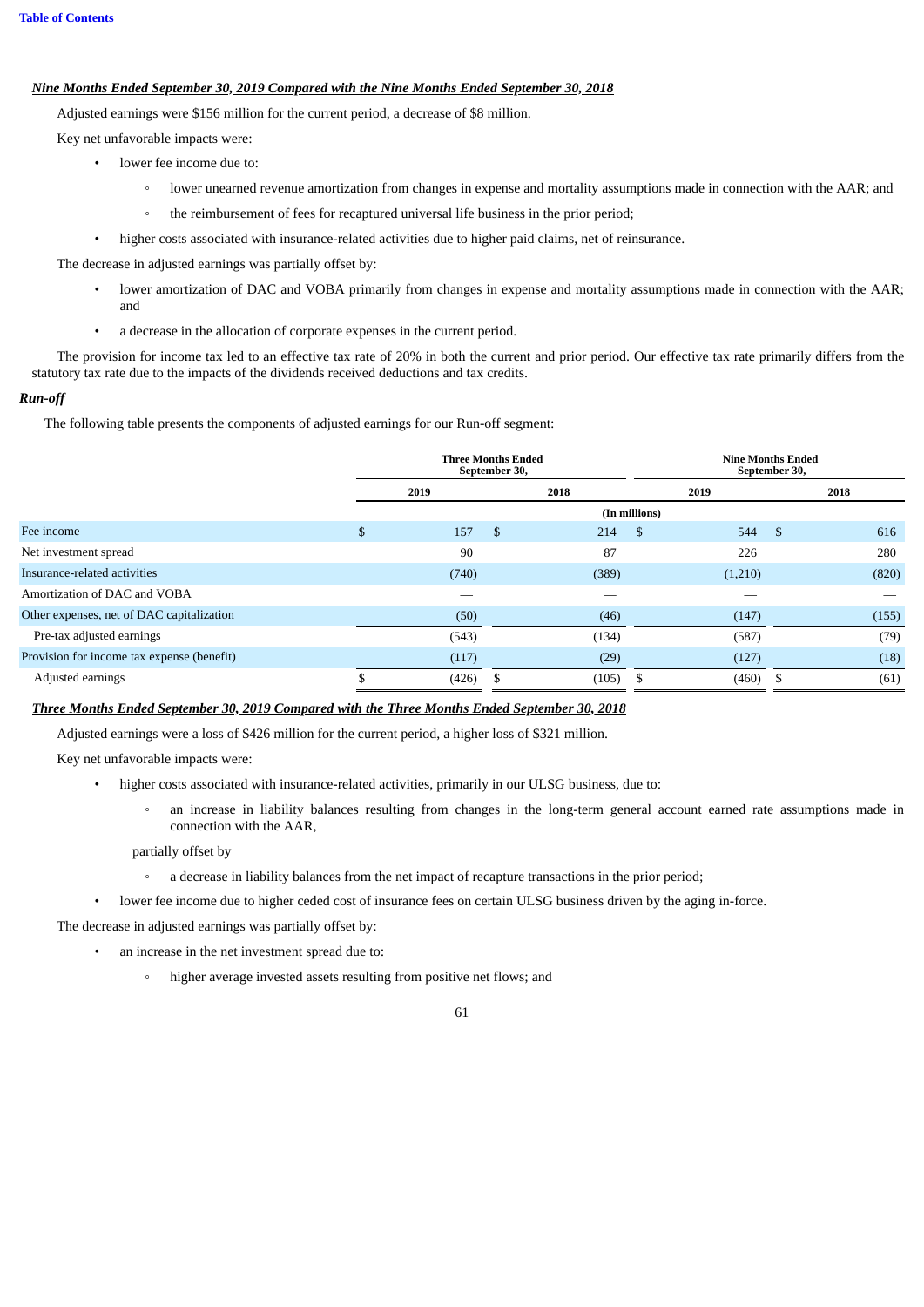***Nine Months Ended September 30, 2019 Compared with the Nine Months Ended September 30, 2018***

Adjusted earnings were $156 million for the current period, a decrease of $8 million.

Key net unfavorable impacts were:

- lower fee income due to:
    - lower unearned revenue amortization from changes in expense and mortality assumptions made in connection with the AAR; and
    - the reimbursement of fees for recaptured universal life business in the prior period;
- higher costs associated with insurance-related activities due to higher paid claims, net of reinsurance.

The decrease in adjusted earnings was partially offset by:

- lower amortization of DAC and VOBA primarily from changes in expense and mortality assumptions made in connection with the AAR; and
- a decrease in the allocation of corporate expenses in the current period.

The provision for income tax led to an effective tax rate of 20% in both the current and prior period. Our effective tax rate primarily differs from the statutory tax rate due to the impacts of the dividends received deductions and tax credits.

***Run-off***

The following table presents the components of adjusted earnings for our Run-off segment:

| | Three Months Ended September 30, | | Nine Months Ended September 30, | |
|---|---|---|---|---|
| | 2019 | 2018 | 2019 | 2018 |
| | (In millions) | | | |
| Fee income | $ 157 | $ 214 | $ 544 | $ 616 |
| Net investment spread | 90 | 87 | 226 | 280 |
| Insurance-related activities | (740) | (389) | (1,210) | (820) |
| Amortization of DAC and VOBA | — | — | — | — |
| Other expenses, net of DAC capitalization | (50) | (46) | (147) | (155) |
| Pre-tax adjusted earnings | (543) | (134) | (587) | (79) |
| Provision for income tax expense (benefit) | (117) | (29) | (127) | (18) |
| Adjusted earnings | $ (426) | $ (105) | $ (460) | $ (61) |

***Three Months Ended September 30, 2019 Compared with the Three Months Ended September 30, 2018***

Adjusted earnings were a loss of $426 million for the current period, a higher loss of $321 million.

Key net unfavorable impacts were:

- higher costs associated with insurance-related activities, primarily in our ULSG business, due to:
    - an increase in liability balances resulting from changes in the long-term general account earned rate assumptions made in connection with the AAR,

  partially offset by

    - a decrease in liability balances from the net impact of recapture transactions in the prior period;
- lower fee income due to higher ceded cost of insurance fees on certain ULSG business driven by the aging in-force.

The decrease in adjusted earnings was partially offset by:

- an increase in the net investment spread due to:
    - higher average invested assets resulting from positive net flows; and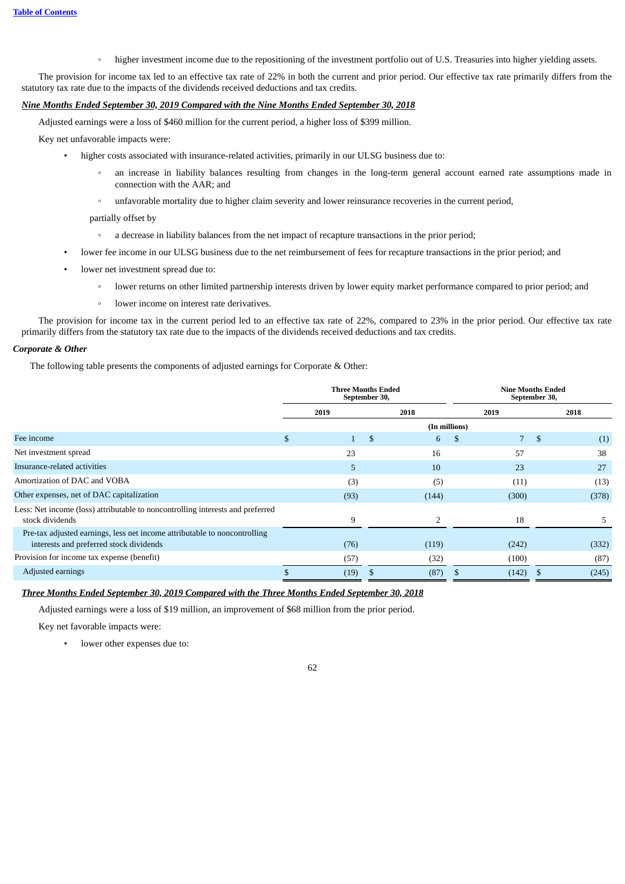- ◦ higher investment income due to the repositioning of the investment portfolio out of U.S. Treasuries into higher yielding assets.

The provision for income tax led to an effective tax rate of 22% in both the current and prior period. Our effective tax rate primarily differs from the statutory tax rate due to the impacts of the dividends received deductions and tax credits.

***Nine Months Ended September 30, 2019 Compared with the Nine Months Ended September 30, 2018***

Adjusted earnings were a loss of $460 million for the current period, a higher loss of $399 million.

Key net unfavorable impacts were:

- higher costs associated with insurance-related activities, primarily in our ULSG business due to:
  - ◦ an increase in liability balances resulting from changes in the long-term general account earned rate assumptions made in connection with the AAR; and
  - ◦ unfavorable mortality due to higher claim severity and lower reinsurance recoveries in the current period,

  partially offset by

  - ◦ a decrease in liability balances from the net impact of recapture transactions in the prior period;
- lower fee income in our ULSG business due to the net reimbursement of fees for recapture transactions in the prior period; and
- lower net investment spread due to:
  - ◦ lower returns on other limited partnership interests driven by lower equity market performance compared to prior period; and
  - ◦ lower income on interest rate derivatives.

The provision for income tax in the current period led to an effective tax rate of 22%, compared to 23% in the prior period. Our effective tax rate primarily differs from the statutory tax rate due to the impacts of the dividends received deductions and tax credits.

***Corporate & Other***

The following table presents the components of adjusted earnings for Corporate & Other:

| | Three Months Ended September 30, | | Nine Months Ended September 30, | |
|---|---|---|---|---|
| | 2019 | 2018 | 2019 | 2018 |
| | (In millions) | | | |
| Fee income | $ 1 | $ 6 | $ 7 | $ (1) |
| Net investment spread | 23 | 16 | 57 | 38 |
| Insurance-related activities | 5 | 10 | 23 | 27 |
| Amortization of DAC and VOBA | (3) | (5) | (11) | (13) |
| Other expenses, net of DAC capitalization | (93) | (144) | (300) | (378) |
| Less: Net income (loss) attributable to noncontrolling interests and preferred stock dividends | 9 | 2 | 18 | 5 |
| Pre-tax adjusted earnings, less net income attributable to noncontrolling interests and preferred stock dividends | (76) | (119) | (242) | (332) |
| Provision for income tax expense (benefit) | (57) | (32) | (100) | (87) |
| Adjusted earnings | $ (19) | $ (87) | $ (142) | $ (245) |

***Three Months Ended September 30, 2019 Compared with the Three Months Ended September 30, 2018***

Adjusted earnings were a loss of $19 million, an improvement of $68 million from the prior period.

Key net favorable impacts were:

- lower other expenses due to: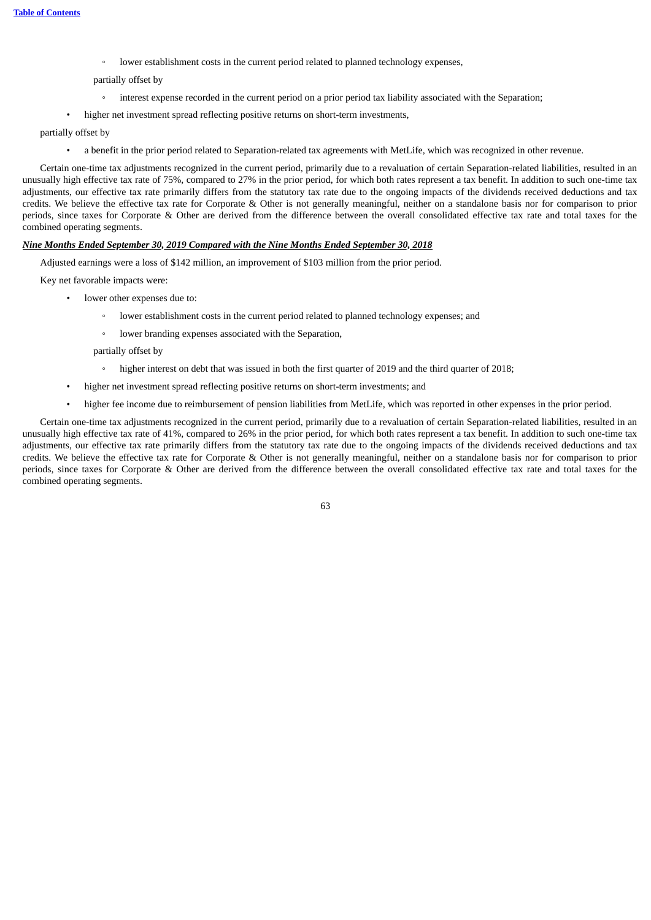- lower establishment costs in the current period related to planned technology expenses,

  partially offset by

    - interest expense recorded in the current period on a prior period tax liability associated with the Separation;

- higher net investment spread reflecting positive returns on short-term investments,

partially offset by

- a benefit in the prior period related to Separation-related tax agreements with MetLife, which was recognized in other revenue.

Certain one-time tax adjustments recognized in the current period, primarily due to a revaluation of certain Separation-related liabilities, resulted in an unusually high effective tax rate of 75%, compared to 27% in the prior period, for which both rates represent a tax benefit. In addition to such one-time tax adjustments, our effective tax rate primarily differs from the statutory tax rate due to the ongoing impacts of the dividends received deductions and tax credits. We believe the effective tax rate for Corporate & Other is not generally meaningful, neither on a standalone basis nor for comparison to prior periods, since taxes for Corporate & Other are derived from the difference between the overall consolidated effective tax rate and total taxes for the combined operating segments.

***Nine Months Ended September 30, 2019 Compared with the Nine Months Ended September 30, 2018***

Adjusted earnings were a loss of $142 million, an improvement of $103 million from the prior period.

Key net favorable impacts were:

- lower other expenses due to:
    - lower establishment costs in the current period related to planned technology expenses; and
    - lower branding expenses associated with the Separation,

  partially offset by

    - higher interest on debt that was issued in both the first quarter of 2019 and the third quarter of 2018;

- higher net investment spread reflecting positive returns on short-term investments; and
- higher fee income due to reimbursement of pension liabilities from MetLife, which was reported in other expenses in the prior period.

Certain one-time tax adjustments recognized in the current period, primarily due to a revaluation of certain Separation-related liabilities, resulted in an unusually high effective tax rate of 41%, compared to 26% in the prior period, for which both rates represent a tax benefit. In addition to such one-time tax adjustments, our effective tax rate primarily differs from the statutory tax rate due to the ongoing impacts of the dividends received deductions and tax credits. We believe the effective tax rate for Corporate & Other is not generally meaningful, neither on a standalone basis nor for comparison to prior periods, since taxes for Corporate & Other are derived from the difference between the overall consolidated effective tax rate and total taxes for the combined operating segments.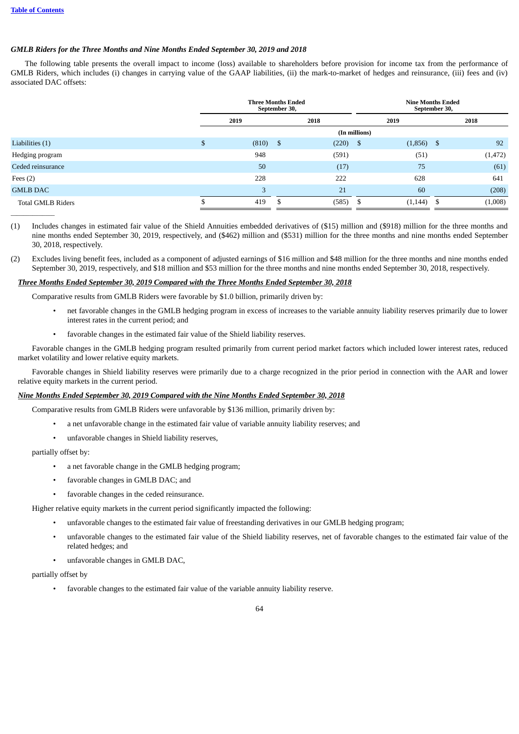*GMLB Riders for the Three Months and Nine Months Ended September 30, 2019 and 2018*

The following table presents the overall impact to income (loss) available to shareholders before provision for income tax from the performance of GMLB Riders, which includes (i) changes in carrying value of the GAAP liabilities, (ii) the mark-to-market of hedges and reinsurance, (iii) fees and (iv) associated DAC offsets:

| | Three Months Ended September 30, | | Nine Months Ended September 30, | |
|---|---|---|---|---|
| | 2019 | 2018 | 2019 | 2018 |
| | (In millions) | | | |
| Liabilities (1) | $ (810) | $ (220) | $ (1,856) | $ 92 |
| Hedging program | 948 | (591) | (51) | (1,472) |
| Ceded reinsurance | 50 | (17) | 75 | (61) |
| Fees (2) | 228 | 222 | 628 | 641 |
| GMLB DAC | 3 | 21 | 60 | (208) |
| Total GMLB Riders | $ 419 | $ (585) | $ (1,144) | $ (1,008) |

(1) Includes changes in estimated fair value of the Shield Annuities embedded derivatives of ($15) million and ($918) million for the three months and nine months ended September 30, 2019, respectively, and ($462) million and ($531) million for the three months and nine months ended September 30, 2018, respectively.

(2) Excludes living benefit fees, included as a component of adjusted earnings of $16 million and $48 million for the three months and nine months ended September 30, 2019, respectively, and $18 million and $53 million for the three months and nine months ended September 30, 2018, respectively.

***Three Months Ended September 30, 2019 Compared with the Three Months Ended September 30, 2018***

Comparative results from GMLB Riders were favorable by $1.0 billion, primarily driven by:

- net favorable changes in the GMLB hedging program in excess of increases to the variable annuity liability reserves primarily due to lower interest rates in the current period; and
- favorable changes in the estimated fair value of the Shield liability reserves.

Favorable changes in the GMLB hedging program resulted primarily from current period market factors which included lower interest rates, reduced market volatility and lower relative equity markets.

Favorable changes in Shield liability reserves were primarily due to a charge recognized in the prior period in connection with the AAR and lower relative equity markets in the current period.

***Nine Months Ended September 30, 2019 Compared with the Nine Months Ended September 30, 2018***

Comparative results from GMLB Riders were unfavorable by $136 million, primarily driven by:

- a net unfavorable change in the estimated fair value of variable annuity liability reserves; and
- unfavorable changes in Shield liability reserves,

partially offset by:

- a net favorable change in the GMLB hedging program;
- favorable changes in GMLB DAC; and
- favorable changes in the ceded reinsurance.

Higher relative equity markets in the current period significantly impacted the following:

- unfavorable changes to the estimated fair value of freestanding derivatives in our GMLB hedging program;
- unfavorable changes to the estimated fair value of the Shield liability reserves, net of favorable changes to the estimated fair value of the related hedges; and
- unfavorable changes in GMLB DAC,

partially offset by

- favorable changes to the estimated fair value of the variable annuity liability reserve.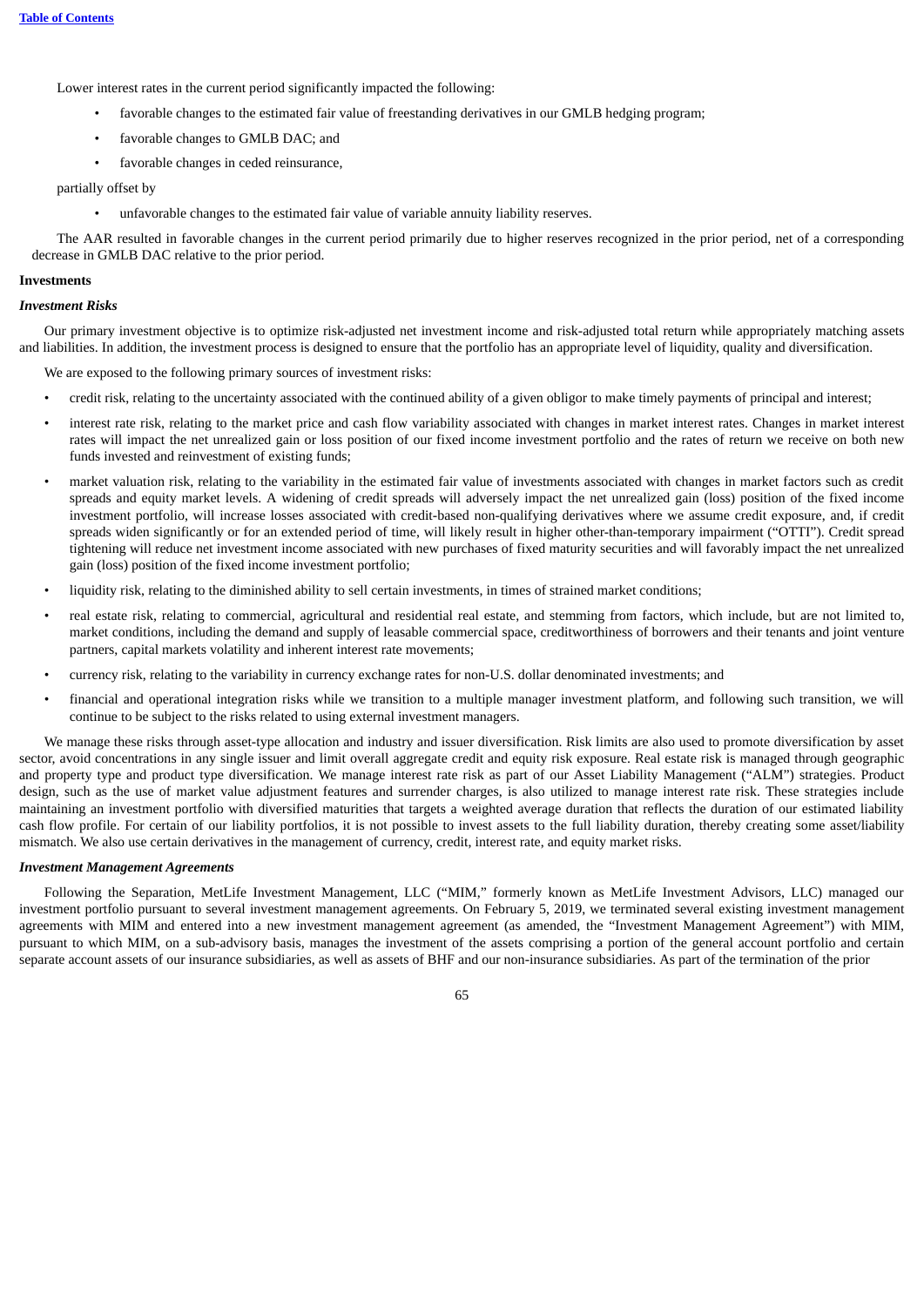Lower interest rates in the current period significantly impacted the following:

- favorable changes to the estimated fair value of freestanding derivatives in our GMLB hedging program;
- favorable changes to GMLB DAC; and
- favorable changes in ceded reinsurance,

partially offset by

- unfavorable changes to the estimated fair value of variable annuity liability reserves.

The AAR resulted in favorable changes in the current period primarily due to higher reserves recognized in the prior period, net of a corresponding decrease in GMLB DAC relative to the prior period.

**Investments**

***Investment Risks***

Our primary investment objective is to optimize risk-adjusted net investment income and risk-adjusted total return while appropriately matching assets and liabilities. In addition, the investment process is designed to ensure that the portfolio has an appropriate level of liquidity, quality and diversification.

We are exposed to the following primary sources of investment risks:

- credit risk, relating to the uncertainty associated with the continued ability of a given obligor to make timely payments of principal and interest;
- interest rate risk, relating to the market price and cash flow variability associated with changes in market interest rates. Changes in market interest rates will impact the net unrealized gain or loss position of our fixed income investment portfolio and the rates of return we receive on both new funds invested and reinvestment of existing funds;
- market valuation risk, relating to the variability in the estimated fair value of investments associated with changes in market factors such as credit spreads and equity market levels. A widening of credit spreads will adversely impact the net unrealized gain (loss) position of the fixed income investment portfolio, will increase losses associated with credit-based non-qualifying derivatives where we assume credit exposure, and, if credit spreads widen significantly or for an extended period of time, will likely result in higher other-than-temporary impairment ("OTTI"). Credit spread tightening will reduce net investment income associated with new purchases of fixed maturity securities and will favorably impact the net unrealized gain (loss) position of the fixed income investment portfolio;
- liquidity risk, relating to the diminished ability to sell certain investments, in times of strained market conditions;
- real estate risk, relating to commercial, agricultural and residential real estate, and stemming from factors, which include, but are not limited to, market conditions, including the demand and supply of leasable commercial space, creditworthiness of borrowers and their tenants and joint venture partners, capital markets volatility and inherent interest rate movements;
- currency risk, relating to the variability in currency exchange rates for non-U.S. dollar denominated investments; and
- financial and operational integration risks while we transition to a multiple manager investment platform, and following such transition, we will continue to be subject to the risks related to using external investment managers.

We manage these risks through asset-type allocation and industry and issuer diversification. Risk limits are also used to promote diversification by asset sector, avoid concentrations in any single issuer and limit overall aggregate credit and equity risk exposure. Real estate risk is managed through geographic and property type and product type diversification. We manage interest rate risk as part of our Asset Liability Management ("ALM") strategies. Product design, such as the use of market value adjustment features and surrender charges, is also utilized to manage interest rate risk. These strategies include maintaining an investment portfolio with diversified maturities that targets a weighted average duration that reflects the duration of our estimated liability cash flow profile. For certain of our liability portfolios, it is not possible to invest assets to the full liability duration, thereby creating some asset/liability mismatch. We also use certain derivatives in the management of currency, credit, interest rate, and equity market risks.

***Investment Management Agreements***

Following the Separation, MetLife Investment Management, LLC ("MIM," formerly known as MetLife Investment Advisors, LLC) managed our investment portfolio pursuant to several investment management agreements. On February 5, 2019, we terminated several existing investment management agreements with MIM and entered into a new investment management agreement (as amended, the "Investment Management Agreement") with MIM, pursuant to which MIM, on a sub-advisory basis, manages the investment of the assets comprising a portion of the general account portfolio and certain separate account assets of our insurance subsidiaries, as well as assets of BHF and our non-insurance subsidiaries. As part of the termination of the prior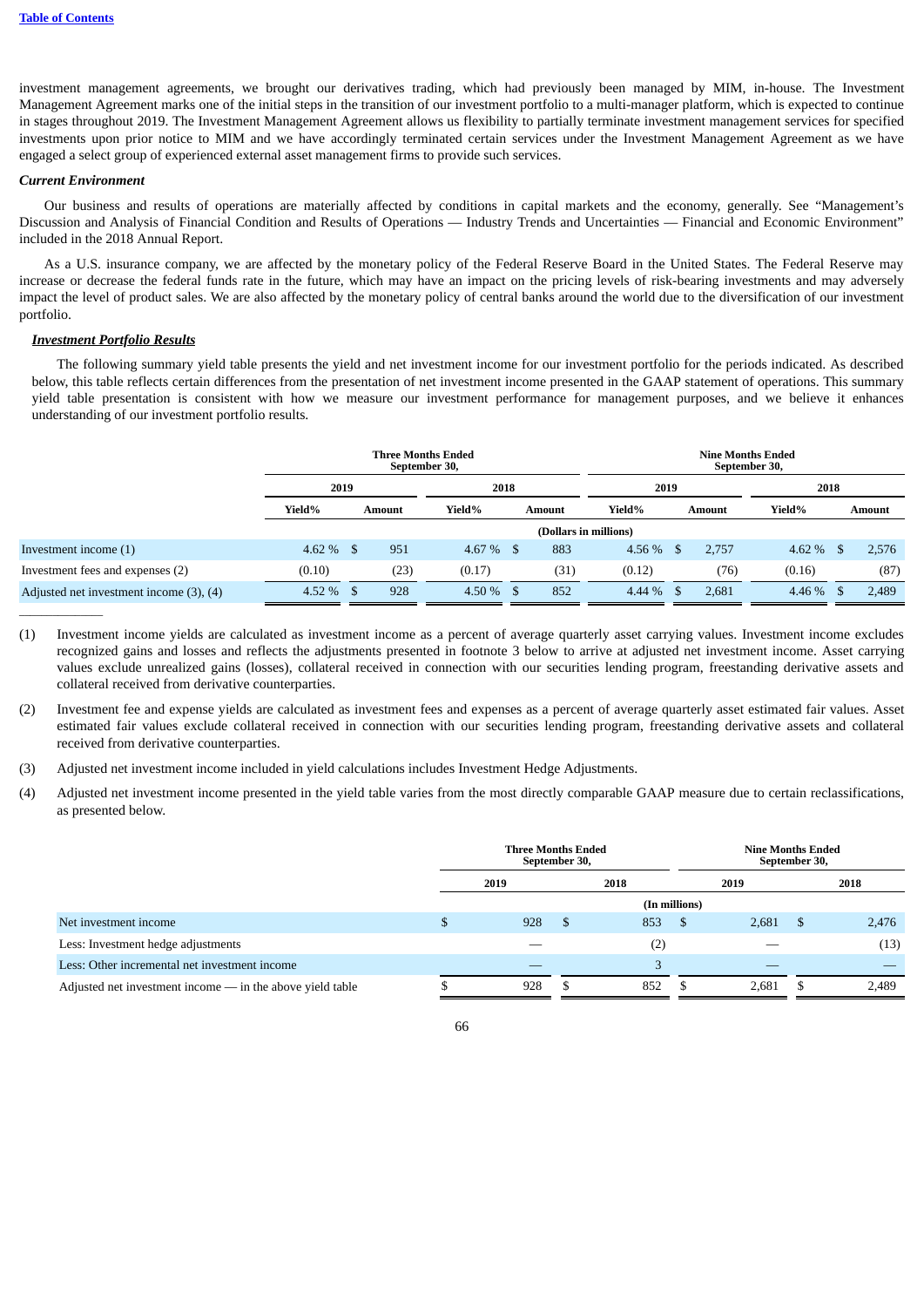investment management agreements, we brought our derivatives trading, which had previously been managed by MIM, in-house. The Investment Management Agreement marks one of the initial steps in the transition of our investment portfolio to a multi-manager platform, which is expected to continue in stages throughout 2019. The Investment Management Agreement allows us flexibility to partially terminate investment management services for specified investments upon prior notice to MIM and we have accordingly terminated certain services under the Investment Management Agreement as we have engaged a select group of experienced external asset management firms to provide such services.

***Current Environment***

Our business and results of operations are materially affected by conditions in capital markets and the economy, generally. See "Management's Discussion and Analysis of Financial Condition and Results of Operations — Industry Trends and Uncertainties — Financial and Economic Environment" included in the 2018 Annual Report.

As a U.S. insurance company, we are affected by the monetary policy of the Federal Reserve Board in the United States. The Federal Reserve may increase or decrease the federal funds rate in the future, which may have an impact on the pricing levels of risk-bearing investments and may adversely impact the level of product sales. We are also affected by the monetary policy of central banks around the world due to the diversification of our investment portfolio.

***Investment Portfolio Results***

The following summary yield table presents the yield and net investment income for our investment portfolio for the periods indicated. As described below, this table reflects certain differences from the presentation of net investment income presented in the GAAP statement of operations. This summary yield table presentation is consistent with how we measure our investment performance for management purposes, and we believe it enhances understanding of our investment portfolio results.

| | Three Months Ended September 30, | | | | Nine Months Ended September 30, | | | |
|---|---|---|---|---|---|---|---|---|
| | 2019 | | 2018 | | 2019 | | 2018 | |
| | Yield% | Amount | Yield% | Amount | Yield% | Amount | Yield% | Amount |
| | (Dollars in millions) | | | | | | | |
| Investment income (1) | 4.62 % | $ 951 | 4.67 % | $ 883 | 4.56 % | $ 2,757 | 4.62 % | $ 2,576 |
| Investment fees and expenses (2) | (0.10) | (23) | (0.17) | (31) | (0.12) | (76) | (0.16) | (87) |
| Adjusted net investment income (3), (4) | 4.52 % | $ 928 | 4.50 % | $ 852 | 4.44 % | $ 2,681 | 4.46 % | $ 2,489 |

(1) Investment income yields are calculated as investment income as a percent of average quarterly asset carrying values. Investment income excludes recognized gains and losses and reflects the adjustments presented in footnote 3 below to arrive at adjusted net investment income. Asset carrying values exclude unrealized gains (losses), collateral received in connection with our securities lending program, freestanding derivative assets and collateral received from derivative counterparties.

(2) Investment fee and expense yields are calculated as investment fees and expenses as a percent of average quarterly asset estimated fair values. Asset estimated fair values exclude collateral received in connection with our securities lending program, freestanding derivative assets and collateral received from derivative counterparties.

(3) Adjusted net investment income included in yield calculations includes Investment Hedge Adjustments.

(4) Adjusted net investment income presented in the yield table varies from the most directly comparable GAAP measure due to certain reclassifications, as presented below.

| | Three Months Ended September 30, | | Nine Months Ended September 30, | |
|---|---|---|---|---|
| | 2019 | 2018 | 2019 | 2018 |
| | (In millions) | | | |
| Net investment income | $ 928 | $ 853 | $ 2,681 | $ 2,476 |
| Less: Investment hedge adjustments | — | (2) | — | (13) |
| Less: Other incremental net investment income | — | 3 | — | — |
| Adjusted net investment income — in the above yield table | $ 928 | $ 852 | $ 2,681 | $ 2,489 |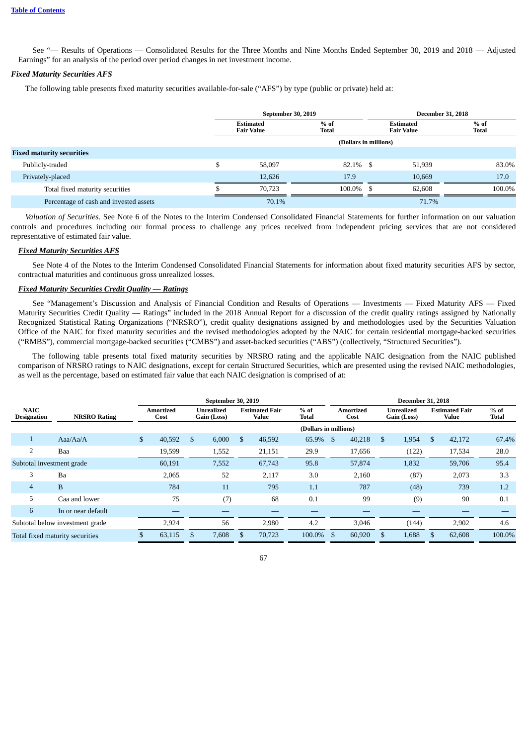See “— Results of Operations — Consolidated Results for the Three Months and Nine Months Ended September 30, 2019 and 2018 — Adjusted Earnings” for an analysis of the period over period changes in net investment income.

***Fixed Maturity Securities AFS***

The following table presents fixed maturity securities available-for-sale (“AFS”) by type (public or private) held at:

| | September 30, 2019 | | December 31, 2018 | |
|---|---|---|---|---|
| | Estimated Fair Value | % of Total | Estimated Fair Value | % of Total |
| | (Dollars in millions) | | | |
| **Fixed maturity securities** | | | | |
| Publicly-traded | $ 58,097 | 82.1% | $ 51,939 | 83.0% |
| Privately-placed | 12,626 | 17.9 | 10,669 | 17.0 |
| Total fixed maturity securities | $ 70,723 | 100.0% | $ 62,608 | 100.0% |
| Percentage of cash and invested assets | 70.1% | | 71.7% | |

*Valuation of Securities.* See Note 6 of the Notes to the Interim Condensed Consolidated Financial Statements for further information on our valuation controls and procedures including our formal process to challenge any prices received from independent pricing services that are not considered representative of estimated fair value.

***Fixed Maturity Securities AFS***

See Note 4 of the Notes to the Interim Condensed Consolidated Financial Statements for information about fixed maturity securities AFS by sector, contractual maturities and continuous gross unrealized losses.

***Fixed Maturity Securities Credit Quality — Ratings***

See “Management’s Discussion and Analysis of Financial Condition and Results of Operations — Investments — Fixed Maturity AFS — Fixed Maturity Securities Credit Quality — Ratings” included in the 2018 Annual Report for a discussion of the credit quality ratings assigned by Nationally Recognized Statistical Rating Organizations (“NRSRO”), credit quality designations assigned by and methodologies used by the Securities Valuation Office of the NAIC for fixed maturity securities and the revised methodologies adopted by the NAIC for certain residential mortgage-backed securities (“RMBS”), commercial mortgage-backed securities (“CMBS”) and asset-backed securities (“ABS”) (collectively, “Structured Securities”).

The following table presents total fixed maturity securities by NRSRO rating and the applicable NAIC designation from the NAIC published comparison of NRSRO ratings to NAIC designations, except for certain Structured Securities, which are presented using the revised NAIC methodologies, as well as the percentage, based on estimated fair value that each NAIC designation is comprised of at:

| | | September 30, 2019 | | | | December 31, 2018 | | | |
|---|---|---|---|---|---|---|---|---|---|
| NAIC Designation | NRSRO Rating | Amortized Cost | Unrealized Gain (Loss) | Estimated Fair Value | % of Total | Amortized Cost | Unrealized Gain (Loss) | Estimated Fair Value | % of Total |
| | | (Dollars in millions) | | | | | | | |
| 1 | Aaa/Aa/A | $ 40,592 | $ 6,000 | $ 46,592 | 65.9% | $ 40,218 | $ 1,954 | $ 42,172 | 67.4% |
| 2 | Baa | 19,599 | 1,552 | 21,151 | 29.9 | 17,656 | (122) | 17,534 | 28.0 |
| Subtotal investment grade | | 60,191 | 7,552 | 67,743 | 95.8 | 57,874 | 1,832 | 59,706 | 95.4 |
| 3 | Ba | 2,065 | 52 | 2,117 | 3.0 | 2,160 | (87) | 2,073 | 3.3 |
| 4 | B | 784 | 11 | 795 | 1.1 | 787 | (48) | 739 | 1.2 |
| 5 | Caa and lower | 75 | (7) | 68 | 0.1 | 99 | (9) | 90 | 0.1 |
| 6 | In or near default | — | — | — | — | — | — | — | — |
| Subtotal below investment grade | | 2,924 | 56 | 2,980 | 4.2 | 3,046 | (144) | 2,902 | 4.6 |
| Total fixed maturity securities | | $ 63,115 | $ 7,608 | $ 70,723 | 100.0% | $ 60,920 | $ 1,688 | $ 62,608 | 100.0% |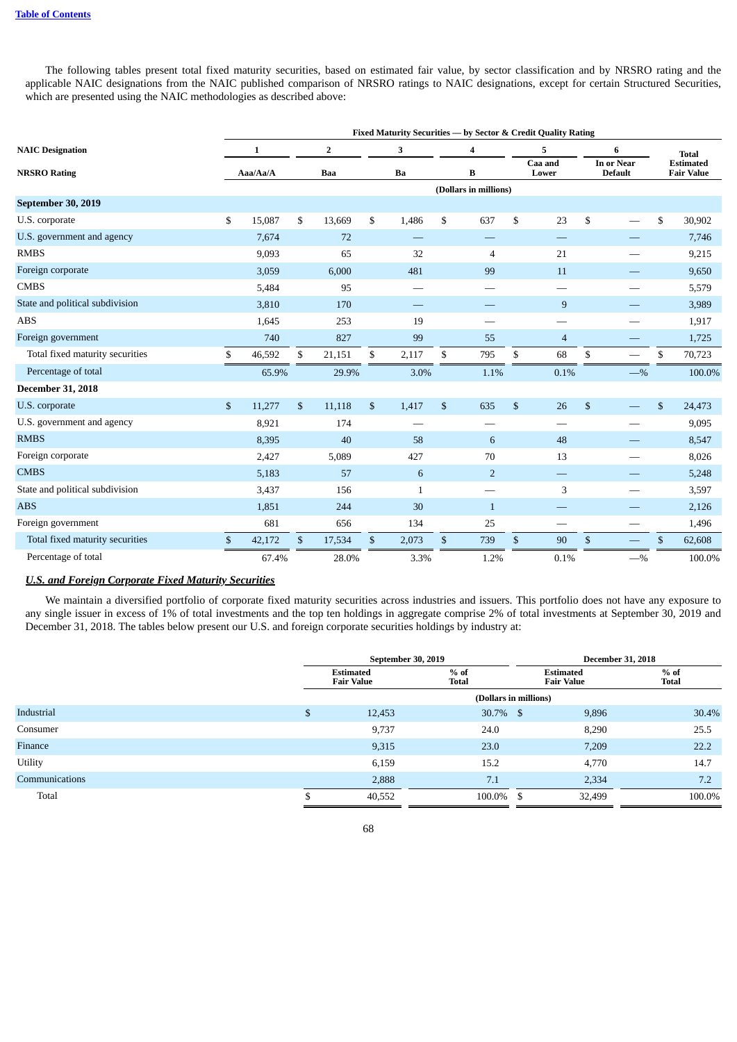The following tables present total fixed maturity securities, based on estimated fair value, by sector classification and by NRSRO rating and the applicable NAIC designations from the NAIC published comparison of NRSRO ratings to NAIC designations, except for certain Structured Securities, which are presented using the NAIC methodologies as described above:

| | Fixed Maturity Securities — by Sector & Credit Quality Rating | | | | | | |
|---|---|---|---|---|---|---|---|
| NAIC Designation | 1 | 2 | 3 | 4 | 5 | 6 | Total Estimated Fair Value |
| NRSRO Rating | Aaa/Aa/A | Baa | Ba | B | Caa and Lower | In or Near Default | |
| | (Dollars in millions) | | | | | | |
| **September 30, 2019** | | | | | | | |
| U.S. corporate | $ 15,087 | $ 13,669 | $ 1,486 | $ 637 | $ 23 | $ — | $ 30,902 |
| U.S. government and agency | 7,674 | 72 | — | — | — | — | 7,746 |
| RMBS | 9,093 | 65 | 32 | 4 | 21 | — | 9,215 |
| Foreign corporate | 3,059 | 6,000 | 481 | 99 | 11 | — | 9,650 |
| CMBS | 5,484 | 95 | — | — | — | — | 5,579 |
| State and political subdivision | 3,810 | 170 | — | — | 9 | — | 3,989 |
| ABS | 1,645 | 253 | 19 | — | — | — | 1,917 |
| Foreign government | 740 | 827 | 99 | 55 | 4 | — | 1,725 |
| Total fixed maturity securities | $ 46,592 | $ 21,151 | $ 2,117 | $ 795 | $ 68 | $ — | $ 70,723 |
| Percentage of total | 65.9% | 29.9% | 3.0% | 1.1% | 0.1% | —% | 100.0% |
| **December 31, 2018** | | | | | | | |
| U.S. corporate | $ 11,277 | $ 11,118 | $ 1,417 | $ 635 | $ 26 | $ — | $ 24,473 |
| U.S. government and agency | 8,921 | 174 | — | — | — | — | 9,095 |
| RMBS | 8,395 | 40 | 58 | 6 | 48 | — | 8,547 |
| Foreign corporate | 2,427 | 5,089 | 427 | 70 | 13 | — | 8,026 |
| CMBS | 5,183 | 57 | 6 | 2 | — | — | 5,248 |
| State and political subdivision | 3,437 | 156 | 1 | — | 3 | — | 3,597 |
| ABS | 1,851 | 244 | 30 | 1 | — | — | 2,126 |
| Foreign government | 681 | 656 | 134 | 25 | — | — | 1,496 |
| Total fixed maturity securities | $ 42,172 | $ 17,534 | $ 2,073 | $ 739 | $ 90 | $ — | $ 62,608 |
| Percentage of total | 67.4% | 28.0% | 3.3% | 1.2% | 0.1% | —% | 100.0% |

***U.S. and Foreign Corporate Fixed Maturity Securities***

We maintain a diversified portfolio of corporate fixed maturity securities across industries and issuers. This portfolio does not have any exposure to any single issuer in excess of 1% of total investments and the top ten holdings in aggregate comprise 2% of total investments at September 30, 2019 and December 31, 2018. The tables below present our U.S. and foreign corporate securities holdings by industry at:

| | September 30, 2019 | | December 31, 2018 | |
|---|---|---|---|---|
| | Estimated Fair Value | % of Total | Estimated Fair Value | % of Total |
| | (Dollars in millions) | | | |
| Industrial | $ 12,453 | 30.7% | $ 9,896 | 30.4% |
| Consumer | 9,737 | 24.0 | 8,290 | 25.5 |
| Finance | 9,315 | 23.0 | 7,209 | 22.2 |
| Utility | 6,159 | 15.2 | 4,770 | 14.7 |
| Communications | 2,888 | 7.1 | 2,334 | 7.2 |
| Total | $ 40,552 | 100.0% | $ 32,499 | 100.0% |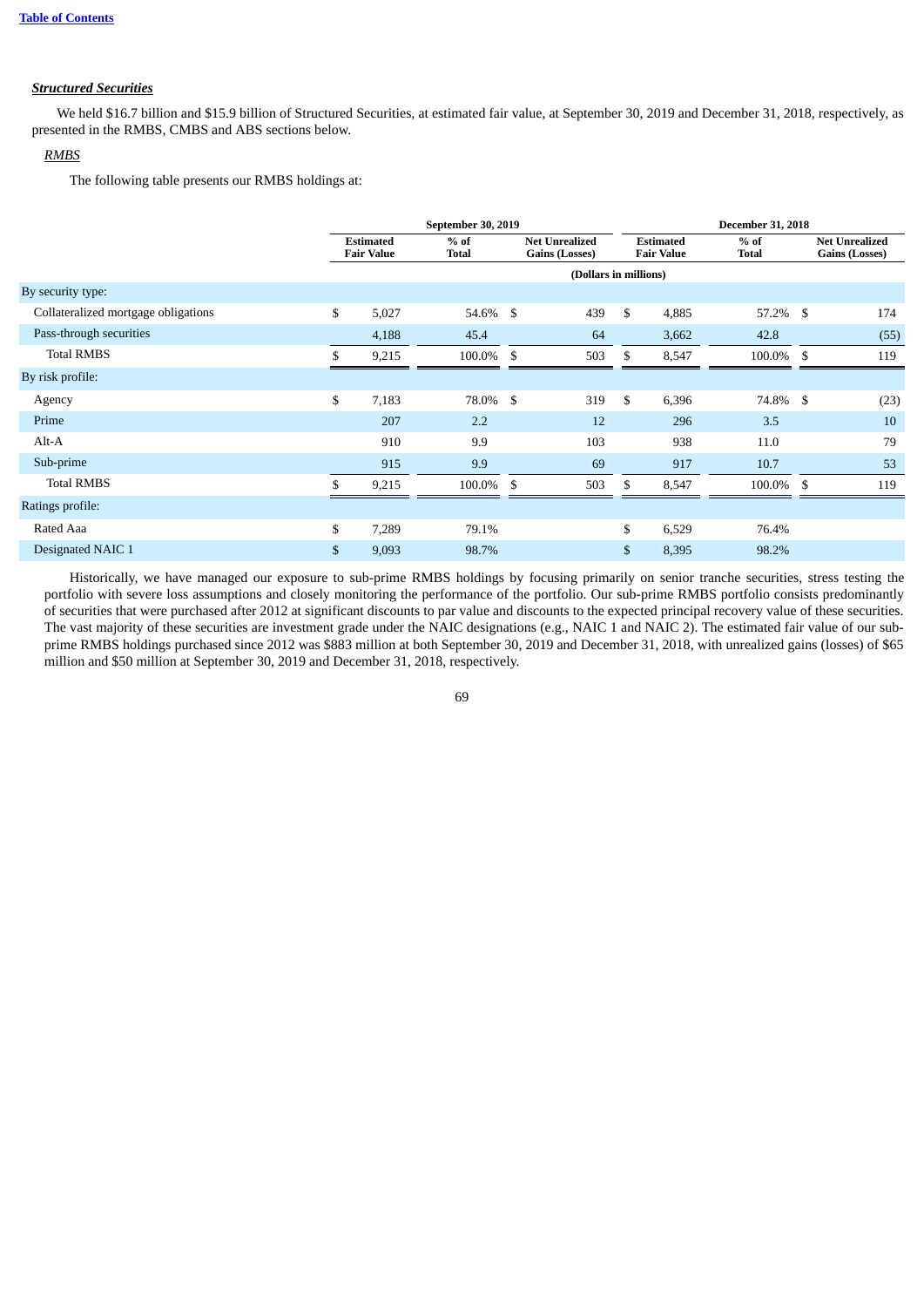***Structured Securities***

We held $16.7 billion and $15.9 billion of Structured Securities, at estimated fair value, at September 30, 2019 and December 31, 2018, respectively, as presented in the RMBS, CMBS and ABS sections below.

*RMBS*

The following table presents our RMBS holdings at:

| | September 30, 2019 | | | December 31, 2018 | | |
|---|---|---|---|---|---|---|
| | Estimated Fair Value | % of Total | Net Unrealized Gains (Losses) | Estimated Fair Value | % of Total | Net Unrealized Gains (Losses) |
| | (Dollars in millions) | | | | | |
| By security type: | | | | | | |
| Collateralized mortgage obligations | $ 5,027 | 54.6% | $ 439 | $ 4,885 | 57.2% | $ 174 |
| Pass-through securities | 4,188 | 45.4 | 64 | 3,662 | 42.8 | (55) |
| Total RMBS | $ 9,215 | 100.0% | $ 503 | $ 8,547 | 100.0% | $ 119 |
| By risk profile: | | | | | | |
| Agency | $ 7,183 | 78.0% | $ 319 | $ 6,396 | 74.8% | $ (23) |
| Prime | 207 | 2.2 | 12 | 296 | 3.5 | 10 |
| Alt-A | 910 | 9.9 | 103 | 938 | 11.0 | 79 |
| Sub-prime | 915 | 9.9 | 69 | 917 | 10.7 | 53 |
| Total RMBS | $ 9,215 | 100.0% | $ 503 | $ 8,547 | 100.0% | $ 119 |
| Ratings profile: | | | | | | |
| Rated Aaa | $ 7,289 | 79.1% | | $ 6,529 | 76.4% | |
| Designated NAIC 1 | $ 9,093 | 98.7% | | $ 8,395 | 98.2% | |

Historically, we have managed our exposure to sub-prime RMBS holdings by focusing primarily on senior tranche securities, stress testing the portfolio with severe loss assumptions and closely monitoring the performance of the portfolio. Our sub-prime RMBS portfolio consists predominantly of securities that were purchased after 2012 at significant discounts to par value and discounts to the expected principal recovery value of these securities. The vast majority of these securities are investment grade under the NAIC designations (e.g., NAIC 1 and NAIC 2). The estimated fair value of our sub-prime RMBS holdings purchased since 2012 was $883 million at both September 30, 2019 and December 31, 2018, with unrealized gains (losses) of $65 million and $50 million at September 30, 2019 and December 31, 2018, respectively.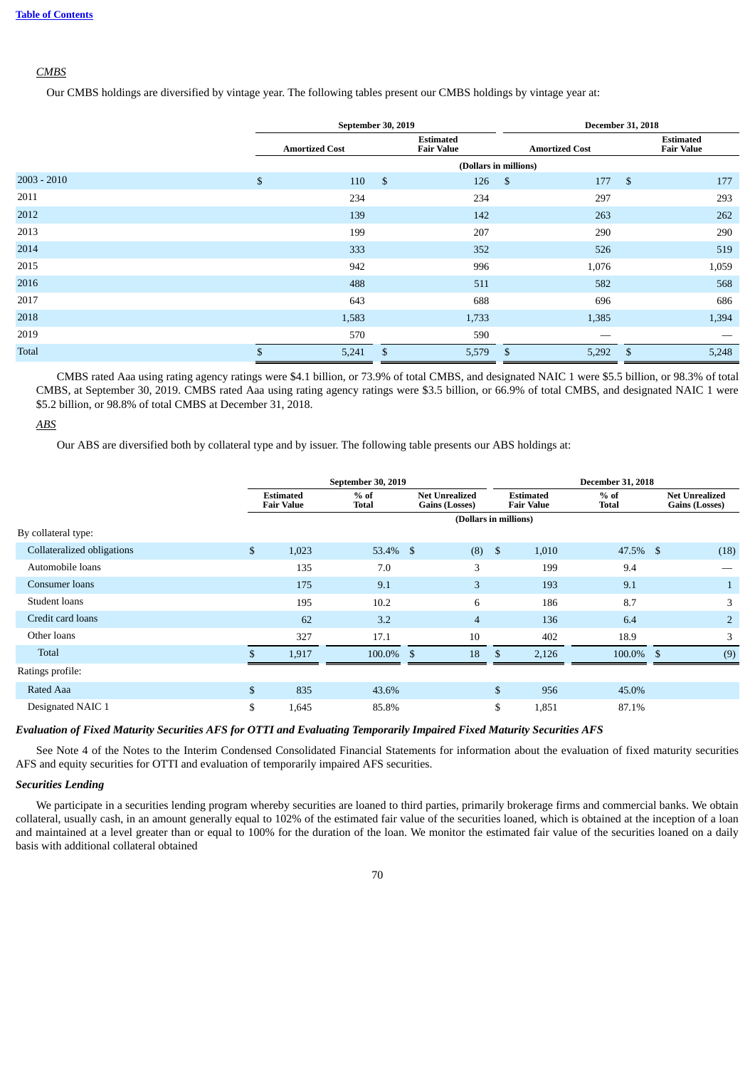*CMBS*

Our CMBS holdings are diversified by vintage year. The following tables present our CMBS holdings by vintage year at:

| | September 30, 2019 | | December 31, 2018 | |
|---|---|---|---|---|
| | Amortized Cost | Estimated Fair Value | Amortized Cost | Estimated Fair Value |
| | (Dollars in millions) | | | |
| 2003 - 2010 | $ 110 | $ 126 | $ 177 | $ 177 |
| 2011 | 234 | 234 | 297 | 293 |
| 2012 | 139 | 142 | 263 | 262 |
| 2013 | 199 | 207 | 290 | 290 |
| 2014 | 333 | 352 | 526 | 519 |
| 2015 | 942 | 996 | 1,076 | 1,059 |
| 2016 | 488 | 511 | 582 | 568 |
| 2017 | 643 | 688 | 696 | 686 |
| 2018 | 1,583 | 1,733 | 1,385 | 1,394 |
| 2019 | 570 | 590 | — | — |
| Total | $ 5,241 | $ 5,579 | $ 5,292 | $ 5,248 |

CMBS rated Aaa using rating agency ratings were $4.1 billion, or 73.9% of total CMBS, and designated NAIC 1 were $5.5 billion, or 98.3% of total CMBS, at September 30, 2019. CMBS rated Aaa using rating agency ratings were $3.5 billion, or 66.9% of total CMBS, and designated NAIC 1 were $5.2 billion, or 98.8% of total CMBS at December 31, 2018.

*ABS*

Our ABS are diversified both by collateral type and by issuer. The following table presents our ABS holdings at:

| | September 30, 2019 | | | December 31, 2018 | | |
|---|---|---|---|---|---|---|
| | Estimated Fair Value | % of Total | Net Unrealized Gains (Losses) | Estimated Fair Value | % of Total | Net Unrealized Gains (Losses) |
| | (Dollars in millions) | | | | | |
| By collateral type: | | | | | | |
| Collateralized obligations | $ 1,023 | 53.4% | $ (8) | $ 1,010 | 47.5% | $ (18) |
| Automobile loans | 135 | 7.0 | 3 | 199 | 9.4 | — |
| Consumer loans | 175 | 9.1 | 3 | 193 | 9.1 | 1 |
| Student loans | 195 | 10.2 | 6 | 186 | 8.7 | 3 |
| Credit card loans | 62 | 3.2 | 4 | 136 | 6.4 | 2 |
| Other loans | 327 | 17.1 | 10 | 402 | 18.9 | 3 |
| Total | $ 1,917 | 100.0% | $ 18 | $ 2,126 | 100.0% | $ (9) |
| Ratings profile: | | | | | | |
| Rated Aaa | $ 835 | 43.6% | | $ 956 | 45.0% | |
| Designated NAIC 1 | $ 1,645 | 85.8% | | $ 1,851 | 87.1% | |

***Evaluation of Fixed Maturity Securities AFS for OTTI and Evaluating Temporarily Impaired Fixed Maturity Securities AFS***

See Note 4 of the Notes to the Interim Condensed Consolidated Financial Statements for information about the evaluation of fixed maturity securities AFS and equity securities for OTTI and evaluation of temporarily impaired AFS securities.

***Securities Lending***

We participate in a securities lending program whereby securities are loaned to third parties, primarily brokerage firms and commercial banks. We obtain collateral, usually cash, in an amount generally equal to 102% of the estimated fair value of the securities loaned, which is obtained at the inception of a loan and maintained at a level greater than or equal to 100% for the duration of the loan. We monitor the estimated fair value of the securities loaned on a daily basis with additional collateral obtained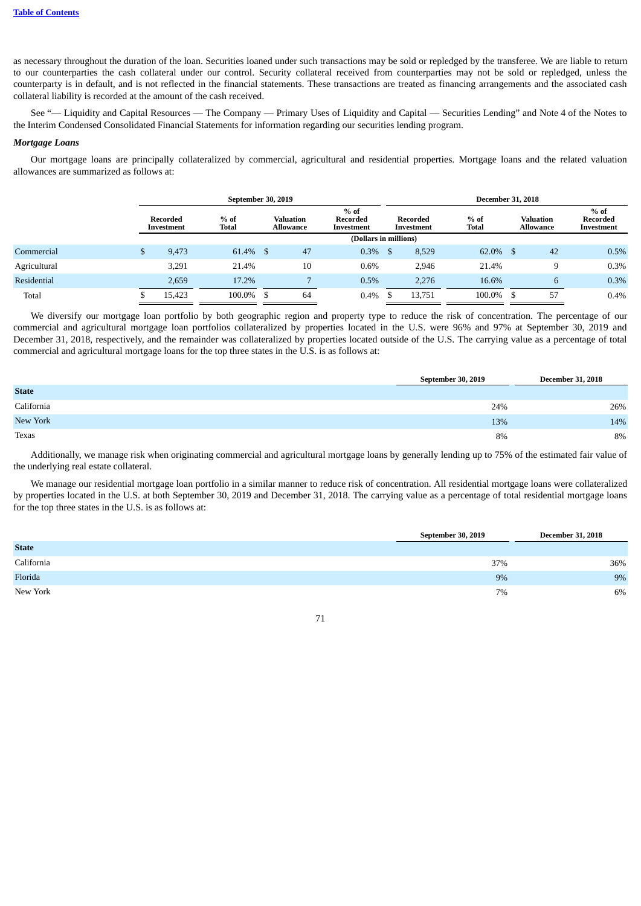as necessary throughout the duration of the loan. Securities loaned under such transactions may be sold or repledged by the transferee. We are liable to return to our counterparties the cash collateral under our control. Security collateral received from counterparties may not be sold or repledged, unless the counterparty is in default, and is not reflected in the financial statements. These transactions are treated as financing arrangements and the associated cash collateral liability is recorded at the amount of the cash received.

See "— Liquidity and Capital Resources — The Company — Primary Uses of Liquidity and Capital — Securities Lending" and Note 4 of the Notes to the Interim Condensed Consolidated Financial Statements for information regarding our securities lending program.

***Mortgage Loans***

Our mortgage loans are principally collateralized by commercial, agricultural and residential properties. Mortgage loans and the related valuation allowances are summarized as follows at:

| | September 30, 2019 | | | | December 31, 2018 | | | |
|---|---|---|---|---|---|---|---|---|
| | Recorded Investment | % of Total | Valuation Allowance | % of Recorded Investment | Recorded Investment | % of Total | Valuation Allowance | % of Recorded Investment |
| | (Dollars in millions) | | | | | | | |
| Commercial | $ 9,473 | 61.4% | $ 47 | 0.3% | $ 8,529 | 62.0% | $ 42 | 0.5% |
| Agricultural | 3,291 | 21.4% | 10 | 0.6% | 2,946 | 21.4% | 9 | 0.3% |
| Residential | 2,659 | 17.2% | 7 | 0.5% | 2,276 | 16.6% | 6 | 0.3% |
| Total | $ 15,423 | 100.0% | $ 64 | 0.4% | $ 13,751 | 100.0% | $ 57 | 0.4% |

We diversify our mortgage loan portfolio by both geographic region and property type to reduce the risk of concentration. The percentage of our commercial and agricultural mortgage loan portfolios collateralized by properties located in the U.S. were 96% and 97% at September 30, 2019 and December 31, 2018, respectively, and the remainder was collateralized by properties located outside of the U.S. The carrying value as a percentage of total commercial and agricultural mortgage loans for the top three states in the U.S. is as follows at:

| | September 30, 2019 | December 31, 2018 |
|---|---|---|
| **State** | | |
| California | 24% | 26% |
| New York | 13% | 14% |
| Texas | 8% | 8% |

Additionally, we manage risk when originating commercial and agricultural mortgage loans by generally lending up to 75% of the estimated fair value of the underlying real estate collateral.

We manage our residential mortgage loan portfolio in a similar manner to reduce risk of concentration. All residential mortgage loans were collateralized by properties located in the U.S. at both September 30, 2019 and December 31, 2018. The carrying value as a percentage of total residential mortgage loans for the top three states in the U.S. is as follows at:

| | September 30, 2019 | December 31, 2018 |
|---|---|---|
| **State** | | |
| California | 37% | 36% |
| Florida | 9% | 9% |
| New York | 7% | 6% |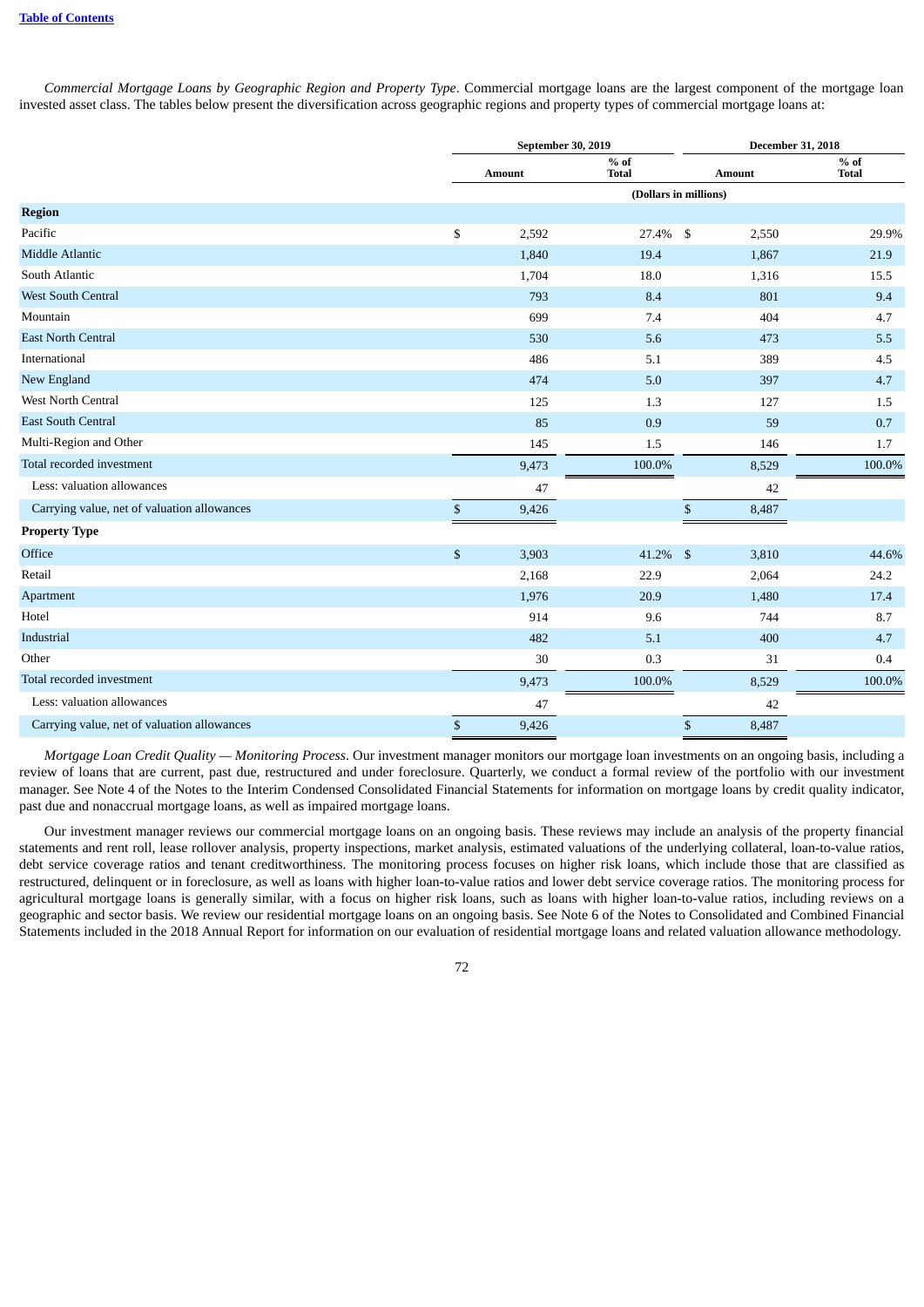*Commercial Mortgage Loans by Geographic Region and Property Type*. Commercial mortgage loans are the largest component of the mortgage loan invested asset class. The tables below present the diversification across geographic regions and property types of commercial mortgage loans at:

| | September 30, 2019 | | December 31, 2018 | |
|---|---|---|---|---|
| | Amount | % of Total | Amount | % of Total |
| | (Dollars in millions) | | | |
| **Region** | | | | |
| Pacific | $ 2,592 | 27.4% | $ 2,550 | 29.9% |
| Middle Atlantic | 1,840 | 19.4 | 1,867 | 21.9 |
| South Atlantic | 1,704 | 18.0 | 1,316 | 15.5 |
| West South Central | 793 | 8.4 | 801 | 9.4 |
| Mountain | 699 | 7.4 | 404 | 4.7 |
| East North Central | 530 | 5.6 | 473 | 5.5 |
| International | 486 | 5.1 | 389 | 4.5 |
| New England | 474 | 5.0 | 397 | 4.7 |
| West North Central | 125 | 1.3 | 127 | 1.5 |
| East South Central | 85 | 0.9 | 59 | 0.7 |
| Multi-Region and Other | 145 | 1.5 | 146 | 1.7 |
| Total recorded investment | 9,473 | 100.0% | 8,529 | 100.0% |
| Less: valuation allowances | 47 | | 42 | |
| Carrying value, net of valuation allowances | $ 9,426 | | $ 8,487 | |
| **Property Type** | | | | |
| Office | $ 3,903 | 41.2% | $ 3,810 | 44.6% |
| Retail | 2,168 | 22.9 | 2,064 | 24.2 |
| Apartment | 1,976 | 20.9 | 1,480 | 17.4 |
| Hotel | 914 | 9.6 | 744 | 8.7 |
| Industrial | 482 | 5.1 | 400 | 4.7 |
| Other | 30 | 0.3 | 31 | 0.4 |
| Total recorded investment | 9,473 | 100.0% | 8,529 | 100.0% |
| Less: valuation allowances | 47 | | 42 | |
| Carrying value, net of valuation allowances | $ 9,426 | | $ 8,487 | |

*Mortgage Loan Credit Quality — Monitoring Process*. Our investment manager monitors our mortgage loan investments on an ongoing basis, including a review of loans that are current, past due, restructured and under foreclosure. Quarterly, we conduct a formal review of the portfolio with our investment manager. See Note 4 of the Notes to the Interim Condensed Consolidated Financial Statements for information on mortgage loans by credit quality indicator, past due and nonaccrual mortgage loans, as well as impaired mortgage loans.

Our investment manager reviews our commercial mortgage loans on an ongoing basis. These reviews may include an analysis of the property financial statements and rent roll, lease rollover analysis, property inspections, market analysis, estimated valuations of the underlying collateral, loan-to-value ratios, debt service coverage ratios and tenant creditworthiness. The monitoring process focuses on higher risk loans, which include those that are classified as restructured, delinquent or in foreclosure, as well as loans with higher loan-to-value ratios and lower debt service coverage ratios. The monitoring process for agricultural mortgage loans is generally similar, with a focus on higher risk loans, such as loans with higher loan-to-value ratios, including reviews on a geographic and sector basis. We review our residential mortgage loans on an ongoing basis. See Note 6 of the Notes to Consolidated and Combined Financial Statements included in the 2018 Annual Report for information on our evaluation of residential mortgage loans and related valuation allowance methodology.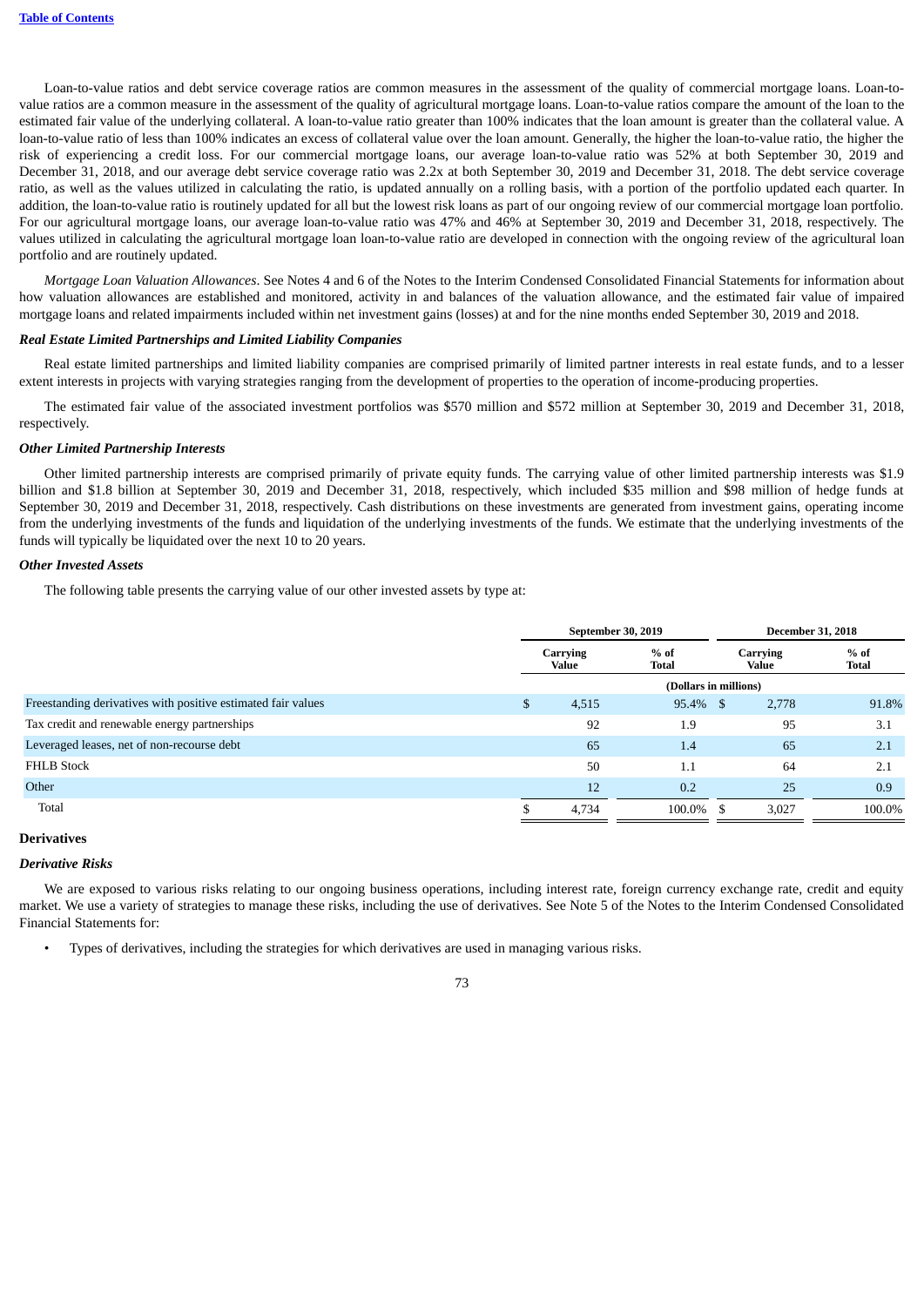Loan-to-value ratios and debt service coverage ratios are common measures in the assessment of the quality of commercial mortgage loans. Loan-to-value ratios are a common measure in the assessment of the quality of agricultural mortgage loans. Loan-to-value ratios compare the amount of the loan to the estimated fair value of the underlying collateral. A loan-to-value ratio greater than 100% indicates that the loan amount is greater than the collateral value. A loan-to-value ratio of less than 100% indicates an excess of collateral value over the loan amount. Generally, the higher the loan-to-value ratio, the higher the risk of experiencing a credit loss. For our commercial mortgage loans, our average loan-to-value ratio was 52% at both September 30, 2019 and December 31, 2018, and our average debt service coverage ratio was 2.2x at both September 30, 2019 and December 31, 2018. The debt service coverage ratio, as well as the values utilized in calculating the ratio, is updated annually on a rolling basis, with a portion of the portfolio updated each quarter. In addition, the loan-to-value ratio is routinely updated for all but the lowest risk loans as part of our ongoing review of our commercial mortgage loan portfolio. For our agricultural mortgage loans, our average loan-to-value ratio was 47% and 46% at September 30, 2019 and December 31, 2018, respectively. The values utilized in calculating the agricultural mortgage loan loan-to-value ratio are developed in connection with the ongoing review of the agricultural loan portfolio and are routinely updated.

*Mortgage Loan Valuation Allowances*. See Notes 4 and 6 of the Notes to the Interim Condensed Consolidated Financial Statements for information about how valuation allowances are established and monitored, activity in and balances of the valuation allowance, and the estimated fair value of impaired mortgage loans and related impairments included within net investment gains (losses) at and for the nine months ended September 30, 2019 and 2018.

***Real Estate Limited Partnerships and Limited Liability Companies***

Real estate limited partnerships and limited liability companies are comprised primarily of limited partner interests in real estate funds, and to a lesser extent interests in projects with varying strategies ranging from the development of properties to the operation of income-producing properties.

The estimated fair value of the associated investment portfolios was $570 million and $572 million at September 30, 2019 and December 31, 2018, respectively.

***Other Limited Partnership Interests***

Other limited partnership interests are comprised primarily of private equity funds. The carrying value of other limited partnership interests was $1.9 billion and $1.8 billion at September 30, 2019 and December 31, 2018, respectively, which included $35 million and $98 million of hedge funds at September 30, 2019 and December 31, 2018, respectively. Cash distributions on these investments are generated from investment gains, operating income from the underlying investments of the funds and liquidation of the underlying investments of the funds. We estimate that the underlying investments of the funds will typically be liquidated over the next 10 to 20 years.

***Other Invested Assets***

The following table presents the carrying value of our other invested assets by type at:

| | September 30, 2019 | | December 31, 2018 | |
|---|---|---|---|---|
| | Carrying Value | % of Total | Carrying Value | % of Total |
| | (Dollars in millions) | | | |
| Freestanding derivatives with positive estimated fair values | $ 4,515 | 95.4% | $ 2,778 | 91.8% |
| Tax credit and renewable energy partnerships | 92 | 1.9 | 95 | 3.1 |
| Leveraged leases, net of non-recourse debt | 65 | 1.4 | 65 | 2.1 |
| FHLB Stock | 50 | 1.1 | 64 | 2.1 |
| Other | 12 | 0.2 | 25 | 0.9 |
| Total | $ 4,734 | 100.0% | $ 3,027 | 100.0% |

**Derivatives**

***Derivative Risks***

We are exposed to various risks relating to our ongoing business operations, including interest rate, foreign currency exchange rate, credit and equity market. We use a variety of strategies to manage these risks, including the use of derivatives. See Note 5 of the Notes to the Interim Condensed Consolidated Financial Statements for:

- Types of derivatives, including the strategies for which derivatives are used in managing various risks.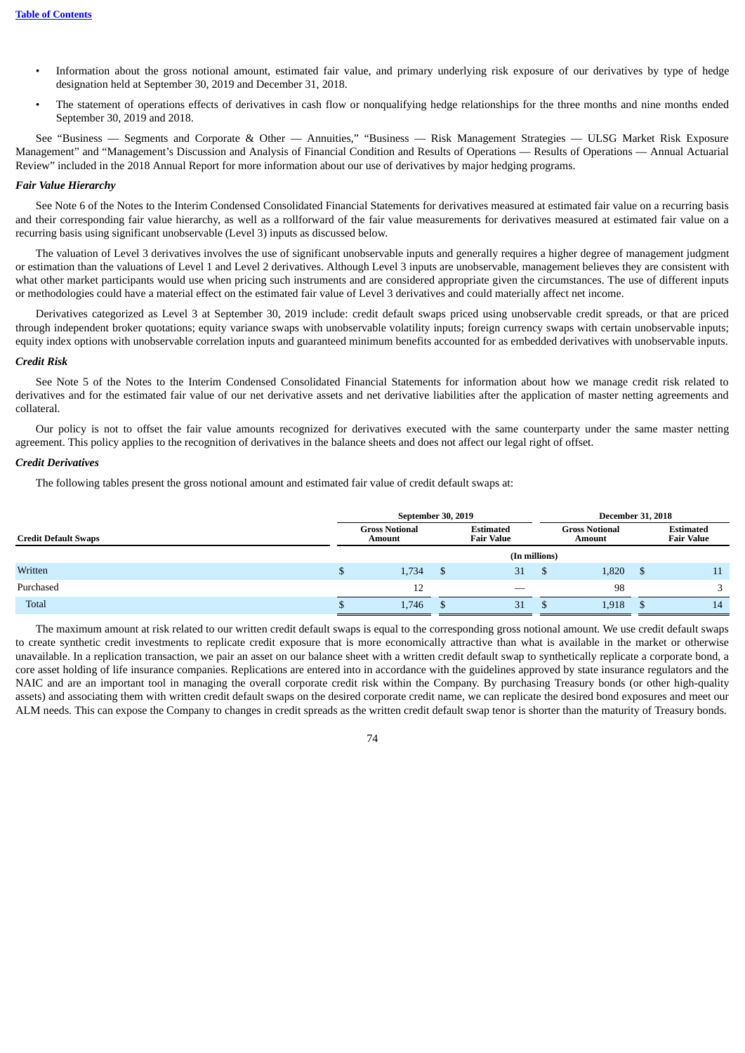- Information about the gross notional amount, estimated fair value, and primary underlying risk exposure of our derivatives by type of hedge designation held at September 30, 2019 and December 31, 2018.
- The statement of operations effects of derivatives in cash flow or nonqualifying hedge relationships for the three months and nine months ended September 30, 2019 and 2018.

See "Business — Segments and Corporate & Other — Annuities," "Business — Risk Management Strategies — ULSG Market Risk Exposure Management" and "Management's Discussion and Analysis of Financial Condition and Results of Operations — Results of Operations — Annual Actuarial Review" included in the 2018 Annual Report for more information about our use of derivatives by major hedging programs.

### *Fair Value Hierarchy*

See Note 6 of the Notes to the Interim Condensed Consolidated Financial Statements for derivatives measured at estimated fair value on a recurring basis and their corresponding fair value hierarchy, as well as a rollforward of the fair value measurements for derivatives measured at estimated fair value on a recurring basis using significant unobservable (Level 3) inputs as discussed below.

The valuation of Level 3 derivatives involves the use of significant unobservable inputs and generally requires a higher degree of management judgment or estimation than the valuations of Level 1 and Level 2 derivatives. Although Level 3 inputs are unobservable, management believes they are consistent with what other market participants would use when pricing such instruments and are considered appropriate given the circumstances. The use of different inputs or methodologies could have a material effect on the estimated fair value of Level 3 derivatives and could materially affect net income.

Derivatives categorized as Level 3 at September 30, 2019 include: credit default swaps priced using unobservable credit spreads, or that are priced through independent broker quotations; equity variance swaps with unobservable volatility inputs; foreign currency swaps with certain unobservable inputs; equity index options with unobservable correlation inputs and guaranteed minimum benefits accounted for as embedded derivatives with unobservable inputs.

### *Credit Risk*

See Note 5 of the Notes to the Interim Condensed Consolidated Financial Statements for information about how we manage credit risk related to derivatives and for the estimated fair value of our net derivative assets and net derivative liabilities after the application of master netting agreements and collateral.

Our policy is not to offset the fair value amounts recognized for derivatives executed with the same counterparty under the same master netting agreement. This policy applies to the recognition of derivatives in the balance sheets and does not affect our legal right of offset.

### *Credit Derivatives*

The following tables present the gross notional amount and estimated fair value of credit default swaps at:

| Credit Default Swaps | September 30, 2019 Gross Notional Amount | September 30, 2019 Estimated Fair Value | December 31, 2018 Gross Notional Amount | December 31, 2018 Estimated Fair Value |
|---|---|---|---|---|
| | (In millions) | | | |
| Written | $ 1,734 | $ 31 | $ 1,820 | $ 11 |
| Purchased | 12 | — | 98 | 3 |
| Total | $ 1,746 | $ 31 | $ 1,918 | $ 14 |

The maximum amount at risk related to our written credit default swaps is equal to the corresponding gross notional amount. We use credit default swaps to create synthetic credit investments to replicate credit exposure that is more economically attractive than what is available in the market or otherwise unavailable. In a replication transaction, we pair an asset on our balance sheet with a written credit default swap to synthetically replicate a corporate bond, a core asset holding of life insurance companies. Replications are entered into in accordance with the guidelines approved by state insurance regulators and the NAIC and are an important tool in managing the overall corporate credit risk within the Company. By purchasing Treasury bonds (or other high-quality assets) and associating them with written credit default swaps on the desired corporate credit name, we can replicate the desired bond exposures and meet our ALM needs. This can expose the Company to changes in credit spreads as the written credit default swap tenor is shorter than the maturity of Treasury bonds.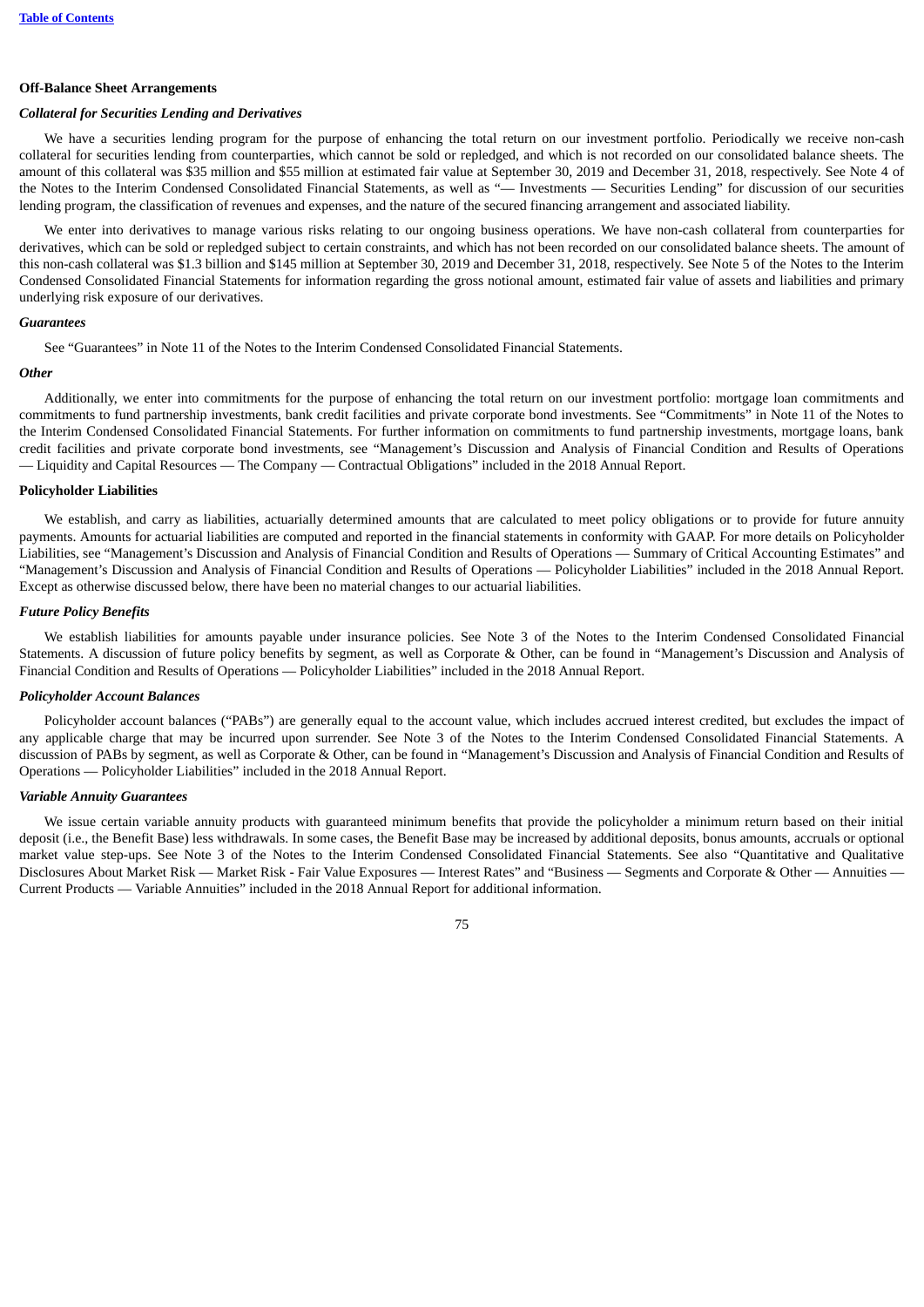**Off-Balance Sheet Arrangements**

***Collateral for Securities Lending and Derivatives***

We have a securities lending program for the purpose of enhancing the total return on our investment portfolio. Periodically we receive non-cash collateral for securities lending from counterparties, which cannot be sold or repledged, and which is not recorded on our consolidated balance sheets. The amount of this collateral was $35 million and $55 million at estimated fair value at September 30, 2019 and December 31, 2018, respectively. See Note 4 of the Notes to the Interim Condensed Consolidated Financial Statements, as well as "— Investments — Securities Lending" for discussion of our securities lending program, the classification of revenues and expenses, and the nature of the secured financing arrangement and associated liability.

We enter into derivatives to manage various risks relating to our ongoing business operations. We have non-cash collateral from counterparties for derivatives, which can be sold or repledged subject to certain constraints, and which has not been recorded on our consolidated balance sheets. The amount of this non-cash collateral was $1.3 billion and $145 million at September 30, 2019 and December 31, 2018, respectively. See Note 5 of the Notes to the Interim Condensed Consolidated Financial Statements for information regarding the gross notional amount, estimated fair value of assets and liabilities and primary underlying risk exposure of our derivatives.

***Guarantees***

See "Guarantees" in Note 11 of the Notes to the Interim Condensed Consolidated Financial Statements.

***Other***

Additionally, we enter into commitments for the purpose of enhancing the total return on our investment portfolio: mortgage loan commitments and commitments to fund partnership investments, bank credit facilities and private corporate bond investments. See "Commitments" in Note 11 of the Notes to the Interim Condensed Consolidated Financial Statements. For further information on commitments to fund partnership investments, mortgage loans, bank credit facilities and private corporate bond investments, see "Management's Discussion and Analysis of Financial Condition and Results of Operations — Liquidity and Capital Resources — The Company — Contractual Obligations" included in the 2018 Annual Report.

**Policyholder Liabilities**

We establish, and carry as liabilities, actuarially determined amounts that are calculated to meet policy obligations or to provide for future annuity payments. Amounts for actuarial liabilities are computed and reported in the financial statements in conformity with GAAP. For more details on Policyholder Liabilities, see "Management's Discussion and Analysis of Financial Condition and Results of Operations — Summary of Critical Accounting Estimates" and "Management's Discussion and Analysis of Financial Condition and Results of Operations — Policyholder Liabilities" included in the 2018 Annual Report. Except as otherwise discussed below, there have been no material changes to our actuarial liabilities.

***Future Policy Benefits***

We establish liabilities for amounts payable under insurance policies. See Note 3 of the Notes to the Interim Condensed Consolidated Financial Statements. A discussion of future policy benefits by segment, as well as Corporate & Other, can be found in "Management's Discussion and Analysis of Financial Condition and Results of Operations — Policyholder Liabilities" included in the 2018 Annual Report.

***Policyholder Account Balances***

Policyholder account balances ("PABs") are generally equal to the account value, which includes accrued interest credited, but excludes the impact of any applicable charge that may be incurred upon surrender. See Note 3 of the Notes to the Interim Condensed Consolidated Financial Statements. A discussion of PABs by segment, as well as Corporate & Other, can be found in "Management's Discussion and Analysis of Financial Condition and Results of Operations — Policyholder Liabilities" included in the 2018 Annual Report.

***Variable Annuity Guarantees***

We issue certain variable annuity products with guaranteed minimum benefits that provide the policyholder a minimum return based on their initial deposit (i.e., the Benefit Base) less withdrawals. In some cases, the Benefit Base may be increased by additional deposits, bonus amounts, accruals or optional market value step-ups. See Note 3 of the Notes to the Interim Condensed Consolidated Financial Statements. See also "Quantitative and Qualitative Disclosures About Market Risk — Market Risk - Fair Value Exposures — Interest Rates" and "Business — Segments and Corporate & Other — Annuities — Current Products — Variable Annuities" included in the 2018 Annual Report for additional information.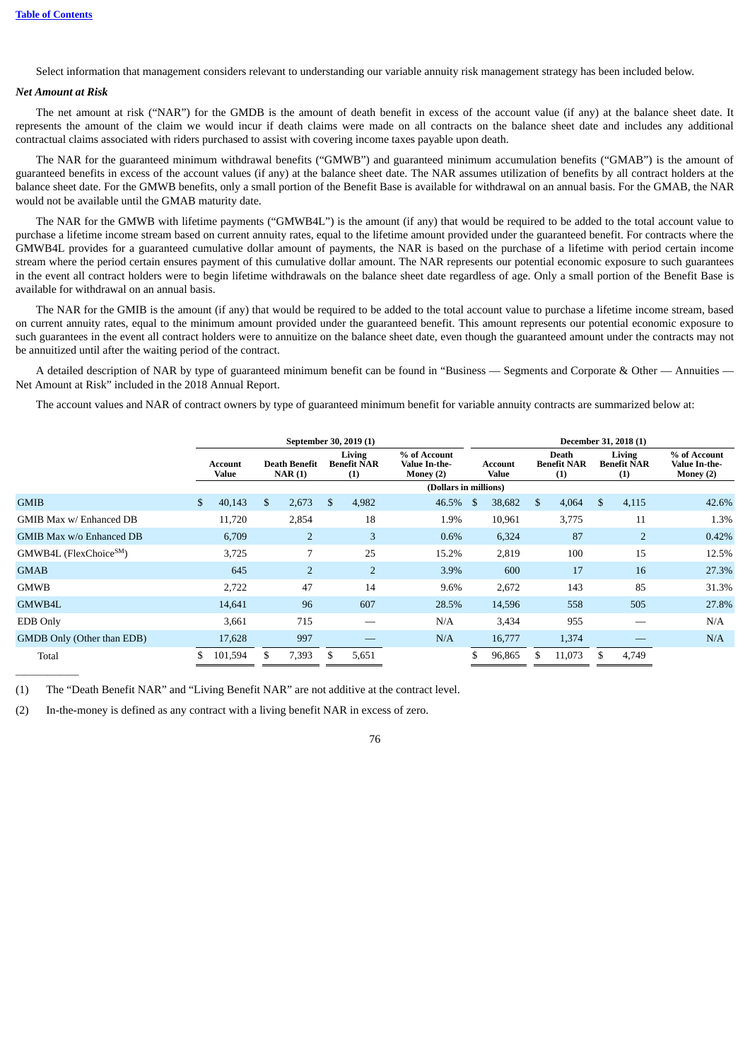Select information that management considers relevant to understanding our variable annuity risk management strategy has been included below.

***Net Amount at Risk***

The net amount at risk ("NAR") for the GMDB is the amount of death benefit in excess of the account value (if any) at the balance sheet date. It represents the amount of the claim we would incur if death claims were made on all contracts on the balance sheet date and includes any additional contractual claims associated with riders purchased to assist with covering income taxes payable upon death.

The NAR for the guaranteed minimum withdrawal benefits ("GMWB") and guaranteed minimum accumulation benefits ("GMAB") is the amount of guaranteed benefits in excess of the account values (if any) at the balance sheet date. The NAR assumes utilization of benefits by all contract holders at the balance sheet date. For the GMWB benefits, only a small portion of the Benefit Base is available for withdrawal on an annual basis. For the GMAB, the NAR would not be available until the GMAB maturity date.

The NAR for the GMWB with lifetime payments ("GMWB4L") is the amount (if any) that would be required to be added to the total account value to purchase a lifetime income stream based on current annuity rates, equal to the lifetime amount provided under the guaranteed benefit. For contracts where the GMWB4L provides for a guaranteed cumulative dollar amount of payments, the NAR is based on the purchase of a lifetime with period certain income stream where the period certain ensures payment of this cumulative dollar amount. The NAR represents our potential economic exposure to such guarantees in the event all contract holders were to begin lifetime withdrawals on the balance sheet date regardless of age. Only a small portion of the Benefit Base is available for withdrawal on an annual basis.

The NAR for the GMIB is the amount (if any) that would be required to be added to the total account value to purchase a lifetime income stream, based on current annuity rates, equal to the minimum amount provided under the guaranteed benefit. This amount represents our potential economic exposure to such guarantees in the event all contract holders were to annuitize on the balance sheet date, even though the guaranteed amount under the contracts may not be annuitized until after the waiting period of the contract.

A detailed description of NAR by type of guaranteed minimum benefit can be found in "Business — Segments and Corporate & Other — Annuities — Net Amount at Risk" included in the 2018 Annual Report.

The account values and NAR of contract owners by type of guaranteed minimum benefit for variable annuity contracts are summarized below at:

| | September 30, 2019 (1) | | | | December 31, 2018 (1) | | | |
|---|---|---|---|---|---|---|---|---|
| | Account Value | Death Benefit NAR (1) | Living Benefit NAR (1) | % of Account Value In-the-Money (2) | Account Value | Death Benefit NAR (1) | Living Benefit NAR (1) | % of Account Value In-the-Money (2) |
| | (Dollars in millions) | | | | | | | |
| GMIB | $ 40,143 | $ 2,673 | $ 4,982 | 46.5% | $ 38,682 | $ 4,064 | $ 4,115 | 42.6% |
| GMIB Max w/ Enhanced DB | 11,720 | 2,854 | 18 | 1.9% | 10,961 | 3,775 | 11 | 1.3% |
| GMIB Max w/o Enhanced DB | 6,709 | 2 | 3 | 0.6% | 6,324 | 87 | 2 | 0.42% |
| GMWB4L (FlexChoice℠) | 3,725 | 7 | 25 | 15.2% | 2,819 | 100 | 15 | 12.5% |
| GMAB | 645 | 2 | 2 | 3.9% | 600 | 17 | 16 | 27.3% |
| GMWB | 2,722 | 47 | 14 | 9.6% | 2,672 | 143 | 85 | 31.3% |
| GMWB4L | 14,641 | 96 | 607 | 28.5% | 14,596 | 558 | 505 | 27.8% |
| EDB Only | 3,661 | 715 | — | N/A | 3,434 | 955 | — | N/A |
| GMDB Only (Other than EDB) | 17,628 | 997 | — | N/A | 16,777 | 1,374 | — | N/A |
| Total | $ 101,594 | $ 7,393 | $ 5,651 | | $ 96,865 | $ 11,073 | $ 4,749 | |

(1) The "Death Benefit NAR" and "Living Benefit NAR" are not additive at the contract level.

(2) In-the-money is defined as any contract with a living benefit NAR in excess of zero.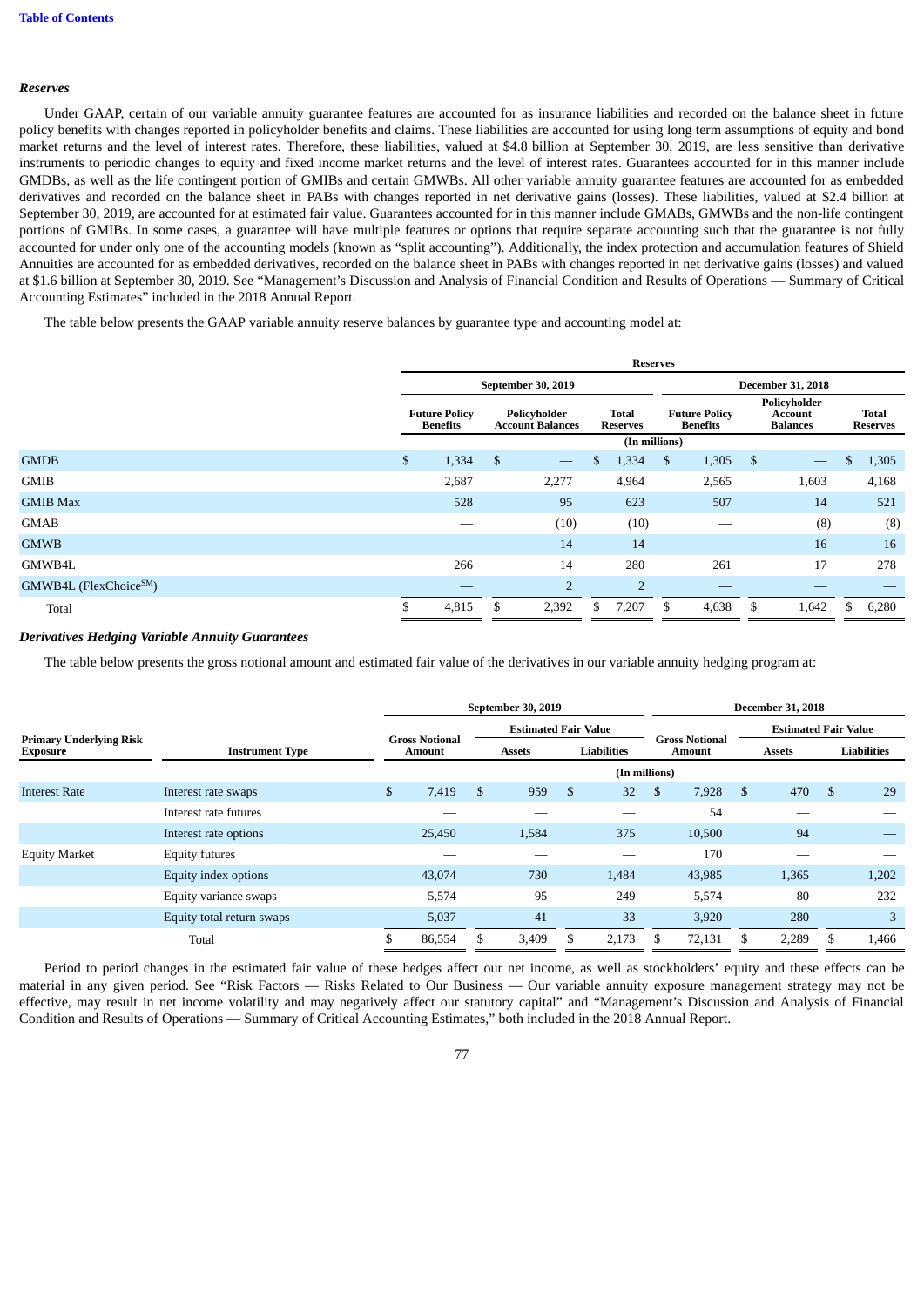### *Reserves*

Under GAAP, certain of our variable annuity guarantee features are accounted for as insurance liabilities and recorded on the balance sheet in future policy benefits with changes reported in policyholder benefits and claims. These liabilities are accounted for using long term assumptions of equity and bond market returns and the level of interest rates. Therefore, these liabilities, valued at $4.8 billion at September 30, 2019, are less sensitive than derivative instruments to periodic changes to equity and fixed income market returns and the level of interest rates. Guarantees accounted for in this manner include GMDBs, as well as the life contingent portion of GMIBs and certain GMWBs. All other variable annuity guarantee features are accounted for as embedded derivatives and recorded on the balance sheet in PABs with changes reported in net derivative gains (losses). These liabilities, valued at $2.4 billion at September 30, 2019, are accounted for at estimated fair value. Guarantees accounted for in this manner include GMABs, GMWBs and the non-life contingent portions of GMIBs. In some cases, a guarantee will have multiple features or options that require separate accounting such that the guarantee is not fully accounted for under only one of the accounting models (known as "split accounting"). Additionally, the index protection and accumulation features of Shield Annuities are accounted for as embedded derivatives, recorded on the balance sheet in PABs with changes reported in net derivative gains (losses) and valued at $1.6 billion at September 30, 2019. See "Management's Discussion and Analysis of Financial Condition and Results of Operations — Summary of Critical Accounting Estimates" included in the 2018 Annual Report.

The table below presents the GAAP variable annuity reserve balances by guarantee type and accounting model at:

| | Reserves | | | | | |
|---|---|---|---|---|---|---|
| | September 30, 2019 | | | December 31, 2018 | | |
| | Future Policy Benefits | Policyholder Account Balances | Total Reserves | Future Policy Benefits | Policyholder Account Balances | Total Reserves |
| | (In millions) | | | | | |
| GMDB | $ 1,334 | $ — | $ 1,334 | $ 1,305 | $ — | $ 1,305 |
| GMIB | 2,687 | 2,277 | 4,964 | 2,565 | 1,603 | 4,168 |
| GMIB Max | 528 | 95 | 623 | 507 | 14 | 521 |
| GMAB | — | (10) | (10) | — | (8) | (8) |
| GMWB | — | 14 | 14 | — | 16 | 16 |
| GMWB4L | 266 | 14 | 280 | 261 | 17 | 278 |
| GMWB4L (FlexChoice[SM]) | — | 2 | 2 | — | — | — |
| Total | $ 4,815 | $ 2,392 | $ 7,207 | $ 4,638 | $ 1,642 | $ 6,280 |

### *Derivatives Hedging Variable Annuity Guarantees*

The table below presents the gross notional amount and estimated fair value of the derivatives in our variable annuity hedging program at:

| | | September 30, 2019 | | | December 31, 2018 | | |
|---|---|---|---|---|---|---|---|
| | | | Estimated Fair Value | | | Estimated Fair Value | |
| Primary Underlying Risk Exposure | Instrument Type | Gross Notional Amount | Assets | Liabilities | Gross Notional Amount | Assets | Liabilities |
| | | (In millions) | | | | | |
| Interest Rate | Interest rate swaps | $ 7,419 | $ 959 | $ 32 | $ 7,928 | $ 470 | $ 29 |
| | Interest rate futures | — | — | — | 54 | — | — |
| | Interest rate options | 25,450 | 1,584 | 375 | 10,500 | 94 | — |
| Equity Market | Equity futures | — | — | — | 170 | — | — |
| | Equity index options | 43,074 | 730 | 1,484 | 43,985 | 1,365 | 1,202 |
| | Equity variance swaps | 5,574 | 95 | 249 | 5,574 | 80 | 232 |
| | Equity total return swaps | 5,037 | 41 | 33 | 3,920 | 280 | 3 |
| | Total | $ 86,554 | $ 3,409 | $ 2,173 | $ 72,131 | $ 2,289 | $ 1,466 |

Period to period changes in the estimated fair value of these hedges affect our net income, as well as stockholders' equity and these effects can be material in any given period. See "Risk Factors — Risks Related to Our Business — Our variable annuity exposure management strategy may not be effective, may result in net income volatility and may negatively affect our statutory capital" and "Management's Discussion and Analysis of Financial Condition and Results of Operations — Summary of Critical Accounting Estimates," both included in the 2018 Annual Report.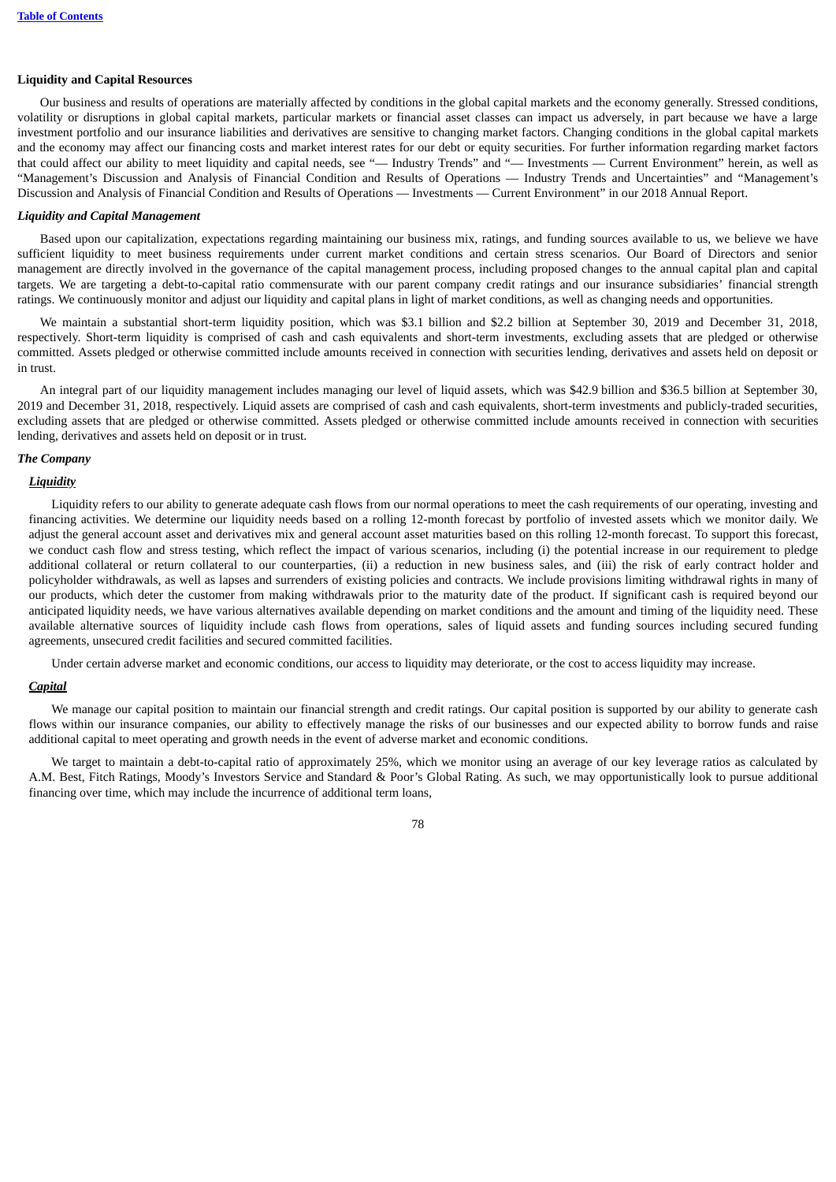**Liquidity and Capital Resources**

Our business and results of operations are materially affected by conditions in the global capital markets and the economy generally. Stressed conditions, volatility or disruptions in global capital markets, particular markets or financial asset classes can impact us adversely, in part because we have a large investment portfolio and our insurance liabilities and derivatives are sensitive to changing market factors. Changing conditions in the global capital markets and the economy may affect our financing costs and market interest rates for our debt or equity securities. For further information regarding market factors that could affect our ability to meet liquidity and capital needs, see "— Industry Trends" and "— Investments — Current Environment" herein, as well as "Management's Discussion and Analysis of Financial Condition and Results of Operations — Industry Trends and Uncertainties" and "Management's Discussion and Analysis of Financial Condition and Results of Operations — Investments — Current Environment" in our 2018 Annual Report.

***Liquidity and Capital Management***

Based upon our capitalization, expectations regarding maintaining our business mix, ratings, and funding sources available to us, we believe we have sufficient liquidity to meet business requirements under current market conditions and certain stress scenarios. Our Board of Directors and senior management are directly involved in the governance of the capital management process, including proposed changes to the annual capital plan and capital targets. We are targeting a debt-to-capital ratio commensurate with our parent company credit ratings and our insurance subsidiaries' financial strength ratings. We continuously monitor and adjust our liquidity and capital plans in light of market conditions, as well as changing needs and opportunities.

We maintain a substantial short-term liquidity position, which was $3.1 billion and $2.2 billion at September 30, 2019 and December 31, 2018, respectively. Short-term liquidity is comprised of cash and cash equivalents and short-term investments, excluding assets that are pledged or otherwise committed. Assets pledged or otherwise committed include amounts received in connection with securities lending, derivatives and assets held on deposit or in trust.

An integral part of our liquidity management includes managing our level of liquid assets, which was $42.9 billion and $36.5 billion at September 30, 2019 and December 31, 2018, respectively. Liquid assets are comprised of cash and cash equivalents, short-term investments and publicly-traded securities, excluding assets that are pledged or otherwise committed. Assets pledged or otherwise committed include amounts received in connection with securities lending, derivatives and assets held on deposit or in trust.

***The Company***

***<u>Liquidity</u>***

Liquidity refers to our ability to generate adequate cash flows from our normal operations to meet the cash requirements of our operating, investing and financing activities. We determine our liquidity needs based on a rolling 12-month forecast by portfolio of invested assets which we monitor daily. We adjust the general account asset and derivatives mix and general account asset maturities based on this rolling 12-month forecast. To support this forecast, we conduct cash flow and stress testing, which reflect the impact of various scenarios, including (i) the potential increase in our requirement to pledge additional collateral or return collateral to our counterparties, (ii) a reduction in new business sales, and (iii) the risk of early contract holder and policyholder withdrawals, as well as lapses and surrenders of existing policies and contracts. We include provisions limiting withdrawal rights in many of our products, which deter the customer from making withdrawals prior to the maturity date of the product. If significant cash is required beyond our anticipated liquidity needs, we have various alternatives available depending on market conditions and the amount and timing of the liquidity need. These available alternative sources of liquidity include cash flows from operations, sales of liquid assets and funding sources including secured funding agreements, unsecured credit facilities and secured committed facilities.

Under certain adverse market and economic conditions, our access to liquidity may deteriorate, or the cost to access liquidity may increase.

***<u>Capital</u>***

We manage our capital position to maintain our financial strength and credit ratings. Our capital position is supported by our ability to generate cash flows within our insurance companies, our ability to effectively manage the risks of our businesses and our expected ability to borrow funds and raise additional capital to meet operating and growth needs in the event of adverse market and economic conditions.

We target to maintain a debt-to-capital ratio of approximately 25%, which we monitor using an average of our key leverage ratios as calculated by A.M. Best, Fitch Ratings, Moody's Investors Service and Standard & Poor's Global Rating. As such, we may opportunistically look to pursue additional financing over time, which may include the incurrence of additional term loans,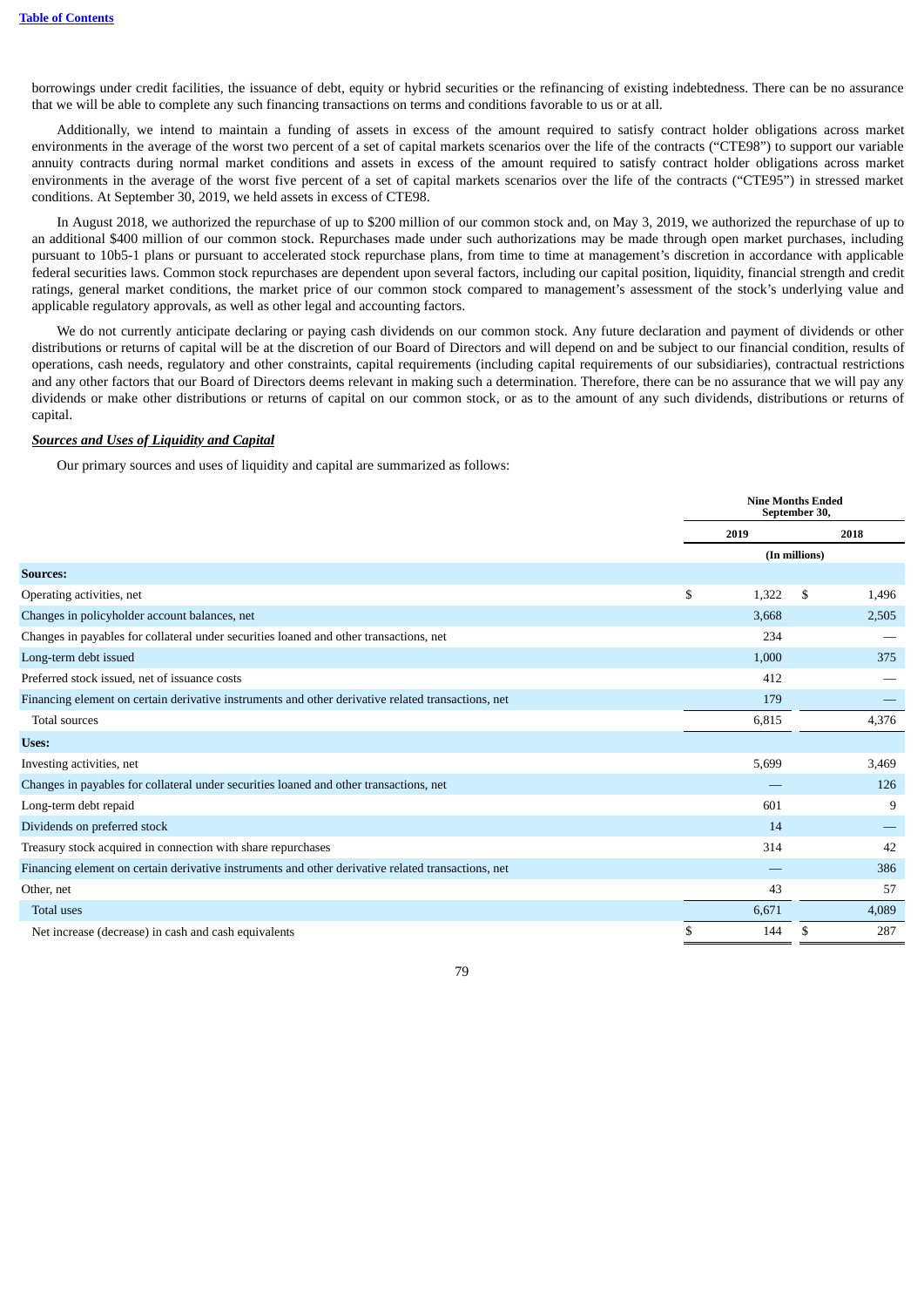borrowings under credit facilities, the issuance of debt, equity or hybrid securities or the refinancing of existing indebtedness. There can be no assurance that we will be able to complete any such financing transactions on terms and conditions favorable to us or at all.

Additionally, we intend to maintain a funding of assets in excess of the amount required to satisfy contract holder obligations across market environments in the average of the worst two percent of a set of capital markets scenarios over the life of the contracts ("CTE98") to support our variable annuity contracts during normal market conditions and assets in excess of the amount required to satisfy contract holder obligations across market environments in the average of the worst five percent of a set of capital markets scenarios over the life of the contracts ("CTE95") in stressed market conditions. At September 30, 2019, we held assets in excess of CTE98.

In August 2018, we authorized the repurchase of up to $200 million of our common stock and, on May 3, 2019, we authorized the repurchase of up to an additional $400 million of our common stock. Repurchases made under such authorizations may be made through open market purchases, including pursuant to 10b5-1 plans or pursuant to accelerated stock repurchase plans, from time to time at management's discretion in accordance with applicable federal securities laws. Common stock repurchases are dependent upon several factors, including our capital position, liquidity, financial strength and credit ratings, general market conditions, the market price of our common stock compared to management's assessment of the stock's underlying value and applicable regulatory approvals, as well as other legal and accounting factors.

We do not currently anticipate declaring or paying cash dividends on our common stock. Any future declaration and payment of dividends or other distributions or returns of capital will be at the discretion of our Board of Directors and will depend on and be subject to our financial condition, results of operations, cash needs, regulatory and other constraints, capital requirements (including capital requirements of our subsidiaries), contractual restrictions and any other factors that our Board of Directors deems relevant in making such a determination. Therefore, there can be no assurance that we will pay any dividends or make other distributions or returns of capital on our common stock, or as to the amount of any such dividends, distributions or returns of capital.

***Sources and Uses of Liquidity and Capital***

Our primary sources and uses of liquidity and capital are summarized as follows:

| | Nine Months Ended September 30, | |
|---|---|---|
| | 2019 | 2018 |
| | (In millions) | |
| **Sources:** | | |
| Operating activities, net | $ 1,322 | $ 1,496 |
| Changes in policyholder account balances, net | 3,668 | 2,505 |
| Changes in payables for collateral under securities loaned and other transactions, net | 234 | — |
| Long-term debt issued | 1,000 | 375 |
| Preferred stock issued, net of issuance costs | 412 | — |
| Financing element on certain derivative instruments and other derivative related transactions, net | 179 | — |
| Total sources | 6,815 | 4,376 |
| **Uses:** | | |
| Investing activities, net | 5,699 | 3,469 |
| Changes in payables for collateral under securities loaned and other transactions, net | — | 126 |
| Long-term debt repaid | 601 | 9 |
| Dividends on preferred stock | 14 | — |
| Treasury stock acquired in connection with share repurchases | 314 | 42 |
| Financing element on certain derivative instruments and other derivative related transactions, net | — | 386 |
| Other, net | 43 | 57 |
| Total uses | 6,671 | 4,089 |
| Net increase (decrease) in cash and cash equivalents | $ 144 | $ 287 |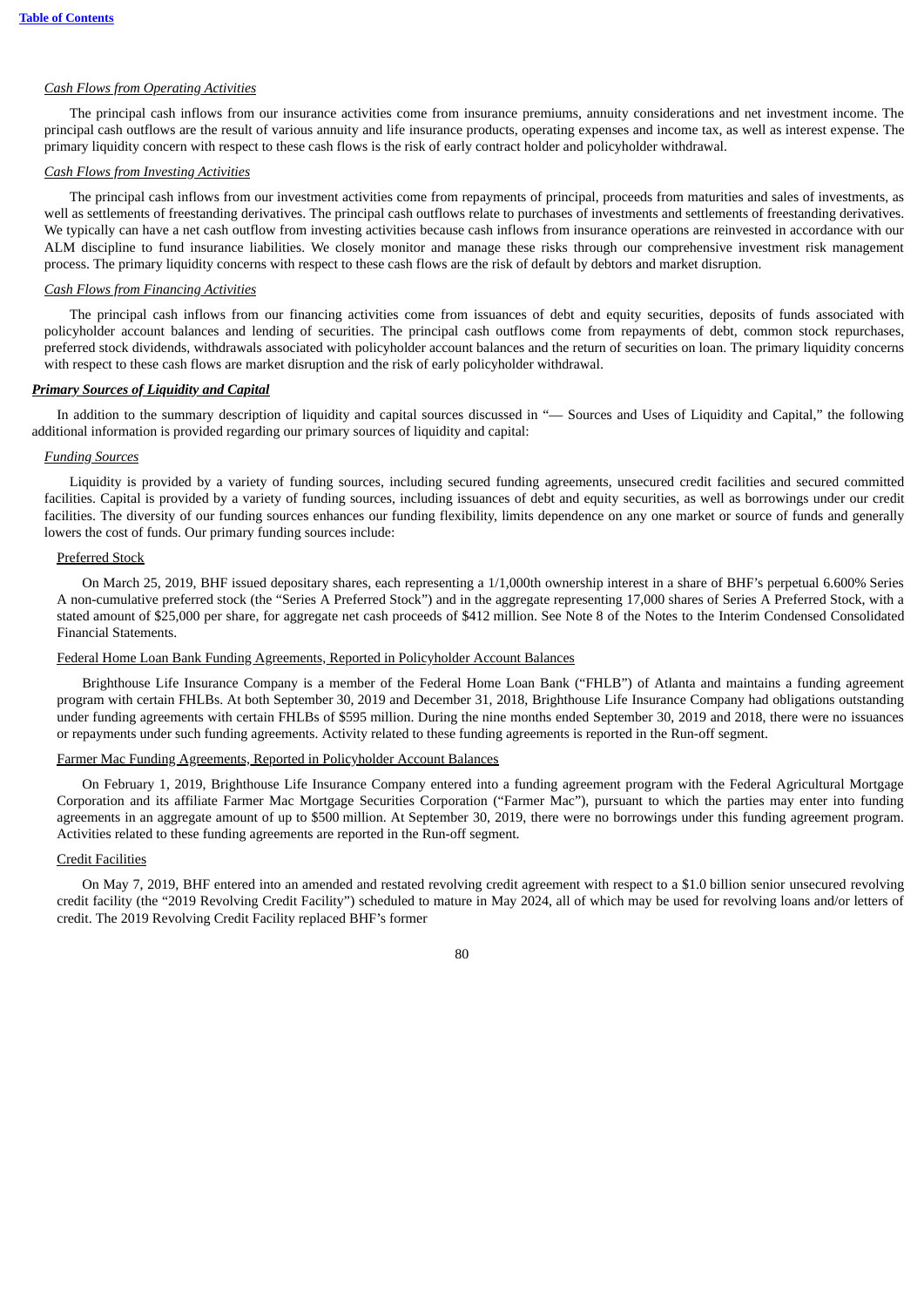*Cash Flows from Operating Activities*

The principal cash inflows from our insurance activities come from insurance premiums, annuity considerations and net investment income. The principal cash outflows are the result of various annuity and life insurance products, operating expenses and income tax, as well as interest expense. The primary liquidity concern with respect to these cash flows is the risk of early contract holder and policyholder withdrawal.

*Cash Flows from Investing Activities*

The principal cash inflows from our investment activities come from repayments of principal, proceeds from maturities and sales of investments, as well as settlements of freestanding derivatives. The principal cash outflows relate to purchases of investments and settlements of freestanding derivatives. We typically can have a net cash outflow from investing activities because cash inflows from insurance operations are reinvested in accordance with our ALM discipline to fund insurance liabilities. We closely monitor and manage these risks through our comprehensive investment risk management process. The primary liquidity concerns with respect to these cash flows are the risk of default by debtors and market disruption.

*Cash Flows from Financing Activities*

The principal cash inflows from our financing activities come from issuances of debt and equity securities, deposits of funds associated with policyholder account balances and lending of securities. The principal cash outflows come from repayments of debt, common stock repurchases, preferred stock dividends, withdrawals associated with policyholder account balances and the return of securities on loan. The primary liquidity concerns with respect to these cash flows are market disruption and the risk of early policyholder withdrawal.

***Primary Sources of Liquidity and Capital***

In addition to the summary description of liquidity and capital sources discussed in "— Sources and Uses of Liquidity and Capital," the following additional information is provided regarding our primary sources of liquidity and capital:

*Funding Sources*

Liquidity is provided by a variety of funding sources, including secured funding agreements, unsecured credit facilities and secured committed facilities. Capital is provided by a variety of funding sources, including issuances of debt and equity securities, as well as borrowings under our credit facilities. The diversity of our funding sources enhances our funding flexibility, limits dependence on any one market or source of funds and generally lowers the cost of funds. Our primary funding sources include:

Preferred Stock

On March 25, 2019, BHF issued depositary shares, each representing a 1/1,000th ownership interest in a share of BHF's perpetual 6.600% Series A non-cumulative preferred stock (the "Series A Preferred Stock") and in the aggregate representing 17,000 shares of Series A Preferred Stock, with a stated amount of $25,000 per share, for aggregate net cash proceeds of $412 million. See Note 8 of the Notes to the Interim Condensed Consolidated Financial Statements.

Federal Home Loan Bank Funding Agreements, Reported in Policyholder Account Balances

Brighthouse Life Insurance Company is a member of the Federal Home Loan Bank ("FHLB") of Atlanta and maintains a funding agreement program with certain FHLBs. At both September 30, 2019 and December 31, 2018, Brighthouse Life Insurance Company had obligations outstanding under funding agreements with certain FHLBs of $595 million. During the nine months ended September 30, 2019 and 2018, there were no issuances or repayments under such funding agreements. Activity related to these funding agreements is reported in the Run-off segment.

Farmer Mac Funding Agreements, Reported in Policyholder Account Balances

On February 1, 2019, Brighthouse Life Insurance Company entered into a funding agreement program with the Federal Agricultural Mortgage Corporation and its affiliate Farmer Mac Mortgage Securities Corporation ("Farmer Mac"), pursuant to which the parties may enter into funding agreements in an aggregate amount of up to $500 million. At September 30, 2019, there were no borrowings under this funding agreement program. Activities related to these funding agreements are reported in the Run-off segment.

Credit Facilities

On May 7, 2019, BHF entered into an amended and restated revolving credit agreement with respect to a $1.0 billion senior unsecured revolving credit facility (the "2019 Revolving Credit Facility") scheduled to mature in May 2024, all of which may be used for revolving loans and/or letters of credit. The 2019 Revolving Credit Facility replaced BHF's former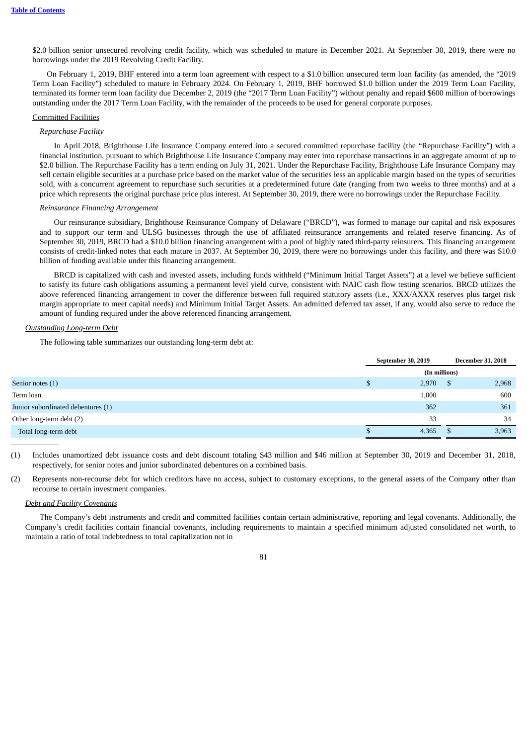$2.0 billion senior unsecured revolving credit facility, which was scheduled to mature in December 2021. At September 30, 2019, there were no borrowings under the 2019 Revolving Credit Facility.

On February 1, 2019, BHF entered into a term loan agreement with respect to a $1.0 billion unsecured term loan facility (as amended, the "2019 Term Loan Facility") scheduled to mature in February 2024. On February 1, 2019, BHF borrowed $1.0 billion under the 2019 Term Loan Facility, terminated its former term loan facility due December 2, 2019 (the "2017 Term Loan Facility") without penalty and repaid $600 million of borrowings outstanding under the 2017 Term Loan Facility, with the remainder of the proceeds to be used for general corporate purposes.

Committed Facilities

*Repurchase Facility*

In April 2018, Brighthouse Life Insurance Company entered into a secured committed repurchase facility (the "Repurchase Facility") with a financial institution, pursuant to which Brighthouse Life Insurance Company may enter into repurchase transactions in an aggregate amount of up to $2.0 billion. The Repurchase Facility has a term ending on July 31, 2021. Under the Repurchase Facility, Brighthouse Life Insurance Company may sell certain eligible securities at a purchase price based on the market value of the securities less an applicable margin based on the types of securities sold, with a concurrent agreement to repurchase such securities at a predetermined future date (ranging from two weeks to three months) and at a price which represents the original purchase price plus interest. At September 30, 2019, there were no borrowings under the Repurchase Facility.

*Reinsurance Financing Arrangement*

Our reinsurance subsidiary, Brighthouse Reinsurance Company of Delaware ("BRCD"), was formed to manage our capital and risk exposures and to support our term and ULSG businesses through the use of affiliated reinsurance arrangements and related reserve financing. As of September 30, 2019, BRCD had a $10.0 billion financing arrangement with a pool of highly rated third-party reinsurers. This financing arrangement consists of credit-linked notes that each mature in 2037. At September 30, 2019, there were no borrowings under this facility, and there was $10.0 billion of funding available under this financing arrangement.

BRCD is capitalized with cash and invested assets, including funds withheld ("Minimum Initial Target Assets") at a level we believe sufficient to satisfy its future cash obligations assuming a permanent level yield curve, consistent with NAIC cash flow testing scenarios. BRCD utilizes the above referenced financing arrangement to cover the difference between full required statutory assets (i.e., XXX/AXXX reserves plus target risk margin appropriate to meet capital needs) and Minimum Initial Target Assets. An admitted deferred tax asset, if any, would also serve to reduce the amount of funding required under the above referenced financing arrangement.

*Outstanding Long-term Debt*

The following table summarizes our outstanding long-term debt at:

| | September 30, 2019 | December 31, 2018 |
|---|---|---|
| | (In millions) | |
| Senior notes (1) | $ 2,970 | $ 2,968 |
| Term loan | 1,000 | 600 |
| Junior subordinated debentures (1) | 362 | 361 |
| Other long-term debt (2) | 33 | 34 |
| Total long-term debt | $ 4,365 | $ 3,963 |

(1) Includes unamortized debt issuance costs and debt discount totaling $43 million and $46 million at September 30, 2019 and December 31, 2018, respectively, for senior notes and junior subordinated debentures on a combined basis.

(2) Represents non-recourse debt for which creditors have no access, subject to customary exceptions, to the general assets of the Company other than recourse to certain investment companies.

*Debt and Facility Covenants*

The Company's debt instruments and credit and committed facilities contain certain administrative, reporting and legal covenants. Additionally, the Company's credit facilities contain financial covenants, including requirements to maintain a specified minimum adjusted consolidated net worth, to maintain a ratio of total indebtedness to total capitalization not in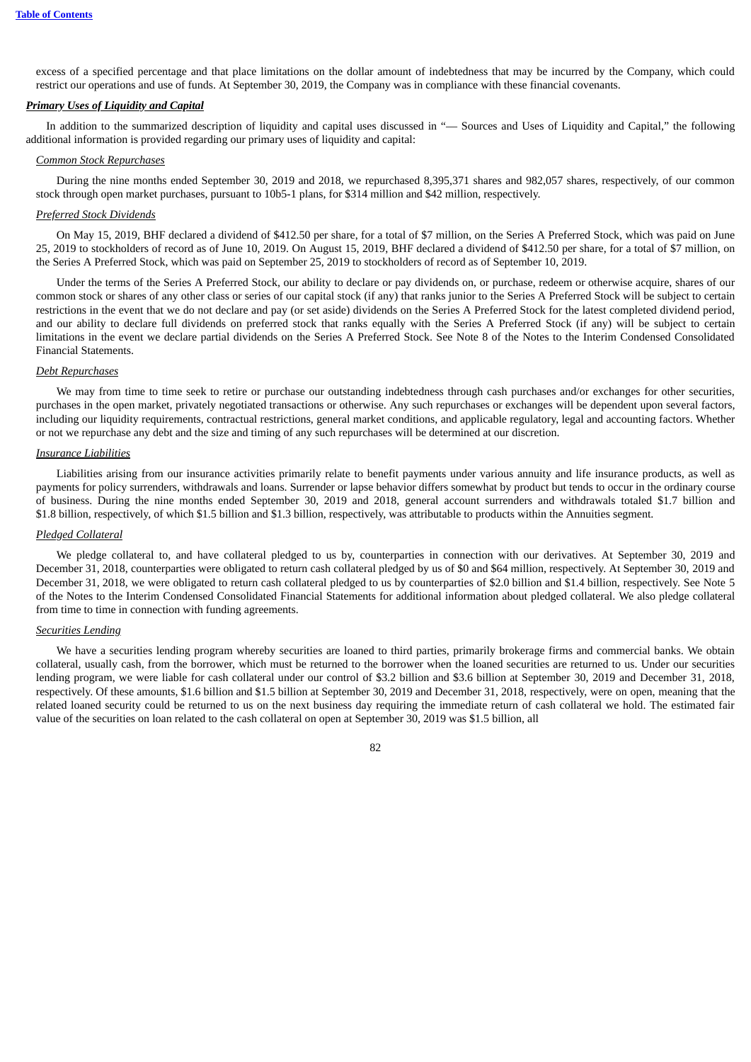excess of a specified percentage and that place limitations on the dollar amount of indebtedness that may be incurred by the Company, which could restrict our operations and use of funds. At September 30, 2019, the Company was in compliance with these financial covenants.

***Primary Uses of Liquidity and Capital***

In addition to the summarized description of liquidity and capital uses discussed in "— Sources and Uses of Liquidity and Capital," the following additional information is provided regarding our primary uses of liquidity and capital:

*Common Stock Repurchases*

During the nine months ended September 30, 2019 and 2018, we repurchased 8,395,371 shares and 982,057 shares, respectively, of our common stock through open market purchases, pursuant to 10b5-1 plans, for $314 million and $42 million, respectively.

*Preferred Stock Dividends*

On May 15, 2019, BHF declared a dividend of $412.50 per share, for a total of $7 million, on the Series A Preferred Stock, which was paid on June 25, 2019 to stockholders of record as of June 10, 2019. On August 15, 2019, BHF declared a dividend of $412.50 per share, for a total of $7 million, on the Series A Preferred Stock, which was paid on September 25, 2019 to stockholders of record as of September 10, 2019.

Under the terms of the Series A Preferred Stock, our ability to declare or pay dividends on, or purchase, redeem or otherwise acquire, shares of our common stock or shares of any other class or series of our capital stock (if any) that ranks junior to the Series A Preferred Stock will be subject to certain restrictions in the event that we do not declare and pay (or set aside) dividends on the Series A Preferred Stock for the latest completed dividend period, and our ability to declare full dividends on preferred stock that ranks equally with the Series A Preferred Stock (if any) will be subject to certain limitations in the event we declare partial dividends on the Series A Preferred Stock. See Note 8 of the Notes to the Interim Condensed Consolidated Financial Statements.

*Debt Repurchases*

We may from time to time seek to retire or purchase our outstanding indebtedness through cash purchases and/or exchanges for other securities, purchases in the open market, privately negotiated transactions or otherwise. Any such repurchases or exchanges will be dependent upon several factors, including our liquidity requirements, contractual restrictions, general market conditions, and applicable regulatory, legal and accounting factors. Whether or not we repurchase any debt and the size and timing of any such repurchases will be determined at our discretion.

*Insurance Liabilities*

Liabilities arising from our insurance activities primarily relate to benefit payments under various annuity and life insurance products, as well as payments for policy surrenders, withdrawals and loans. Surrender or lapse behavior differs somewhat by product but tends to occur in the ordinary course of business. During the nine months ended September 30, 2019 and 2018, general account surrenders and withdrawals totaled $1.7 billion and $1.8 billion, respectively, of which $1.5 billion and $1.3 billion, respectively, was attributable to products within the Annuities segment.

*Pledged Collateral*

We pledge collateral to, and have collateral pledged to us by, counterparties in connection with our derivatives. At September 30, 2019 and December 31, 2018, counterparties were obligated to return cash collateral pledged by us of $0 and $64 million, respectively. At September 30, 2019 and December 31, 2018, we were obligated to return cash collateral pledged to us by counterparties of $2.0 billion and $1.4 billion, respectively. See Note 5 of the Notes to the Interim Condensed Consolidated Financial Statements for additional information about pledged collateral. We also pledge collateral from time to time in connection with funding agreements.

*Securities Lending*

We have a securities lending program whereby securities are loaned to third parties, primarily brokerage firms and commercial banks. We obtain collateral, usually cash, from the borrower, which must be returned to the borrower when the loaned securities are returned to us. Under our securities lending program, we were liable for cash collateral under our control of $3.2 billion and $3.6 billion at September 30, 2019 and December 31, 2018, respectively. Of these amounts, $1.6 billion and $1.5 billion at September 30, 2019 and December 31, 2018, respectively, were on open, meaning that the related loaned security could be returned to us on the next business day requiring the immediate return of cash collateral we hold. The estimated fair value of the securities on loan related to the cash collateral on open at September 30, 2019 was $1.5 billion, all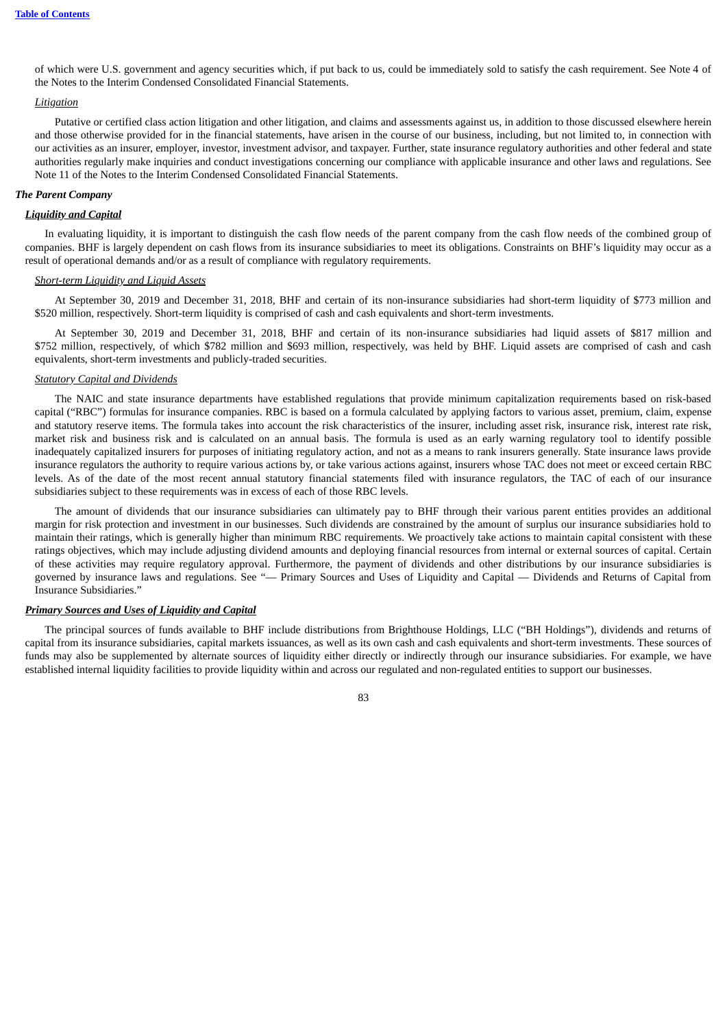of which were U.S. government and agency securities which, if put back to us, could be immediately sold to satisfy the cash requirement. See Note 4 of the Notes to the Interim Condensed Consolidated Financial Statements.

*Litigation*

Putative or certified class action litigation and other litigation, and claims and assessments against us, in addition to those discussed elsewhere herein and those otherwise provided for in the financial statements, have arisen in the course of our business, including, but not limited to, in connection with our activities as an insurer, employer, investor, investment advisor, and taxpayer. Further, state insurance regulatory authorities and other federal and state authorities regularly make inquiries and conduct investigations concerning our compliance with applicable insurance and other laws and regulations. See Note 11 of the Notes to the Interim Condensed Consolidated Financial Statements.

### *The Parent Company*

#### ***Liquidity and Capital***

In evaluating liquidity, it is important to distinguish the cash flow needs of the parent company from the cash flow needs of the combined group of companies. BHF is largely dependent on cash flows from its insurance subsidiaries to meet its obligations. Constraints on BHF's liquidity may occur as a result of operational demands and/or as a result of compliance with regulatory requirements.

*Short-term Liquidity and Liquid Assets*

At September 30, 2019 and December 31, 2018, BHF and certain of its non-insurance subsidiaries had short-term liquidity of $773 million and $520 million, respectively. Short-term liquidity is comprised of cash and cash equivalents and short-term investments.

At September 30, 2019 and December 31, 2018, BHF and certain of its non-insurance subsidiaries had liquid assets of $817 million and $752 million, respectively, of which $782 million and $693 million, respectively, was held by BHF. Liquid assets are comprised of cash and cash equivalents, short-term investments and publicly-traded securities.

*Statutory Capital and Dividends*

The NAIC and state insurance departments have established regulations that provide minimum capitalization requirements based on risk-based capital ("RBC") formulas for insurance companies. RBC is based on a formula calculated by applying factors to various asset, premium, claim, expense and statutory reserve items. The formula takes into account the risk characteristics of the insurer, including asset risk, insurance risk, interest rate risk, market risk and business risk and is calculated on an annual basis. The formula is used as an early warning regulatory tool to identify possible inadequately capitalized insurers for purposes of initiating regulatory action, and not as a means to rank insurers generally. State insurance laws provide insurance regulators the authority to require various actions by, or take various actions against, insurers whose TAC does not meet or exceed certain RBC levels. As of the date of the most recent annual statutory financial statements filed with insurance regulators, the TAC of each of our insurance subsidiaries subject to these requirements was in excess of each of those RBC levels.

The amount of dividends that our insurance subsidiaries can ultimately pay to BHF through their various parent entities provides an additional margin for risk protection and investment in our businesses. Such dividends are constrained by the amount of surplus our insurance subsidiaries hold to maintain their ratings, which is generally higher than minimum RBC requirements. We proactively take actions to maintain capital consistent with these ratings objectives, which may include adjusting dividend amounts and deploying financial resources from internal or external sources of capital. Certain of these activities may require regulatory approval. Furthermore, the payment of dividends and other distributions by our insurance subsidiaries is governed by insurance laws and regulations. See "— Primary Sources and Uses of Liquidity and Capital — Dividends and Returns of Capital from Insurance Subsidiaries."

#### ***Primary Sources and Uses of Liquidity and Capital***

The principal sources of funds available to BHF include distributions from Brighthouse Holdings, LLC ("BH Holdings"), dividends and returns of capital from its insurance subsidiaries, capital markets issuances, as well as its own cash and cash equivalents and short-term investments. These sources of funds may also be supplemented by alternate sources of liquidity either directly or indirectly through our insurance subsidiaries. For example, we have established internal liquidity facilities to provide liquidity within and across our regulated and non-regulated entities to support our businesses.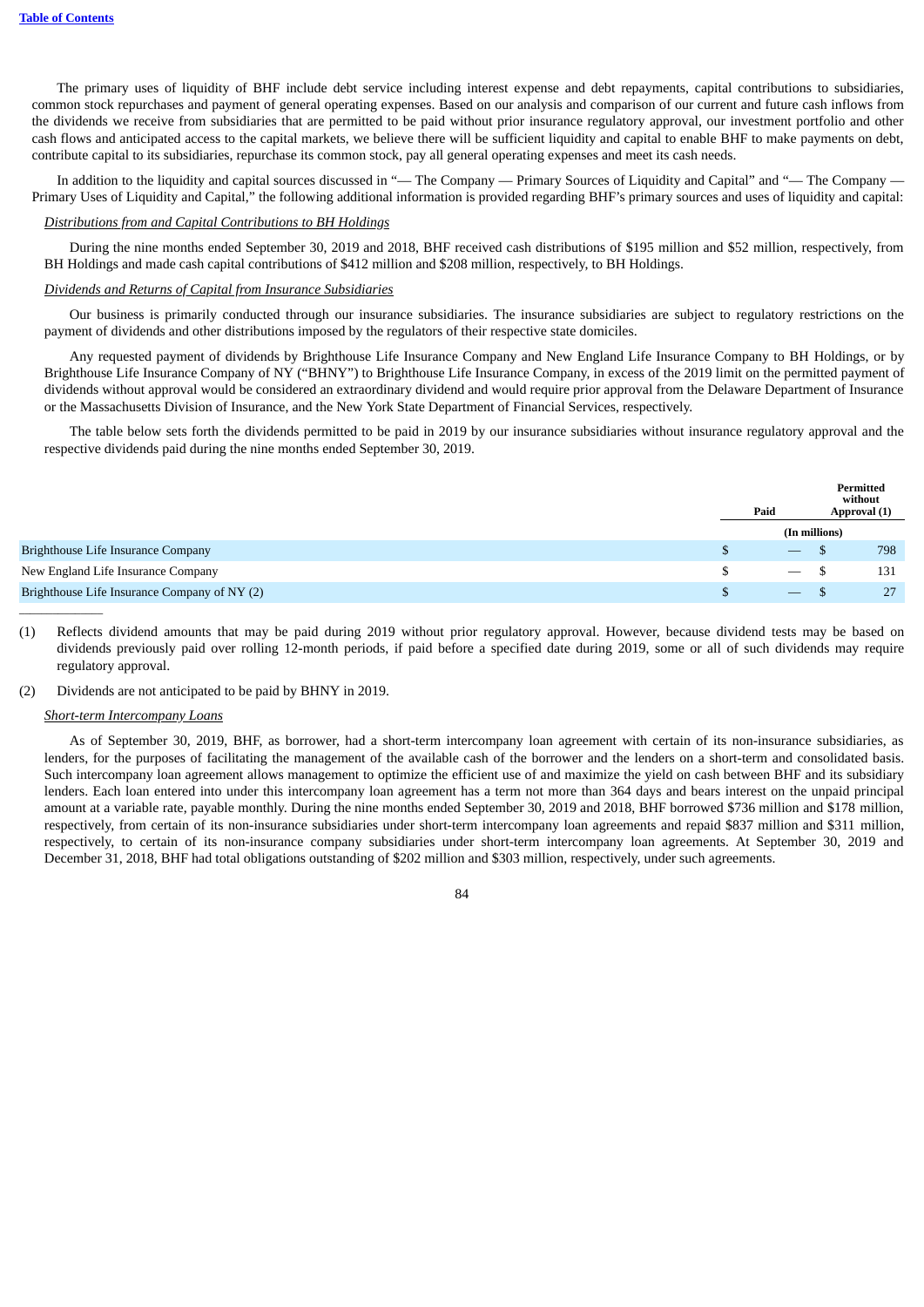The primary uses of liquidity of BHF include debt service including interest expense and debt repayments, capital contributions to subsidiaries, common stock repurchases and payment of general operating expenses. Based on our analysis and comparison of our current and future cash inflows from the dividends we receive from subsidiaries that are permitted to be paid without prior insurance regulatory approval, our investment portfolio and other cash flows and anticipated access to the capital markets, we believe there will be sufficient liquidity and capital to enable BHF to make payments on debt, contribute capital to its subsidiaries, repurchase its common stock, pay all general operating expenses and meet its cash needs.

In addition to the liquidity and capital sources discussed in "— The Company — Primary Sources of Liquidity and Capital" and "— The Company — Primary Uses of Liquidity and Capital," the following additional information is provided regarding BHF's primary sources and uses of liquidity and capital:

*Distributions from and Capital Contributions to BH Holdings*

During the nine months ended September 30, 2019 and 2018, BHF received cash distributions of $195 million and $52 million, respectively, from BH Holdings and made cash capital contributions of $412 million and $208 million, respectively, to BH Holdings.

*Dividends and Returns of Capital from Insurance Subsidiaries*

Our business is primarily conducted through our insurance subsidiaries. The insurance subsidiaries are subject to regulatory restrictions on the payment of dividends and other distributions imposed by the regulators of their respective state domiciles.

Any requested payment of dividends by Brighthouse Life Insurance Company and New England Life Insurance Company to BH Holdings, or by Brighthouse Life Insurance Company of NY ("BHNY") to Brighthouse Life Insurance Company, in excess of the 2019 limit on the permitted payment of dividends without approval would be considered an extraordinary dividend and would require prior approval from the Delaware Department of Insurance or the Massachusetts Division of Insurance, and the New York State Department of Financial Services, respectively.

The table below sets forth the dividends permitted to be paid in 2019 by our insurance subsidiaries without insurance regulatory approval and the respective dividends paid during the nine months ended September 30, 2019.

| | Paid | Permitted without Approval (1) |
|---|---|---|
| | (In millions) | |
| Brighthouse Life Insurance Company | $ — | $ 798 |
| New England Life Insurance Company | $ — | $ 131 |
| Brighthouse Life Insurance Company of NY (2) | $ — | $ 27 |

(1) Reflects dividend amounts that may be paid during 2019 without prior regulatory approval. However, because dividend tests may be based on dividends previously paid over rolling 12-month periods, if paid before a specified date during 2019, some or all of such dividends may require regulatory approval.

(2) Dividends are not anticipated to be paid by BHNY in 2019.

*Short-term Intercompany Loans*

As of September 30, 2019, BHF, as borrower, had a short-term intercompany loan agreement with certain of its non-insurance subsidiaries, as lenders, for the purposes of facilitating the management of the available cash of the borrower and the lenders on a short-term and consolidated basis. Such intercompany loan agreement allows management to optimize the efficient use of and maximize the yield on cash between BHF and its subsidiary lenders. Each loan entered into under this intercompany loan agreement has a term not more than 364 days and bears interest on the unpaid principal amount at a variable rate, payable monthly. During the nine months ended September 30, 2019 and 2018, BHF borrowed $736 million and $178 million, respectively, from certain of its non-insurance subsidiaries under short-term intercompany loan agreements and repaid $837 million and $311 million, respectively, to certain of its non-insurance company subsidiaries under short-term intercompany loan agreements. At September 30, 2019 and December 31, 2018, BHF had total obligations outstanding of $202 million and $303 million, respectively, under such agreements.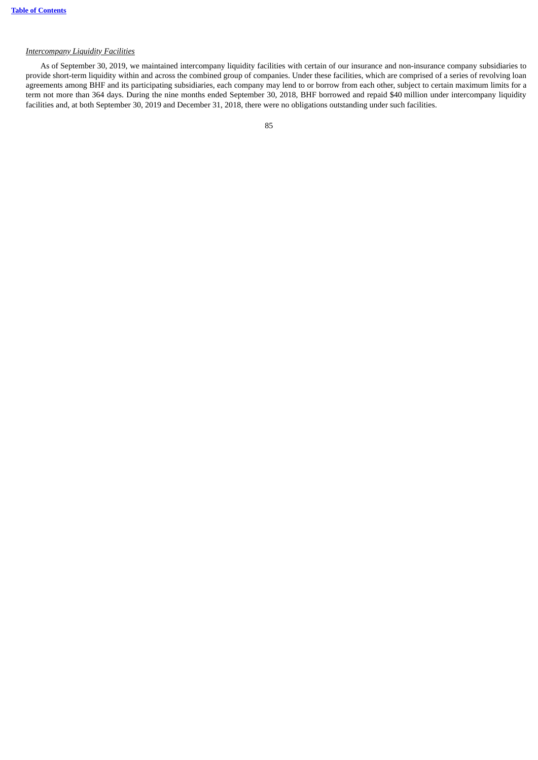*Intercompany Liquidity Facilities*

As of September 30, 2019, we maintained intercompany liquidity facilities with certain of our insurance and non-insurance company subsidiaries to provide short-term liquidity within and across the combined group of companies. Under these facilities, which are comprised of a series of revolving loan agreements among BHF and its participating subsidiaries, each company may lend to or borrow from each other, subject to certain maximum limits for a term not more than 364 days. During the nine months ended September 30, 2018, BHF borrowed and repaid $40 million under intercompany liquidity facilities and, at both September 30, 2019 and December 31, 2018, there were no obligations outstanding under such facilities.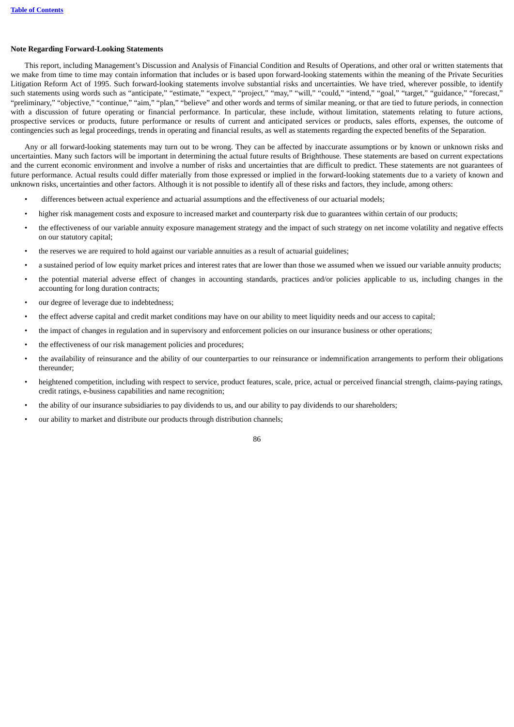**Note Regarding Forward-Looking Statements**

This report, including Management's Discussion and Analysis of Financial Condition and Results of Operations, and other oral or written statements that we make from time to time may contain information that includes or is based upon forward-looking statements within the meaning of the Private Securities Litigation Reform Act of 1995. Such forward-looking statements involve substantial risks and uncertainties. We have tried, wherever possible, to identify such statements using words such as "anticipate," "estimate," "expect," "project," "may," "will," "could," "intend," "goal," "target," "guidance," "forecast," "preliminary," "objective," "continue," "aim," "plan," "believe" and other words and terms of similar meaning, or that are tied to future periods, in connection with a discussion of future operating or financial performance. In particular, these include, without limitation, statements relating to future actions, prospective services or products, future performance or results of current and anticipated services or products, sales efforts, expenses, the outcome of contingencies such as legal proceedings, trends in operating and financial results, as well as statements regarding the expected benefits of the Separation.

Any or all forward-looking statements may turn out to be wrong. They can be affected by inaccurate assumptions or by known or unknown risks and uncertainties. Many such factors will be important in determining the actual future results of Brighthouse. These statements are based on current expectations and the current economic environment and involve a number of risks and uncertainties that are difficult to predict. These statements are not guarantees of future performance. Actual results could differ materially from those expressed or implied in the forward-looking statements due to a variety of known and unknown risks, uncertainties and other factors. Although it is not possible to identify all of these risks and factors, they include, among others:

- differences between actual experience and actuarial assumptions and the effectiveness of our actuarial models;
- higher risk management costs and exposure to increased market and counterparty risk due to guarantees within certain of our products;
- the effectiveness of our variable annuity exposure management strategy and the impact of such strategy on net income volatility and negative effects on our statutory capital;
- the reserves we are required to hold against our variable annuities as a result of actuarial guidelines;
- a sustained period of low equity market prices and interest rates that are lower than those we assumed when we issued our variable annuity products;
- the potential material adverse effect of changes in accounting standards, practices and/or policies applicable to us, including changes in the accounting for long duration contracts;
- our degree of leverage due to indebtedness;
- the effect adverse capital and credit market conditions may have on our ability to meet liquidity needs and our access to capital;
- the impact of changes in regulation and in supervisory and enforcement policies on our insurance business or other operations;
- the effectiveness of our risk management policies and procedures;
- the availability of reinsurance and the ability of our counterparties to our reinsurance or indemnification arrangements to perform their obligations thereunder;
- heightened competition, including with respect to service, product features, scale, price, actual or perceived financial strength, claims-paying ratings, credit ratings, e-business capabilities and name recognition;
- the ability of our insurance subsidiaries to pay dividends to us, and our ability to pay dividends to our shareholders;
- our ability to market and distribute our products through distribution channels;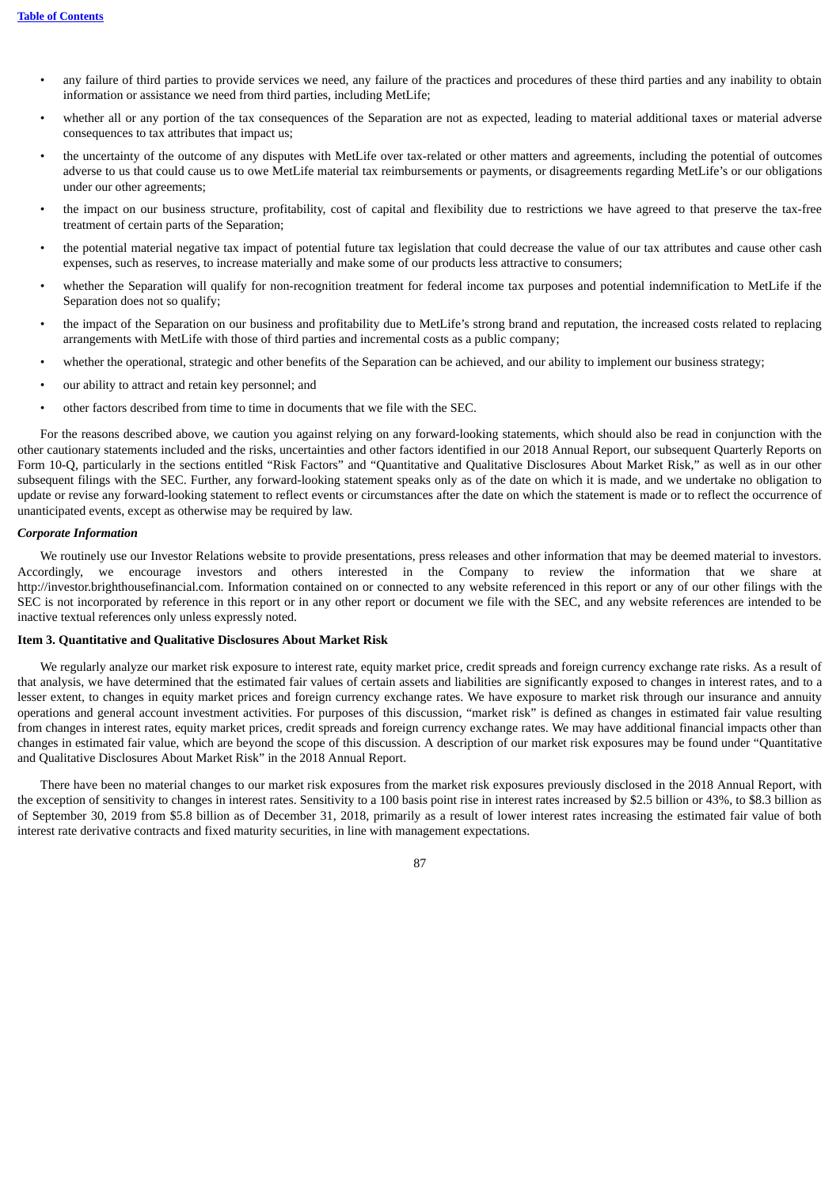- any failure of third parties to provide services we need, any failure of the practices and procedures of these third parties and any inability to obtain information or assistance we need from third parties, including MetLife;
- whether all or any portion of the tax consequences of the Separation are not as expected, leading to material additional taxes or material adverse consequences to tax attributes that impact us;
- the uncertainty of the outcome of any disputes with MetLife over tax-related or other matters and agreements, including the potential of outcomes adverse to us that could cause us to owe MetLife material tax reimbursements or payments, or disagreements regarding MetLife's or our obligations under our other agreements;
- the impact on our business structure, profitability, cost of capital and flexibility due to restrictions we have agreed to that preserve the tax-free treatment of certain parts of the Separation;
- the potential material negative tax impact of potential future tax legislation that could decrease the value of our tax attributes and cause other cash expenses, such as reserves, to increase materially and make some of our products less attractive to consumers;
- whether the Separation will qualify for non-recognition treatment for federal income tax purposes and potential indemnification to MetLife if the Separation does not so qualify;
- the impact of the Separation on our business and profitability due to MetLife's strong brand and reputation, the increased costs related to replacing arrangements with MetLife with those of third parties and incremental costs as a public company;
- whether the operational, strategic and other benefits of the Separation can be achieved, and our ability to implement our business strategy;
- our ability to attract and retain key personnel; and
- other factors described from time to time in documents that we file with the SEC.

For the reasons described above, we caution you against relying on any forward-looking statements, which should also be read in conjunction with the other cautionary statements included and the risks, uncertainties and other factors identified in our 2018 Annual Report, our subsequent Quarterly Reports on Form 10-Q, particularly in the sections entitled "Risk Factors" and "Quantitative and Qualitative Disclosures About Market Risk," as well as in our other subsequent filings with the SEC. Further, any forward-looking statement speaks only as of the date on which it is made, and we undertake no obligation to update or revise any forward-looking statement to reflect events or circumstances after the date on which the statement is made or to reflect the occurrence of unanticipated events, except as otherwise may be required by law.

***Corporate Information***

We routinely use our Investor Relations website to provide presentations, press releases and other information that may be deemed material to investors. Accordingly, we encourage investors and others interested in the Company to review the information that we share at http://investor.brighthousefinancial.com. Information contained on or connected to any website referenced in this report or any of our other filings with the SEC is not incorporated by reference in this report or in any other report or document we file with the SEC, and any website references are intended to be inactive textual references only unless expressly noted.

**Item 3. Quantitative and Qualitative Disclosures About Market Risk**

We regularly analyze our market risk exposure to interest rate, equity market price, credit spreads and foreign currency exchange rate risks. As a result of that analysis, we have determined that the estimated fair values of certain assets and liabilities are significantly exposed to changes in interest rates, and to a lesser extent, to changes in equity market prices and foreign currency exchange rates. We have exposure to market risk through our insurance and annuity operations and general account investment activities. For purposes of this discussion, "market risk" is defined as changes in estimated fair value resulting from changes in interest rates, equity market prices, credit spreads and foreign currency exchange rates. We may have additional financial impacts other than changes in estimated fair value, which are beyond the scope of this discussion. A description of our market risk exposures may be found under "Quantitative and Qualitative Disclosures About Market Risk" in the 2018 Annual Report.

There have been no material changes to our market risk exposures from the market risk exposures previously disclosed in the 2018 Annual Report, with the exception of sensitivity to changes in interest rates. Sensitivity to a 100 basis point rise in interest rates increased by $2.5 billion or 43%, to $8.3 billion as of September 30, 2019 from $5.8 billion as of December 31, 2018, primarily as a result of lower interest rates increasing the estimated fair value of both interest rate derivative contracts and fixed maturity securities, in line with management expectations.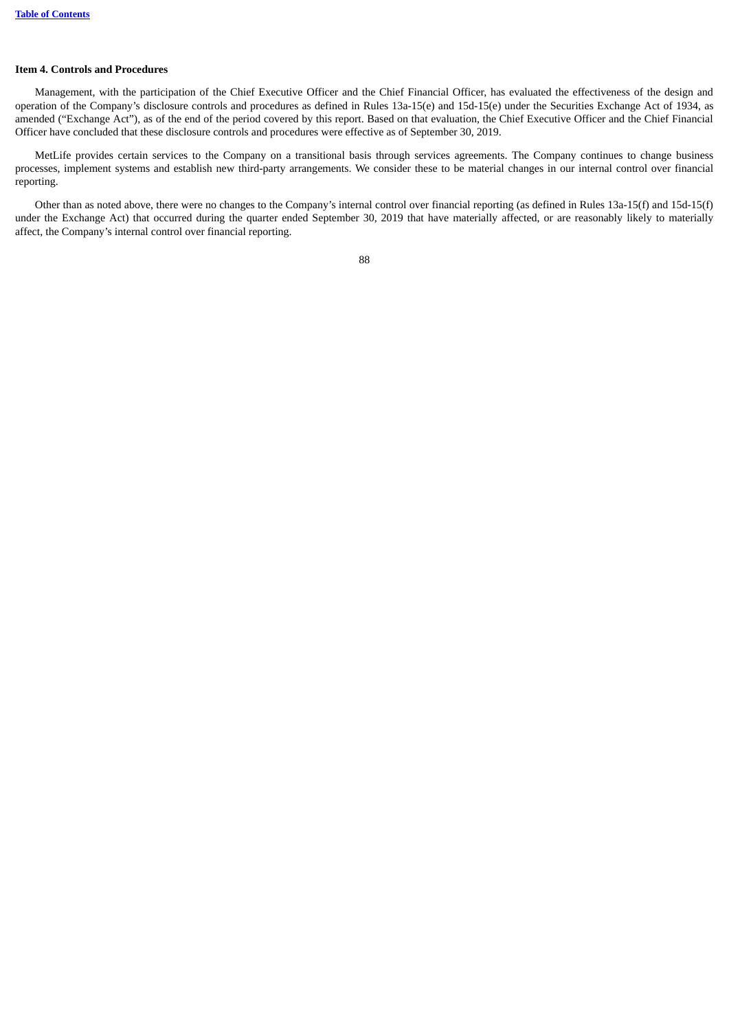## Item 4. Controls and Procedures

Management, with the participation of the Chief Executive Officer and the Chief Financial Officer, has evaluated the effectiveness of the design and operation of the Company's disclosure controls and procedures as defined in Rules 13a-15(e) and 15d-15(e) under the Securities Exchange Act of 1934, as amended ("Exchange Act"), as of the end of the period covered by this report. Based on that evaluation, the Chief Executive Officer and the Chief Financial Officer have concluded that these disclosure controls and procedures were effective as of September 30, 2019.

MetLife provides certain services to the Company on a transitional basis through services agreements. The Company continues to change business processes, implement systems and establish new third-party arrangements. We consider these to be material changes in our internal control over financial reporting.

Other than as noted above, there were no changes to the Company's internal control over financial reporting (as defined in Rules 13a-15(f) and 15d-15(f) under the Exchange Act) that occurred during the quarter ended September 30, 2019 that have materially affected, or are reasonably likely to materially affect, the Company's internal control over financial reporting.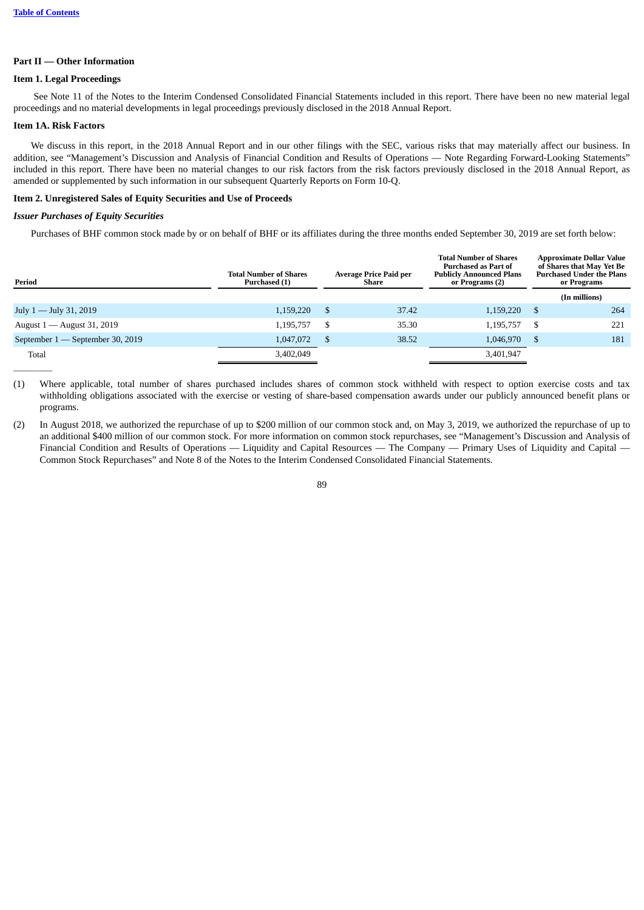## Part II — Other Information

### Item 1. Legal Proceedings

See Note 11 of the Notes to the Interim Condensed Consolidated Financial Statements included in this report. There have been no new material legal proceedings and no material developments in legal proceedings previously disclosed in the 2018 Annual Report.

### Item 1A. Risk Factors

We discuss in this report, in the 2018 Annual Report and in our other filings with the SEC, various risks that may materially affect our business. In addition, see "Management's Discussion and Analysis of Financial Condition and Results of Operations — Note Regarding Forward-Looking Statements" included in this report. There have been no material changes to our risk factors from the risk factors previously disclosed in the 2018 Annual Report, as amended or supplemented by such information in our subsequent Quarterly Reports on Form 10-Q.

### Item 2. Unregistered Sales of Equity Securities and Use of Proceeds

***Issuer Purchases of Equity Securities***

Purchases of BHF common stock made by or on behalf of BHF or its affiliates during the three months ended September 30, 2019 are set forth below:

| Period | Total Number of Shares Purchased (1) | Average Price Paid per Share | Total Number of Shares Purchased as Part of Publicly Announced Plans or Programs (2) | Approximate Dollar Value of Shares that May Yet Be Purchased Under the Plans or Programs |
|---|---|---|---|---|
| | | | | (In millions) |
| July 1 — July 31, 2019 | 1,159,220 | $ 37.42 | 1,159,220 | $ 264 |
| August 1 — August 31, 2019 | 1,195,757 | $ 35.30 | 1,195,757 | $ 221 |
| September 1 — September 30, 2019 | 1,047,072 | $ 38.52 | 1,046,970 | $ 181 |
| Total | 3,402,049 | | 3,401,947 | |

(1) Where applicable, total number of shares purchased includes shares of common stock withheld with respect to option exercise costs and tax withholding obligations associated with the exercise or vesting of share-based compensation awards under our publicly announced benefit plans or programs.

(2) In August 2018, we authorized the repurchase of up to $200 million of our common stock and, on May 3, 2019, we authorized the repurchase of up to an additional $400 million of our common stock. For more information on common stock repurchases, see "Management's Discussion and Analysis of Financial Condition and Results of Operations — Liquidity and Capital Resources — The Company — Primary Uses of Liquidity and Capital — Common Stock Repurchases" and Note 8 of the Notes to the Interim Condensed Consolidated Financial Statements.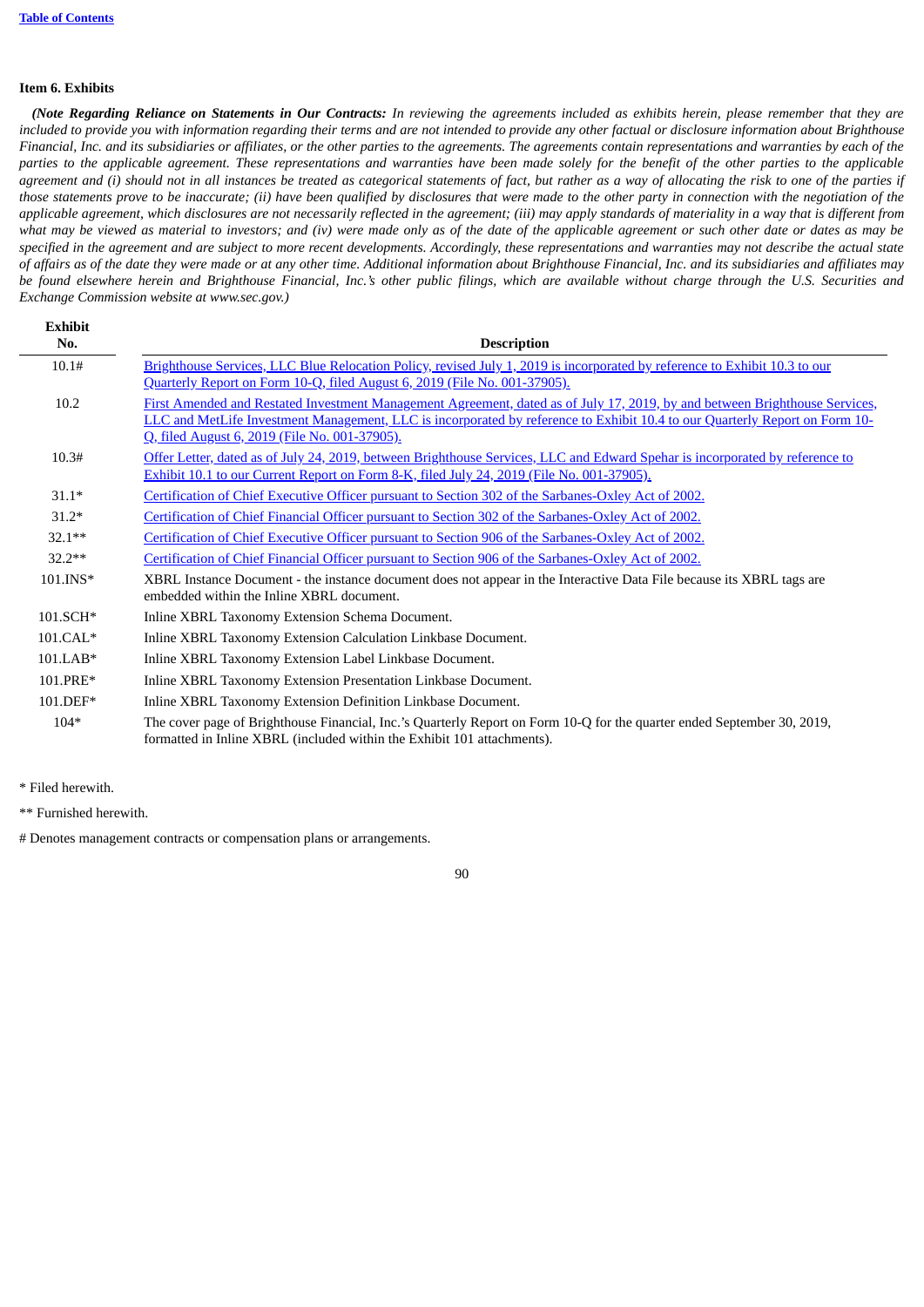### Item 6. Exhibits

*(**Note Regarding Reliance on Statements in Our Contracts:** In reviewing the agreements included as exhibits herein, please remember that they are included to provide you with information regarding their terms and are not intended to provide any other factual or disclosure information about Brighthouse Financial, Inc. and its subsidiaries or affiliates, or the other parties to the agreements. The agreements contain representations and warranties by each of the parties to the applicable agreement. These representations and warranties have been made solely for the benefit of the other parties to the applicable agreement and (i) should not in all instances be treated as categorical statements of fact, but rather as a way of allocating the risk to one of the parties if those statements prove to be inaccurate; (ii) have been qualified by disclosures that were made to the other party in connection with the negotiation of the applicable agreement, which disclosures are not necessarily reflected in the agreement; (iii) may apply standards of materiality in a way that is different from what may be viewed as material to investors; and (iv) were made only as of the date of the applicable agreement or such other date or dates as may be specified in the agreement and are subject to more recent developments. Accordingly, these representations and warranties may not describe the actual state of affairs as of the date they were made or at any other time. Additional information about Brighthouse Financial, Inc. and its subsidiaries and affiliates may be found elsewhere herein and Brighthouse Financial, Inc.'s other public filings, which are available without charge through the U.S. Securities and Exchange Commission website at www.sec.gov.)*

| Exhibit No. | Description |
|---|---|
| 10.1# | Brighthouse Services, LLC Blue Relocation Policy, revised July 1, 2019 is incorporated by reference to Exhibit 10.3 to our Quarterly Report on Form 10-Q, filed August 6, 2019 (File No. 001-37905). |
| 10.2 | First Amended and Restated Investment Management Agreement, dated as of July 17, 2019, by and between Brighthouse Services, LLC and MetLife Investment Management, LLC is incorporated by reference to Exhibit 10.4 to our Quarterly Report on Form 10-Q, filed August 6, 2019 (File No. 001-37905). |
| 10.3# | Offer Letter, dated as of July 24, 2019, between Brighthouse Services, LLC and Edward Spehar is incorporated by reference to Exhibit 10.1 to our Current Report on Form 8-K, filed July 24, 2019 (File No. 001-37905). |
| 31.1* | Certification of Chief Executive Officer pursuant to Section 302 of the Sarbanes-Oxley Act of 2002. |
| 31.2* | Certification of Chief Financial Officer pursuant to Section 302 of the Sarbanes-Oxley Act of 2002. |
| 32.1** | Certification of Chief Executive Officer pursuant to Section 906 of the Sarbanes-Oxley Act of 2002. |
| 32.2** | Certification of Chief Financial Officer pursuant to Section 906 of the Sarbanes-Oxley Act of 2002. |
| 101.INS* | XBRL Instance Document - the instance document does not appear in the Interactive Data File because its XBRL tags are embedded within the Inline XBRL document. |
| 101.SCH* | Inline XBRL Taxonomy Extension Schema Document. |
| 101.CAL* | Inline XBRL Taxonomy Extension Calculation Linkbase Document. |
| 101.LAB* | Inline XBRL Taxonomy Extension Label Linkbase Document. |
| 101.PRE* | Inline XBRL Taxonomy Extension Presentation Linkbase Document. |
| 101.DEF* | Inline XBRL Taxonomy Extension Definition Linkbase Document. |
| 104* | The cover page of Brighthouse Financial, Inc.'s Quarterly Report on Form 10-Q for the quarter ended September 30, 2019, formatted in Inline XBRL (included within the Exhibit 101 attachments). |

\* Filed herewith.

** Furnished herewith.

\# Denotes management contracts or compensation plans or arrangements.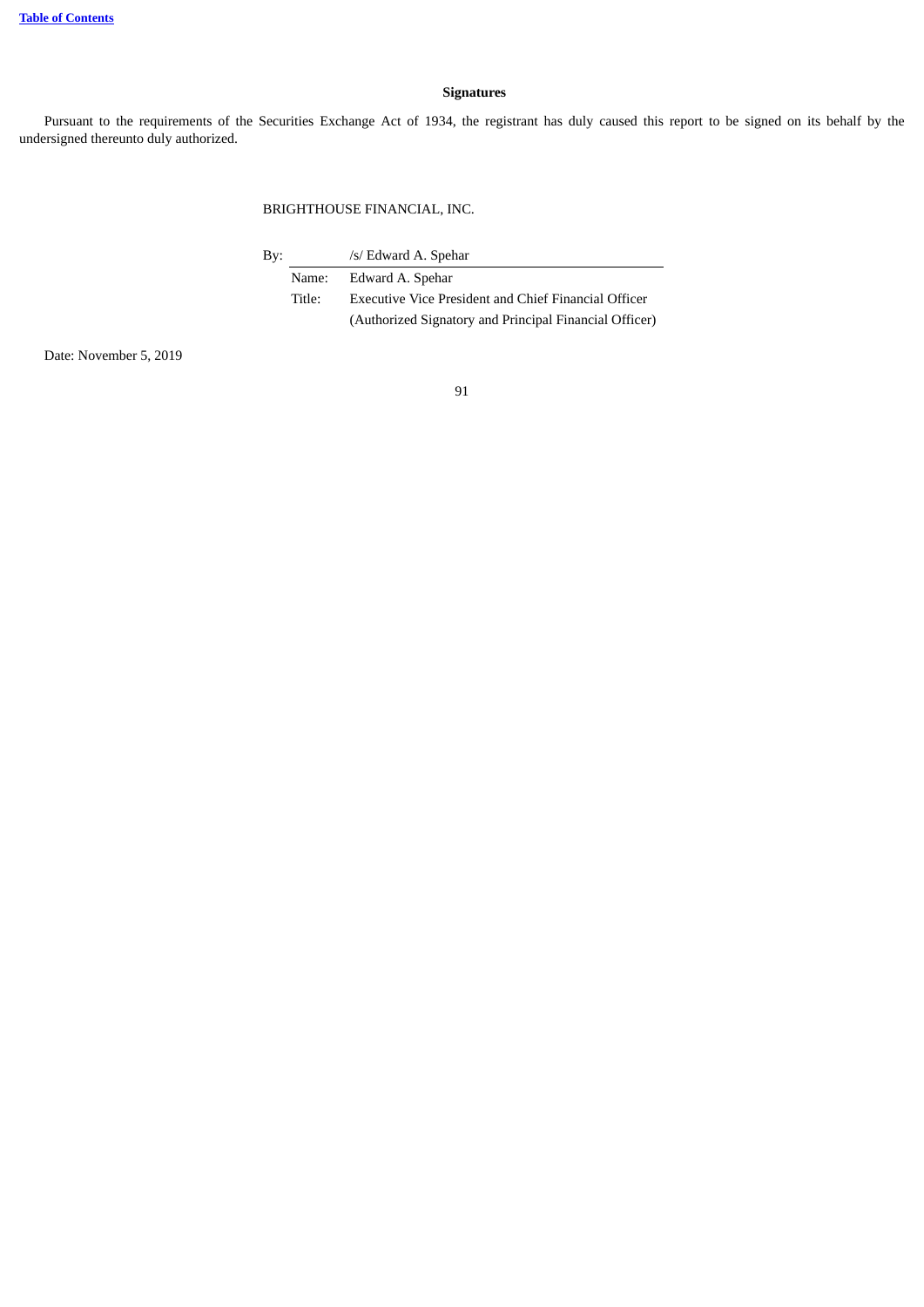## Signatures

Pursuant to the requirements of the Securities Exchange Act of 1934, the registrant has duly caused this report to be signed on its behalf by the undersigned thereunto duly authorized.

BRIGHTHOUSE FINANCIAL, INC.

By: /s/ Edward A. Spehar

Name: Edward A. Spehar

Title: Executive Vice President and Chief Financial Officer
(Authorized Signatory and Principal Financial Officer)

Date: November 5, 2019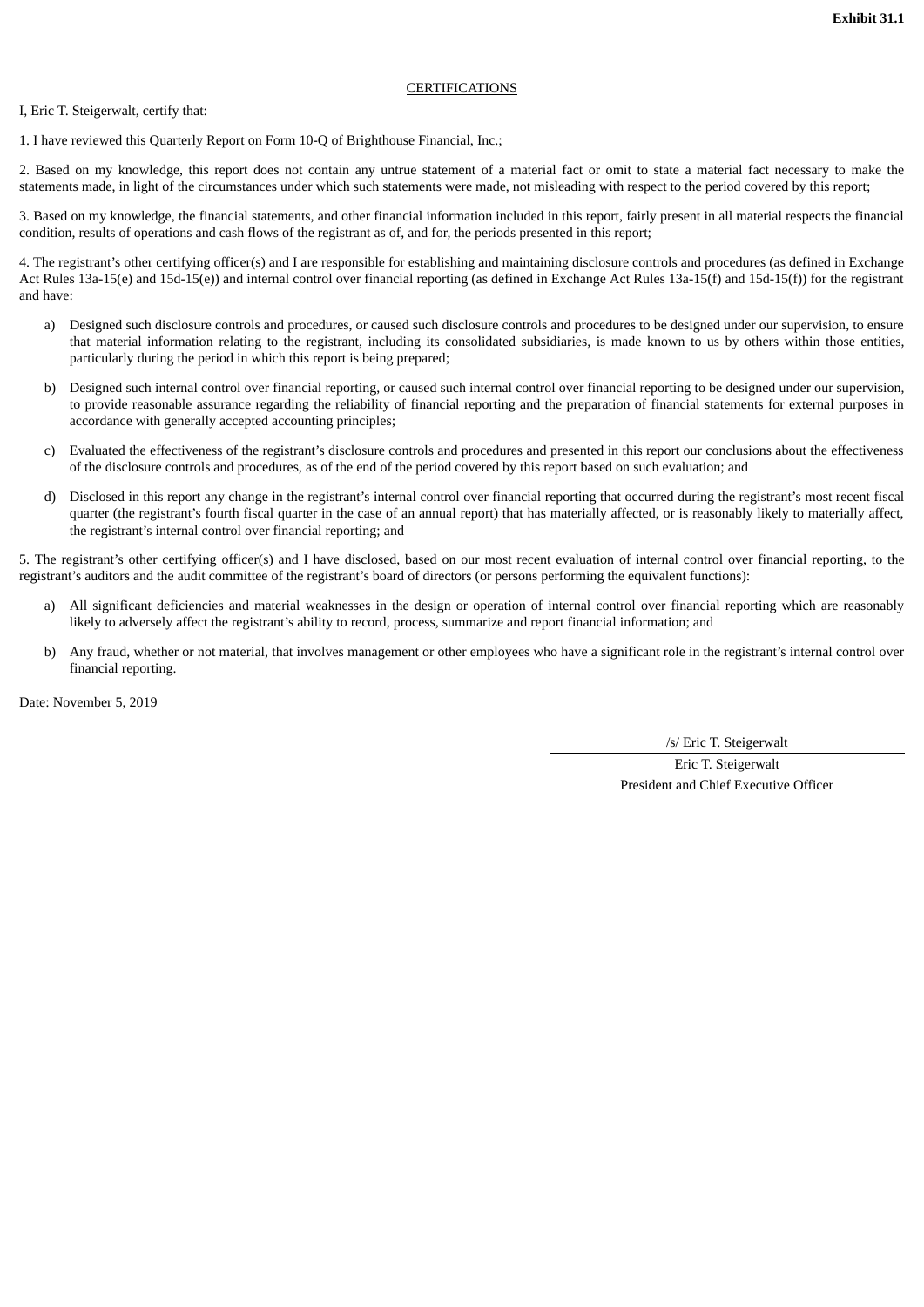**Exhibit 31.1**

CERTIFICATIONS

I, Eric T. Steigerwalt, certify that:

1. I have reviewed this Quarterly Report on Form 10-Q of Brighthouse Financial, Inc.;

2. Based on my knowledge, this report does not contain any untrue statement of a material fact or omit to state a material fact necessary to make the statements made, in light of the circumstances under which such statements were made, not misleading with respect to the period covered by this report;

3. Based on my knowledge, the financial statements, and other financial information included in this report, fairly present in all material respects the financial condition, results of operations and cash flows of the registrant as of, and for, the periods presented in this report;

4. The registrant's other certifying officer(s) and I are responsible for establishing and maintaining disclosure controls and procedures (as defined in Exchange Act Rules 13a-15(e) and 15d-15(e)) and internal control over financial reporting (as defined in Exchange Act Rules 13a-15(f) and 15d-15(f)) for the registrant and have:

a) Designed such disclosure controls and procedures, or caused such disclosure controls and procedures to be designed under our supervision, to ensure that material information relating to the registrant, including its consolidated subsidiaries, is made known to us by others within those entities, particularly during the period in which this report is being prepared;

b) Designed such internal control over financial reporting, or caused such internal control over financial reporting to be designed under our supervision, to provide reasonable assurance regarding the reliability of financial reporting and the preparation of financial statements for external purposes in accordance with generally accepted accounting principles;

c) Evaluated the effectiveness of the registrant's disclosure controls and procedures and presented in this report our conclusions about the effectiveness of the disclosure controls and procedures, as of the end of the period covered by this report based on such evaluation; and

d) Disclosed in this report any change in the registrant's internal control over financial reporting that occurred during the registrant's most recent fiscal quarter (the registrant's fourth fiscal quarter in the case of an annual report) that has materially affected, or is reasonably likely to materially affect, the registrant's internal control over financial reporting; and

5. The registrant's other certifying officer(s) and I have disclosed, based on our most recent evaluation of internal control over financial reporting, to the registrant's auditors and the audit committee of the registrant's board of directors (or persons performing the equivalent functions):

a) All significant deficiencies and material weaknesses in the design or operation of internal control over financial reporting which are reasonably likely to adversely affect the registrant's ability to record, process, summarize and report financial information; and

b) Any fraud, whether or not material, that involves management or other employees who have a significant role in the registrant's internal control over financial reporting.

Date: November 5, 2019

/s/ Eric T. Steigerwalt

Eric T. Steigerwalt
President and Chief Executive Officer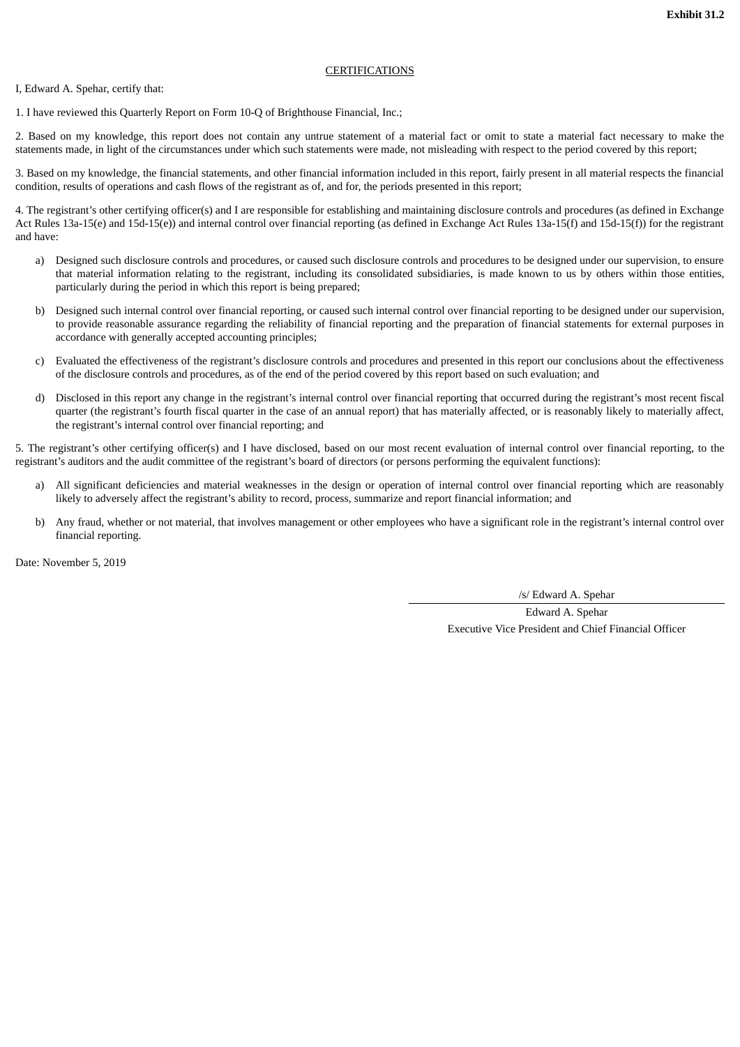**Exhibit 31.2**

CERTIFICATIONS

I, Edward A. Spehar, certify that:

1. I have reviewed this Quarterly Report on Form 10-Q of Brighthouse Financial, Inc.;

2. Based on my knowledge, this report does not contain any untrue statement of a material fact or omit to state a material fact necessary to make the statements made, in light of the circumstances under which such statements were made, not misleading with respect to the period covered by this report;

3. Based on my knowledge, the financial statements, and other financial information included in this report, fairly present in all material respects the financial condition, results of operations and cash flows of the registrant as of, and for, the periods presented in this report;

4. The registrant's other certifying officer(s) and I are responsible for establishing and maintaining disclosure controls and procedures (as defined in Exchange Act Rules 13a-15(e) and 15d-15(e)) and internal control over financial reporting (as defined in Exchange Act Rules 13a-15(f) and 15d-15(f)) for the registrant and have:

a) Designed such disclosure controls and procedures, or caused such disclosure controls and procedures to be designed under our supervision, to ensure that material information relating to the registrant, including its consolidated subsidiaries, is made known to us by others within those entities, particularly during the period in which this report is being prepared;

b) Designed such internal control over financial reporting, or caused such internal control over financial reporting to be designed under our supervision, to provide reasonable assurance regarding the reliability of financial reporting and the preparation of financial statements for external purposes in accordance with generally accepted accounting principles;

c) Evaluated the effectiveness of the registrant's disclosure controls and procedures and presented in this report our conclusions about the effectiveness of the disclosure controls and procedures, as of the end of the period covered by this report based on such evaluation; and

d) Disclosed in this report any change in the registrant's internal control over financial reporting that occurred during the registrant's most recent fiscal quarter (the registrant's fourth fiscal quarter in the case of an annual report) that has materially affected, or is reasonably likely to materially affect, the registrant's internal control over financial reporting; and

5. The registrant's other certifying officer(s) and I have disclosed, based on our most recent evaluation of internal control over financial reporting, to the registrant's auditors and the audit committee of the registrant's board of directors (or persons performing the equivalent functions):

a) All significant deficiencies and material weaknesses in the design or operation of internal control over financial reporting which are reasonably likely to adversely affect the registrant's ability to record, process, summarize and report financial information; and

b) Any fraud, whether or not material, that involves management or other employees who have a significant role in the registrant's internal control over financial reporting.

Date: November 5, 2019

/s/ Edward A. Spehar

Edward A. Spehar

Executive Vice President and Chief Financial Officer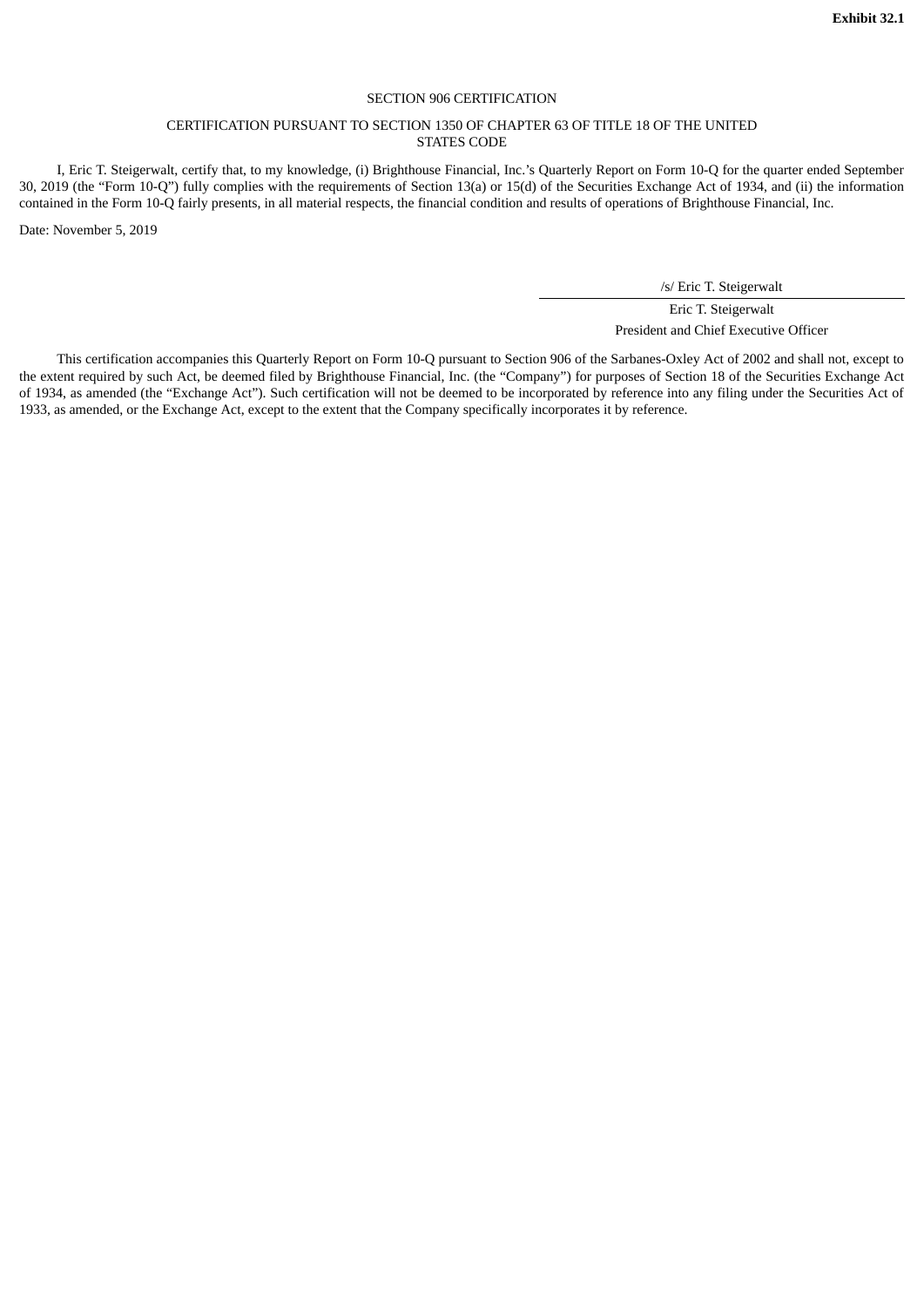**Exhibit 32.1**

SECTION 906 CERTIFICATION

CERTIFICATION PURSUANT TO SECTION 1350 OF CHAPTER 63 OF TITLE 18 OF THE UNITED STATES CODE

I, Eric T. Steigerwalt, certify that, to my knowledge, (i) Brighthouse Financial, Inc.'s Quarterly Report on Form 10-Q for the quarter ended September 30, 2019 (the "Form 10-Q") fully complies with the requirements of Section 13(a) or 15(d) of the Securities Exchange Act of 1934, and (ii) the information contained in the Form 10-Q fairly presents, in all material respects, the financial condition and results of operations of Brighthouse Financial, Inc.

Date: November 5, 2019

/s/ Eric T. Steigerwalt

Eric T. Steigerwalt
President and Chief Executive Officer

This certification accompanies this Quarterly Report on Form 10-Q pursuant to Section 906 of the Sarbanes-Oxley Act of 2002 and shall not, except to the extent required by such Act, be deemed filed by Brighthouse Financial, Inc. (the "Company") for purposes of Section 18 of the Securities Exchange Act of 1934, as amended (the "Exchange Act"). Such certification will not be deemed to be incorporated by reference into any filing under the Securities Act of 1933, as amended, or the Exchange Act, except to the extent that the Company specifically incorporates it by reference.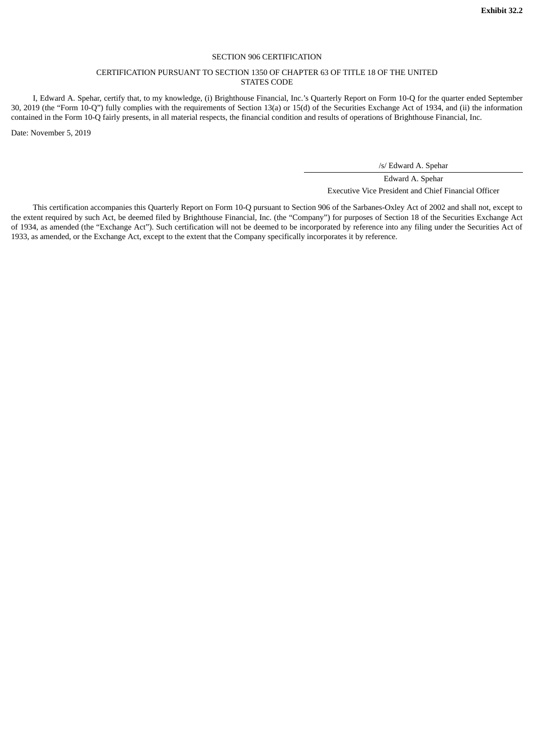**Exhibit 32.2**

SECTION 906 CERTIFICATION

CERTIFICATION PURSUANT TO SECTION 1350 OF CHAPTER 63 OF TITLE 18 OF THE UNITED STATES CODE

I, Edward A. Spehar, certify that, to my knowledge, (i) Brighthouse Financial, Inc.'s Quarterly Report on Form 10-Q for the quarter ended September 30, 2019 (the "Form 10-Q") fully complies with the requirements of Section 13(a) or 15(d) of the Securities Exchange Act of 1934, and (ii) the information contained in the Form 10-Q fairly presents, in all material respects, the financial condition and results of operations of Brighthouse Financial, Inc.

Date: November 5, 2019

/s/ Edward A. Spehar

Edward A. Spehar

Executive Vice President and Chief Financial Officer

This certification accompanies this Quarterly Report on Form 10-Q pursuant to Section 906 of the Sarbanes-Oxley Act of 2002 and shall not, except to the extent required by such Act, be deemed filed by Brighthouse Financial, Inc. (the "Company") for purposes of Section 18 of the Securities Exchange Act of 1934, as amended (the "Exchange Act"). Such certification will not be deemed to be incorporated by reference into any filing under the Securities Act of 1933, as amended, or the Exchange Act, except to the extent that the Company specifically incorporates it by reference.